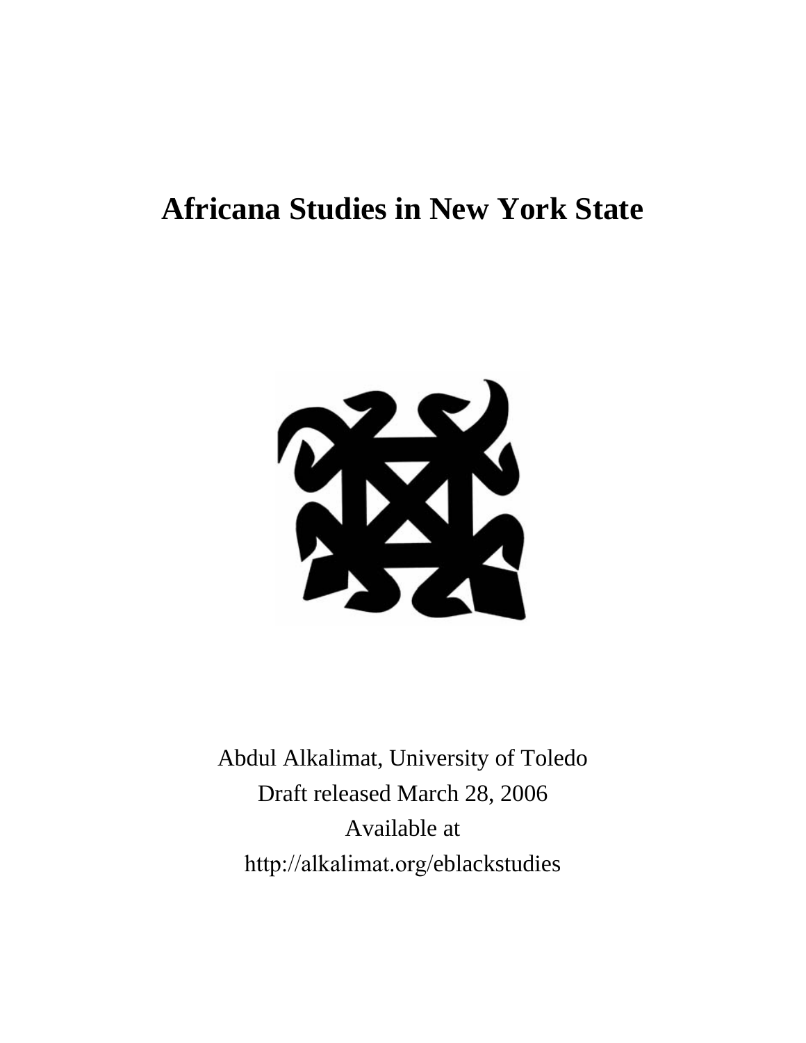# Africana Studies in New York State

Abdul Alkalimat, University of Toledo

Draft released March 28, 2006

Available at

http://alkalimat.org/eblackstudies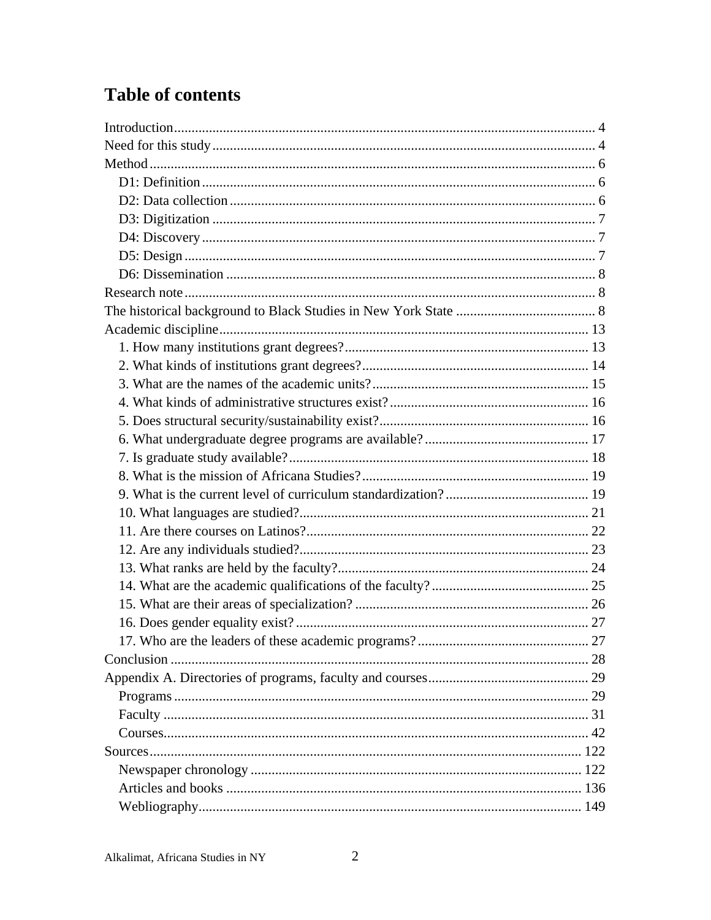# Table of contents

Introduction ..... 4
Need for this study ..... 4
Method ..... 6
- D1: Definition ..... 6
- D2: Data collection ..... 6
- D3: Digitization ..... 7
- D4: Discovery ..... 7
- D5: Design ..... 7
- D6: Dissemination ..... 8

Research note ..... 8
The historical background to Black Studies in New York State ..... 8
Academic discipline ..... 13
- 1. How many institutions grant degrees? ..... 13
- 2. What kinds of institutions grant degrees? ..... 14
- 3. What are the names of the academic units? ..... 15
- 4. What kinds of administrative structures exist? ..... 16
- 5. Does structural security/sustainability exist? ..... 16
- 6. What undergraduate degree programs are available? ..... 17
- 7. Is graduate study available? ..... 18
- 8. What is the mission of Africana Studies? ..... 19
- 9. What is the current level of curriculum standardization? ..... 19
- 10. What languages are studied? ..... 21
- 11. Are there courses on Latinos? ..... 22
- 12. Are any individuals studied? ..... 23
- 13. What ranks are held by the faculty? ..... 24
- 14. What are the academic qualifications of the faculty? ..... 25
- 15. What are their areas of specialization? ..... 26
- 16. Does gender equality exist? ..... 27
- 17. Who are the leaders of these academic programs? ..... 27

Conclusion ..... 28
Appendix A. Directories of programs, faculty and courses ..... 29
- Programs ..... 29
- Faculty ..... 31
- Courses ..... 42

Sources ..... 122
- Newspaper chronology ..... 122
- Articles and books ..... 136
- Webliography ..... 149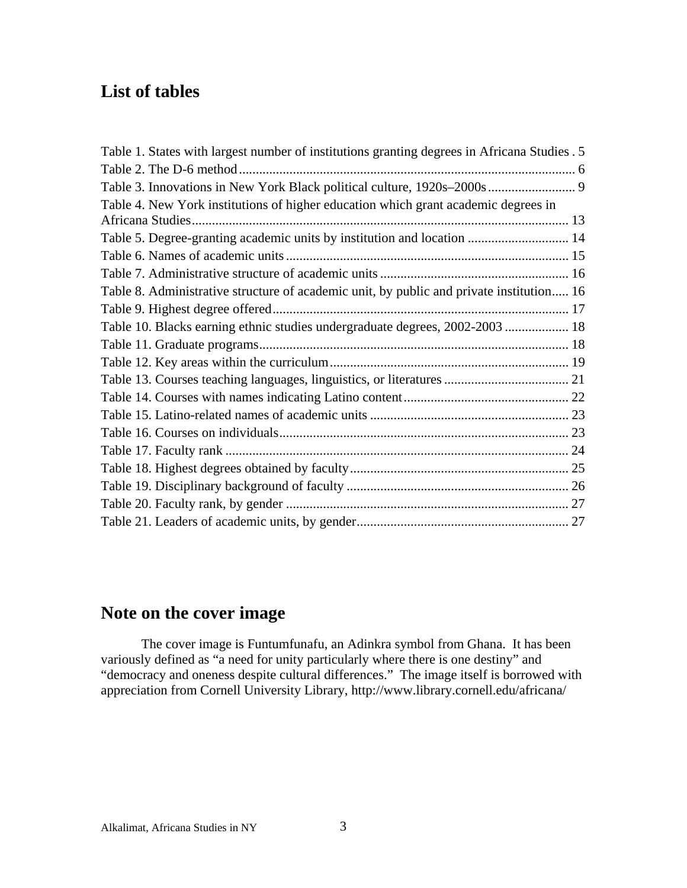## List of tables

Table 1. States with largest number of institutions granting degrees in Africana Studies . 5
Table 2. The D-6 method ... 6
Table 3. Innovations in New York Black political culture, 1920s–2000s ... 9
Table 4. New York institutions of higher education which grant academic degrees in Africana Studies ... 13
Table 5. Degree-granting academic units by institution and location ... 14
Table 6. Names of academic units ... 15
Table 7. Administrative structure of academic units ... 16
Table 8. Administrative structure of academic unit, by public and private institution ... 16
Table 9. Highest degree offered ... 17
Table 10. Blacks earning ethnic studies undergraduate degrees, 2002-2003 ... 18
Table 11. Graduate programs ... 18
Table 12. Key areas within the curriculum ... 19
Table 13. Courses teaching languages, linguistics, or literatures ... 21
Table 14. Courses with names indicating Latino content ... 22
Table 15. Latino-related names of academic units ... 23
Table 16. Courses on individuals ... 23
Table 17. Faculty rank ... 24
Table 18. Highest degrees obtained by faculty ... 25
Table 19. Disciplinary background of faculty ... 26
Table 20. Faculty rank, by gender ... 27
Table 21. Leaders of academic units, by gender ... 27

## Note on the cover image

The cover image is Funtumfunafu, an Adinkra symbol from Ghana. It has been variously defined as "a need for unity particularly where there is one destiny" and "democracy and oneness despite cultural differences." The image itself is borrowed with appreciation from Cornell University Library, http://www.library.cornell.edu/africana/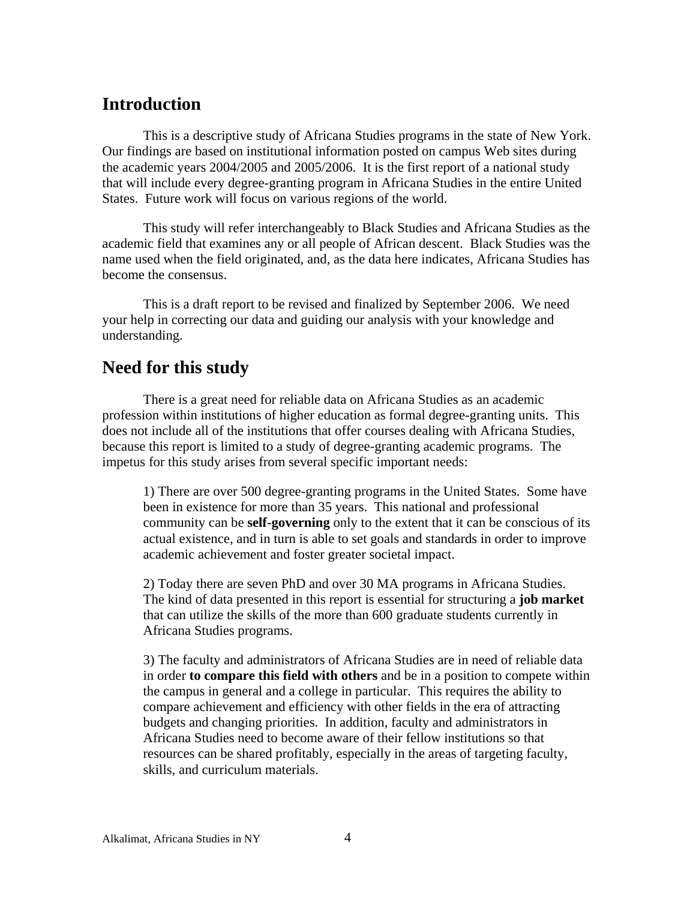## Introduction

This is a descriptive study of Africana Studies programs in the state of New York. Our findings are based on institutional information posted on campus Web sites during the academic years 2004/2005 and 2005/2006. It is the first report of a national study that will include every degree-granting program in Africana Studies in the entire United States. Future work will focus on various regions of the world.

This study will refer interchangeably to Black Studies and Africana Studies as the academic field that examines any or all people of African descent. Black Studies was the name used when the field originated, and, as the data here indicates, Africana Studies has become the consensus.

This is a draft report to be revised and finalized by September 2006. We need your help in correcting our data and guiding our analysis with your knowledge and understanding.

## Need for this study

There is a great need for reliable data on Africana Studies as an academic profession within institutions of higher education as formal degree-granting units. This does not include all of the institutions that offer courses dealing with Africana Studies, because this report is limited to a study of degree-granting academic programs. The impetus for this study arises from several specific important needs:

> 1) There are over 500 degree-granting programs in the United States. Some have been in existence for more than 35 years. This national and professional community can be **self-governing** only to the extent that it can be conscious of its actual existence, and in turn is able to set goals and standards in order to improve academic achievement and foster greater societal impact.
>
> 2) Today there are seven PhD and over 30 MA programs in Africana Studies. The kind of data presented in this report is essential for structuring a **job market** that can utilize the skills of the more than 600 graduate students currently in Africana Studies programs.
>
> 3) The faculty and administrators of Africana Studies are in need of reliable data in order **to compare this field with others** and be in a position to compete within the campus in general and a college in particular. This requires the ability to compare achievement and efficiency with other fields in the era of attracting budgets and changing priorities. In addition, faculty and administrators in Africana Studies need to become aware of their fellow institutions so that resources can be shared profitably, especially in the areas of targeting faculty, skills, and curriculum materials.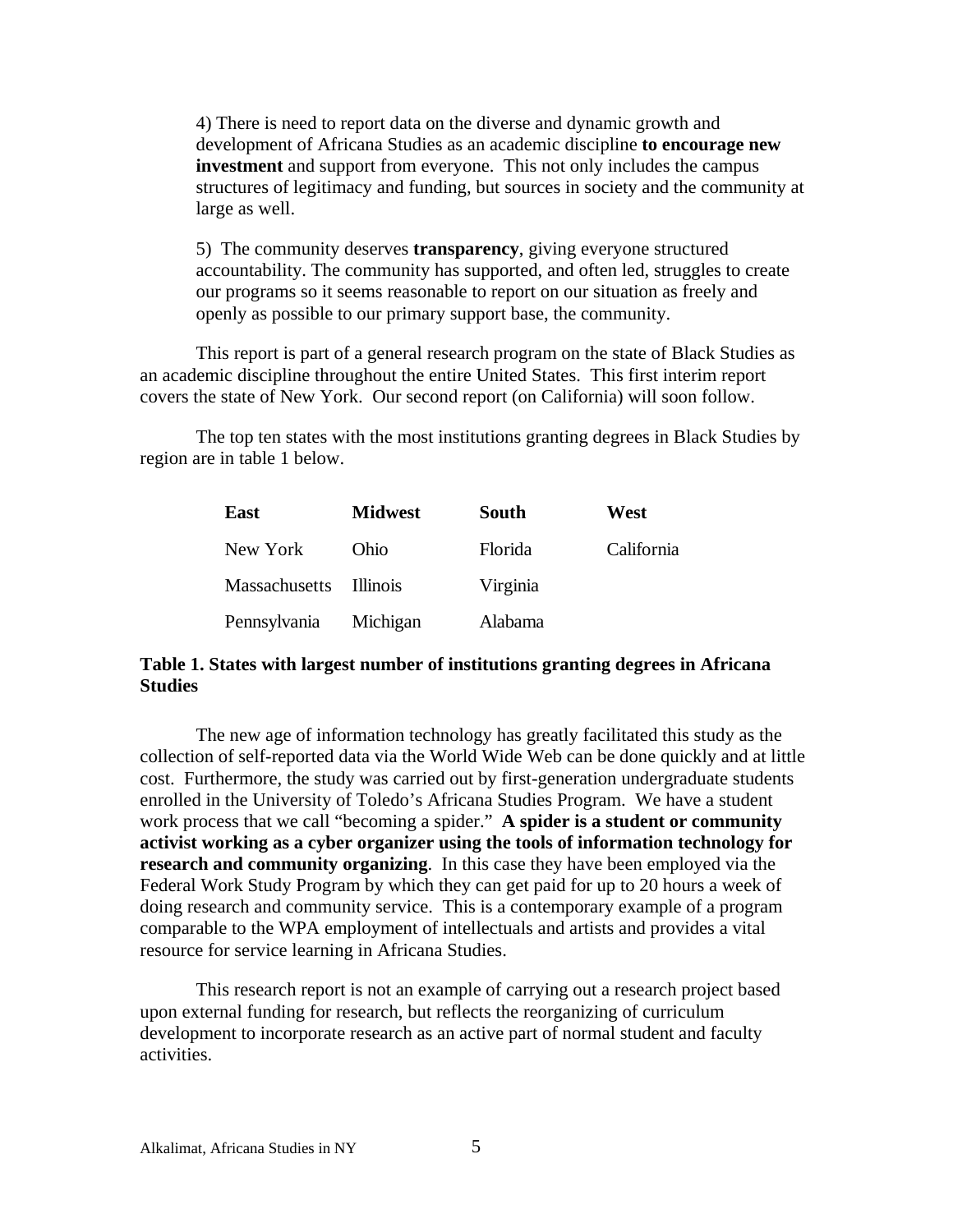4) There is need to report data on the diverse and dynamic growth and development of Africana Studies as an academic discipline **to encourage new investment** and support from everyone. This not only includes the campus structures of legitimacy and funding, but sources in society and the community at large as well.

5) The community deserves **transparency**, giving everyone structured accountability. The community has supported, and often led, struggles to create our programs so it seems reasonable to report on our situation as freely and openly as possible to our primary support base, the community.

This report is part of a general research program on the state of Black Studies as an academic discipline throughout the entire United States. This first interim report covers the state of New York. Our second report (on California) will soon follow.

The top ten states with the most institutions granting degrees in Black Studies by region are in table 1 below.

| East | Midwest | South | West |
|---|---|---|---|
| New York | Ohio | Florida | California |
| Massachusetts | Illinois | Virginia | |
| Pennsylvania | Michigan | Alabama | |

**Table 1. States with largest number of institutions granting degrees in Africana Studies**

The new age of information technology has greatly facilitated this study as the collection of self-reported data via the World Wide Web can be done quickly and at little cost. Furthermore, the study was carried out by first-generation undergraduate students enrolled in the University of Toledo's Africana Studies Program. We have a student work process that we call "becoming a spider." **A spider is a student or community activist working as a cyber organizer using the tools of information technology for research and community organizing**. In this case they have been employed via the Federal Work Study Program by which they can get paid for up to 20 hours a week of doing research and community service. This is a contemporary example of a program comparable to the WPA employment of intellectuals and artists and provides a vital resource for service learning in Africana Studies.

This research report is not an example of carrying out a research project based upon external funding for research, but reflects the reorganizing of curriculum development to incorporate research as an active part of normal student and faculty activities.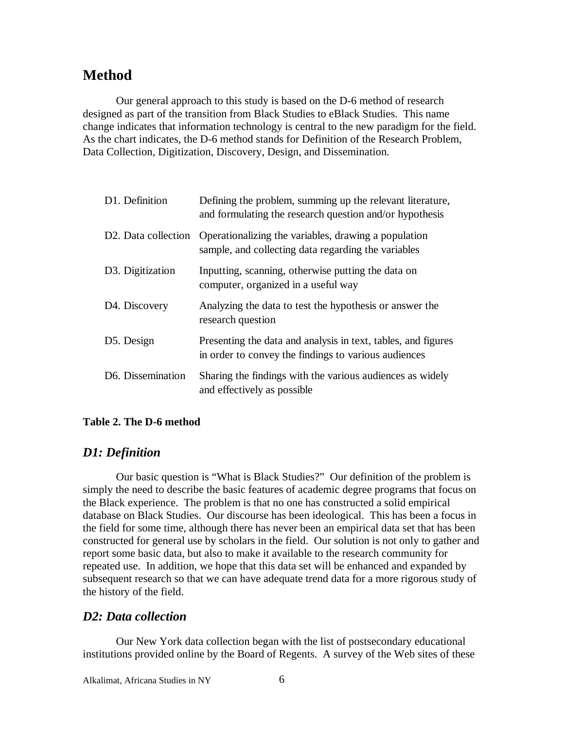## Method

Our general approach to this study is based on the D-6 method of research designed as part of the transition from Black Studies to eBlack Studies. This name change indicates that information technology is central to the new paradigm for the field. As the chart indicates, the D-6 method stands for Definition of the Research Problem, Data Collection, Digitization, Discovery, Design, and Dissemination.

| | |
|---|---|
| D1. Definition | Defining the problem, summing up the relevant literature, and formulating the research question and/or hypothesis |
| D2. Data collection | Operationalizing the variables, drawing a population sample, and collecting data regarding the variables |
| D3. Digitization | Inputting, scanning, otherwise putting the data on computer, organized in a useful way |
| D4. Discovery | Analyzing the data to test the hypothesis or answer the research question |
| D5. Design | Presenting the data and analysis in text, tables, and figures in order to convey the findings to various audiences |
| D6. Dissemination | Sharing the findings with the various audiences as widely and effectively as possible |

**Table 2. The D-6 method**

### *D1: Definition*

Our basic question is "What is Black Studies?" Our definition of the problem is simply the need to describe the basic features of academic degree programs that focus on the Black experience. The problem is that no one has constructed a solid empirical database on Black Studies. Our discourse has been ideological. This has been a focus in the field for some time, although there has never been an empirical data set that has been constructed for general use by scholars in the field. Our solution is not only to gather and report some basic data, but also to make it available to the research community for repeated use. In addition, we hope that this data set will be enhanced and expanded by subsequent research so that we can have adequate trend data for a more rigorous study of the history of the field.

### *D2: Data collection*

Our New York data collection began with the list of postsecondary educational institutions provided online by the Board of Regents. A survey of the Web sites of these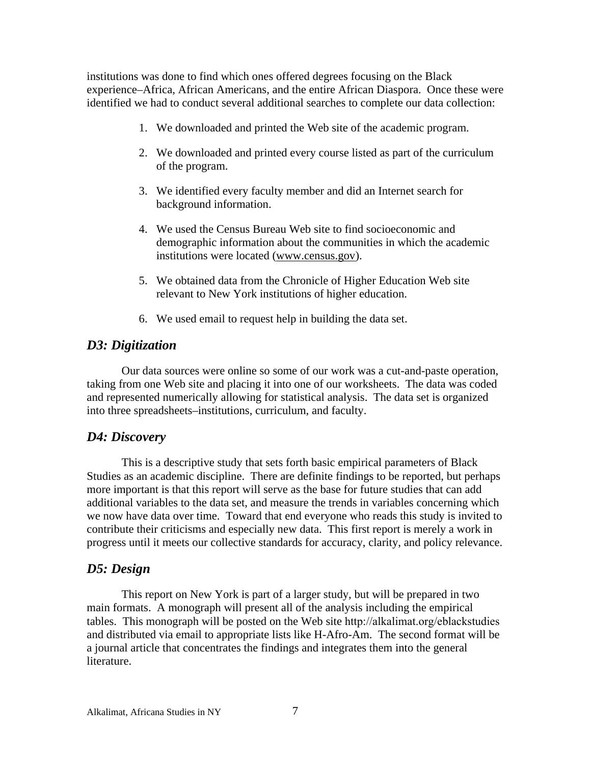institutions was done to find which ones offered degrees focusing on the Black experience–Africa, African Americans, and the entire African Diaspora. Once these were identified we had to conduct several additional searches to complete our data collection:

1. We downloaded and printed the Web site of the academic program.
2. We downloaded and printed every course listed as part of the curriculum of the program.
3. We identified every faculty member and did an Internet search for background information.
4. We used the Census Bureau Web site to find socioeconomic and demographic information about the communities in which the academic institutions were located (www.census.gov).
5. We obtained data from the Chronicle of Higher Education Web site relevant to New York institutions of higher education.
6. We used email to request help in building the data set.

## *D3: Digitization*

Our data sources were online so some of our work was a cut-and-paste operation, taking from one Web site and placing it into one of our worksheets. The data was coded and represented numerically allowing for statistical analysis. The data set is organized into three spreadsheets–institutions, curriculum, and faculty.

## *D4: Discovery*

This is a descriptive study that sets forth basic empirical parameters of Black Studies as an academic discipline. There are definite findings to be reported, but perhaps more important is that this report will serve as the base for future studies that can add additional variables to the data set, and measure the trends in variables concerning which we now have data over time. Toward that end everyone who reads this study is invited to contribute their criticisms and especially new data. This first report is merely a work in progress until it meets our collective standards for accuracy, clarity, and policy relevance.

## *D5: Design*

This report on New York is part of a larger study, but will be prepared in two main formats. A monograph will present all of the analysis including the empirical tables. This monograph will be posted on the Web site http://alkalimat.org/eblackstudies and distributed via email to appropriate lists like H-Afro-Am. The second format will be a journal article that concentrates the findings and integrates them into the general literature.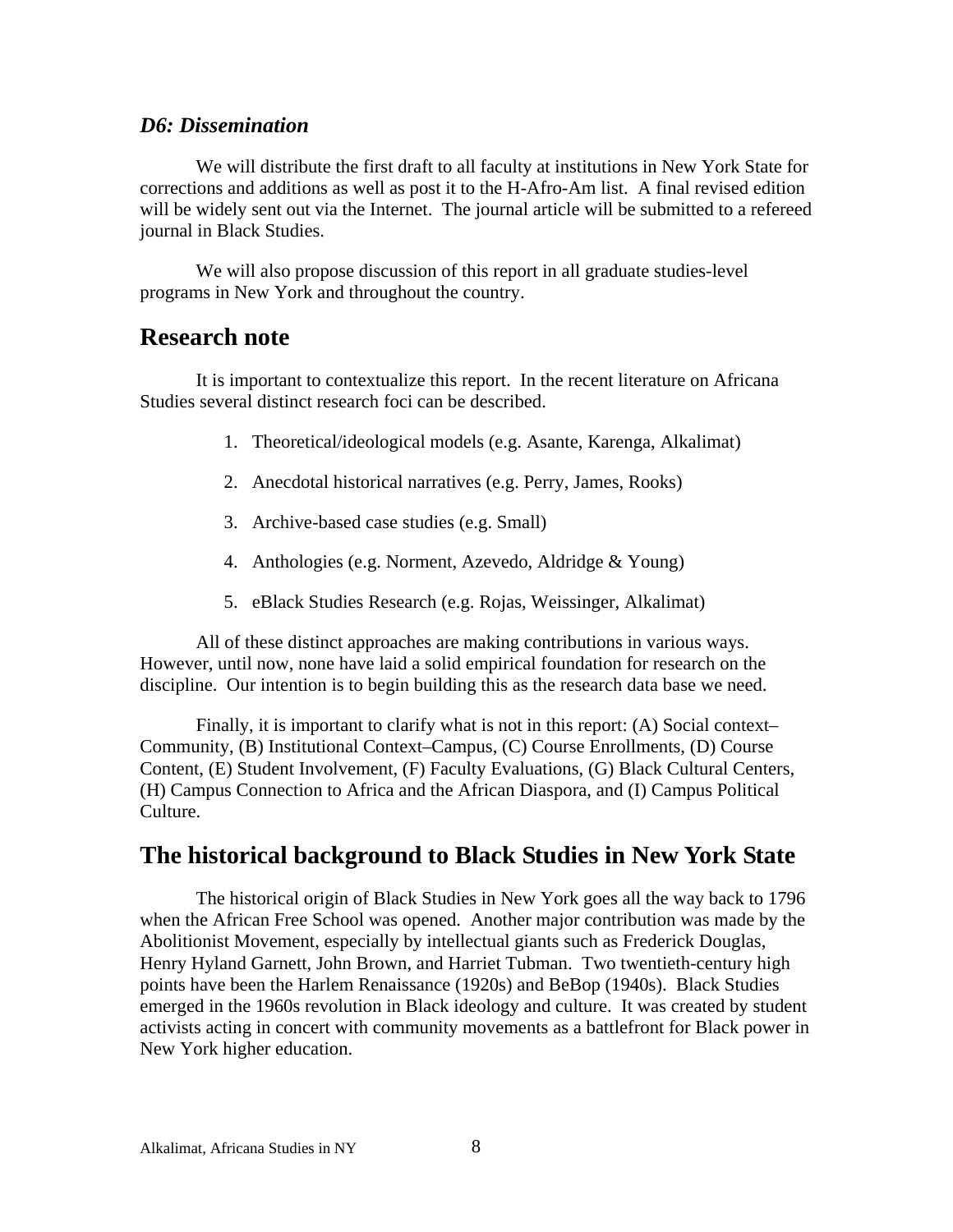### *D6: Dissemination*

We will distribute the first draft to all faculty at institutions in New York State for corrections and additions as well as post it to the H-Afro-Am list. A final revised edition will be widely sent out via the Internet. The journal article will be submitted to a refereed journal in Black Studies.

We will also propose discussion of this report in all graduate studies-level programs in New York and throughout the country.

## Research note

It is important to contextualize this report. In the recent literature on Africana Studies several distinct research foci can be described.

1. Theoretical/ideological models (e.g. Asante, Karenga, Alkalimat)
2. Anecdotal historical narratives (e.g. Perry, James, Rooks)
3. Archive-based case studies (e.g. Small)
4. Anthologies (e.g. Norment, Azevedo, Aldridge & Young)
5. eBlack Studies Research (e.g. Rojas, Weissinger, Alkalimat)

All of these distinct approaches are making contributions in various ways. However, until now, none have laid a solid empirical foundation for research on the discipline. Our intention is to begin building this as the research data base we need.

Finally, it is important to clarify what is not in this report: (A) Social context–Community, (B) Institutional Context–Campus, (C) Course Enrollments, (D) Course Content, (E) Student Involvement, (F) Faculty Evaluations, (G) Black Cultural Centers, (H) Campus Connection to Africa and the African Diaspora, and (I) Campus Political Culture.

## The historical background to Black Studies in New York State

The historical origin of Black Studies in New York goes all the way back to 1796 when the African Free School was opened. Another major contribution was made by the Abolitionist Movement, especially by intellectual giants such as Frederick Douglas, Henry Hyland Garnett, John Brown, and Harriet Tubman. Two twentieth-century high points have been the Harlem Renaissance (1920s) and BeBop (1940s). Black Studies emerged in the 1960s revolution in Black ideology and culture. It was created by student activists acting in concert with community movements as a battlefront for Black power in New York higher education.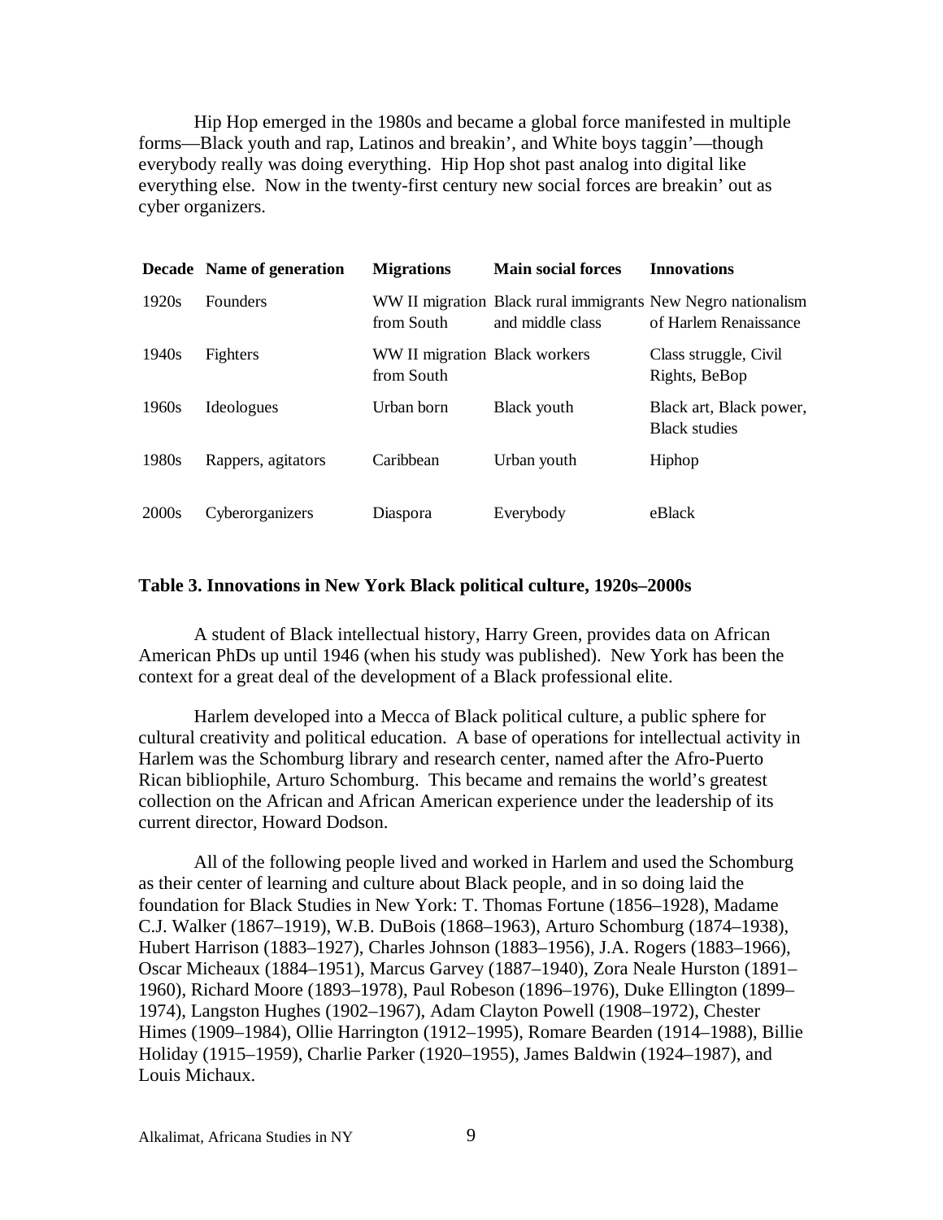Hip Hop emerged in the 1980s and became a global force manifested in multiple forms—Black youth and rap, Latinos and breakin', and White boys taggin'—though everybody really was doing everything. Hip Hop shot past analog into digital like everything else. Now in the twenty-first century new social forces are breakin' out as cyber organizers.

| Decade | Name of generation | Migrations | Main social forces | Innovations |
|---|---|---|---|---|
| 1920s | Founders | WW II migration from South | Black rural immigrants and middle class | New Negro nationalism of Harlem Renaissance |
| 1940s | Fighters | WW II migration from South | Black workers | Class struggle, Civil Rights, BeBop |
| 1960s | Ideologues | Urban born | Black youth | Black art, Black power, Black studies |
| 1980s | Rappers, agitators | Caribbean | Urban youth | Hiphop |
| 2000s | Cyberorganizers | Diaspora | Everybody | eBlack |

**Table 3. Innovations in New York Black political culture, 1920s–2000s**

A student of Black intellectual history, Harry Green, provides data on African American PhDs up until 1946 (when his study was published). New York has been the context for a great deal of the development of a Black professional elite.

Harlem developed into a Mecca of Black political culture, a public sphere for cultural creativity and political education. A base of operations for intellectual activity in Harlem was the Schomburg library and research center, named after the Afro-Puerto Rican bibliophile, Arturo Schomburg. This became and remains the world's greatest collection on the African and African American experience under the leadership of its current director, Howard Dodson.

All of the following people lived and worked in Harlem and used the Schomburg as their center of learning and culture about Black people, and in so doing laid the foundation for Black Studies in New York: T. Thomas Fortune (1856–1928), Madame C.J. Walker (1867–1919), W.B. DuBois (1868–1963), Arturo Schomburg (1874–1938), Hubert Harrison (1883–1927), Charles Johnson (1883–1956), J.A. Rogers (1883–1966), Oscar Micheaux (1884–1951), Marcus Garvey (1887–1940), Zora Neale Hurston (1891–1960), Richard Moore (1893–1978), Paul Robeson (1896–1976), Duke Ellington (1899–1974), Langston Hughes (1902–1967), Adam Clayton Powell (1908–1972), Chester Himes (1909–1984), Ollie Harrington (1912–1995), Romare Bearden (1914–1988), Billie Holiday (1915–1959), Charlie Parker (1920–1955), James Baldwin (1924–1987), and Louis Michaux.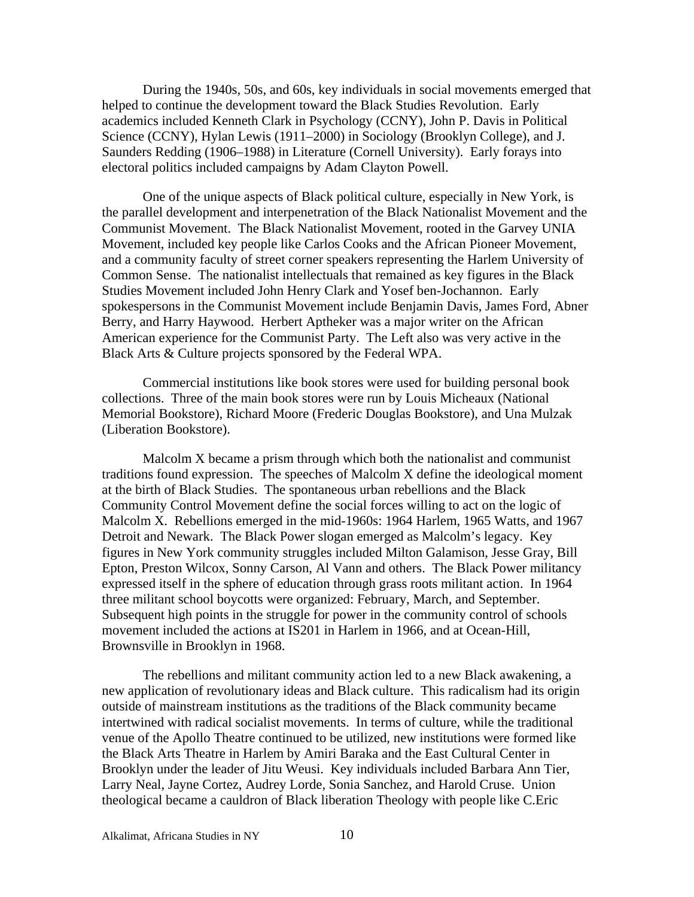During the 1940s, 50s, and 60s, key individuals in social movements emerged that helped to continue the development toward the Black Studies Revolution. Early academics included Kenneth Clark in Psychology (CCNY), John P. Davis in Political Science (CCNY), Hylan Lewis (1911–2000) in Sociology (Brooklyn College), and J. Saunders Redding (1906–1988) in Literature (Cornell University). Early forays into electoral politics included campaigns by Adam Clayton Powell.

One of the unique aspects of Black political culture, especially in New York, is the parallel development and interpenetration of the Black Nationalist Movement and the Communist Movement. The Black Nationalist Movement, rooted in the Garvey UNIA Movement, included key people like Carlos Cooks and the African Pioneer Movement, and a community faculty of street corner speakers representing the Harlem University of Common Sense. The nationalist intellectuals that remained as key figures in the Black Studies Movement included John Henry Clark and Yosef ben-Jochannon. Early spokespersons in the Communist Movement include Benjamin Davis, James Ford, Abner Berry, and Harry Haywood. Herbert Aptheker was a major writer on the African American experience for the Communist Party. The Left also was very active in the Black Arts & Culture projects sponsored by the Federal WPA.

Commercial institutions like book stores were used for building personal book collections. Three of the main book stores were run by Louis Micheaux (National Memorial Bookstore), Richard Moore (Frederic Douglas Bookstore), and Una Mulzak (Liberation Bookstore).

Malcolm X became a prism through which both the nationalist and communist traditions found expression. The speeches of Malcolm X define the ideological moment at the birth of Black Studies. The spontaneous urban rebellions and the Black Community Control Movement define the social forces willing to act on the logic of Malcolm X. Rebellions emerged in the mid-1960s: 1964 Harlem, 1965 Watts, and 1967 Detroit and Newark. The Black Power slogan emerged as Malcolm's legacy. Key figures in New York community struggles included Milton Galamison, Jesse Gray, Bill Epton, Preston Wilcox, Sonny Carson, Al Vann and others. The Black Power militancy expressed itself in the sphere of education through grass roots militant action. In 1964 three militant school boycotts were organized: February, March, and September. Subsequent high points in the struggle for power in the community control of schools movement included the actions at IS201 in Harlem in 1966, and at Ocean-Hill, Brownsville in Brooklyn in 1968.

The rebellions and militant community action led to a new Black awakening, a new application of revolutionary ideas and Black culture. This radicalism had its origin outside of mainstream institutions as the traditions of the Black community became intertwined with radical socialist movements. In terms of culture, while the traditional venue of the Apollo Theatre continued to be utilized, new institutions were formed like the Black Arts Theatre in Harlem by Amiri Baraka and the East Cultural Center in Brooklyn under the leader of Jitu Weusi. Key individuals included Barbara Ann Tier, Larry Neal, Jayne Cortez, Audrey Lorde, Sonia Sanchez, and Harold Cruse. Union theological became a cauldron of Black liberation Theology with people like C.Eric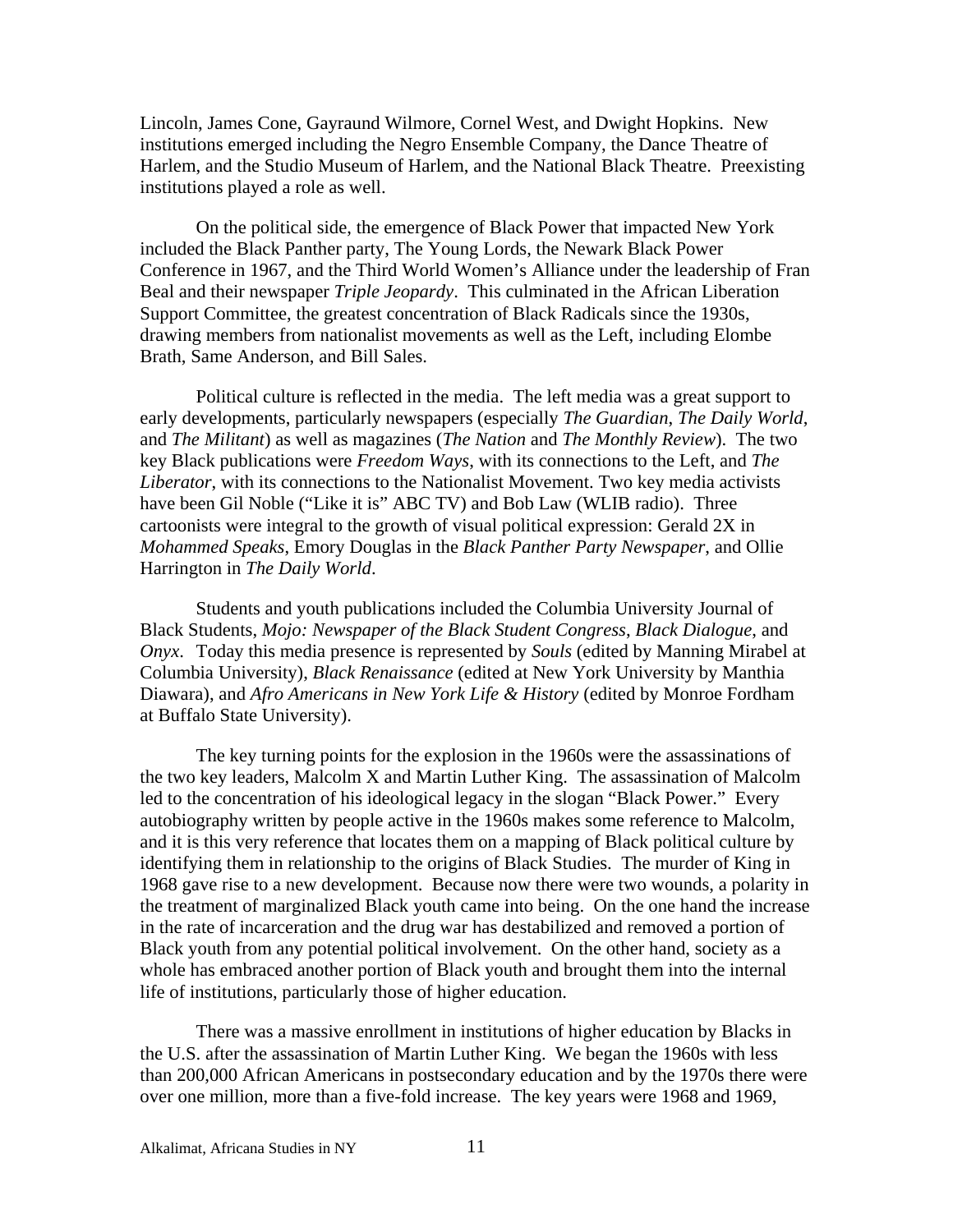Lincoln, James Cone, Gayraund Wilmore, Cornel West, and Dwight Hopkins. New institutions emerged including the Negro Ensemble Company, the Dance Theatre of Harlem, and the Studio Museum of Harlem, and the National Black Theatre. Preexisting institutions played a role as well.

On the political side, the emergence of Black Power that impacted New York included the Black Panther party, The Young Lords, the Newark Black Power Conference in 1967, and the Third World Women's Alliance under the leadership of Fran Beal and their newspaper *Triple Jeopardy*. This culminated in the African Liberation Support Committee, the greatest concentration of Black Radicals since the 1930s, drawing members from nationalist movements as well as the Left, including Elombe Brath, Same Anderson, and Bill Sales.

Political culture is reflected in the media. The left media was a great support to early developments, particularly newspapers (especially *The Guardian*, *The Daily World*, and *The Militant*) as well as magazines (*The Nation* and *The Monthly Review*). The two key Black publications were *Freedom Ways*, with its connections to the Left, and *The Liberator*, with its connections to the Nationalist Movement. Two key media activists have been Gil Noble ("Like it is" ABC TV) and Bob Law (WLIB radio). Three cartoonists were integral to the growth of visual political expression: Gerald 2X in *Mohammed Speaks*, Emory Douglas in the *Black Panther Party Newspaper*, and Ollie Harrington in *The Daily World*.

Students and youth publications included the Columbia University Journal of Black Students, *Mojo: Newspaper of the Black Student Congress*, *Black Dialogue*, and *Onyx*. Today this media presence is represented by *Souls* (edited by Manning Mirabel at Columbia University), *Black Renaissance* (edited at New York University by Manthia Diawara), and *Afro Americans in New York Life & History* (edited by Monroe Fordham at Buffalo State University).

The key turning points for the explosion in the 1960s were the assassinations of the two key leaders, Malcolm X and Martin Luther King. The assassination of Malcolm led to the concentration of his ideological legacy in the slogan "Black Power." Every autobiography written by people active in the 1960s makes some reference to Malcolm, and it is this very reference that locates them on a mapping of Black political culture by identifying them in relationship to the origins of Black Studies. The murder of King in 1968 gave rise to a new development. Because now there were two wounds, a polarity in the treatment of marginalized Black youth came into being. On the one hand the increase in the rate of incarceration and the drug war has destabilized and removed a portion of Black youth from any potential political involvement. On the other hand, society as a whole has embraced another portion of Black youth and brought them into the internal life of institutions, particularly those of higher education.

There was a massive enrollment in institutions of higher education by Blacks in the U.S. after the assassination of Martin Luther King. We began the 1960s with less than 200,000 African Americans in postsecondary education and by the 1970s there were over one million, more than a five-fold increase. The key years were 1968 and 1969,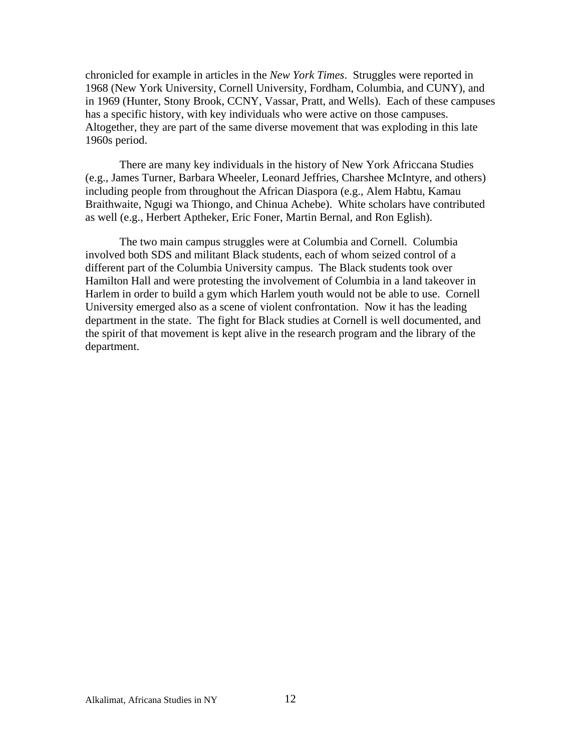chronicled for example in articles in the *New York Times*. Struggles were reported in 1968 (New York University, Cornell University, Fordham, Columbia, and CUNY), and in 1969 (Hunter, Stony Brook, CCNY, Vassar, Pratt, and Wells). Each of these campuses has a specific history, with key individuals who were active on those campuses. Altogether, they are part of the same diverse movement that was exploding in this late 1960s period.

There are many key individuals in the history of New York Africcana Studies (e.g., James Turner, Barbara Wheeler, Leonard Jeffries, Charshee McIntyre, and others) including people from throughout the African Diaspora (e.g., Alem Habtu, Kamau Braithwaite, Ngugi wa Thiongo, and Chinua Achebe). White scholars have contributed as well (e.g., Herbert Aptheker, Eric Foner, Martin Bernal, and Ron Eglish).

The two main campus struggles were at Columbia and Cornell. Columbia involved both SDS and militant Black students, each of whom seized control of a different part of the Columbia University campus. The Black students took over Hamilton Hall and were protesting the involvement of Columbia in a land takeover in Harlem in order to build a gym which Harlem youth would not be able to use. Cornell University emerged also as a scene of violent confrontation. Now it has the leading department in the state. The fight for Black studies at Cornell is well documented, and the spirit of that movement is kept alive in the research program and the library of the department.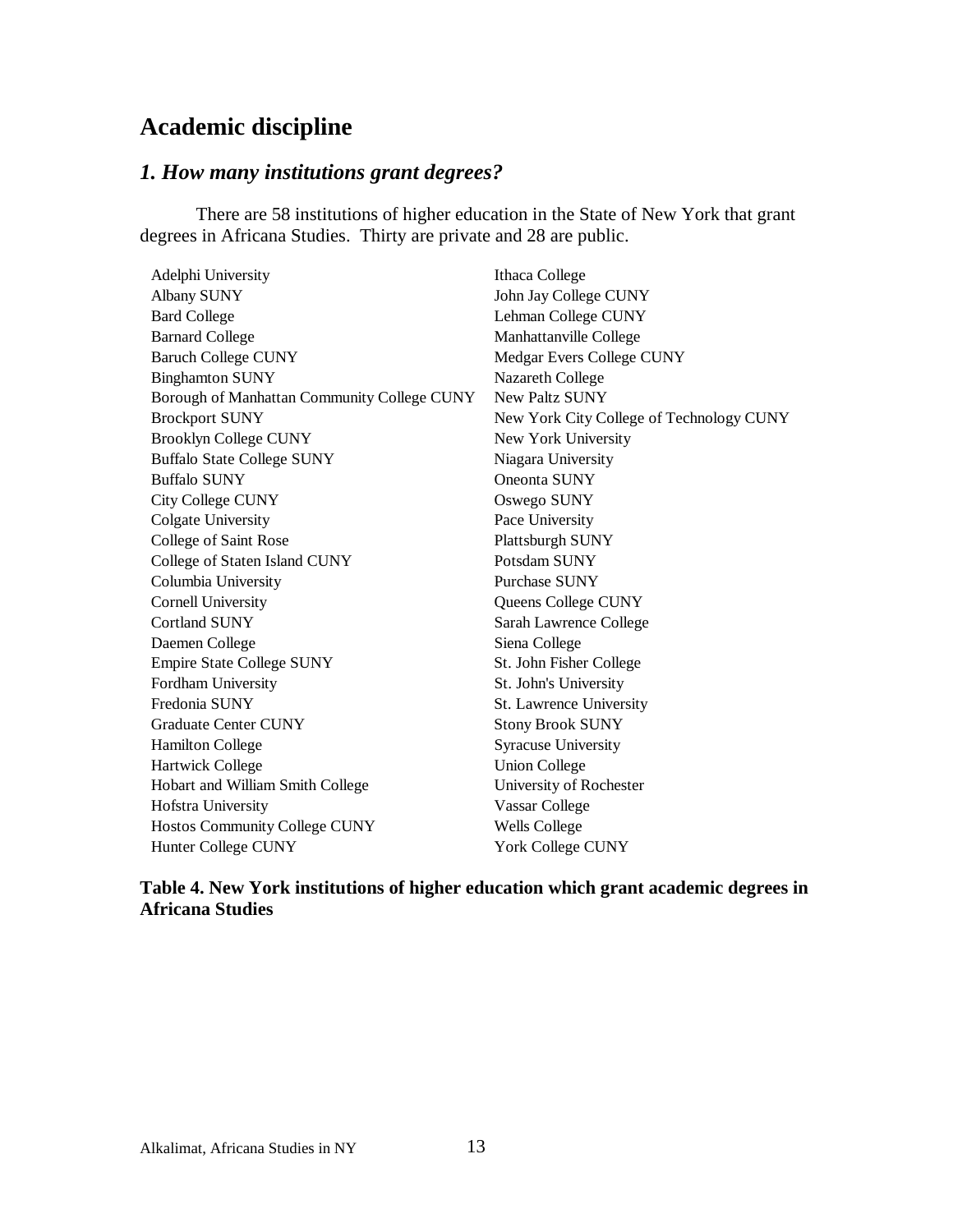## Academic discipline

### *1. How many institutions grant degrees?*

There are 58 institutions of higher education in the State of New York that grant degrees in Africana Studies. Thirty are private and 28 are public.

| | |
|---|---|
| Adelphi University | Ithaca College |
| Albany SUNY | John Jay College CUNY |
| Bard College | Lehman College CUNY |
| Barnard College | Manhattanville College |
| Baruch College CUNY | Medgar Evers College CUNY |
| Binghamton SUNY | Nazareth College |
| Borough of Manhattan Community College CUNY | New Paltz SUNY |
| Brockport SUNY | New York City College of Technology CUNY |
| Brooklyn College CUNY | New York University |
| Buffalo State College SUNY | Niagara University |
| Buffalo SUNY | Oneonta SUNY |
| City College CUNY | Oswego SUNY |
| Colgate University | Pace University |
| College of Saint Rose | Plattsburgh SUNY |
| College of Staten Island CUNY | Potsdam SUNY |
| Columbia University | Purchase SUNY |
| Cornell University | Queens College CUNY |
| Cortland SUNY | Sarah Lawrence College |
| Daemen College | Siena College |
| Empire State College SUNY | St. John Fisher College |
| Fordham University | St. John's University |
| Fredonia SUNY | St. Lawrence University |
| Graduate Center CUNY | Stony Brook SUNY |
| Hamilton College | Syracuse University |
| Hartwick College | Union College |
| Hobart and William Smith College | University of Rochester |
| Hofstra University | Vassar College |
| Hostos Community College CUNY | Wells College |
| Hunter College CUNY | York College CUNY |

**Table 4. New York institutions of higher education which grant academic degrees in Africana Studies**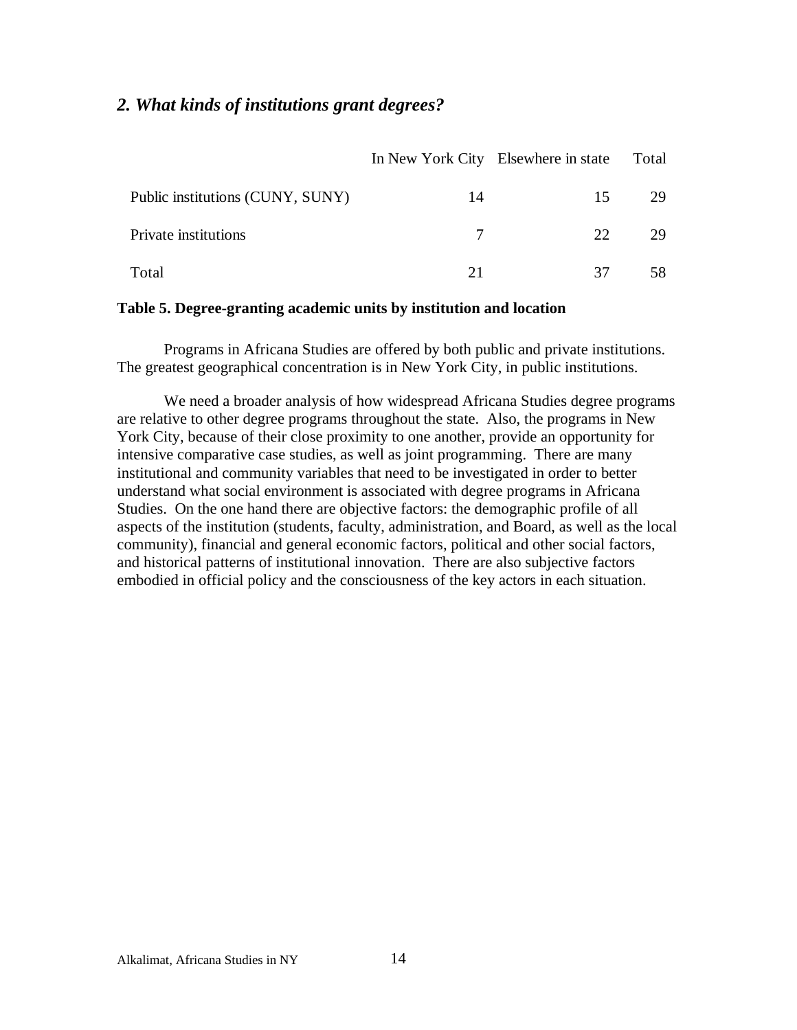## *2. What kinds of institutions grant degrees?*

| | In New York City | Elsewhere in state | Total |
|---|---|---|---|
| Public institutions (CUNY, SUNY) | 14 | 15 | 29 |
| Private institutions | 7 | 22 | 29 |
| Total | 21 | 37 | 58 |

**Table 5. Degree-granting academic units by institution and location**

Programs in Africana Studies are offered by both public and private institutions. The greatest geographical concentration is in New York City, in public institutions.

We need a broader analysis of how widespread Africana Studies degree programs are relative to other degree programs throughout the state. Also, the programs in New York City, because of their close proximity to one another, provide an opportunity for intensive comparative case studies, as well as joint programming. There are many institutional and community variables that need to be investigated in order to better understand what social environment is associated with degree programs in Africana Studies. On the one hand there are objective factors: the demographic profile of all aspects of the institution (students, faculty, administration, and Board, as well as the local community), financial and general economic factors, political and other social factors, and historical patterns of institutional innovation. There are also subjective factors embodied in official policy and the consciousness of the key actors in each situation.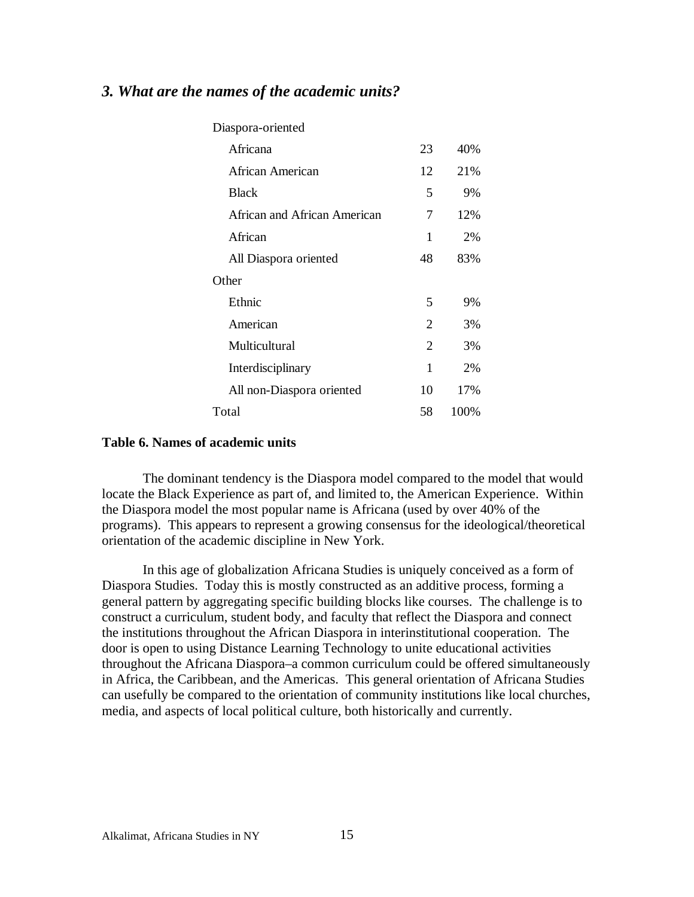### *3. What are the names of the academic units?*

| | | |
|---|---|---|
| Diaspora-oriented | | |
| Africana | 23 | 40% |
| African American | 12 | 21% |
| Black | 5 | 9% |
| African and African American | 7 | 12% |
| African | 1 | 2% |
| All Diaspora oriented | 48 | 83% |
| Other | | |
| Ethnic | 5 | 9% |
| American | 2 | 3% |
| Multicultural | 2 | 3% |
| Interdisciplinary | 1 | 2% |
| All non-Diaspora oriented | 10 | 17% |
| Total | 58 | 100% |

**Table 6. Names of academic units**

The dominant tendency is the Diaspora model compared to the model that would locate the Black Experience as part of, and limited to, the American Experience. Within the Diaspora model the most popular name is Africana (used by over 40% of the programs). This appears to represent a growing consensus for the ideological/theoretical orientation of the academic discipline in New York.

In this age of globalization Africana Studies is uniquely conceived as a form of Diaspora Studies. Today this is mostly constructed as an additive process, forming a general pattern by aggregating specific building blocks like courses. The challenge is to construct a curriculum, student body, and faculty that reflect the Diaspora and connect the institutions throughout the African Diaspora in interinstitutional cooperation. The door is open to using Distance Learning Technology to unite educational activities throughout the Africana Diaspora–a common curriculum could be offered simultaneously in Africa, the Caribbean, and the Americas. This general orientation of Africana Studies can usefully be compared to the orientation of community institutions like local churches, media, and aspects of local political culture, both historically and currently.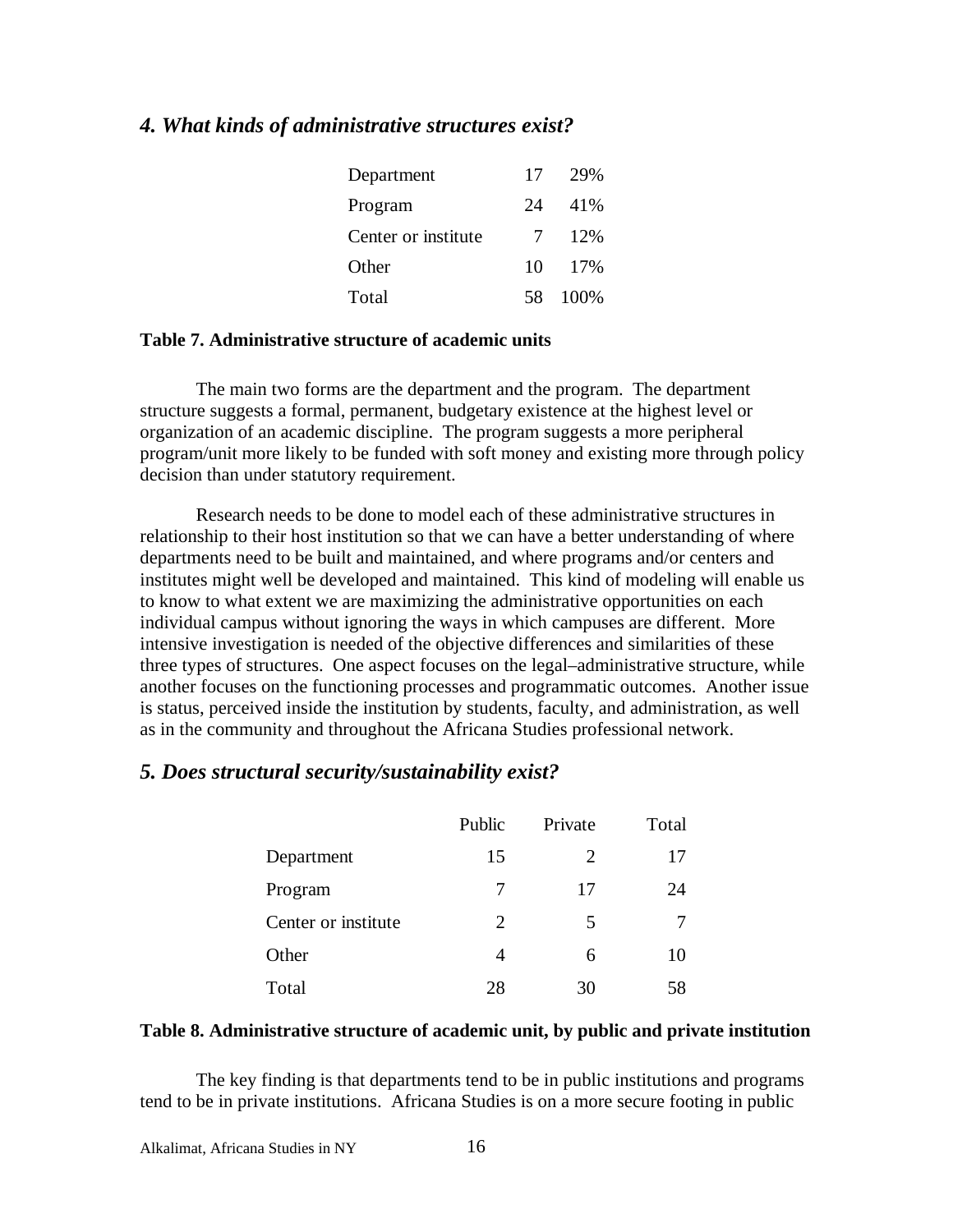### *4. What kinds of administrative structures exist?*

| | | |
|---|---|---|
| Department | 17 | 29% |
| Program | 24 | 41% |
| Center or institute | 7 | 12% |
| Other | 10 | 17% |
| Total | 58 | 100% |

**Table 7. Administrative structure of academic units**

The main two forms are the department and the program. The department structure suggests a formal, permanent, budgetary existence at the highest level or organization of an academic discipline. The program suggests a more peripheral program/unit more likely to be funded with soft money and existing more through policy decision than under statutory requirement.

Research needs to be done to model each of these administrative structures in relationship to their host institution so that we can have a better understanding of where departments need to be built and maintained, and where programs and/or centers and institutes might well be developed and maintained. This kind of modeling will enable us to know to what extent we are maximizing the administrative opportunities on each individual campus without ignoring the ways in which campuses are different. More intensive investigation is needed of the objective differences and similarities of these three types of structures. One aspect focuses on the legal–administrative structure, while another focuses on the functioning processes and programmatic outcomes. Another issue is status, perceived inside the institution by students, faculty, and administration, as well as in the community and throughout the Africana Studies professional network.

### *5. Does structural security/sustainability exist?*

| | Public | Private | Total |
|---|---|---|---|
| Department | 15 | 2 | 17 |
| Program | 7 | 17 | 24 |
| Center or institute | 2 | 5 | 7 |
| Other | 4 | 6 | 10 |
| Total | 28 | 30 | 58 |

**Table 8. Administrative structure of academic unit, by public and private institution**

The key finding is that departments tend to be in public institutions and programs tend to be in private institutions. Africana Studies is on a more secure footing in public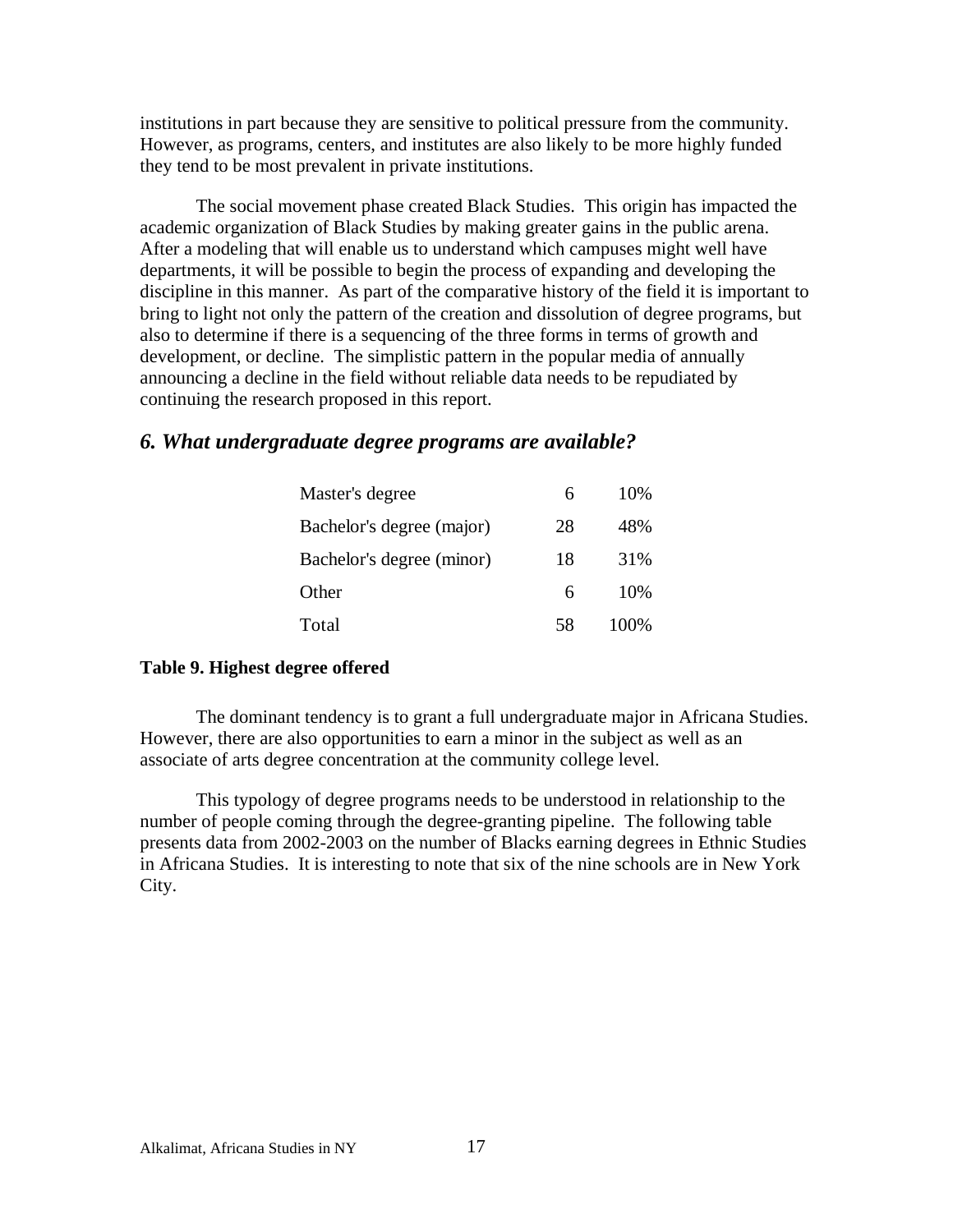institutions in part because they are sensitive to political pressure from the community. However, as programs, centers, and institutes are also likely to be more highly funded they tend to be most prevalent in private institutions.

The social movement phase created Black Studies. This origin has impacted the academic organization of Black Studies by making greater gains in the public arena. After a modeling that will enable us to understand which campuses might well have departments, it will be possible to begin the process of expanding and developing the discipline in this manner. As part of the comparative history of the field it is important to bring to light not only the pattern of the creation and dissolution of degree programs, but also to determine if there is a sequencing of the three forms in terms of growth and development, or decline. The simplistic pattern in the popular media of annually announcing a decline in the field without reliable data needs to be repudiated by continuing the research proposed in this report.

## *6. What undergraduate degree programs are available?*

| | | |
|---|---|---|
| Master's degree | 6 | 10% |
| Bachelor's degree (major) | 28 | 48% |
| Bachelor's degree (minor) | 18 | 31% |
| Other | 6 | 10% |
| Total | 58 | 100% |

**Table 9. Highest degree offered**

The dominant tendency is to grant a full undergraduate major in Africana Studies. However, there are also opportunities to earn a minor in the subject as well as an associate of arts degree concentration at the community college level.

This typology of degree programs needs to be understood in relationship to the number of people coming through the degree-granting pipeline. The following table presents data from 2002-2003 on the number of Blacks earning degrees in Ethnic Studies in Africana Studies. It is interesting to note that six of the nine schools are in New York City.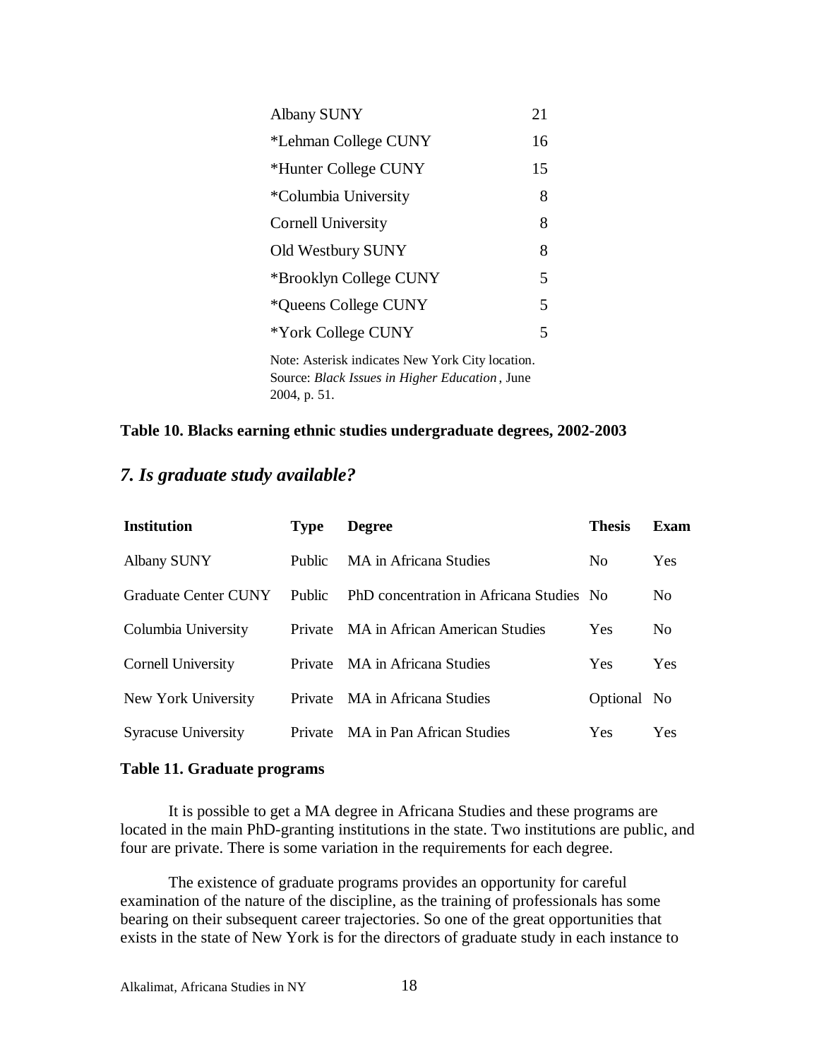| | |
|---|---|
| Albany SUNY | 21 |
| *Lehman College CUNY | 16 |
| *Hunter College CUNY | 15 |
| *Columbia University | 8 |
| Cornell University | 8 |
| Old Westbury SUNY | 8 |
| *Brooklyn College CUNY | 5 |
| *Queens College CUNY | 5 |
| *York College CUNY | 5 |

Note: Asterisk indicates New York City location.
Source: *Black Issues in Higher Education*, June 2004, p. 51.

**Table 10. Blacks earning ethnic studies undergraduate degrees, 2002-2003**

## *7. Is graduate study available?*

| Institution | Type | Degree | Thesis | Exam |
|---|---|---|---|---|
| Albany SUNY | Public | MA in Africana Studies | No | Yes |
| Graduate Center CUNY | Public | PhD concentration in Africana Studies | No | No |
| Columbia University | Private | MA in African American Studies | Yes | No |
| Cornell University | Private | MA in Africana Studies | Yes | Yes |
| New York University | Private | MA in Africana Studies | Optional | No |
| Syracuse University | Private | MA in Pan African Studies | Yes | Yes |

**Table 11. Graduate programs**

It is possible to get a MA degree in Africana Studies and these programs are located in the main PhD-granting institutions in the state. Two institutions are public, and four are private. There is some variation in the requirements for each degree.

The existence of graduate programs provides an opportunity for careful examination of the nature of the discipline, as the training of professionals has some bearing on their subsequent career trajectories. So one of the great opportunities that exists in the state of New York is for the directors of graduate study in each instance to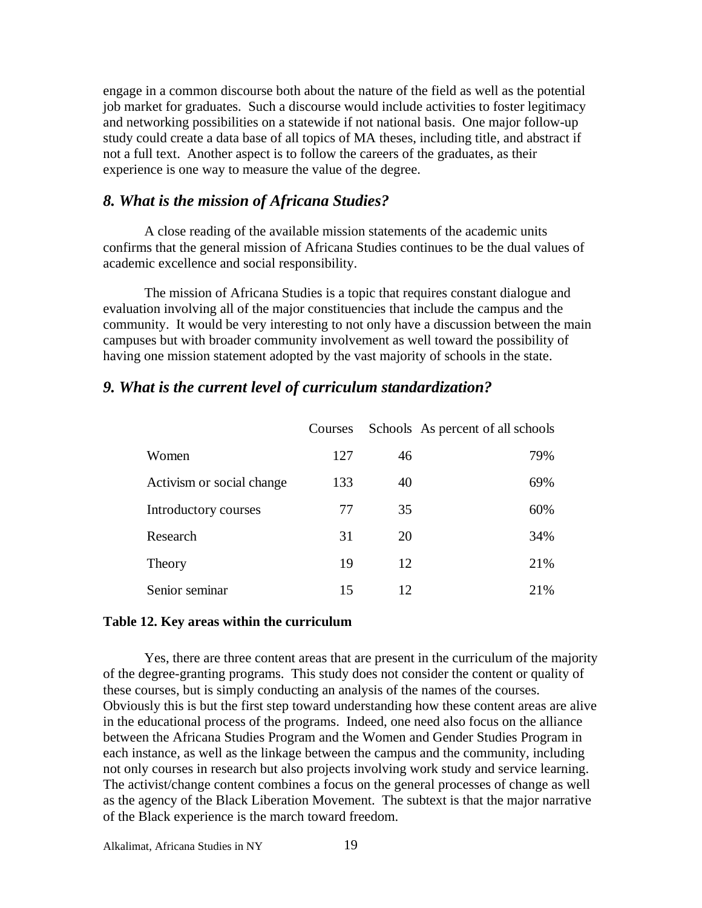engage in a common discourse both about the nature of the field as well as the potential job market for graduates. Such a discourse would include activities to foster legitimacy and networking possibilities on a statewide if not national basis. One major follow-up study could create a data base of all topics of MA theses, including title, and abstract if not a full text. Another aspect is to follow the careers of the graduates, as their experience is one way to measure the value of the degree.

## *8. What is the mission of Africana Studies?*

A close reading of the available mission statements of the academic units confirms that the general mission of Africana Studies continues to be the dual values of academic excellence and social responsibility.

The mission of Africana Studies is a topic that requires constant dialogue and evaluation involving all of the major constituencies that include the campus and the community. It would be very interesting to not only have a discussion between the main campuses but with broader community involvement as well toward the possibility of having one mission statement adopted by the vast majority of schools in the state.

## *9. What is the current level of curriculum standardization?*

| | Courses | Schools | As percent of all schools |
|---|---|---|---|
| Women | 127 | 46 | 79% |
| Activism or social change | 133 | 40 | 69% |
| Introductory courses | 77 | 35 | 60% |
| Research | 31 | 20 | 34% |
| Theory | 19 | 12 | 21% |
| Senior seminar | 15 | 12 | 21% |

**Table 12. Key areas within the curriculum**

Yes, there are three content areas that are present in the curriculum of the majority of the degree-granting programs. This study does not consider the content or quality of these courses, but is simply conducting an analysis of the names of the courses. Obviously this is but the first step toward understanding how these content areas are alive in the educational process of the programs. Indeed, one need also focus on the alliance between the Africana Studies Program and the Women and Gender Studies Program in each instance, as well as the linkage between the campus and the community, including not only courses in research but also projects involving work study and service learning. The activist/change content combines a focus on the general processes of change as well as the agency of the Black Liberation Movement. The subtext is that the major narrative of the Black experience is the march toward freedom.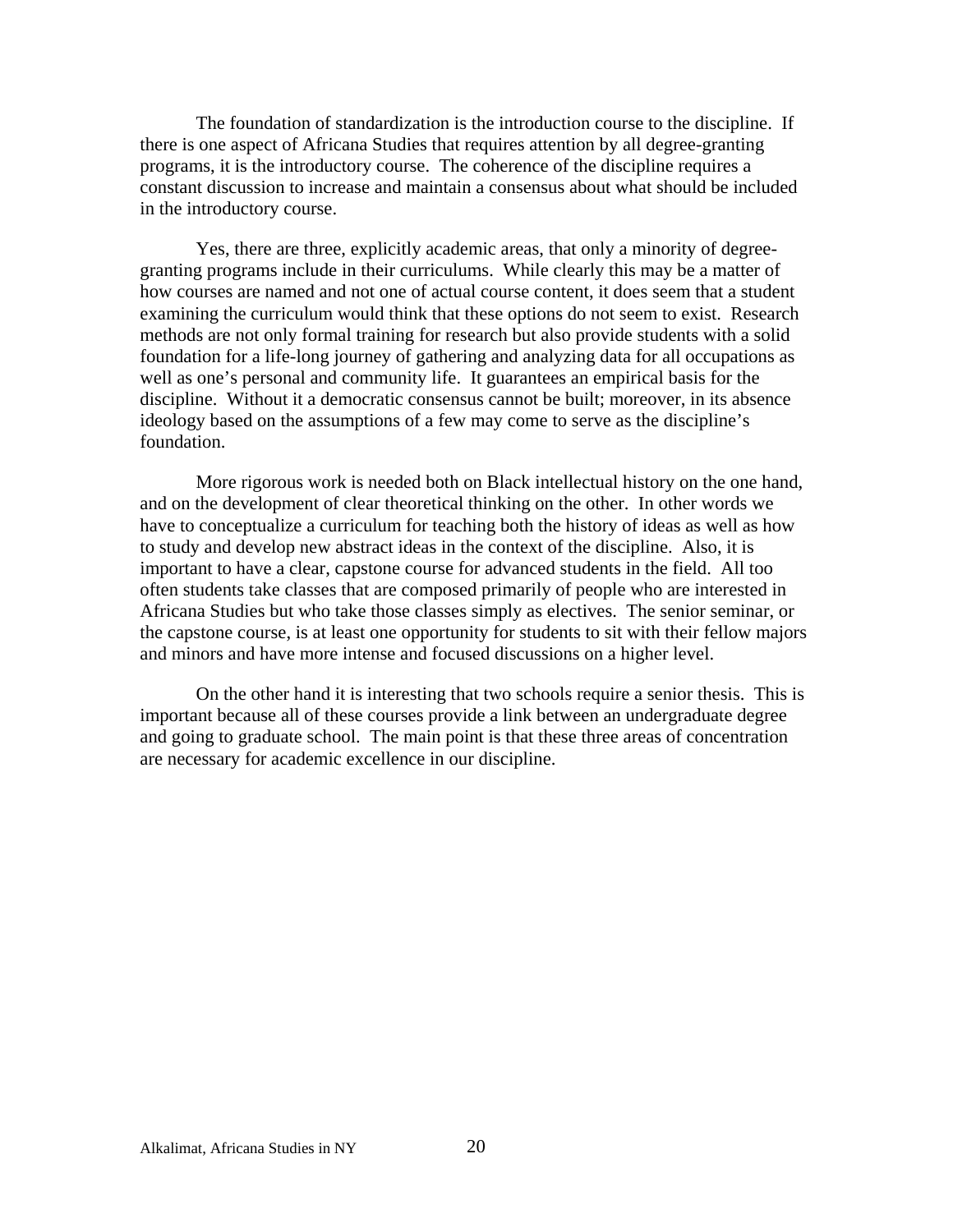The foundation of standardization is the introduction course to the discipline. If there is one aspect of Africana Studies that requires attention by all degree-granting programs, it is the introductory course. The coherence of the discipline requires a constant discussion to increase and maintain a consensus about what should be included in the introductory course.

Yes, there are three, explicitly academic areas, that only a minority of degree-granting programs include in their curriculums. While clearly this may be a matter of how courses are named and not one of actual course content, it does seem that a student examining the curriculum would think that these options do not seem to exist. Research methods are not only formal training for research but also provide students with a solid foundation for a life-long journey of gathering and analyzing data for all occupations as well as one's personal and community life. It guarantees an empirical basis for the discipline. Without it a democratic consensus cannot be built; moreover, in its absence ideology based on the assumptions of a few may come to serve as the discipline's foundation.

More rigorous work is needed both on Black intellectual history on the one hand, and on the development of clear theoretical thinking on the other. In other words we have to conceptualize a curriculum for teaching both the history of ideas as well as how to study and develop new abstract ideas in the context of the discipline. Also, it is important to have a clear, capstone course for advanced students in the field. All too often students take classes that are composed primarily of people who are interested in Africana Studies but who take those classes simply as electives. The senior seminar, or the capstone course, is at least one opportunity for students to sit with their fellow majors and minors and have more intense and focused discussions on a higher level.

On the other hand it is interesting that two schools require a senior thesis. This is important because all of these courses provide a link between an undergraduate degree and going to graduate school. The main point is that these three areas of concentration are necessary for academic excellence in our discipline.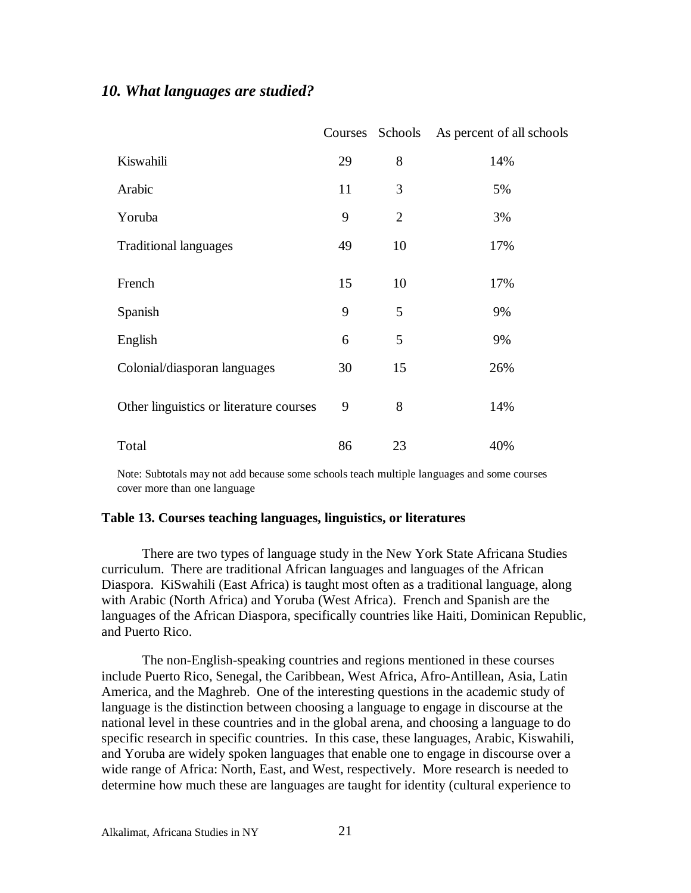### *10. What languages are studied?*

| | Courses | Schools | As percent of all schools |
|---|---|---|---|
| Kiswahili | 29 | 8 | 14% |
| Arabic | 11 | 3 | 5% |
| Yoruba | 9 | 2 | 3% |
| Traditional languages | 49 | 10 | 17% |
| French | 15 | 10 | 17% |
| Spanish | 9 | 5 | 9% |
| English | 6 | 5 | 9% |
| Colonial/diasporan languages | 30 | 15 | 26% |
| Other linguistics or literature courses | 9 | 8 | 14% |
| Total | 86 | 23 | 40% |

Note: Subtotals may not add because some schools teach multiple languages and some courses cover more than one language

**Table 13. Courses teaching languages, linguistics, or literatures**

There are two types of language study in the New York State Africana Studies curriculum. There are traditional African languages and languages of the African Diaspora. KiSwahili (East Africa) is taught most often as a traditional language, along with Arabic (North Africa) and Yoruba (West Africa). French and Spanish are the languages of the African Diaspora, specifically countries like Haiti, Dominican Republic, and Puerto Rico.

The non-English-speaking countries and regions mentioned in these courses include Puerto Rico, Senegal, the Caribbean, West Africa, Afro-Antillean, Asia, Latin America, and the Maghreb. One of the interesting questions in the academic study of language is the distinction between choosing a language to engage in discourse at the national level in these countries and in the global arena, and choosing a language to do specific research in specific countries. In this case, these languages, Arabic, Kiswahili, and Yoruba are widely spoken languages that enable one to engage in discourse over a wide range of Africa: North, East, and West, respectively. More research is needed to determine how much these are languages are taught for identity (cultural experience to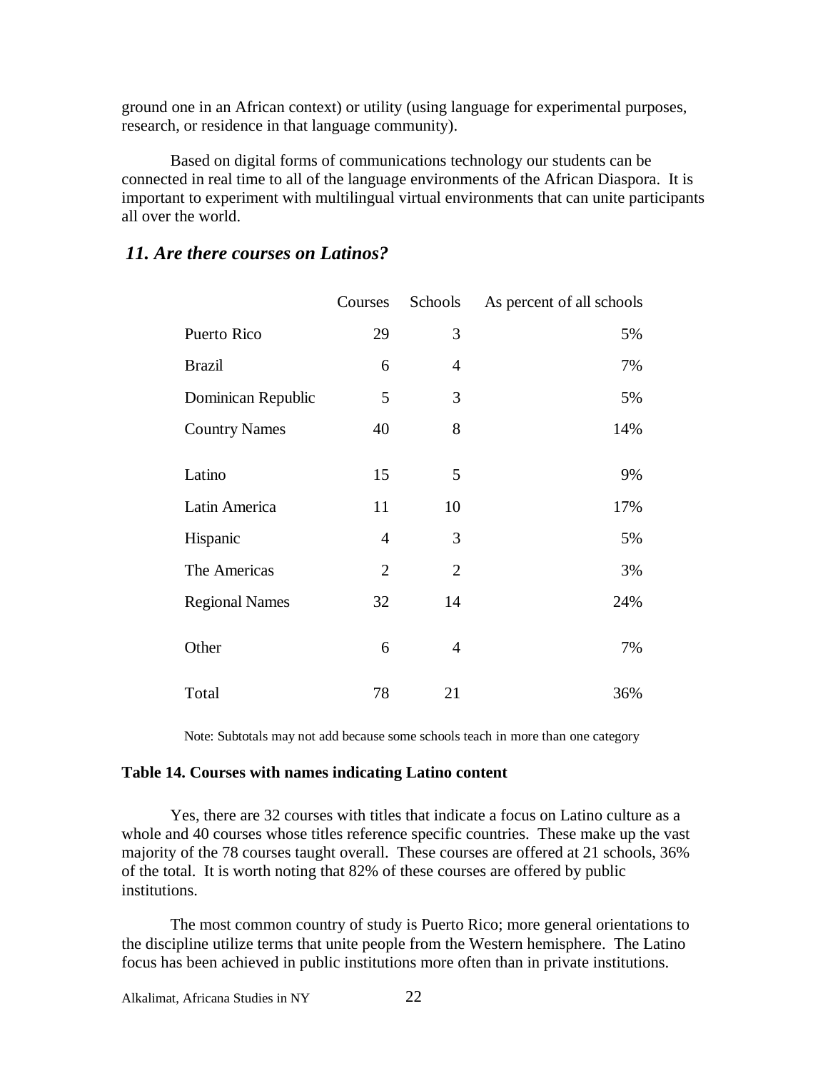ground one in an African context) or utility (using language for experimental purposes, research, or residence in that language community).

Based on digital forms of communications technology our students can be connected in real time to all of the language environments of the African Diaspora. It is important to experiment with multilingual virtual environments that can unite participants all over the world.

### *11. Are there courses on Latinos?*

| | Courses | Schools | As percent of all schools |
|---|---|---|---|
| Puerto Rico | 29 | 3 | 5% |
| Brazil | 6 | 4 | 7% |
| Dominican Republic | 5 | 3 | 5% |
| Country Names | 40 | 8 | 14% |
| Latino | 15 | 5 | 9% |
| Latin America | 11 | 10 | 17% |
| Hispanic | 4 | 3 | 5% |
| The Americas | 2 | 2 | 3% |
| Regional Names | 32 | 14 | 24% |
| Other | 6 | 4 | 7% |
| Total | 78 | 21 | 36% |

Note: Subtotals may not add because some schools teach in more than one category

**Table 14. Courses with names indicating Latino content**

Yes, there are 32 courses with titles that indicate a focus on Latino culture as a whole and 40 courses whose titles reference specific countries. These make up the vast majority of the 78 courses taught overall. These courses are offered at 21 schools, 36% of the total. It is worth noting that 82% of these courses are offered by public institutions.

The most common country of study is Puerto Rico; more general orientations to the discipline utilize terms that unite people from the Western hemisphere. The Latino focus has been achieved in public institutions more often than in private institutions.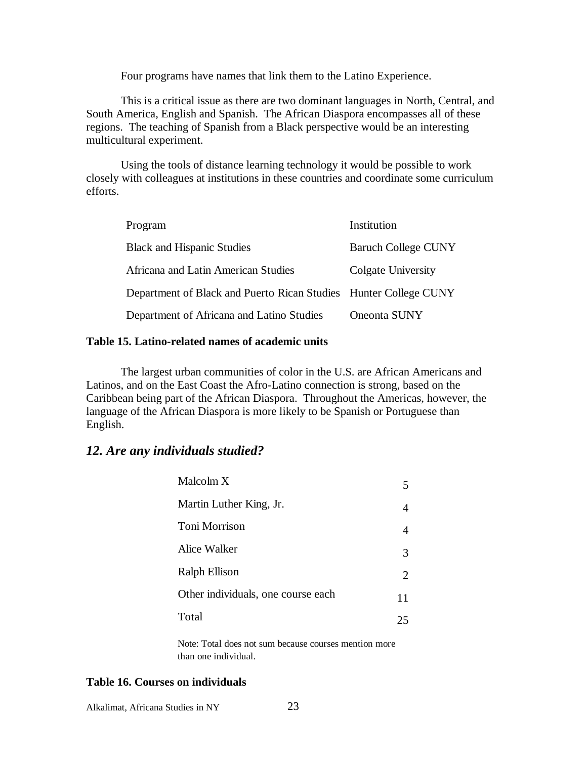Four programs have names that link them to the Latino Experience.

This is a critical issue as there are two dominant languages in North, Central, and South America, English and Spanish. The African Diaspora encompasses all of these regions. The teaching of Spanish from a Black perspective would be an interesting multicultural experiment.

Using the tools of distance learning technology it would be possible to work closely with colleagues at institutions in these countries and coordinate some curriculum efforts.

| Program | Institution |
|---|---|
| Black and Hispanic Studies | Baruch College CUNY |
| Africana and Latin American Studies | Colgate University |
| Department of Black and Puerto Rican Studies | Hunter College CUNY |
| Department of Africana and Latino Studies | Oneonta SUNY |

**Table 15. Latino-related names of academic units**

The largest urban communities of color in the U.S. are African Americans and Latinos, and on the East Coast the Afro-Latino connection is strong, based on the Caribbean being part of the African Diaspora. Throughout the Americas, however, the language of the African Diaspora is more likely to be Spanish or Portuguese than English.

## *12. Are any individuals studied?*

| Individual | Courses |
|---|---|
| Malcolm X | 5 |
| Martin Luther King, Jr. | 4 |
| Toni Morrison | 4 |
| Alice Walker | 3 |
| Ralph Ellison | 2 |
| Other individuals, one course each | 11 |
| Total | 25 |

Note: Total does not sum because courses mention more than one individual.

**Table 16. Courses on individuals**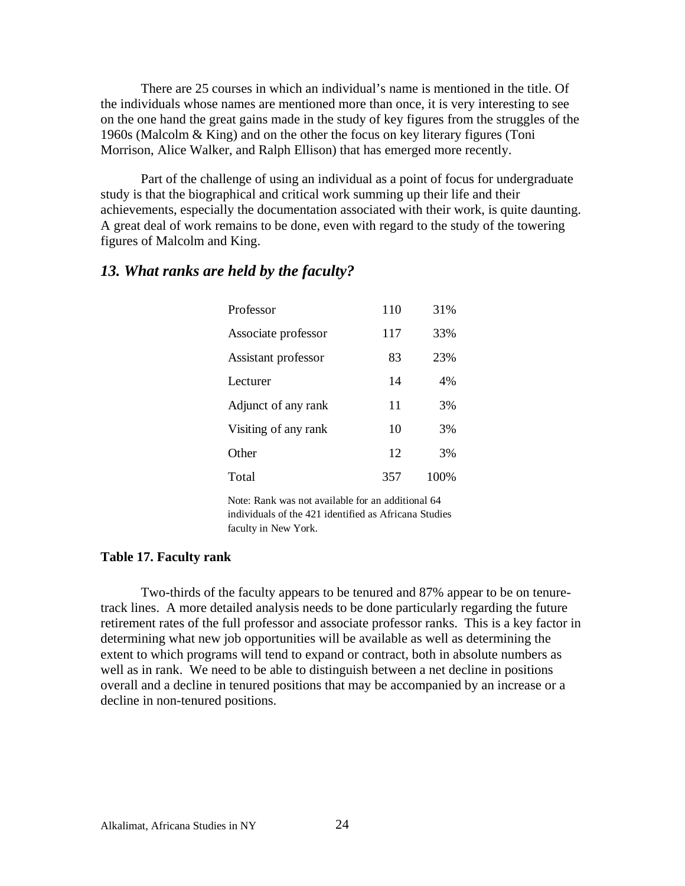There are 25 courses in which an individual's name is mentioned in the title. Of the individuals whose names are mentioned more than once, it is very interesting to see on the one hand the great gains made in the study of key figures from the struggles of the 1960s (Malcolm & King) and on the other the focus on key literary figures (Toni Morrison, Alice Walker, and Ralph Ellison) that has emerged more recently.

Part of the challenge of using an individual as a point of focus for undergraduate study is that the biographical and critical work summing up their life and their achievements, especially the documentation associated with their work, is quite daunting. A great deal of work remains to be done, even with regard to the study of the towering figures of Malcolm and King.

## *13. What ranks are held by the faculty?*

| Rank | Number | Percent |
|---|---|---|
| Professor | 110 | 31% |
| Associate professor | 117 | 33% |
| Assistant professor | 83 | 23% |
| Lecturer | 14 | 4% |
| Adjunct of any rank | 11 | 3% |
| Visiting of any rank | 10 | 3% |
| Other | 12 | 3% |
| Total | 357 | 100% |

Note: Rank was not available for an additional 64 individuals of the 421 identified as Africana Studies faculty in New York.

**Table 17. Faculty rank**

Two-thirds of the faculty appears to be tenured and 87% appear to be on tenure-track lines. A more detailed analysis needs to be done particularly regarding the future retirement rates of the full professor and associate professor ranks. This is a key factor in determining what new job opportunities will be available as well as determining the extent to which programs will tend to expand or contract, both in absolute numbers as well as in rank. We need to be able to distinguish between a net decline in positions overall and a decline in tenured positions that may be accompanied by an increase or a decline in non-tenured positions.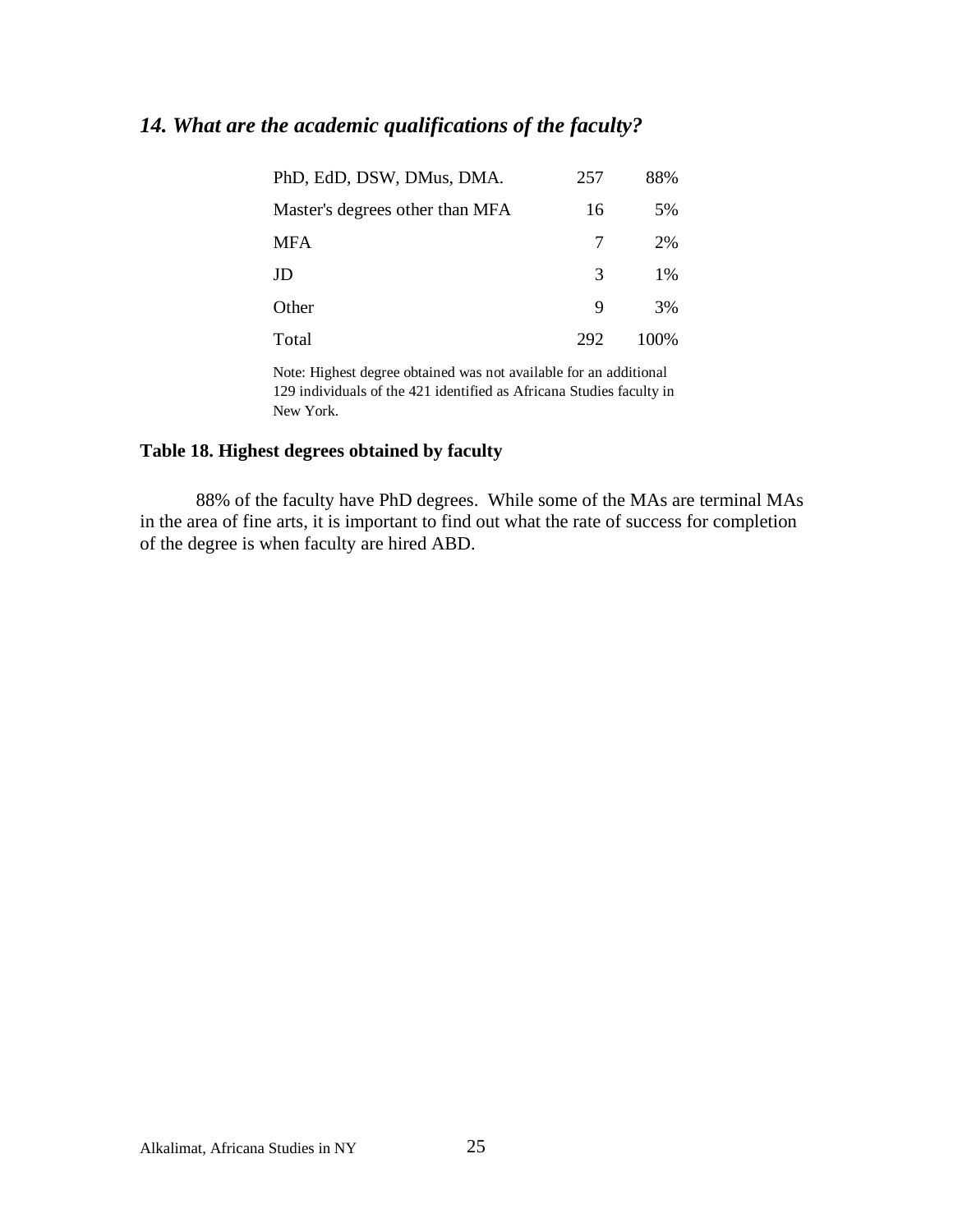## *14. What are the academic qualifications of the faculty?*

| Degree | Count | Percent |
|---|---|---|
| PhD, EdD, DSW, DMus, DMA. | 257 | 88% |
| Master's degrees other than MFA | 16 | 5% |
| MFA | 7 | 2% |
| JD | 3 | 1% |
| Other | 9 | 3% |
| Total | 292 | 100% |

Note: Highest degree obtained was not available for an additional 129 individuals of the 421 identified as Africana Studies faculty in New York.

**Table 18. Highest degrees obtained by faculty**

88% of the faculty have PhD degrees. While some of the MAs are terminal MAs in the area of fine arts, it is important to find out what the rate of success for completion of the degree is when faculty are hired ABD.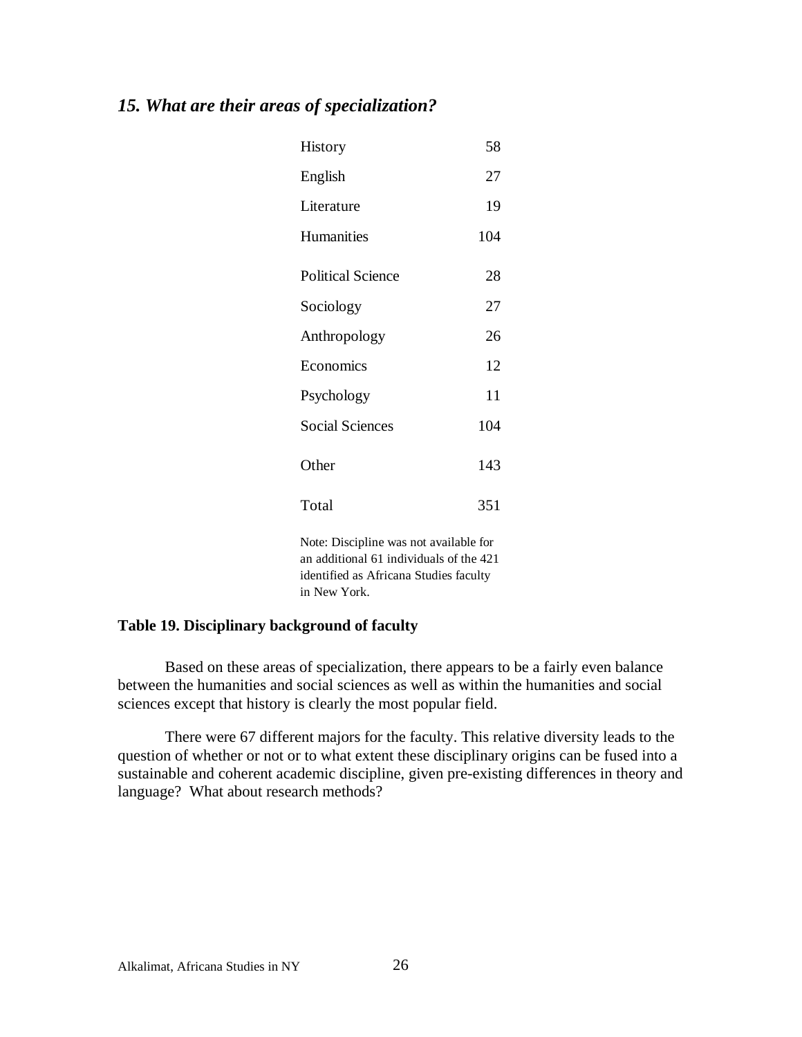### *15. What are their areas of specialization?*

| | |
|---|---|
| History | 58 |
| English | 27 |
| Literature | 19 |
| Humanities | 104 |
| Political Science | 28 |
| Sociology | 27 |
| Anthropology | 26 |
| Economics | 12 |
| Psychology | 11 |
| Social Sciences | 104 |
| Other | 143 |
| Total | 351 |

Note: Discipline was not available for an additional 61 individuals of the 421 identified as Africana Studies faculty in New York.

**Table 19. Disciplinary background of faculty**

Based on these areas of specialization, there appears to be a fairly even balance between the humanities and social sciences as well as within the humanities and social sciences except that history is clearly the most popular field.

There were 67 different majors for the faculty. This relative diversity leads to the question of whether or not or to what extent these disciplinary origins can be fused into a sustainable and coherent academic discipline, given pre-existing differences in theory and language? What about research methods?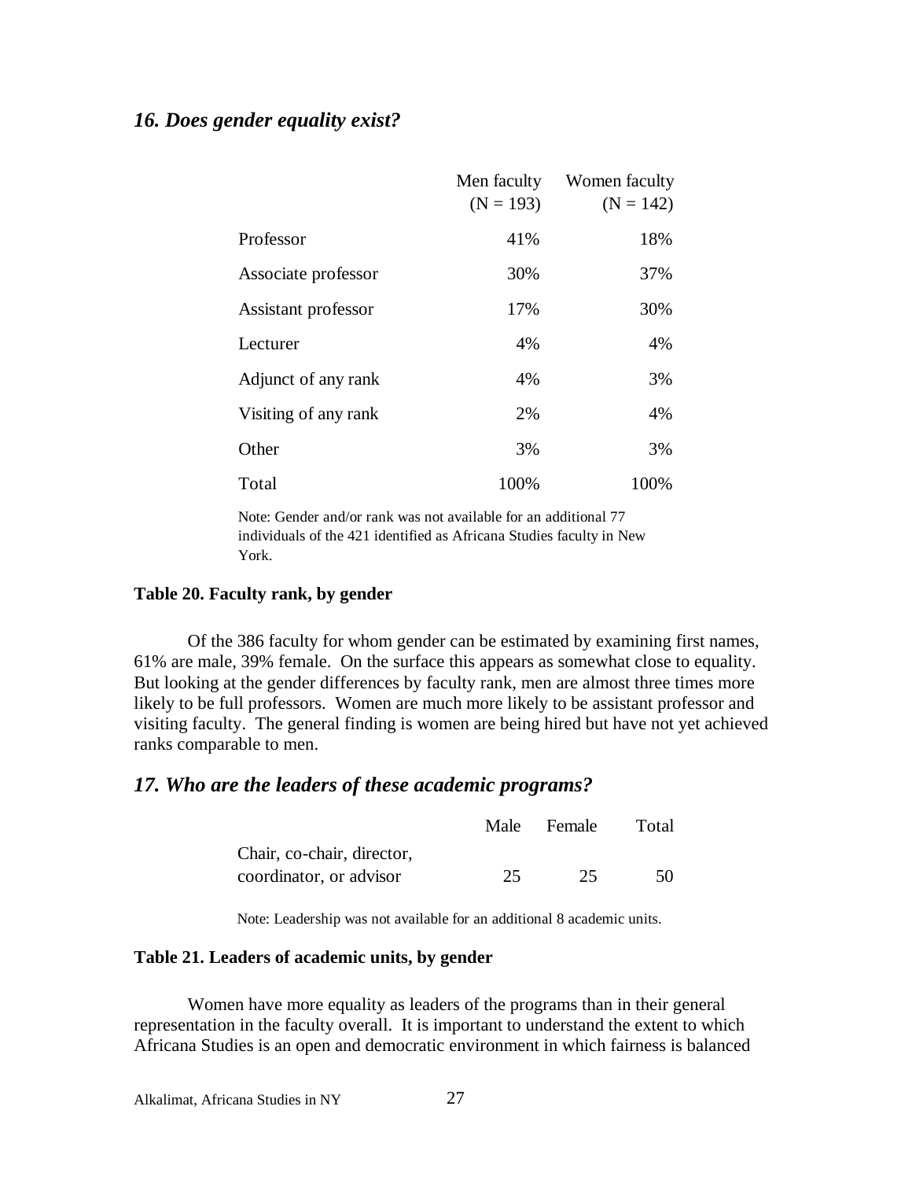## *16. Does gender equality exist?*

| | Men faculty (N = 193) | Women faculty (N = 142) |
|---|---|---|
| Professor | 41% | 18% |
| Associate professor | 30% | 37% |
| Assistant professor | 17% | 30% |
| Lecturer | 4% | 4% |
| Adjunct of any rank | 4% | 3% |
| Visiting of any rank | 2% | 4% |
| Other | 3% | 3% |
| Total | 100% | 100% |

Note: Gender and/or rank was not available for an additional 77 individuals of the 421 identified as Africana Studies faculty in New York.

**Table 20. Faculty rank, by gender**

Of the 386 faculty for whom gender can be estimated by examining first names, 61% are male, 39% female. On the surface this appears as somewhat close to equality. But looking at the gender differences by faculty rank, men are almost three times more likely to be full professors. Women are much more likely to be assistant professor and visiting faculty. The general finding is women are being hired but have not yet achieved ranks comparable to men.

## *17. Who are the leaders of these academic programs?*

| | Male | Female | Total |
|---|---|---|---|
| Chair, co-chair, director, coordinator, or advisor | 25 | 25 | 50 |

Note: Leadership was not available for an additional 8 academic units.

**Table 21. Leaders of academic units, by gender**

Women have more equality as leaders of the programs than in their general representation in the faculty overall. It is important to understand the extent to which Africana Studies is an open and democratic environment in which fairness is balanced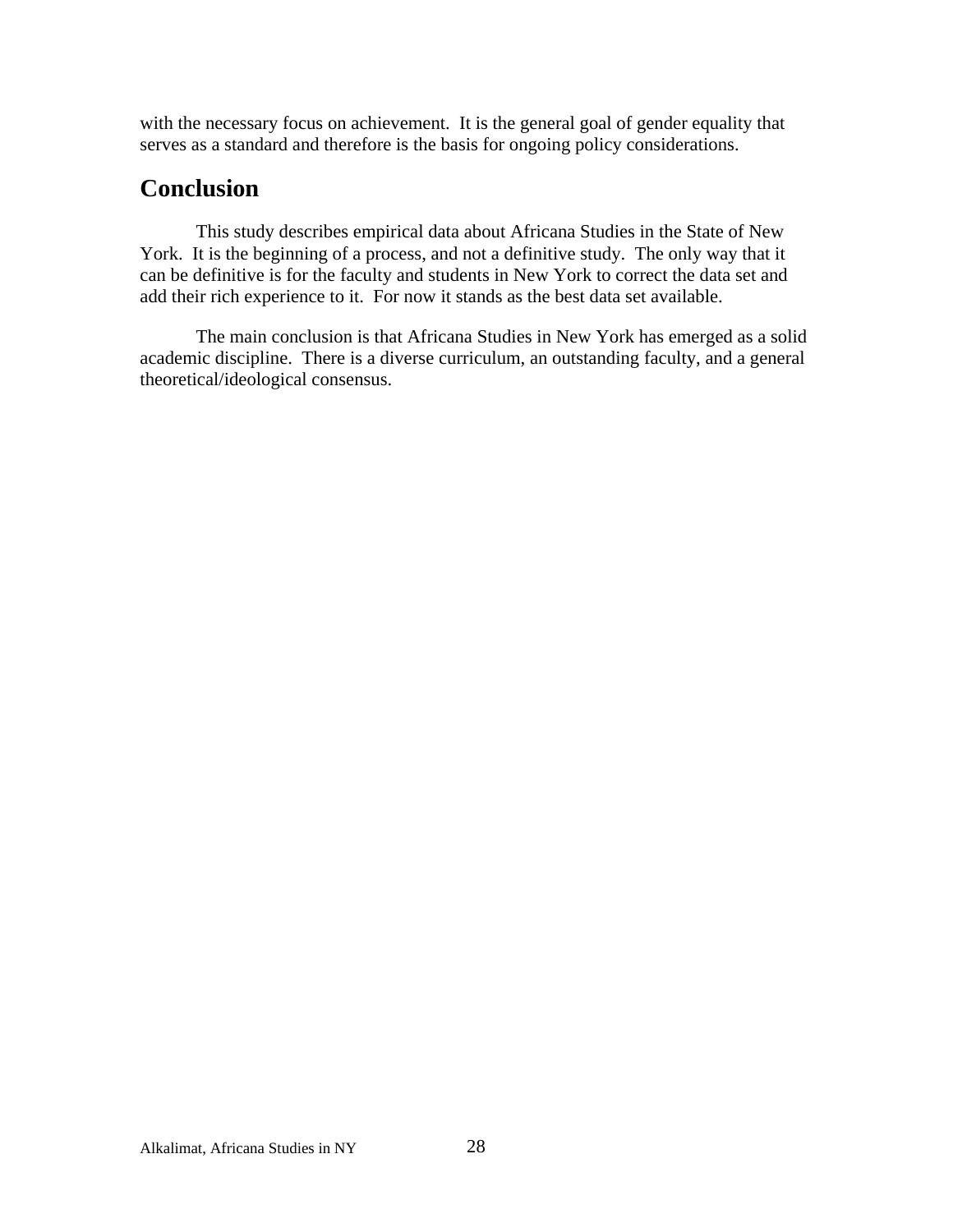with the necessary focus on achievement. It is the general goal of gender equality that serves as a standard and therefore is the basis for ongoing policy considerations.

## Conclusion

This study describes empirical data about Africana Studies in the State of New York. It is the beginning of a process, and not a definitive study. The only way that it can be definitive is for the faculty and students in New York to correct the data set and add their rich experience to it. For now it stands as the best data set available.

The main conclusion is that Africana Studies in New York has emerged as a solid academic discipline. There is a diverse curriculum, an outstanding faculty, and a general theoretical/ideological consensus.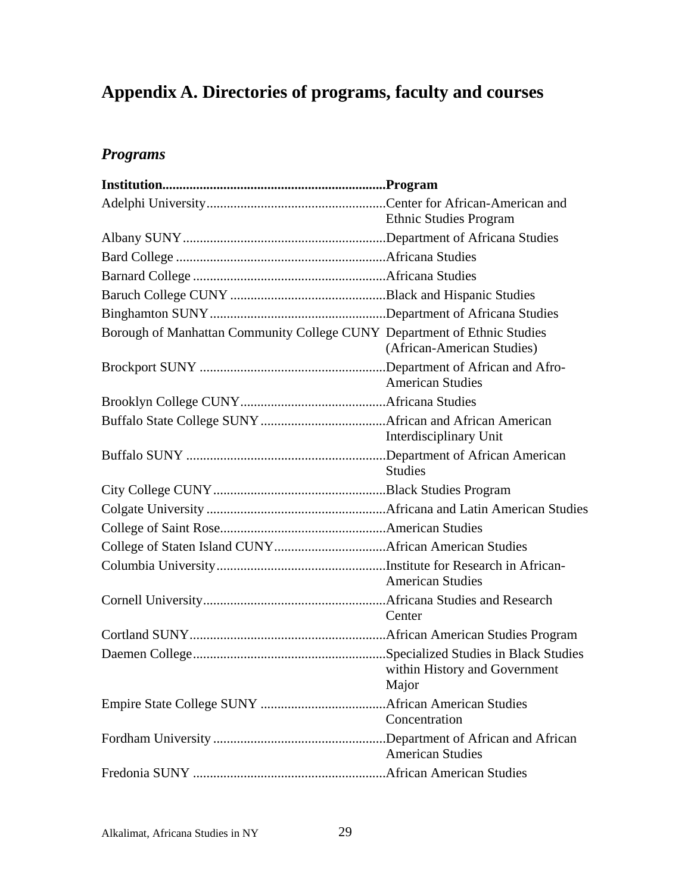# Appendix A. Directories of programs, faculty and courses

## *Programs*

| Institution | Program |
|---|---|
| Adelphi University | Center for African-American and Ethnic Studies Program |
| Albany SUNY | Department of Africana Studies |
| Bard College | Africana Studies |
| Barnard College | Africana Studies |
| Baruch College CUNY | Black and Hispanic Studies |
| Binghamton SUNY | Department of Africana Studies |
| Borough of Manhattan Community College CUNY | Department of Ethnic Studies (African-American Studies) |
| Brockport SUNY | Department of African and Afro-American Studies |
| Brooklyn College CUNY | Africana Studies |
| Buffalo State College SUNY | African and African American Interdisciplinary Unit |
| Buffalo SUNY | Department of African American Studies |
| City College CUNY | Black Studies Program |
| Colgate University | Africana and Latin American Studies |
| College of Saint Rose | American Studies |
| College of Staten Island CUNY | African American Studies |
| Columbia University | Institute for Research in African-American Studies |
| Cornell University | Africana Studies and Research Center |
| Cortland SUNY | African American Studies Program |
| Daemen College | Specialized Studies in Black Studies within History and Government Major |
| Empire State College SUNY | African American Studies Concentration |
| Fordham University | Department of African and African American Studies |
| Fredonia SUNY | African American Studies |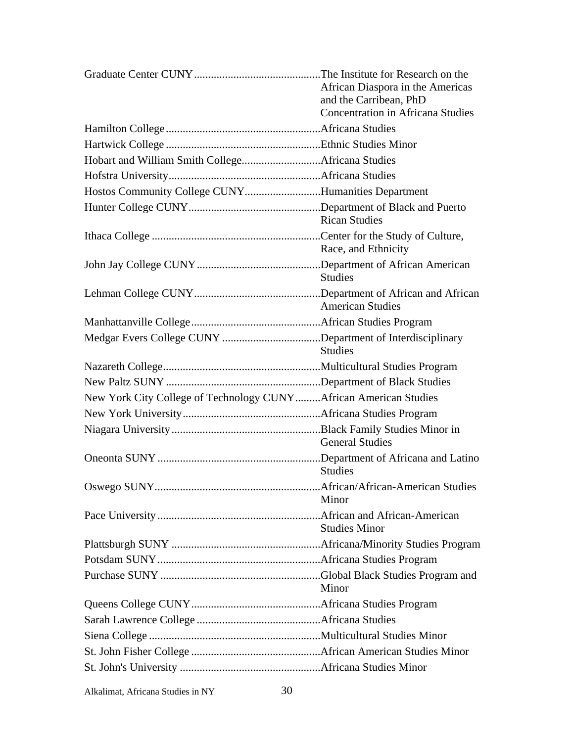Graduate Center CUNY............................................The Institute for Research on the African Diaspora in the Americas and the Carribean, PhD Concentration in Africana Studies

Hamilton College.......................................................Africana Studies

Hartwick College .......................................................Ethnic Studies Minor

Hobart and William Smith College............................Africana Studies

Hofstra University......................................................Africana Studies

Hostos Community College CUNY...........................Humanities Department

Hunter College CUNY...............................................Department of Black and Puerto Rican Studies

Ithaca College ............................................................Center for the Study of Culture, Race, and Ethnicity

John Jay College CUNY............................................Department of African American Studies

Lehman College CUNY.............................................Department of African and African American Studies

Manhattanville College..............................................African Studies Program

Medgar Evers College CUNY ...................................Department of Interdisciplinary Studies

Nazareth College........................................................Multicultural Studies Program

New Paltz SUNY .......................................................Department of Black Studies

New York City College of Technology CUNY.........African American Studies

New York University.................................................Africana Studies Program

Niagara University.....................................................Black Family Studies Minor in General Studies

Oneonta SUNY ..........................................................Department of Africana and Latino Studies

Oswego SUNY...........................................................African/African-American Studies Minor

Pace University ..........................................................African and African-American Studies Minor

Plattsburgh SUNY .....................................................Africana/Minority Studies Program

Potsdam SUNY..........................................................Africana Studies Program

Purchase SUNY .........................................................Global Black Studies Program and Minor

Queens College CUNY..............................................Africana Studies Program

Sarah Lawrence College ............................................Africana Studies

Siena College .............................................................Multicultural Studies Minor

St. John Fisher College ..............................................African American Studies Minor

St. John's University ..................................................Africana Studies Minor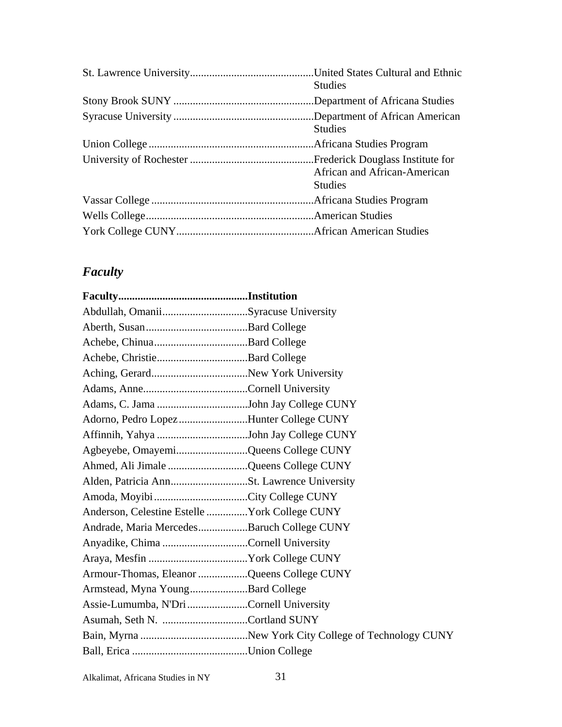| | |
|---|---|
| St. Lawrence University | United States Cultural and Ethnic Studies |
| Stony Brook SUNY | Department of Africana Studies |
| Syracuse University | Department of African American Studies |
| Union College | Africana Studies Program |
| University of Rochester | Frederick Douglass Institute for African and African-American Studies |
| Vassar College | Africana Studies Program |
| Wells College | American Studies |
| York College CUNY | African American Studies |

## *Faculty*

| Faculty | Institution |
|---|---|
| Abdullah, Omanii | Syracuse University |
| Aberth, Susan | Bard College |
| Achebe, Chinua | Bard College |
| Achebe, Christie | Bard College |
| Aching, Gerard | New York University |
| Adams, Anne | Cornell University |
| Adams, C. Jama | John Jay College CUNY |
| Adorno, Pedro Lopez | Hunter College CUNY |
| Affinnih, Yahya | John Jay College CUNY |
| Agbeyebe, Omayemi | Queens College CUNY |
| Ahmed, Ali Jimale | Queens College CUNY |
| Alden, Patricia Ann | St. Lawrence University |
| Amoda, Moyibi | City College CUNY |
| Anderson, Celestine Estelle | York College CUNY |
| Andrade, Maria Mercedes | Baruch College CUNY |
| Anyadike, Chima | Cornell University |
| Araya, Mesfin | York College CUNY |
| Armour-Thomas, Eleanor | Queens College CUNY |
| Armstead, Myna Young | Bard College |
| Assie-Lumumba, N'Dri | Cornell University |
| Asumah, Seth N. | Cortland SUNY |
| Bain, Myrna | New York City College of Technology CUNY |
| Ball, Erica | Union College |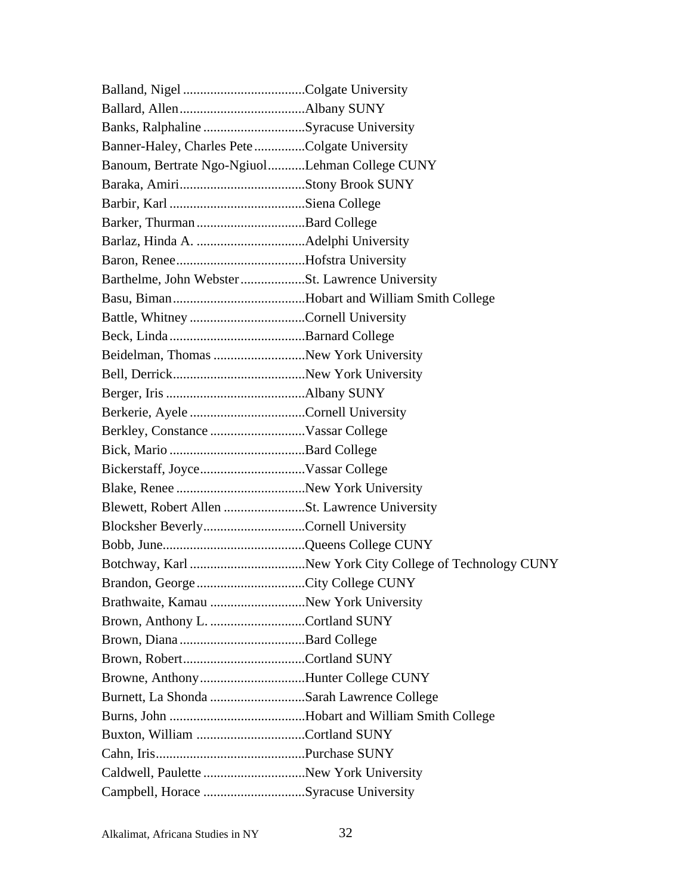Balland, Nigel ....................................Colgate University
Ballard, Allen.....................................Albany SUNY
Banks, Ralphaline ..............................Syracuse University
Banner-Haley, Charles Pete ...............Colgate University
Banoum, Bertrate Ngo-Ngiuol...........Lehman College CUNY
Baraka, Amiri.....................................Stony Brook SUNY
Barbir, Karl ........................................Siena College
Barker, Thurman ................................Bard College
Barlaz, Hinda A. ................................Adelphi University
Baron, Renee......................................Hofstra University
Barthelme, John Webster...................St. Lawrence University
Basu, Biman.......................................Hobart and William Smith College
Battle, Whitney ..................................Cornell University
Beck, Linda ........................................Barnard College
Beidelman, Thomas ...........................New York University
Bell, Derrick.......................................New York University
Berger, Iris .........................................Albany SUNY
Berkerie, Ayele ..................................Cornell University
Berkley, Constance ............................Vassar College
Bick, Mario ........................................Bard College
Bickerstaff, Joyce...............................Vassar College
Blake, Renee ......................................New York University
Blewett, Robert Allen ........................St. Lawrence University
Blocksher Beverly..............................Cornell University
Bobb, June..........................................Queens College CUNY
Botchway, Karl ..................................New York City College of Technology CUNY
Brandon, George ................................City College CUNY
Brathwaite, Kamau ............................New York University
Brown, Anthony L. ............................Cortland SUNY
Brown, Diana .....................................Bard College
Brown, Robert....................................Cortland SUNY
Browne, Anthony...............................Hunter College CUNY
Burnett, La Shonda ............................Sarah Lawrence College
Burns, John ........................................Hobart and William Smith College
Buxton, William ................................Cortland SUNY
Cahn, Iris............................................Purchase SUNY
Caldwell, Paulette ..............................New York University
Campbell, Horace ..............................Syracuse University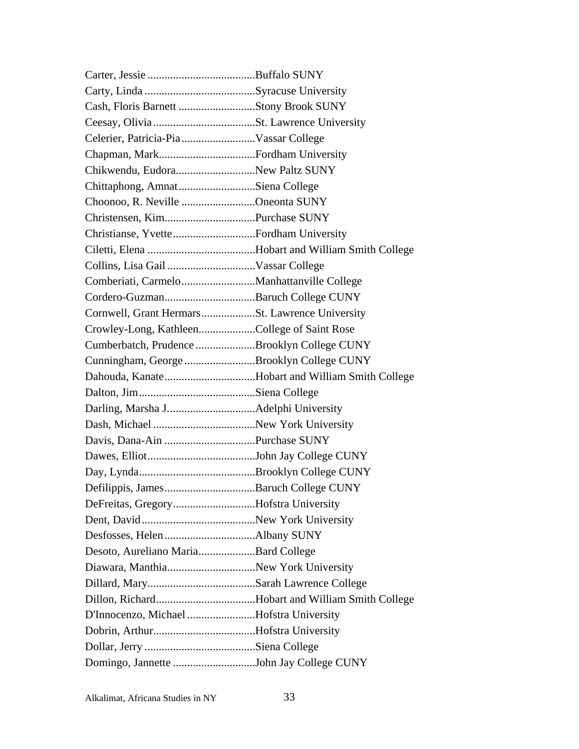Carter, Jessie ......................................Buffalo SUNY
Carty, Linda .......................................Syracuse University
Cash, Floris Barnett ...........................Stony Brook SUNY
Ceesay, Olivia ....................................St. Lawrence University
Celerier, Patricia-Pia ..........................Vassar College
Chapman, Mark..................................Fordham University
Chikwendu, Eudora............................New Paltz SUNY
Chittaphong, Amnat ...........................Siena College
Choonoo, R. Neville ..........................Oneonta SUNY
Christensen, Kim................................Purchase SUNY
Christianse, Yvette .............................Fordham University
Ciletti, Elena ......................................Hobart and William Smith College
Collins, Lisa Gail ...............................Vassar College
Comberiati, Carmelo..........................Manhattanville College
Cordero-Guzman................................Baruch College CUNY
Cornwell, Grant Hermars...................St. Lawrence University
Crowley-Long, Kathleen....................College of Saint Rose
Cumberbatch, Prudence .....................Brooklyn College CUNY
Cunningham, George .........................Brooklyn College CUNY
Dahouda, Kanate ................................Hobart and William Smith College
Dalton, Jim .........................................Siena College
Darling, Marsha J...............................Adelphi University
Dash, Michael ....................................New York University
Davis, Dana-Ain ................................Purchase SUNY
Dawes, Elliot......................................John Jay College CUNY
Day, Lynda.........................................Brooklyn College CUNY
Defilippis, James ................................Baruch College CUNY
DeFreitas, Gregory.............................Hofstra University
Dent, David ........................................New York University
Desfosses, Helen ................................Albany SUNY
Desoto, Aureliano Maria....................Bard College
Diawara, Manthia...............................New York University
Dillard, Mary......................................Sarah Lawrence College
Dillon, Richard...................................Hobart and William Smith College
D'Innocenzo, Michael ........................Hofstra University
Dobrin, Arthur....................................Hofstra University
Dollar, Jerry .......................................Siena College
Domingo, Jannette .............................John Jay College CUNY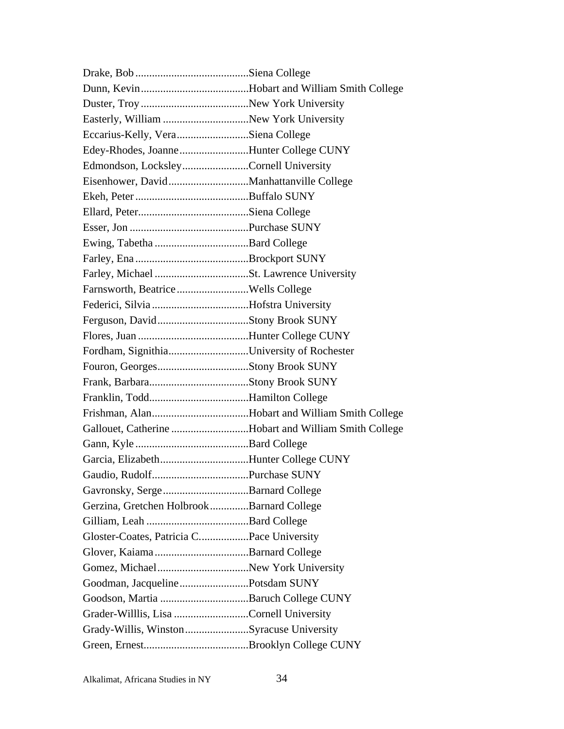Drake, Bob .........................................Siena College
Dunn, Kevin.......................................Hobart and William Smith College
Duster, Troy .......................................New York University
Easterly, William ...............................New York University
Eccarius-Kelly, Vera..........................Siena College
Edey-Rhodes, Joanne.........................Hunter College CUNY
Edmondson, Locksley........................Cornell University
Eisenhower, David.............................Manhattanville College
Ekeh, Peter .........................................Buffalo SUNY
Ellard, Peter........................................Siena College
Esser, Jon ...........................................Purchase SUNY
Ewing, Tabetha ..................................Bard College
Farley, Ena .........................................Brockport SUNY
Farley, Michael ..................................St. Lawrence University
Farnsworth, Beatrice..........................Wells College
Federici, Silvia ...................................Hofstra University
Ferguson, David.................................Stony Brook SUNY
Flores, Juan ........................................Hunter College CUNY
Fordham, Signithia.............................University of Rochester
Fouron, Georges.................................Stony Brook SUNY
Frank, Barbara....................................Stony Brook SUNY
Franklin, Todd....................................Hamilton College
Frishman, Alan...................................Hobart and William Smith College
Gallouet, Catherine ............................Hobart and William Smith College
Gann, Kyle .........................................Bard College
Garcia, Elizabeth................................Hunter College CUNY
Gaudio, Rudolf...................................Purchase SUNY
Gavronsky, Serge...............................Barnard College
Gerzina, Gretchen Holbrook..............Barnard College
Gilliam, Leah .....................................Bard College
Gloster-Coates, Patricia C..................Pace University
Glover, Kaiama..................................Barnard College
Gomez, Michael.................................New York University
Goodman, Jacqueline.........................Potsdam SUNY
Goodson, Martia ................................Baruch College CUNY
Grader-Willlis, Lisa ...........................Cornell University
Grady-Willis, Winston.......................Syracuse University
Green, Ernest......................................Brooklyn College CUNY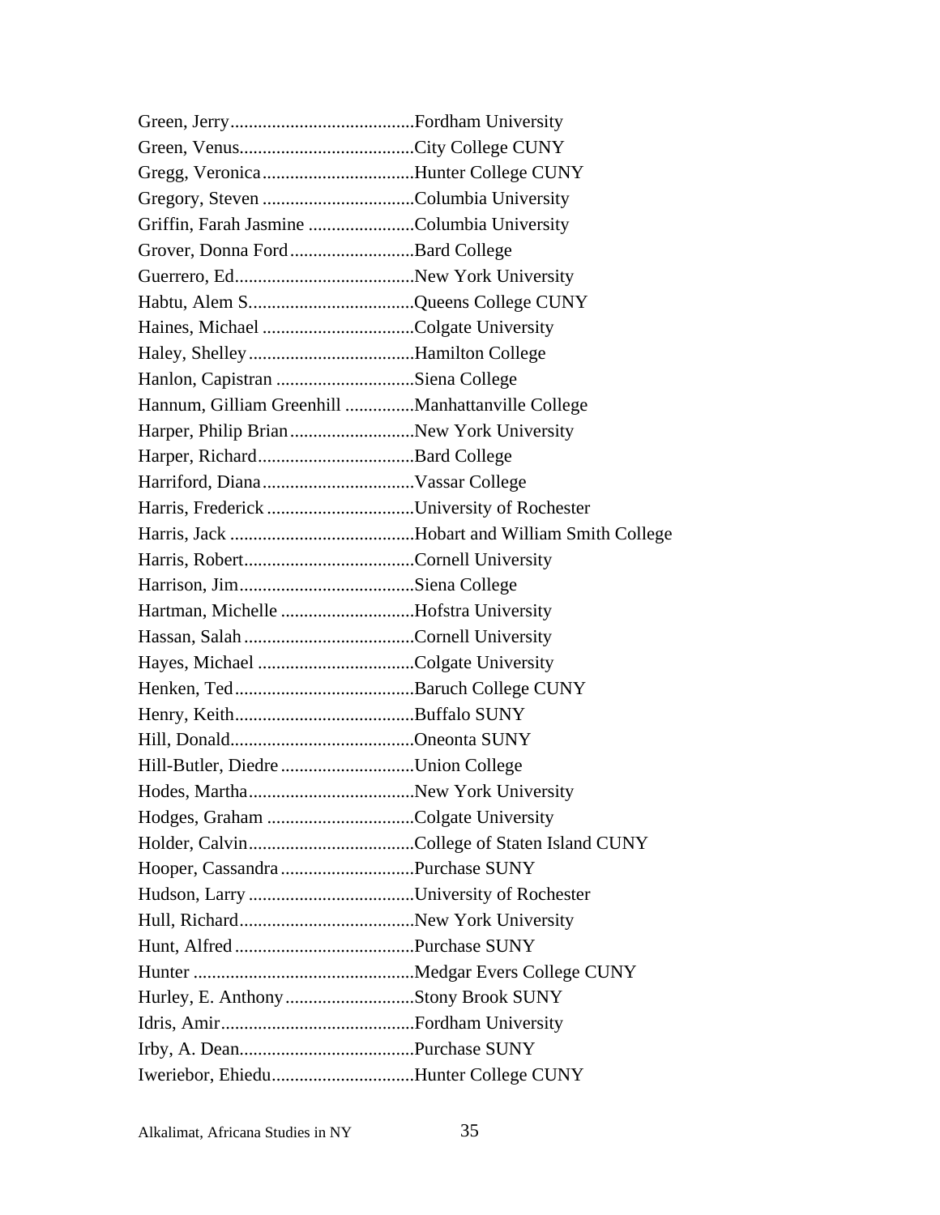Green, Jerry........................................Fordham University
Green, Venus......................................City College CUNY
Gregg, Veronica.................................Hunter College CUNY
Gregory, Steven .................................Columbia University
Griffin, Farah Jasmine .......................Columbia University
Grover, Donna Ford...........................Bard College
Guerrero, Ed.......................................New York University
Habtu, Alem S....................................Queens College CUNY
Haines, Michael .................................Colgate University
Haley, Shelley....................................Hamilton College
Hanlon, Capistran ..............................Siena College
Hannum, Gilliam Greenhill ...............Manhattanville College
Harper, Philip Brian...........................New York University
Harper, Richard..................................Bard College
Harriford, Diana.................................Vassar College
Harris, Frederick ................................University of Rochester
Harris, Jack ........................................Hobart and William Smith College
Harris, Robert.....................................Cornell University
Harrison, Jim......................................Siena College
Hartman, Michelle .............................Hofstra University
Hassan, Salah .....................................Cornell University
Hayes, Michael ..................................Colgate University
Henken, Ted.......................................Baruch College CUNY
Henry, Keith.......................................Buffalo SUNY
Hill, Donald........................................Oneonta SUNY
Hill-Butler, Diedre .............................Union College
Hodes, Martha....................................New York University
Hodges, Graham ................................Colgate University
Holder, Calvin....................................College of Staten Island CUNY
Hooper, Cassandra .............................Purchase SUNY
Hudson, Larry ....................................University of Rochester
Hull, Richard......................................New York University
Hunt, Alfred .......................................Purchase SUNY
Hunter ................................................Medgar Evers College CUNY
Hurley, E. Anthony............................Stony Brook SUNY
Idris, Amir..........................................Fordham University
Irby, A. Dean......................................Purchase SUNY
Iweriebor, Ehiedu...............................Hunter College CUNY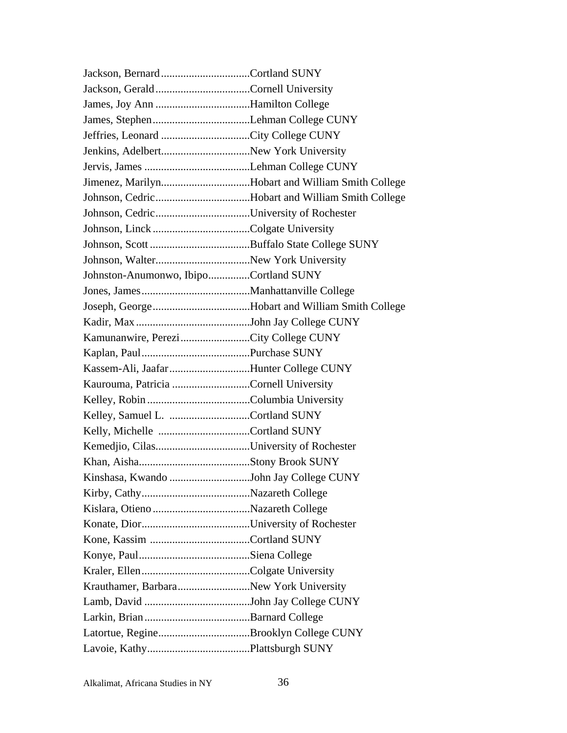Jackson, Bernard ................................Cortland SUNY  
Jackson, Gerald ..................................Cornell University  
James, Joy Ann ..................................Hamilton College  
James, Stephen ...................................Lehman College CUNY  
Jeffries, Leonard ................................City College CUNY  
Jenkins, Adelbert.................................New York University  
Jervis, James ......................................Lehman College CUNY  
Jimenez, Marilyn.................................Hobart and William Smith College  
Johnson, Cedric ..................................Hobart and William Smith College  
Johnson, Cedric ..................................University of Rochester  
Johnson, Linck ...................................Colgate University  
Johnson, Scott ....................................Buffalo State College SUNY  
Johnson, Walter...................................New York University  
Johnston-Anumonwo, Ibipo...............Cortland SUNY  
Jones, James .......................................Manhattanville College  
Joseph, George ...................................Hobart and William Smith College  
Kadir, Max ..........................................John Jay College CUNY  
Kamunanwire, Perezi .........................City College CUNY  
Kaplan, Paul .......................................Purchase SUNY  
Kassem-Ali, Jaafar .............................Hunter College CUNY  
Kaurouma, Patricia ............................Cornell University  
Kelley, Robin .....................................Columbia University  
Kelley, Samuel L. .............................Cortland SUNY  
Kelly, Michelle .................................Cortland SUNY  
Kemedjio, Cilas..................................University of Rochester  
Khan, Aisha........................................Stony Brook SUNY  
Kinshasa, Kwando .............................John Jay College CUNY  
Kirby, Cathy.......................................Nazareth College  
Kislara, Otieno ...................................Nazareth College  
Konate, Dior.......................................University of Rochester  
Kone, Kassim ....................................Cortland SUNY  
Konye, Paul........................................Siena College  
Kraler, Ellen .......................................Colgate University  
Krauthamer, Barbara..........................New York University  
Lamb, David ......................................John Jay College CUNY  
Larkin, Brian ......................................Barnard College  
Latortue, Regine.................................Brooklyn College CUNY  
Lavoie, Kathy.....................................Plattsburgh SUNY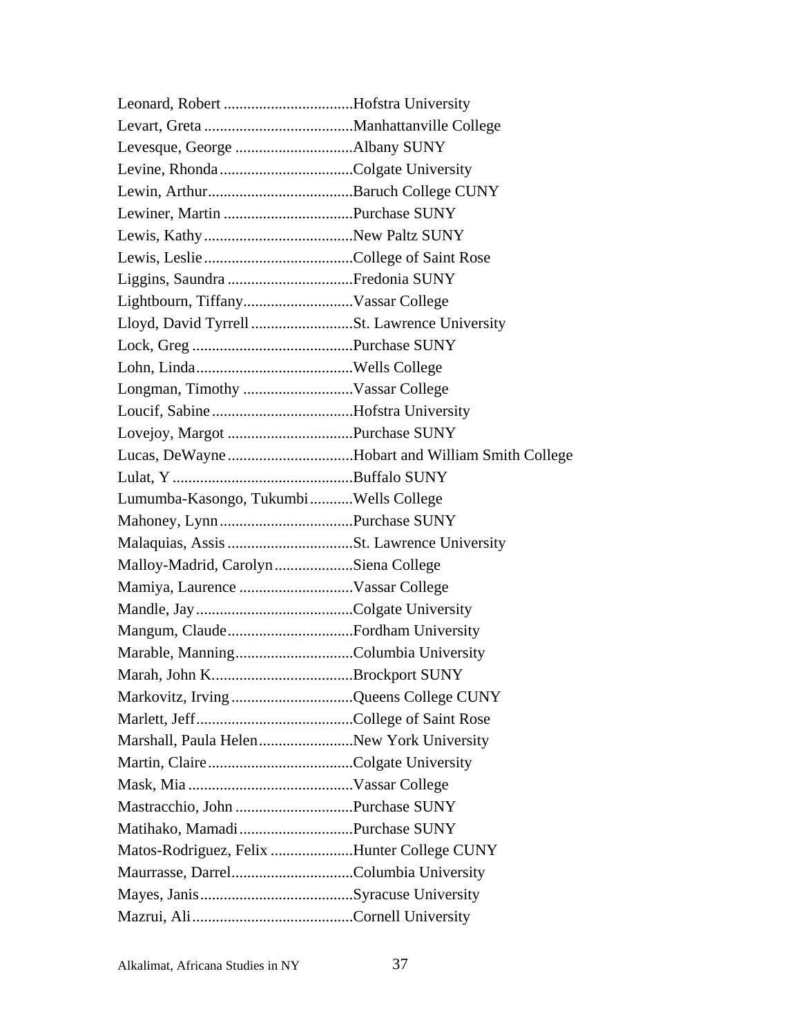Leonard, Robert .................................Hofstra University
Levart, Greta ......................................Manhattanville College
Levesque, George ..............................Albany SUNY
Levine, Rhonda ..................................Colgate University
Lewin, Arthur.....................................Baruch College CUNY
Lewiner, Martin .................................Purchase SUNY
Lewis, Kathy ......................................New Paltz SUNY
Lewis, Leslie ......................................College of Saint Rose
Liggins, Saundra ................................Fredonia SUNY
Lightbourn, Tiffany............................Vassar College
Lloyd, David Tyrrell ..........................St. Lawrence University
Lock, Greg .........................................Purchase SUNY
Lohn, Linda........................................Wells College
Longman, Timothy ............................Vassar College
Loucif, Sabine ....................................Hofstra University
Lovejoy, Margot ................................Purchase SUNY
Lucas, DeWayne ................................Hobart and William Smith College
Lulat, Y ..............................................Buffalo SUNY
Lumumba-Kasongo, Tukumbi ...........Wells College
Mahoney, Lynn ..................................Purchase SUNY
Malaquias, Assis ................................St. Lawrence University
Malloy-Madrid, Carolyn ....................Siena College
Mamiya, Laurence .............................Vassar College
Mandle, Jay ........................................Colgate University
Mangum, Claude ................................Fordham University
Marable, Manning..............................Columbia University
Marah, John K....................................Brockport SUNY
Markovitz, Irving ...............................Queens College CUNY
Marlett, Jeff........................................College of Saint Rose
Marshall, Paula Helen........................New York University
Martin, Claire .....................................Colgate University
Mask, Mia ..........................................Vassar College
Mastracchio, John ..............................Purchase SUNY
Matihako, Mamadi .............................Purchase SUNY
Matos-Rodriguez, Felix .....................Hunter College CUNY
Maurrasse, Darrel...............................Columbia University
Mayes, Janis.......................................Syracuse University
Mazrui, Ali .........................................Cornell University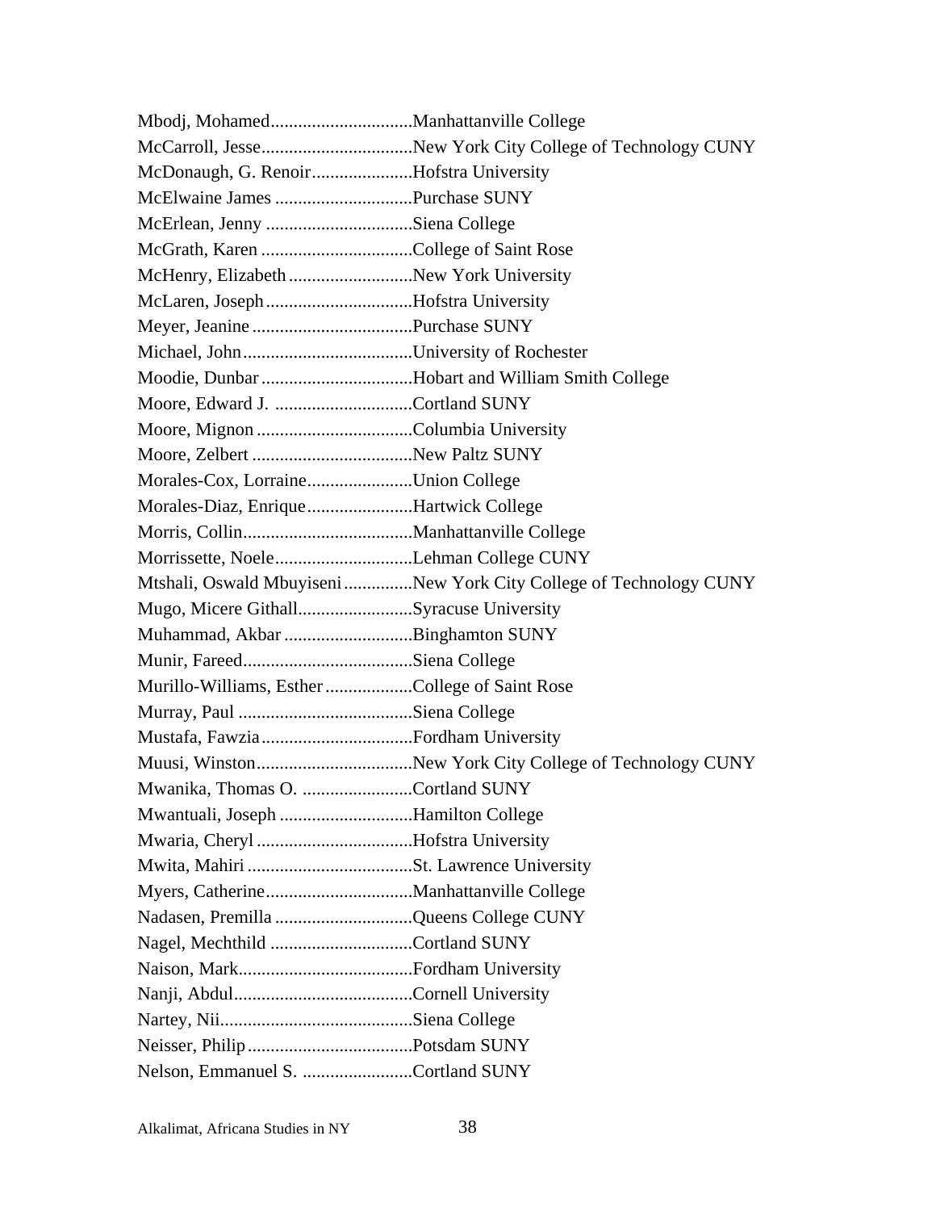Mbodj, Mohamed...............................Manhattanville College
McCarroll, Jesse.................................New York City College of Technology CUNY
McDonaugh, G. Renoir......................Hofstra University
McElwaine James ..............................Purchase SUNY
McErlean, Jenny ................................Siena College
McGrath, Karen .................................College of Saint Rose
McHenry, Elizabeth ...........................New York University
McLaren, Joseph ................................Hofstra University
Meyer, Jeanine ...................................Purchase SUNY
Michael, John.....................................University of Rochester
Moodie, Dunbar .................................Hobart and William Smith College
Moore, Edward J. ..............................Cortland SUNY
Moore, Mignon ..................................Columbia University
Moore, Zelbert ...................................New Paltz SUNY
Morales-Cox, Lorraine.......................Union College
Morales-Diaz, Enrique.......................Hartwick College
Morris, Collin.....................................Manhattanville College
Morrissette, Noele..............................Lehman College CUNY
Mtshali, Oswald Mbuyiseni...............New York City College of Technology CUNY
Mugo, Micere Githall.........................Syracuse University
Muhammad, Akbar ............................Binghamton SUNY
Munir, Fareed.....................................Siena College
Murillo-Williams, Esther ...................College of Saint Rose
Murray, Paul ......................................Siena College
Mustafa, Fawzia.................................Fordham University
Muusi, Winston..................................New York City College of Technology CUNY
Mwanika, Thomas O. ........................Cortland SUNY
Mwantuali, Joseph .............................Hamilton College
Mwaria, Cheryl ..................................Hofstra University
Mwita, Mahiri ....................................St. Lawrence University
Myers, Catherine................................Manhattanville College
Nadasen, Premilla ..............................Queens College CUNY
Nagel, Mechthild ...............................Cortland SUNY
Naison, Mark......................................Fordham University
Nanji, Abdul.......................................Cornell University
Nartey, Nii..........................................Siena College
Neisser, Philip....................................Potsdam SUNY
Nelson, Emmanuel S. ........................Cortland SUNY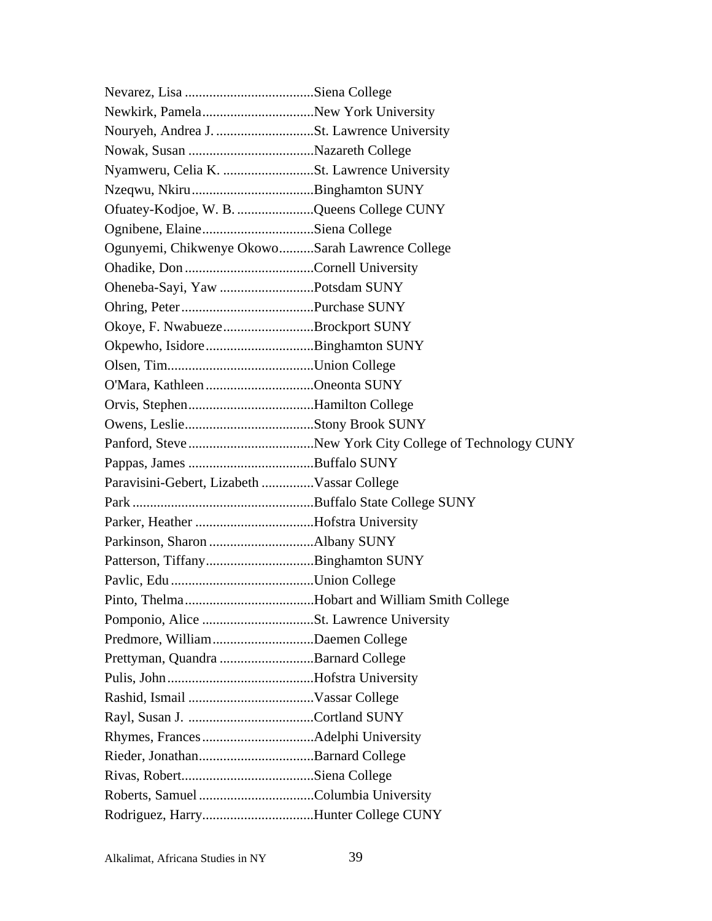Nevarez, Lisa ....................................Siena College
Newkirk, Pamela................................New York University
Nouryeh, Andrea J. ............................St. Lawrence University
Nowak, Susan ....................................Nazareth College
Nyamweru, Celia K. ..........................St. Lawrence University
Nzeqwu, Nkiru...................................Binghamton SUNY
Ofuatey-Kodjoe, W. B. ......................Queens College CUNY
Ognibene, Elaine................................Siena College
Ogunyemi, Chikwenye Okowo..........Sarah Lawrence College
Ohadike, Don.....................................Cornell University
Oheneba-Sayi, Yaw ...........................Potsdam SUNY
Ohring, Peter......................................Purchase SUNY
Okoye, F. Nwabueze..........................Brockport SUNY
Okpewho, Isidore...............................Binghamton SUNY
Olsen, Tim..........................................Union College
O'Mara, Kathleen...............................Oneonta SUNY
Orvis, Stephen....................................Hamilton College
Owens, Leslie.....................................Stony Brook SUNY
Panford, Steve....................................New York City College of Technology CUNY
Pappas, James ....................................Buffalo SUNY
Paravisini-Gebert, Lizabeth ...............Vassar College
Park ....................................................Buffalo State College SUNY
Parker, Heather ..................................Hofstra University
Parkinson, Sharon ..............................Albany SUNY
Patterson, Tiffany...............................Binghamton SUNY
Pavlic, Edu .........................................Union College
Pinto, Thelma.....................................Hobart and William Smith College
Pomponio, Alice ................................St. Lawrence University
Predmore, William.............................Daemen College
Prettyman, Quandra ...........................Barnard College
Pulis, John..........................................Hofstra University
Rashid, Ismail ....................................Vassar College
Rayl, Susan J. ....................................Cortland SUNY
Rhymes, Frances................................Adelphi University
Rieder, Jonathan.................................Barnard College
Rivas, Robert......................................Siena College
Roberts, Samuel .................................Columbia University
Rodriguez, Harry................................Hunter College CUNY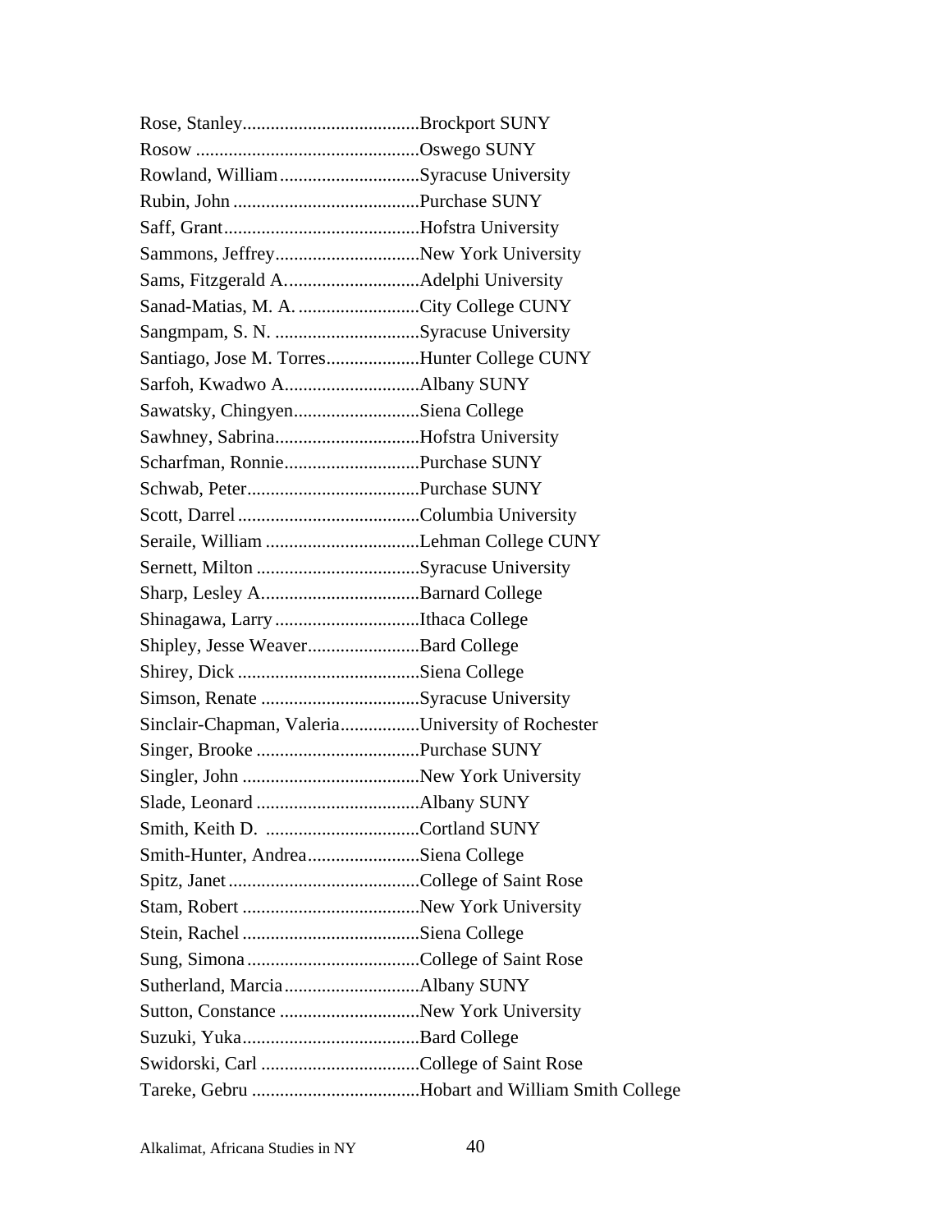Rose, Stanley......................................Brockport SUNY
Rosow ................................................Oswego SUNY
Rowland, William..............................Syracuse University
Rubin, John ........................................Purchase SUNY
Saff, Grant..........................................Hofstra University
Sammons, Jeffrey...............................New York University
Sams, Fitzgerald A.............................Adelphi University
Sanad-Matias, M. A. ..........................City College CUNY
Sangmpam, S. N. ...............................Syracuse University
Santiago, Jose M. Torres....................Hunter College CUNY
Sarfoh, Kwadwo A.............................Albany SUNY
Sawatsky, Chingyen...........................Siena College
Sawhney, Sabrina...............................Hofstra University
Scharfman, Ronnie.............................Purchase SUNY
Schwab, Peter.....................................Purchase SUNY
Scott, Darrel.......................................Columbia University
Seraile, William .................................Lehman College CUNY
Sernett, Milton ...................................Syracuse University
Sharp, Lesley A..................................Barnard College
Shinagawa, Larry ...............................Ithaca College
Shipley, Jesse Weaver........................Bard College
Shirey, Dick .......................................Siena College
Simson, Renate ..................................Syracuse University
Sinclair-Chapman, Valeria.................University of Rochester
Singer, Brooke ...................................Purchase SUNY
Singler, John ......................................New York University
Slade, Leonard ...................................Albany SUNY
Smith, Keith D. .................................Cortland SUNY
Smith-Hunter, Andrea........................Siena College
Spitz, Janet.........................................College of Saint Rose
Stam, Robert ......................................New York University
Stein, Rachel......................................Siena College
Sung, Simona.....................................College of Saint Rose
Sutherland, Marcia.............................Albany SUNY
Sutton, Constance ..............................New York University
Suzuki, Yuka......................................Bard College
Swidorski, Carl ..................................College of Saint Rose
Tareke, Gebru ....................................Hobart and William Smith College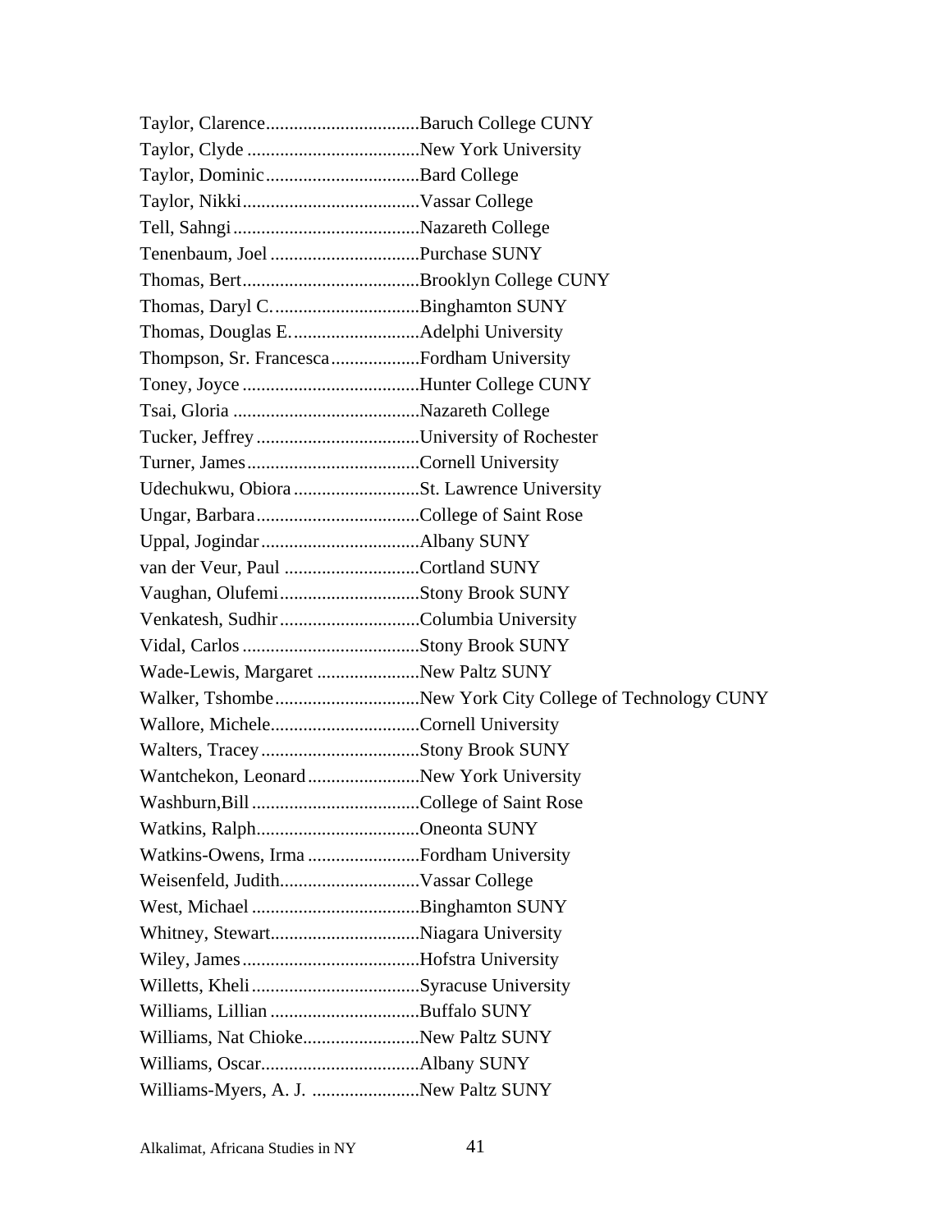Taylor, Clarence................................Baruch College CUNY
Taylor, Clyde ....................................New York University
Taylor, Dominic.................................Bard College
Taylor, Nikki.....................................Vassar College
Tell, Sahngi.......................................Nazareth College
Tenenbaum, Joel ................................Purchase SUNY
Thomas, Bert.....................................Brooklyn College CUNY
Thomas, Daryl C...............................Binghamton SUNY
Thomas, Douglas E...........................Adelphi University
Thompson, Sr. Francesca...................Fordham University
Toney, Joyce .....................................Hunter College CUNY
Tsai, Gloria .......................................Nazareth College
Tucker, Jeffrey ..................................University of Rochester
Turner, James....................................Cornell University
Udechukwu, Obiora ...........................St. Lawrence University
Ungar, Barbara...................................College of Saint Rose
Uppal, Jogindar.................................Albany SUNY
van der Veur, Paul .............................Cortland SUNY
Vaughan, Olufemi..............................Stony Brook SUNY
Venkatesh, Sudhir..............................Columbia University
Vidal, Carlos .....................................Stony Brook SUNY
Wade-Lewis, Margaret ......................New Paltz SUNY
Walker, Tshombe...............................New York City College of Technology CUNY
Wallore, Michele................................Cornell University
Walters, Tracey..................................Stony Brook SUNY
Wantchekon, Leonard........................New York University
Washburn,Bill ...................................College of Saint Rose
Watkins, Ralph...................................Oneonta SUNY
Watkins-Owens, Irma ........................Fordham University
Weisenfeld, Judith..............................Vassar College
West, Michael ...................................Binghamton SUNY
Whitney, Stewart................................Niagara University
Wiley, James .....................................Hofstra University
Willetts, Kheli ...................................Syracuse University
Williams, Lillian ................................Buffalo SUNY
Williams, Nat Chioke.........................New Paltz SUNY
Williams, Oscar..................................Albany SUNY
Williams-Myers, A. J. .......................New Paltz SUNY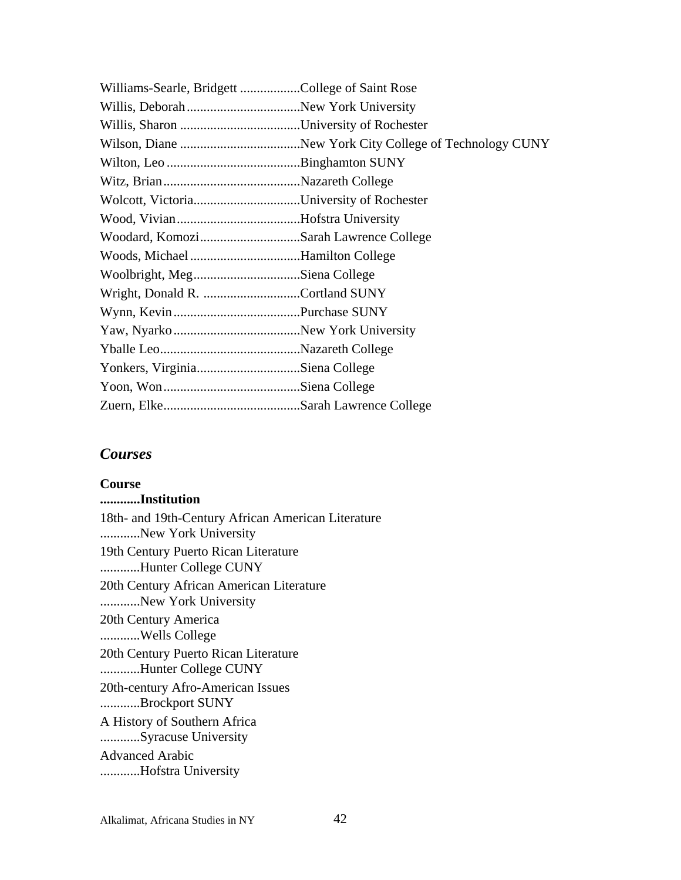Williams-Searle, Bridgett ..................College of Saint Rose
Willis, Deborah..................................New York University
Willis, Sharon ....................................University of Rochester
Wilson, Diane ....................................New York City College of Technology CUNY
Wilton, Leo ........................................Binghamton SUNY
Witz, Brian.........................................Nazareth College
Wolcott, Victoria................................University of Rochester
Wood, Vivian.....................................Hofstra University
Woodard, Komozi..............................Sarah Lawrence College
Woods, Michael .................................Hamilton College
Woolbright, Meg................................Siena College
Wright, Donald R. .............................Cortland SUNY
Wynn, Kevin......................................Purchase SUNY
Yaw, Nyarko......................................New York University
Yballe Leo..........................................Nazareth College
Yonkers, Virginia...............................Siena College
Yoon, Won.........................................Siena College
Zuern, Elke.........................................Sarah Lawrence College

## *Courses*

**Course**
**............Institution**

18th- and 19th-Century African American Literature
............New York University

19th Century Puerto Rican Literature
............Hunter College CUNY

20th Century African American Literature
............New York University

20th Century America
............Wells College

20th Century Puerto Rican Literature
............Hunter College CUNY

20th-century Afro-American Issues
............Brockport SUNY

A History of Southern Africa
............Syracuse University

Advanced Arabic
............Hofstra University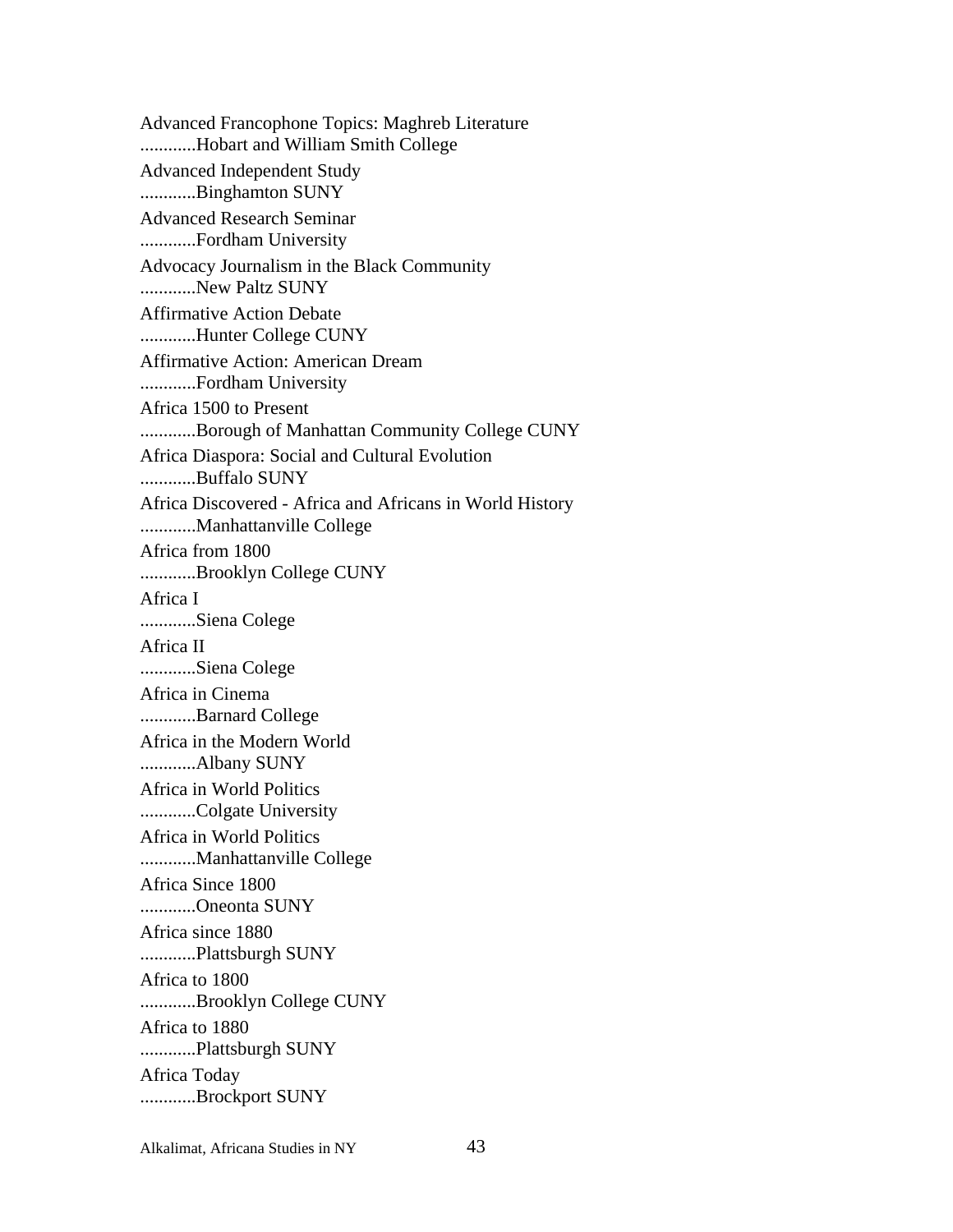Advanced Francophone Topics: Maghreb Literature
............Hobart and William Smith College

Advanced Independent Study
............Binghamton SUNY

Advanced Research Seminar
............Fordham University

Advocacy Journalism in the Black Community
............New Paltz SUNY

Affirmative Action Debate
............Hunter College CUNY

Affirmative Action: American Dream
............Fordham University

Africa 1500 to Present
............Borough of Manhattan Community College CUNY

Africa Diaspora: Social and Cultural Evolution
............Buffalo SUNY

Africa Discovered - Africa and Africans in World History
............Manhattanville College

Africa from 1800
............Brooklyn College CUNY

Africa I
............Siena Colege

Africa II
............Siena Colege

Africa in Cinema
............Barnard College

Africa in the Modern World
............Albany SUNY

Africa in World Politics
............Colgate University

Africa in World Politics
............Manhattanville College

Africa Since 1800
............Oneonta SUNY

Africa since 1880
............Plattsburgh SUNY

Africa to 1800
............Brooklyn College CUNY

Africa to 1880
............Plattsburgh SUNY

Africa Today
............Brockport SUNY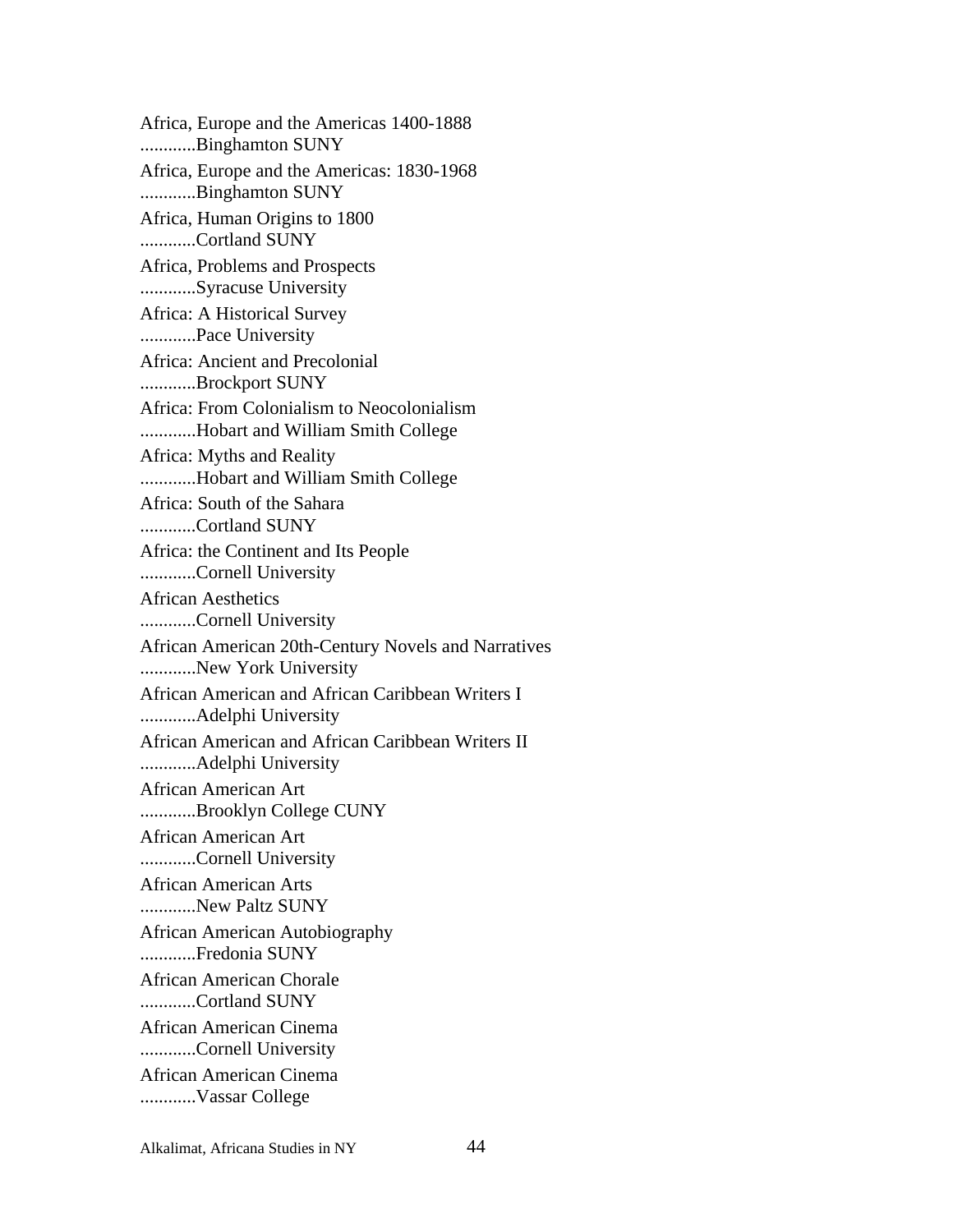Africa, Europe and the Americas 1400-1888
............Binghamton SUNY

Africa, Europe and the Americas: 1830-1968
............Binghamton SUNY

Africa, Human Origins to 1800
............Cortland SUNY

Africa, Problems and Prospects
............Syracuse University

Africa: A Historical Survey
............Pace University

Africa: Ancient and Precolonial
............Brockport SUNY

Africa: From Colonialism to Neocolonialism
............Hobart and William Smith College

Africa: Myths and Reality
............Hobart and William Smith College

Africa: South of the Sahara
............Cortland SUNY

Africa: the Continent and Its People
............Cornell University

African Aesthetics
............Cornell University

African American 20th-Century Novels and Narratives
............New York University

African American and African Caribbean Writers I
............Adelphi University

African American and African Caribbean Writers II
............Adelphi University

African American Art
............Brooklyn College CUNY

African American Art
............Cornell University

African American Arts
............New Paltz SUNY

African American Autobiography
............Fredonia SUNY

African American Chorale
............Cortland SUNY

African American Cinema
............Cornell University

African American Cinema
............Vassar College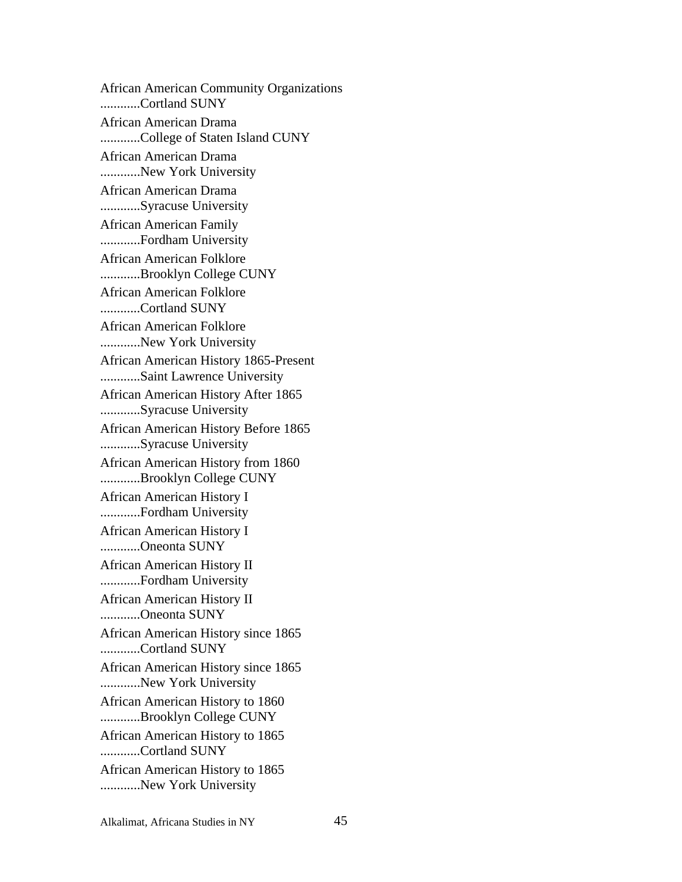African American Community Organizations
............Cortland SUNY

African American Drama
............College of Staten Island CUNY

African American Drama
............New York University

African American Drama
............Syracuse University

African American Family
............Fordham University

African American Folklore
............Brooklyn College CUNY

African American Folklore
............Cortland SUNY

African American Folklore
............New York University

African American History 1865-Present
............Saint Lawrence University

African American History After 1865
............Syracuse University

African American History Before 1865
............Syracuse University

African American History from 1860
............Brooklyn College CUNY

African American History I
............Fordham University

African American History I
............Oneonta SUNY

African American History II
............Fordham University

African American History II
............Oneonta SUNY

African American History since 1865
............Cortland SUNY

African American History since 1865
............New York University

African American History to 1860
............Brooklyn College CUNY

African American History to 1865
............Cortland SUNY

African American History to 1865
............New York University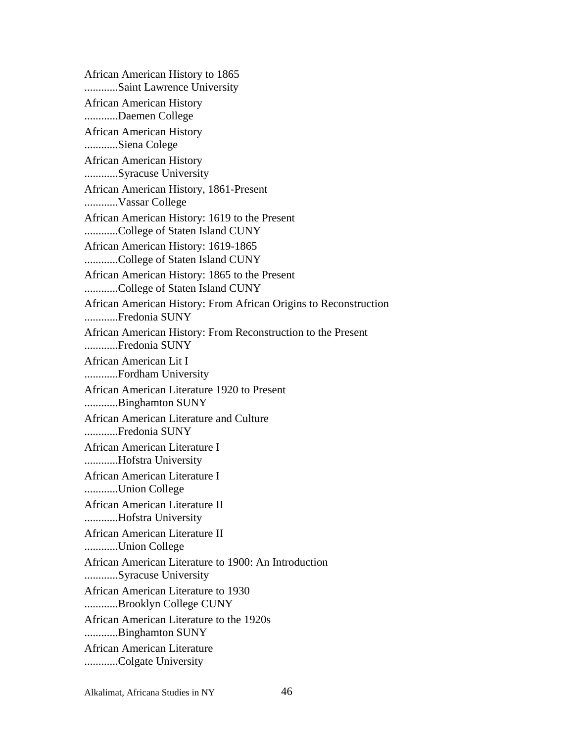African American History to 1865
............Saint Lawrence University

African American History
............Daemen College

African American History
............Siena Colege

African American History
............Syracuse University

African American History, 1861-Present
............Vassar College

African American History: 1619 to the Present
............College of Staten Island CUNY

African American History: 1619-1865
............College of Staten Island CUNY

African American History: 1865 to the Present
............College of Staten Island CUNY

African American History: From African Origins to Reconstruction
............Fredonia SUNY

African American History: From Reconstruction to the Present
............Fredonia SUNY

African American Lit I
............Fordham University

African American Literature 1920 to Present
............Binghamton SUNY

African American Literature and Culture
............Fredonia SUNY

African American Literature I
............Hofstra University

African American Literature I
............Union College

African American Literature II
............Hofstra University

African American Literature II
............Union College

African American Literature to 1900: An Introduction
............Syracuse University

African American Literature to 1930
............Brooklyn College CUNY

African American Literature to the 1920s
............Binghamton SUNY

African American Literature
............Colgate University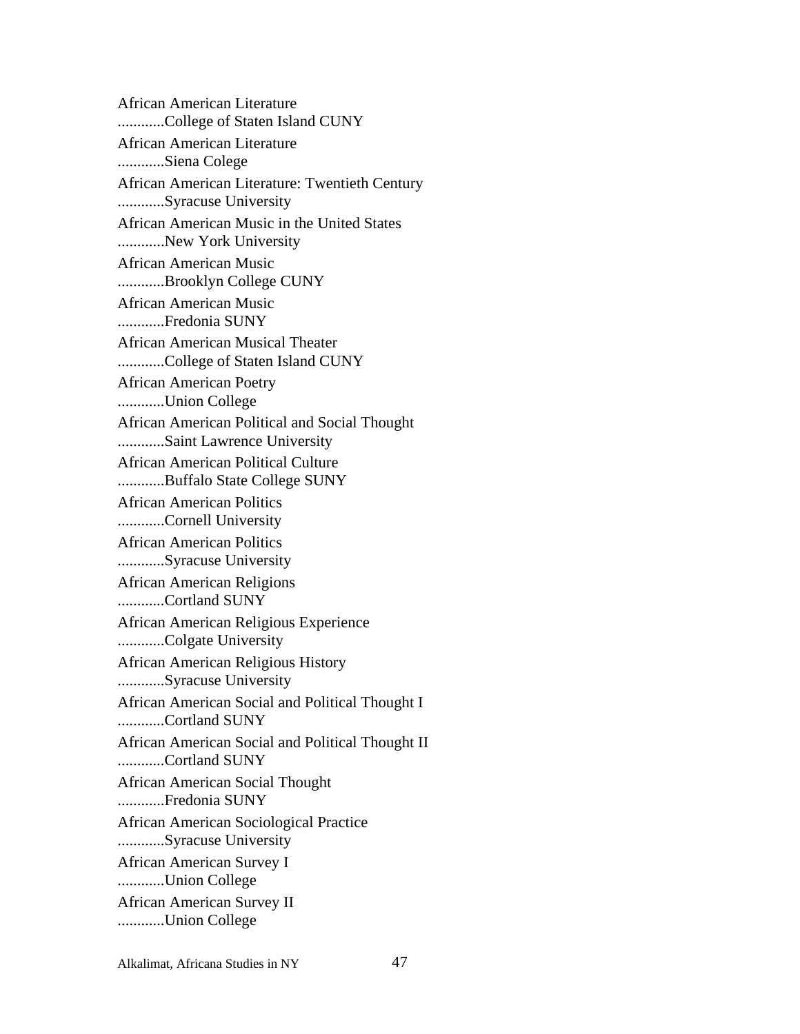African American Literature
............College of Staten Island CUNY

African American Literature
............Siena Colege

African American Literature: Twentieth Century
............Syracuse University

African American Music in the United States
............New York University

African American Music
............Brooklyn College CUNY

African American Music
............Fredonia SUNY

African American Musical Theater
............College of Staten Island CUNY

African American Poetry
............Union College

African American Political and Social Thought
............Saint Lawrence University

African American Political Culture
............Buffalo State College SUNY

African American Politics
............Cornell University

African American Politics
............Syracuse University

African American Religions
............Cortland SUNY

African American Religious Experience
............Colgate University

African American Religious History
............Syracuse University

African American Social and Political Thought I
............Cortland SUNY

African American Social and Political Thought II
............Cortland SUNY

African American Social Thought
............Fredonia SUNY

African American Sociological Practice
............Syracuse University

African American Survey I
............Union College

African American Survey II
............Union College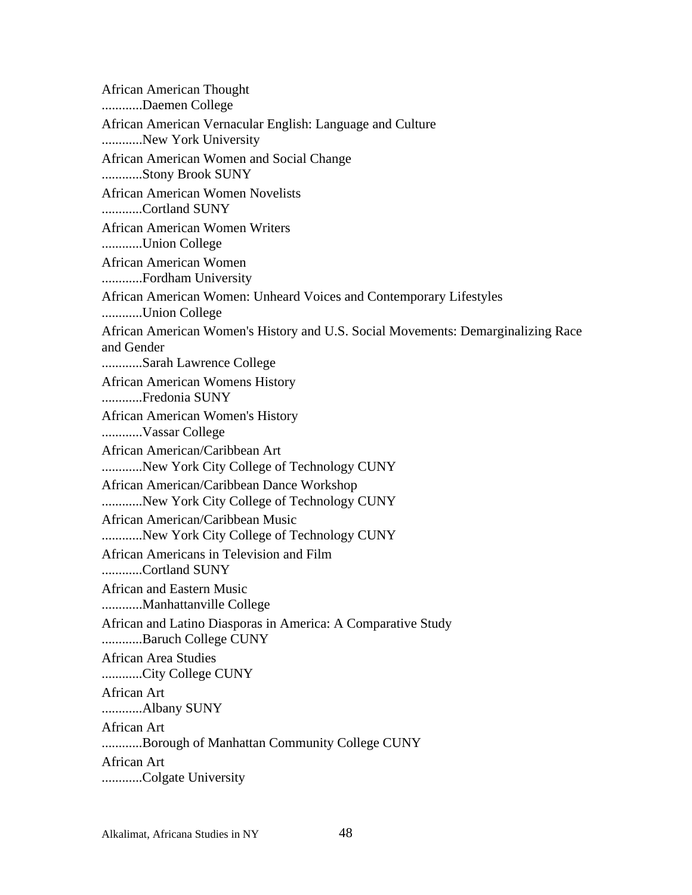African American Thought
............Daemen College

African American Vernacular English: Language and Culture
............New York University

African American Women and Social Change
............Stony Brook SUNY

African American Women Novelists
............Cortland SUNY

African American Women Writers
............Union College

African American Women
............Fordham University

African American Women: Unheard Voices and Contemporary Lifestyles
............Union College

African American Women's History and U.S. Social Movements: Demarginalizing Race and Gender
............Sarah Lawrence College

African American Womens History
............Fredonia SUNY

African American Women's History
............Vassar College

African American/Caribbean Art
............New York City College of Technology CUNY

African American/Caribbean Dance Workshop
............New York City College of Technology CUNY

African American/Caribbean Music
............New York City College of Technology CUNY

African Americans in Television and Film
............Cortland SUNY

African and Eastern Music
............Manhattanville College

African and Latino Diasporas in America: A Comparative Study
............Baruch College CUNY

African Area Studies
............City College CUNY

African Art
............Albany SUNY

African Art
............Borough of Manhattan Community College CUNY

African Art
............Colgate University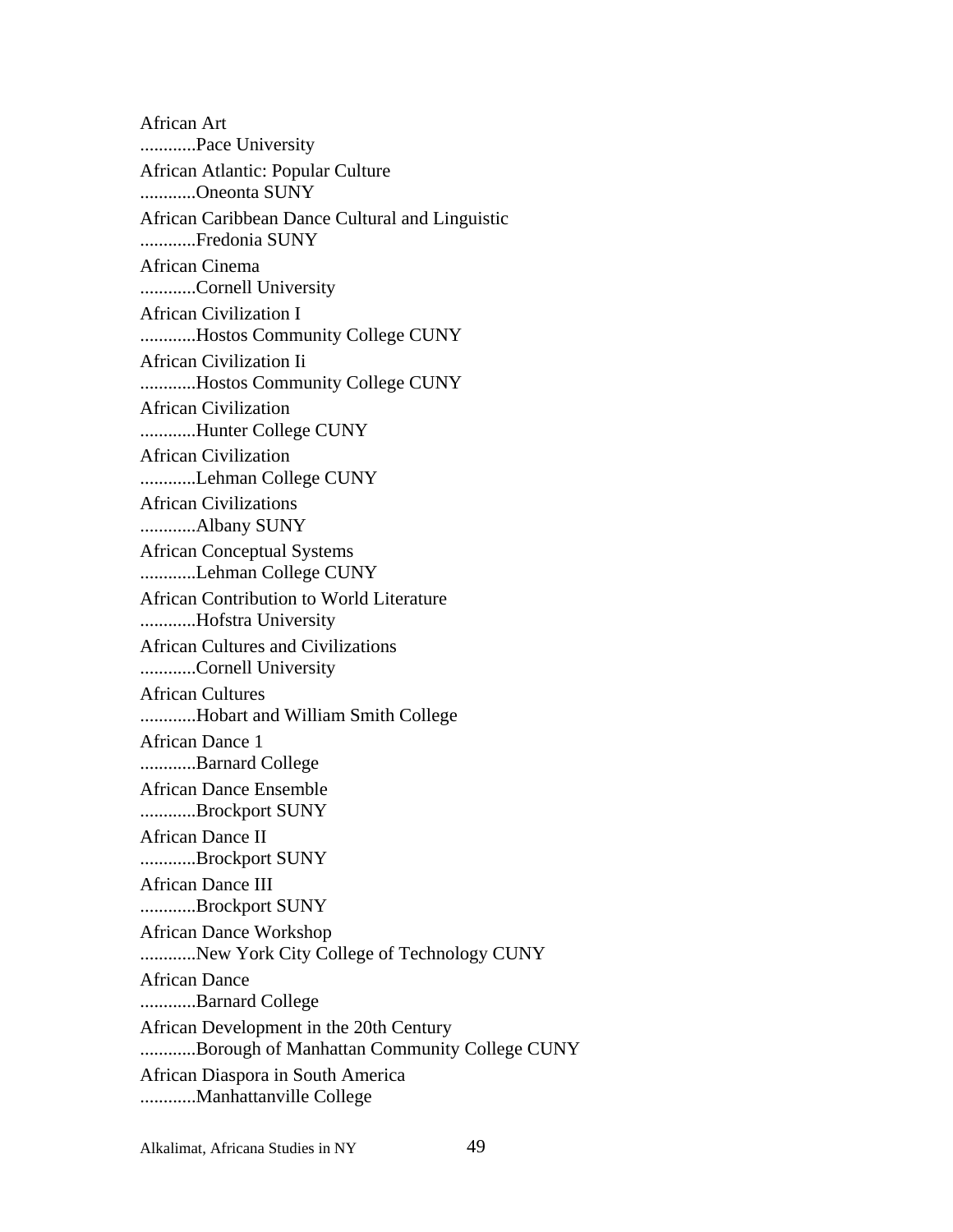African Art
............Pace University

African Atlantic: Popular Culture
............Oneonta SUNY

African Caribbean Dance Cultural and Linguistic
............Fredonia SUNY

African Cinema
............Cornell University

African Civilization I
............Hostos Community College CUNY

African Civilization Ii
............Hostos Community College CUNY

African Civilization
............Hunter College CUNY

African Civilization
............Lehman College CUNY

African Civilizations
............Albany SUNY

African Conceptual Systems
............Lehman College CUNY

African Contribution to World Literature
............Hofstra University

African Cultures and Civilizations
............Cornell University

African Cultures
............Hobart and William Smith College

African Dance 1
............Barnard College

African Dance Ensemble
............Brockport SUNY

African Dance II
............Brockport SUNY

African Dance III
............Brockport SUNY

African Dance Workshop
............New York City College of Technology CUNY

African Dance
............Barnard College

African Development in the 20th Century
............Borough of Manhattan Community College CUNY

African Diaspora in South America
............Manhattanville College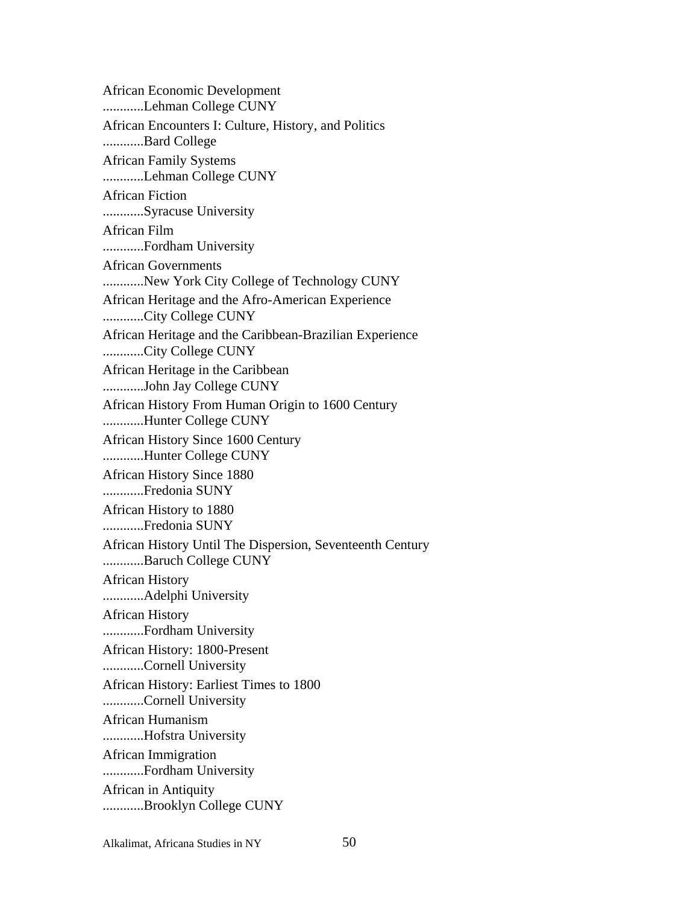African Economic Development
............Lehman College CUNY

African Encounters I: Culture, History, and Politics
............Bard College

African Family Systems
............Lehman College CUNY

African Fiction
............Syracuse University

African Film
............Fordham University

African Governments
............New York City College of Technology CUNY

African Heritage and the Afro-American Experience
............City College CUNY

African Heritage and the Caribbean-Brazilian Experience
............City College CUNY

African Heritage in the Caribbean
............John Jay College CUNY

African History From Human Origin to 1600 Century
............Hunter College CUNY

African History Since 1600 Century
............Hunter College CUNY

African History Since 1880
............Fredonia SUNY

African History to 1880
............Fredonia SUNY

African History Until The Dispersion, Seventeenth Century
............Baruch College CUNY

African History
............Adelphi University

African History
............Fordham University

African History: 1800-Present
............Cornell University

African History: Earliest Times to 1800
............Cornell University

African Humanism
............Hofstra University

African Immigration
............Fordham University

African in Antiquity
............Brooklyn College CUNY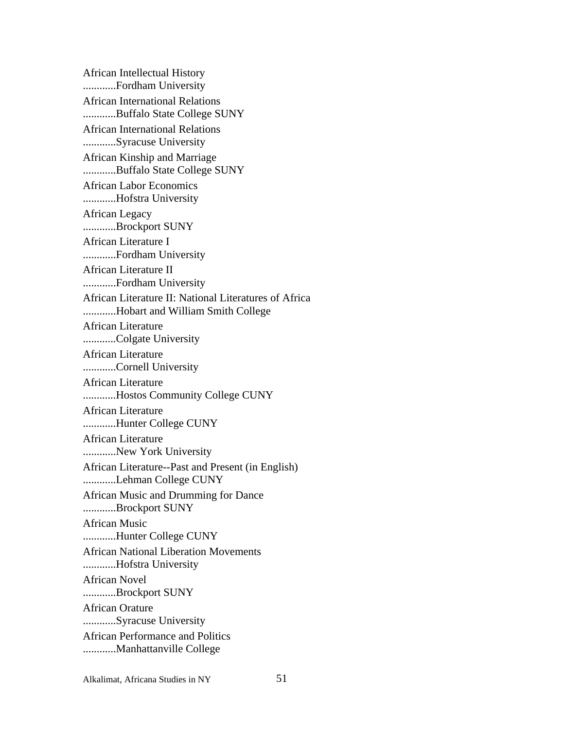African Intellectual History
............Fordham University

African International Relations
............Buffalo State College SUNY

African International Relations
............Syracuse University

African Kinship and Marriage
............Buffalo State College SUNY

African Labor Economics
............Hofstra University

African Legacy
............Brockport SUNY

African Literature I
............Fordham University

African Literature II
............Fordham University

African Literature II: National Literatures of Africa
............Hobart and William Smith College

African Literature
............Colgate University

African Literature
............Cornell University

African Literature
............Hostos Community College CUNY

African Literature
............Hunter College CUNY

African Literature
............New York University

African Literature--Past and Present (in English)
............Lehman College CUNY

African Music and Drumming for Dance
............Brockport SUNY

African Music
............Hunter College CUNY

African National Liberation Movements
............Hofstra University

African Novel
............Brockport SUNY

African Orature
............Syracuse University

African Performance and Politics
............Manhattanville College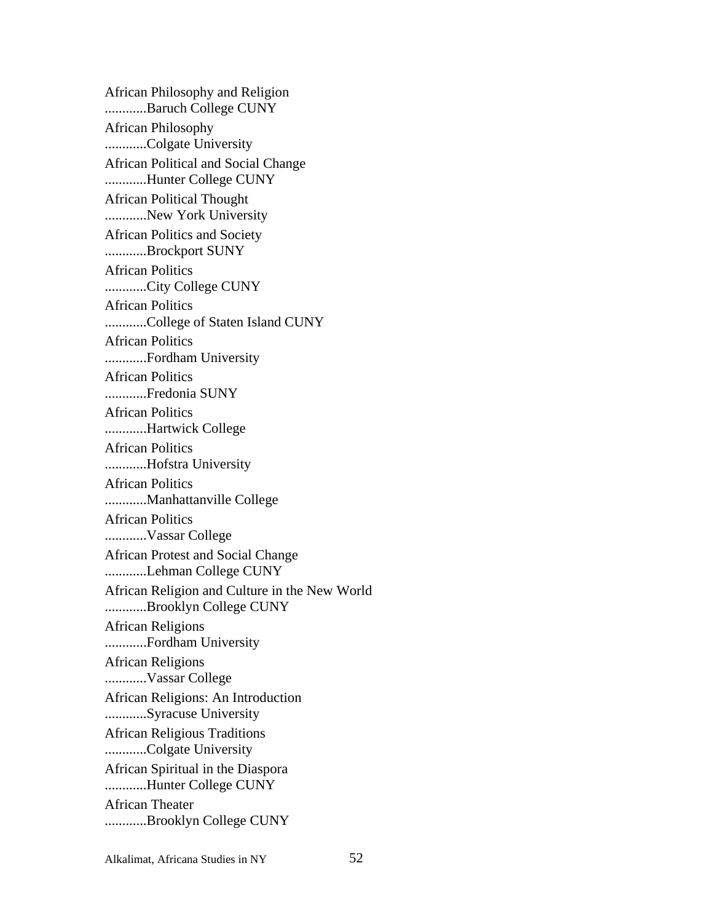African Philosophy and Religion
............Baruch College CUNY

African Philosophy
............Colgate University

African Political and Social Change
............Hunter College CUNY

African Political Thought
............New York University

African Politics and Society
............Brockport SUNY

African Politics
............City College CUNY

African Politics
............College of Staten Island CUNY

African Politics
............Fordham University

African Politics
............Fredonia SUNY

African Politics
............Hartwick College

African Politics
............Hofstra University

African Politics
............Manhattanville College

African Politics
............Vassar College

African Protest and Social Change
............Lehman College CUNY

African Religion and Culture in the New World
............Brooklyn College CUNY

African Religions
............Fordham University

African Religions
............Vassar College

African Religions: An Introduction
............Syracuse University

African Religious Traditions
............Colgate University

African Spiritual in the Diaspora
............Hunter College CUNY

African Theater
............Brooklyn College CUNY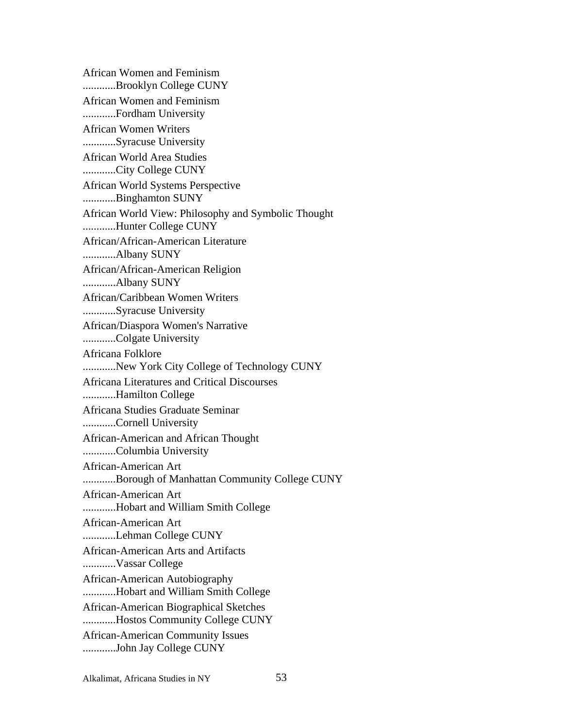African Women and Feminism
............Brooklyn College CUNY

African Women and Feminism
............Fordham University

African Women Writers
............Syracuse University

African World Area Studies
............City College CUNY

African World Systems Perspective
............Binghamton SUNY

African World View: Philosophy and Symbolic Thought
............Hunter College CUNY

African/African-American Literature
............Albany SUNY

African/African-American Religion
............Albany SUNY

African/Caribbean Women Writers
............Syracuse University

African/Diaspora Women's Narrative
............Colgate University

Africana Folklore
............New York City College of Technology CUNY

Africana Literatures and Critical Discourses
............Hamilton College

Africana Studies Graduate Seminar
............Cornell University

African-American and African Thought
............Columbia University

African-American Art
............Borough of Manhattan Community College CUNY

African-American Art
............Hobart and William Smith College

African-American Art
............Lehman College CUNY

African-American Arts and Artifacts
............Vassar College

African-American Autobiography
............Hobart and William Smith College

African-American Biographical Sketches
............Hostos Community College CUNY

African-American Community Issues
............John Jay College CUNY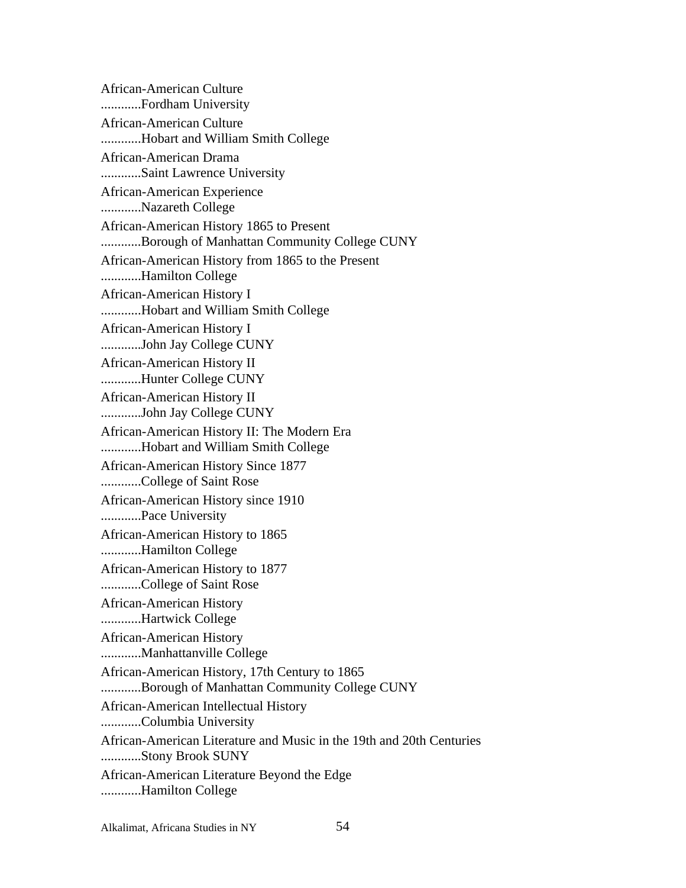African-American Culture
............Fordham University

African-American Culture
............Hobart and William Smith College

African-American Drama
............Saint Lawrence University

African-American Experience
............Nazareth College

African-American History 1865 to Present
............Borough of Manhattan Community College CUNY

African-American History from 1865 to the Present
............Hamilton College

African-American History I
............Hobart and William Smith College

African-American History I
............John Jay College CUNY

African-American History II
............Hunter College CUNY

African-American History II
............John Jay College CUNY

African-American History II: The Modern Era
............Hobart and William Smith College

African-American History Since 1877
............College of Saint Rose

African-American History since 1910
............Pace University

African-American History to 1865
............Hamilton College

African-American History to 1877
............College of Saint Rose

African-American History
............Hartwick College

African-American History
............Manhattanville College

African-American History, 17th Century to 1865
............Borough of Manhattan Community College CUNY

African-American Intellectual History
............Columbia University

African-American Literature and Music in the 19th and 20th Centuries
............Stony Brook SUNY

African-American Literature Beyond the Edge
............Hamilton College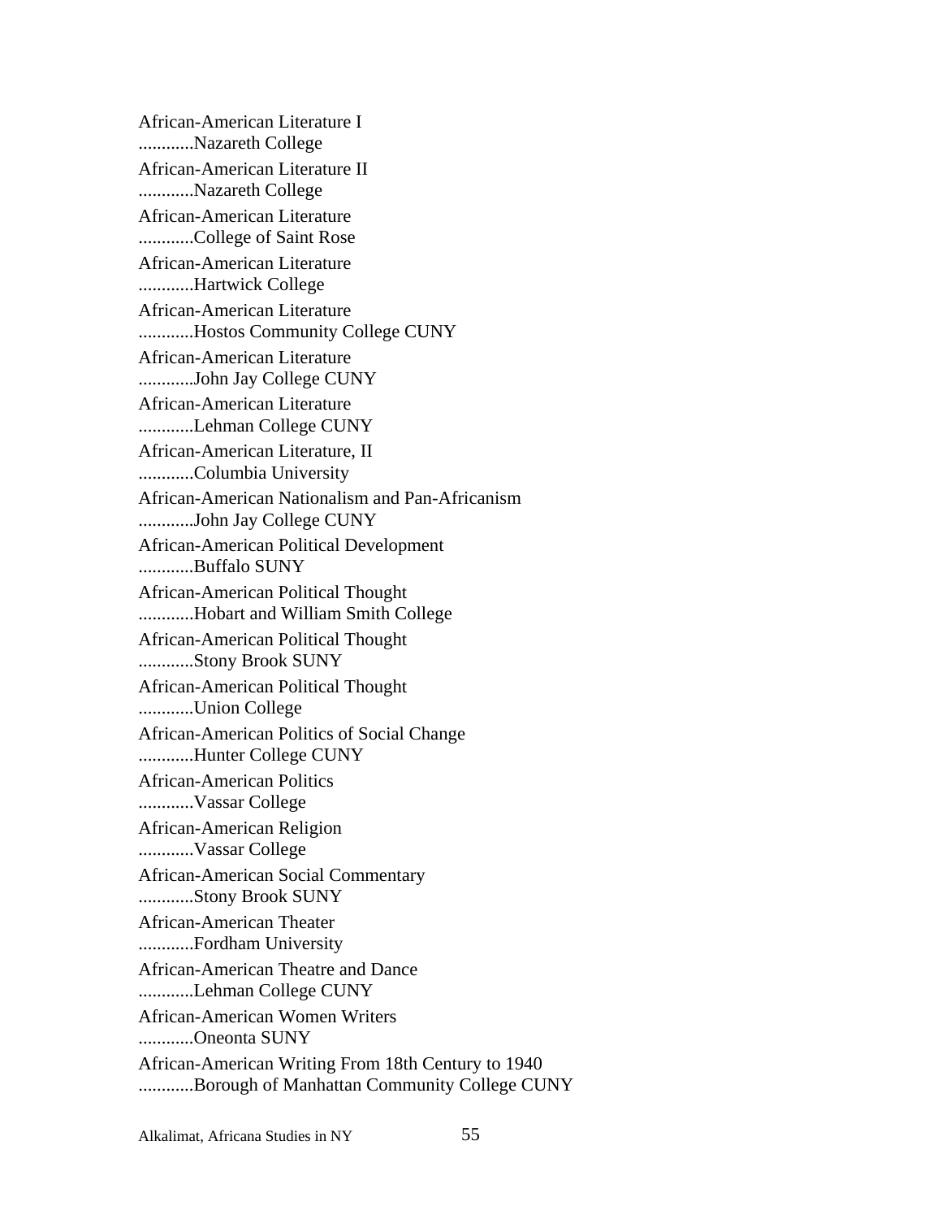African-American Literature I
............Nazareth College

African-American Literature II
............Nazareth College

African-American Literature
............College of Saint Rose

African-American Literature
............Hartwick College

African-American Literature
............Hostos Community College CUNY

African-American Literature
............John Jay College CUNY

African-American Literature
............Lehman College CUNY

African-American Literature, II
............Columbia University

African-American Nationalism and Pan-Africanism
............John Jay College CUNY

African-American Political Development
............Buffalo SUNY

African-American Political Thought
............Hobart and William Smith College

African-American Political Thought
............Stony Brook SUNY

African-American Political Thought
............Union College

African-American Politics of Social Change
............Hunter College CUNY

African-American Politics
............Vassar College

African-American Religion
............Vassar College

African-American Social Commentary
............Stony Brook SUNY

African-American Theater
............Fordham University

African-American Theatre and Dance
............Lehman College CUNY

African-American Women Writers
............Oneonta SUNY

African-American Writing From 18th Century to 1940
............Borough of Manhattan Community College CUNY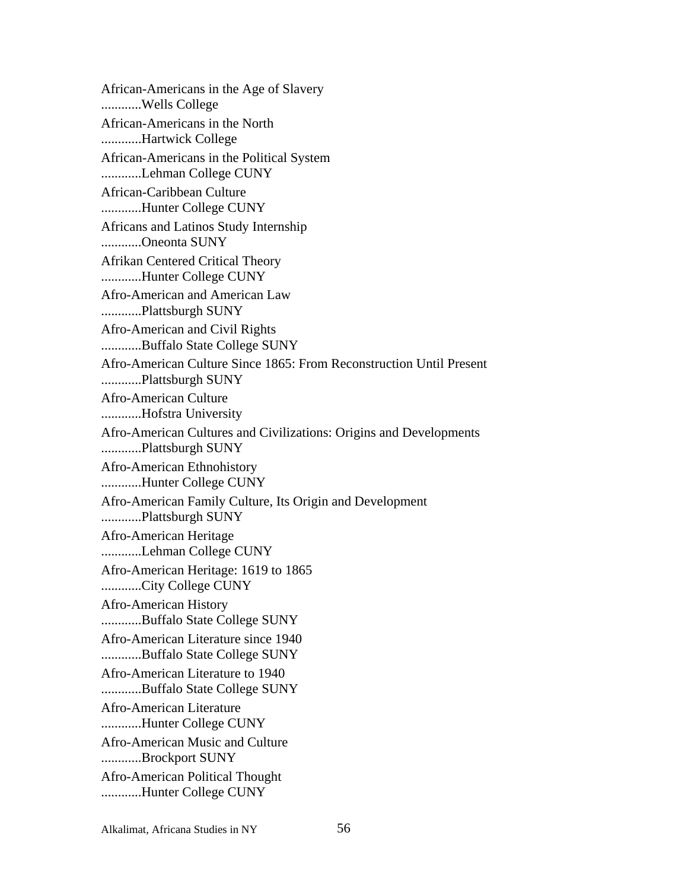African-Americans in the Age of Slavery
............Wells College

African-Americans in the North
............Hartwick College

African-Americans in the Political System
............Lehman College CUNY

African-Caribbean Culture
............Hunter College CUNY

Africans and Latinos Study Internship
............Oneonta SUNY

Afrikan Centered Critical Theory
............Hunter College CUNY

Afro-American and American Law
............Plattsburgh SUNY

Afro-American and Civil Rights
............Buffalo State College SUNY

Afro-American Culture Since 1865: From Reconstruction Until Present
............Plattsburgh SUNY

Afro-American Culture
............Hofstra University

Afro-American Cultures and Civilizations: Origins and Developments
............Plattsburgh SUNY

Afro-American Ethnohistory
............Hunter College CUNY

Afro-American Family Culture, Its Origin and Development
............Plattsburgh SUNY

Afro-American Heritage
............Lehman College CUNY

Afro-American Heritage: 1619 to 1865
............City College CUNY

Afro-American History
............Buffalo State College SUNY

Afro-American Literature since 1940
............Buffalo State College SUNY

Afro-American Literature to 1940
............Buffalo State College SUNY

Afro-American Literature
............Hunter College CUNY

Afro-American Music and Culture
............Brockport SUNY

Afro-American Political Thought
............Hunter College CUNY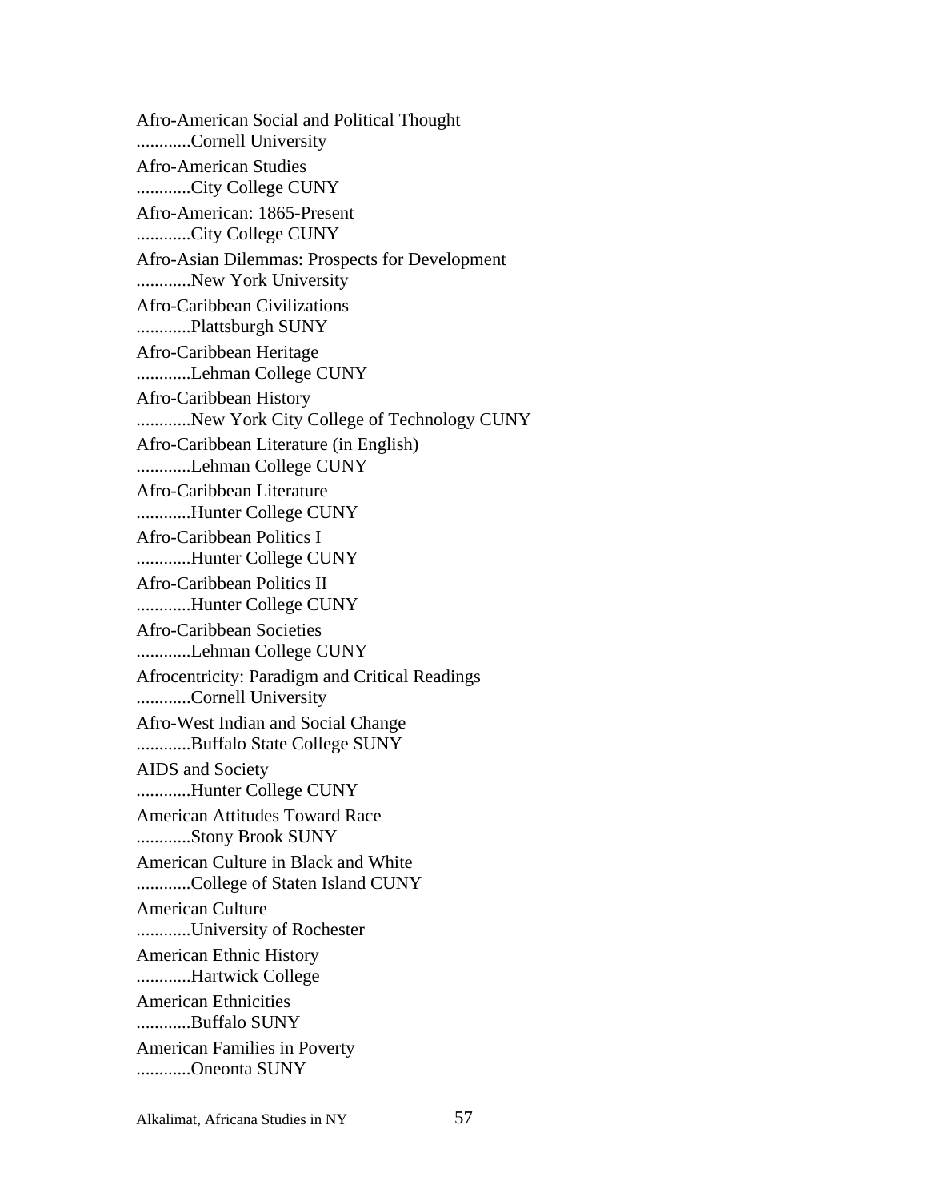Afro-American Social and Political Thought
............Cornell University

Afro-American Studies
............City College CUNY

Afro-American: 1865-Present
............City College CUNY

Afro-Asian Dilemmas: Prospects for Development
............New York University

Afro-Caribbean Civilizations
............Plattsburgh SUNY

Afro-Caribbean Heritage
............Lehman College CUNY

Afro-Caribbean History
............New York City College of Technology CUNY

Afro-Caribbean Literature (in English)
............Lehman College CUNY

Afro-Caribbean Literature
............Hunter College CUNY

Afro-Caribbean Politics I
............Hunter College CUNY

Afro-Caribbean Politics II
............Hunter College CUNY

Afro-Caribbean Societies
............Lehman College CUNY

Afrocentricity: Paradigm and Critical Readings
............Cornell University

Afro-West Indian and Social Change
............Buffalo State College SUNY

AIDS and Society
............Hunter College CUNY

American Attitudes Toward Race
............Stony Brook SUNY

American Culture in Black and White
............College of Staten Island CUNY

American Culture
............University of Rochester

American Ethnic History
............Hartwick College

American Ethnicities
............Buffalo SUNY

American Families in Poverty
............Oneonta SUNY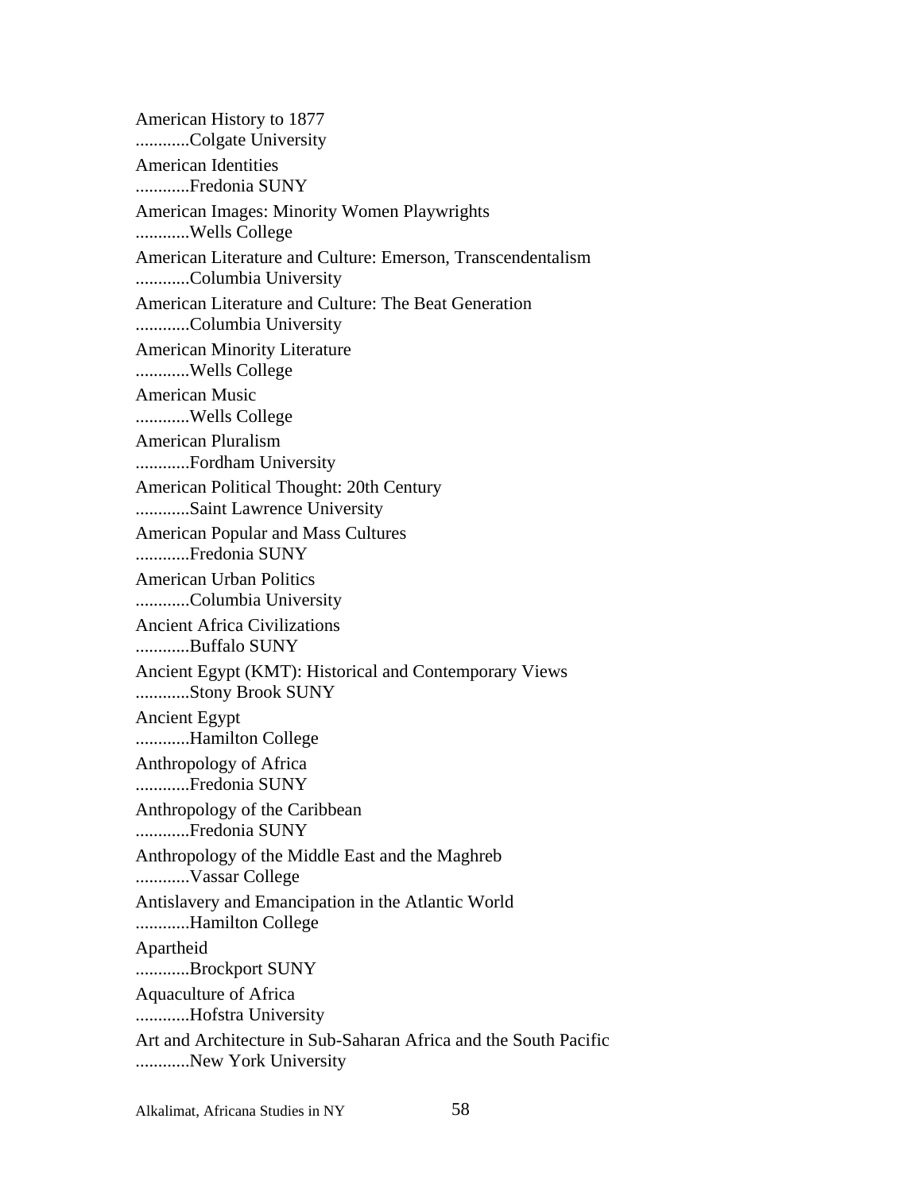American History to 1877
............Colgate University

American Identities
............Fredonia SUNY

American Images: Minority Women Playwrights
............Wells College

American Literature and Culture: Emerson, Transcendentalism
............Columbia University

American Literature and Culture: The Beat Generation
............Columbia University

American Minority Literature
............Wells College

American Music
............Wells College

American Pluralism
............Fordham University

American Political Thought: 20th Century
............Saint Lawrence University

American Popular and Mass Cultures
............Fredonia SUNY

American Urban Politics
............Columbia University

Ancient Africa Civilizations
............Buffalo SUNY

Ancient Egypt (KMT): Historical and Contemporary Views
............Stony Brook SUNY

Ancient Egypt
............Hamilton College

Anthropology of Africa
............Fredonia SUNY

Anthropology of the Caribbean
............Fredonia SUNY

Anthropology of the Middle East and the Maghreb
............Vassar College

Antislavery and Emancipation in the Atlantic World
............Hamilton College

Apartheid
............Brockport SUNY

Aquaculture of Africa
............Hofstra University

Art and Architecture in Sub-Saharan Africa and the South Pacific
............New York University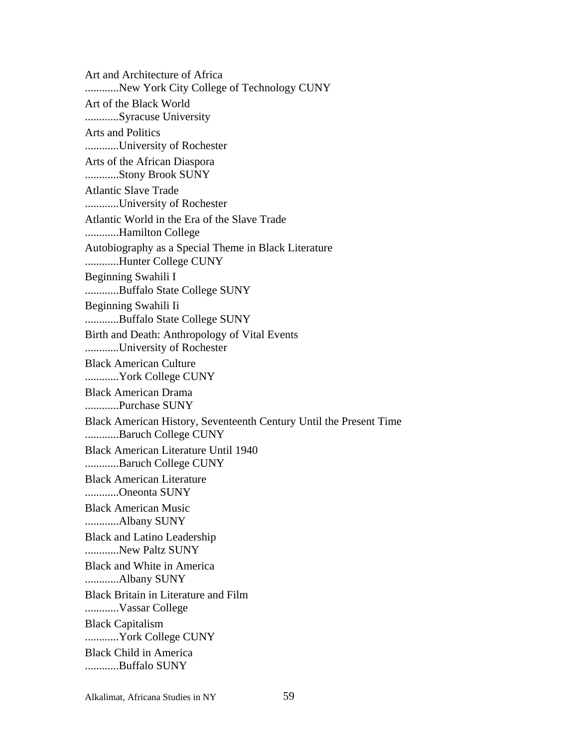Art and Architecture of Africa
............New York City College of Technology CUNY

Art of the Black World
............Syracuse University

Arts and Politics
............University of Rochester

Arts of the African Diaspora
............Stony Brook SUNY

Atlantic Slave Trade
............University of Rochester

Atlantic World in the Era of the Slave Trade
............Hamilton College

Autobiography as a Special Theme in Black Literature
............Hunter College CUNY

Beginning Swahili I
............Buffalo State College SUNY

Beginning Swahili Ii
............Buffalo State College SUNY

Birth and Death: Anthropology of Vital Events
............University of Rochester

Black American Culture
............York College CUNY

Black American Drama
............Purchase SUNY

Black American History, Seventeenth Century Until the Present Time
............Baruch College CUNY

Black American Literature Until 1940
............Baruch College CUNY

Black American Literature
............Oneonta SUNY

Black American Music
............Albany SUNY

Black and Latino Leadership
............New Paltz SUNY

Black and White in America
............Albany SUNY

Black Britain in Literature and Film
............Vassar College

Black Capitalism
............York College CUNY

Black Child in America
............Buffalo SUNY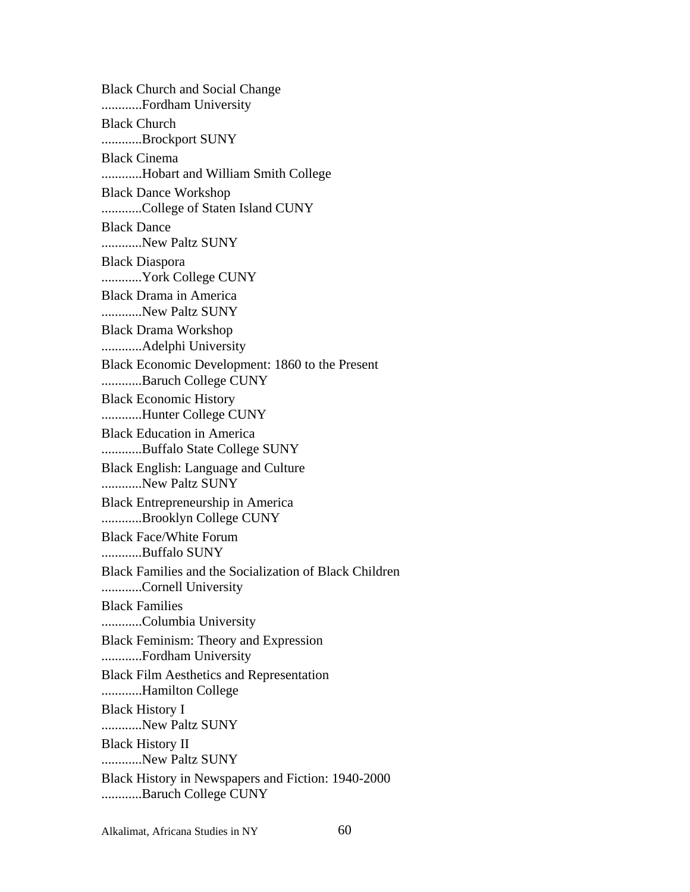Black Church and Social Change
............Fordham University

Black Church
............Brockport SUNY

Black Cinema
............Hobart and William Smith College

Black Dance Workshop
............College of Staten Island CUNY

Black Dance
............New Paltz SUNY

Black Diaspora
............York College CUNY

Black Drama in America
............New Paltz SUNY

Black Drama Workshop
............Adelphi University

Black Economic Development: 1860 to the Present
............Baruch College CUNY

Black Economic History
............Hunter College CUNY

Black Education in America
............Buffalo State College SUNY

Black English: Language and Culture
............New Paltz SUNY

Black Entrepreneurship in America
............Brooklyn College CUNY

Black Face/White Forum
............Buffalo SUNY

Black Families and the Socialization of Black Children
............Cornell University

Black Families
............Columbia University

Black Feminism: Theory and Expression
............Fordham University

Black Film Aesthetics and Representation
............Hamilton College

Black History I
............New Paltz SUNY

Black History II
............New Paltz SUNY

Black History in Newspapers and Fiction: 1940-2000
............Baruch College CUNY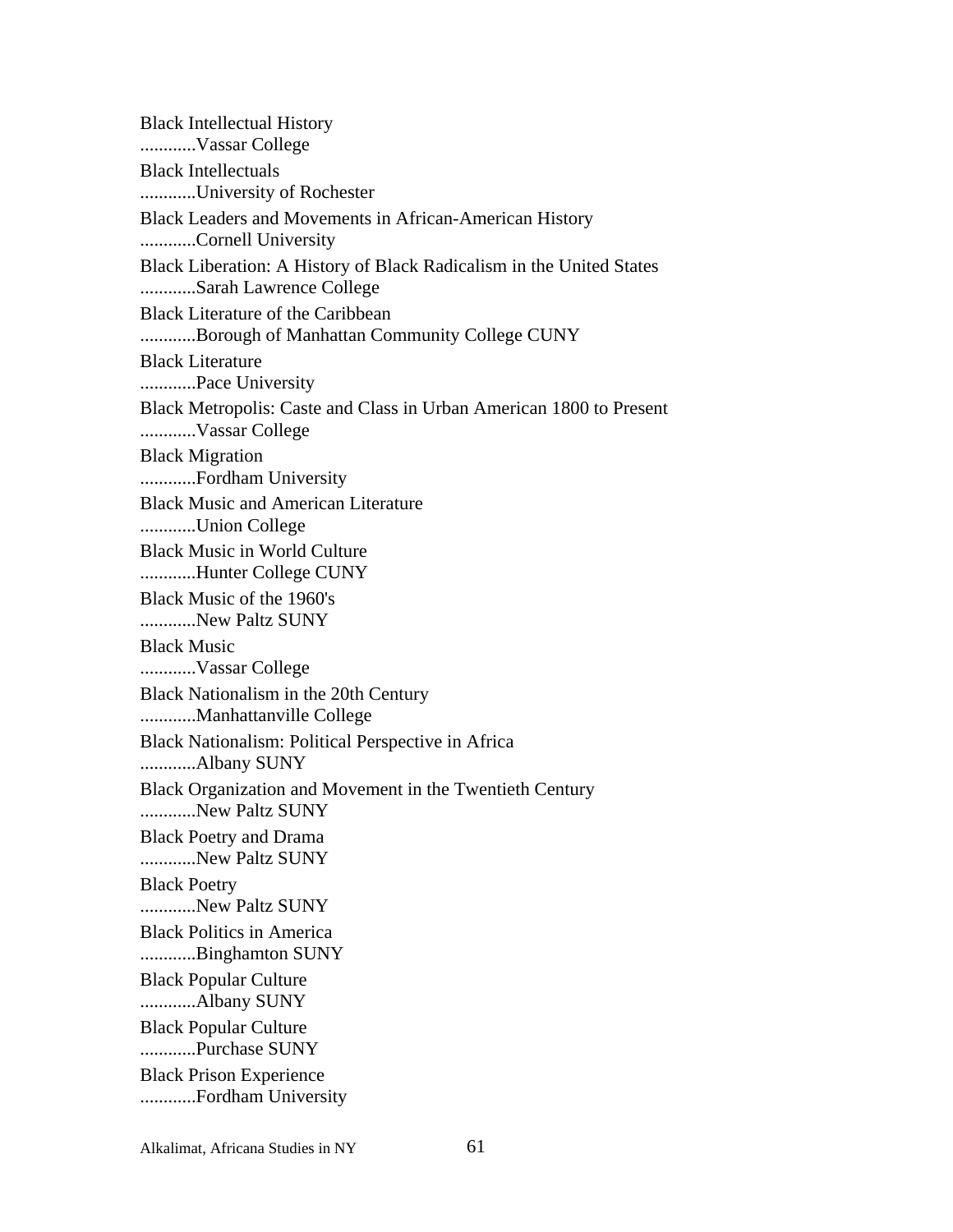Black Intellectual History
............Vassar College

Black Intellectuals
............University of Rochester

Black Leaders and Movements in African-American History
............Cornell University

Black Liberation: A History of Black Radicalism in the United States
............Sarah Lawrence College

Black Literature of the Caribbean
............Borough of Manhattan Community College CUNY

Black Literature
............Pace University

Black Metropolis: Caste and Class in Urban American 1800 to Present
............Vassar College

Black Migration
............Fordham University

Black Music and American Literature
............Union College

Black Music in World Culture
............Hunter College CUNY

Black Music of the 1960's
............New Paltz SUNY

Black Music
............Vassar College

Black Nationalism in the 20th Century
............Manhattanville College

Black Nationalism: Political Perspective in Africa
............Albany SUNY

Black Organization and Movement in the Twentieth Century
............New Paltz SUNY

Black Poetry and Drama
............New Paltz SUNY

Black Poetry
............New Paltz SUNY

Black Politics in America
............Binghamton SUNY

Black Popular Culture
............Albany SUNY

Black Popular Culture
............Purchase SUNY

Black Prison Experience
............Fordham University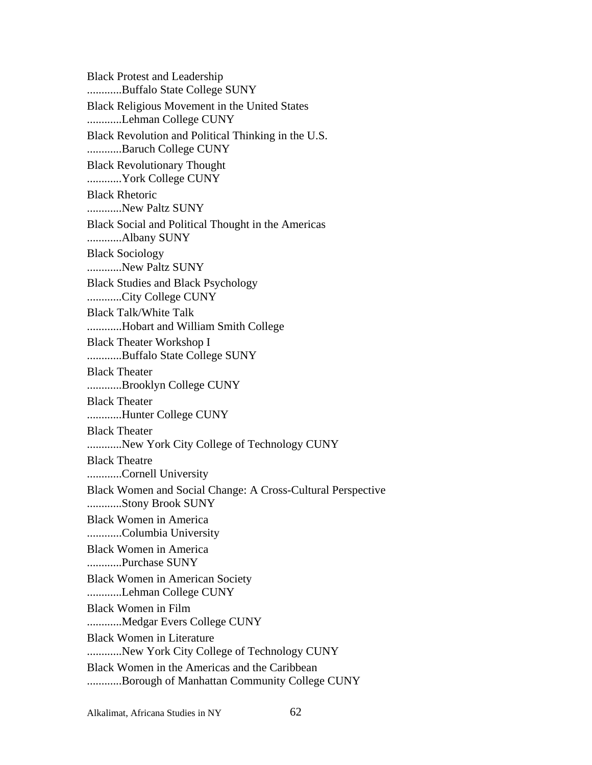Black Protest and Leadership
............Buffalo State College SUNY

Black Religious Movement in the United States
............Lehman College CUNY

Black Revolution and Political Thinking in the U.S.
............Baruch College CUNY

Black Revolutionary Thought
............York College CUNY

Black Rhetoric
............New Paltz SUNY

Black Social and Political Thought in the Americas
............Albany SUNY

Black Sociology
............New Paltz SUNY

Black Studies and Black Psychology
............City College CUNY

Black Talk/White Talk
............Hobart and William Smith College

Black Theater Workshop I
............Buffalo State College SUNY

Black Theater
............Brooklyn College CUNY

Black Theater
............Hunter College CUNY

Black Theater
............New York City College of Technology CUNY

Black Theatre
............Cornell University

Black Women and Social Change: A Cross-Cultural Perspective
............Stony Brook SUNY

Black Women in America
............Columbia University

Black Women in America
............Purchase SUNY

Black Women in American Society
............Lehman College CUNY

Black Women in Film
............Medgar Evers College CUNY

Black Women in Literature
............New York City College of Technology CUNY

Black Women in the Americas and the Caribbean
............Borough of Manhattan Community College CUNY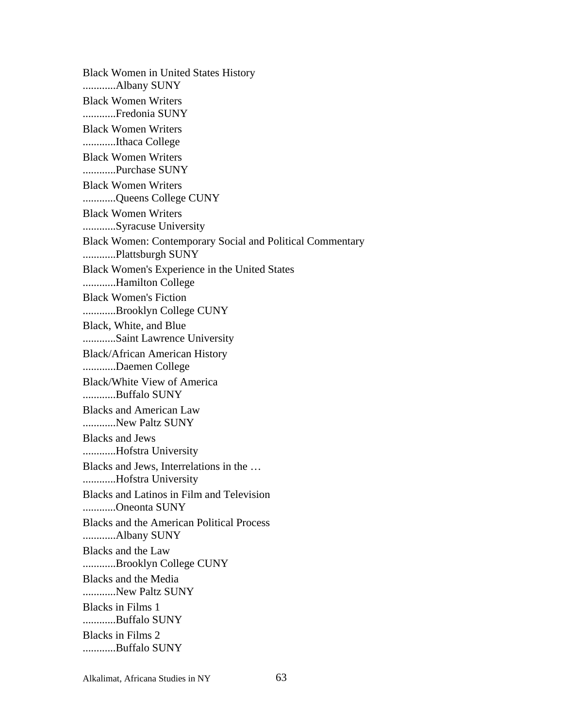Black Women in United States History
............Albany SUNY

Black Women Writers
............Fredonia SUNY

Black Women Writers
............Ithaca College

Black Women Writers
............Purchase SUNY

Black Women Writers
............Queens College CUNY

Black Women Writers
............Syracuse University

Black Women: Contemporary Social and Political Commentary
............Plattsburgh SUNY

Black Women's Experience in the United States
............Hamilton College

Black Women's Fiction
............Brooklyn College CUNY

Black, White, and Blue
............Saint Lawrence University

Black/African American History
............Daemen College

Black/White View of America
............Buffalo SUNY

Blacks and American Law
............New Paltz SUNY

Blacks and Jews
............Hofstra University

Blacks and Jews, Interrelations in the …
............Hofstra University

Blacks and Latinos in Film and Television
............Oneonta SUNY

Blacks and the American Political Process
............Albany SUNY

Blacks and the Law
............Brooklyn College CUNY

Blacks and the Media
............New Paltz SUNY

Blacks in Films 1
............Buffalo SUNY

Blacks in Films 2
............Buffalo SUNY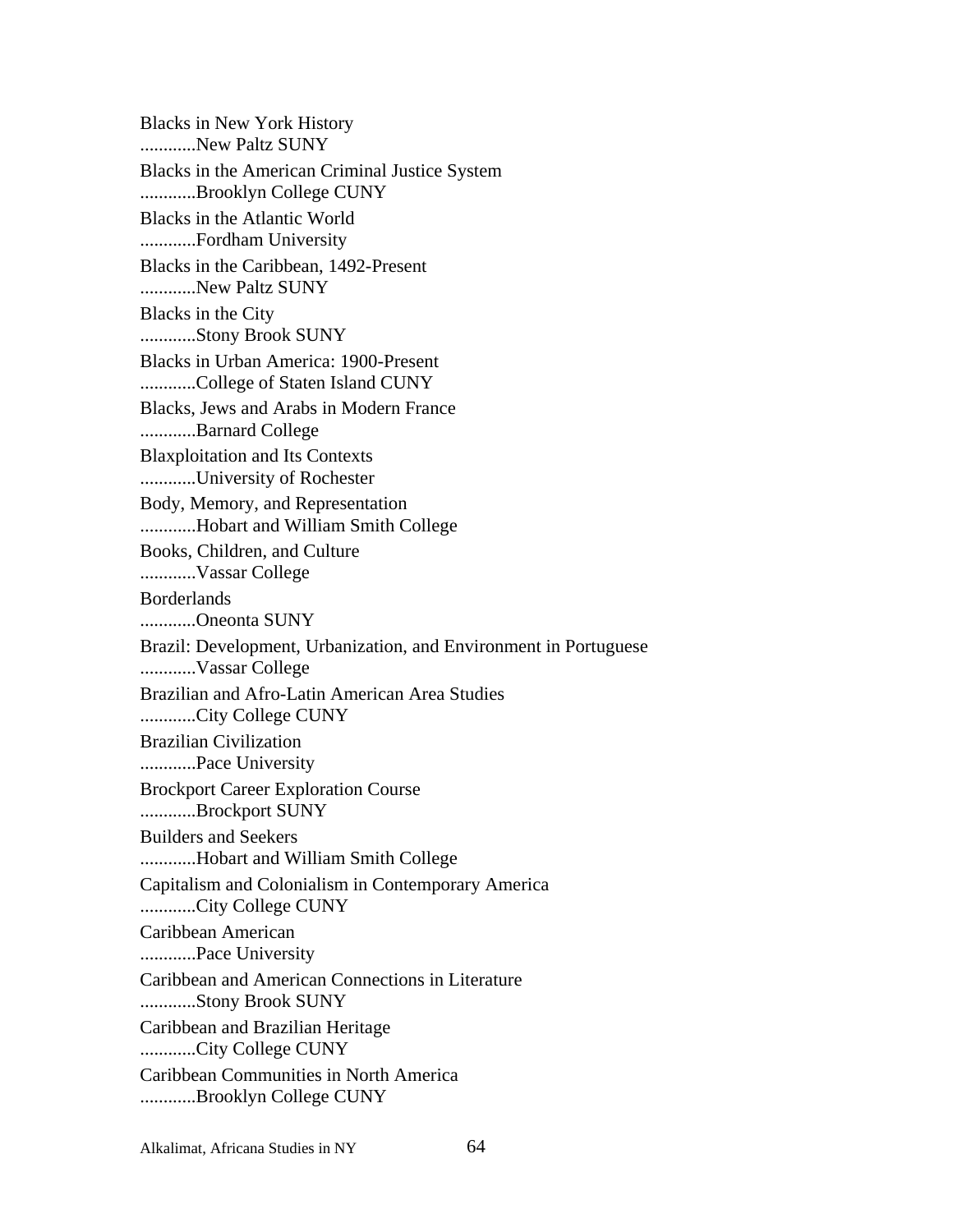Blacks in New York History
............New Paltz SUNY

Blacks in the American Criminal Justice System
............Brooklyn College CUNY

Blacks in the Atlantic World
............Fordham University

Blacks in the Caribbean, 1492-Present
............New Paltz SUNY

Blacks in the City
............Stony Brook SUNY

Blacks in Urban America: 1900-Present
............College of Staten Island CUNY

Blacks, Jews and Arabs in Modern France
............Barnard College

Blaxploitation and Its Contexts
............University of Rochester

Body, Memory, and Representation
............Hobart and William Smith College

Books, Children, and Culture
............Vassar College

Borderlands
............Oneonta SUNY

Brazil: Development, Urbanization, and Environment in Portuguese
............Vassar College

Brazilian and Afro-Latin American Area Studies
............City College CUNY

Brazilian Civilization
............Pace University

Brockport Career Exploration Course
............Brockport SUNY

Builders and Seekers
............Hobart and William Smith College

Capitalism and Colonialism in Contemporary America
............City College CUNY

Caribbean American
............Pace University

Caribbean and American Connections in Literature
............Stony Brook SUNY

Caribbean and Brazilian Heritage
............City College CUNY

Caribbean Communities in North America
............Brooklyn College CUNY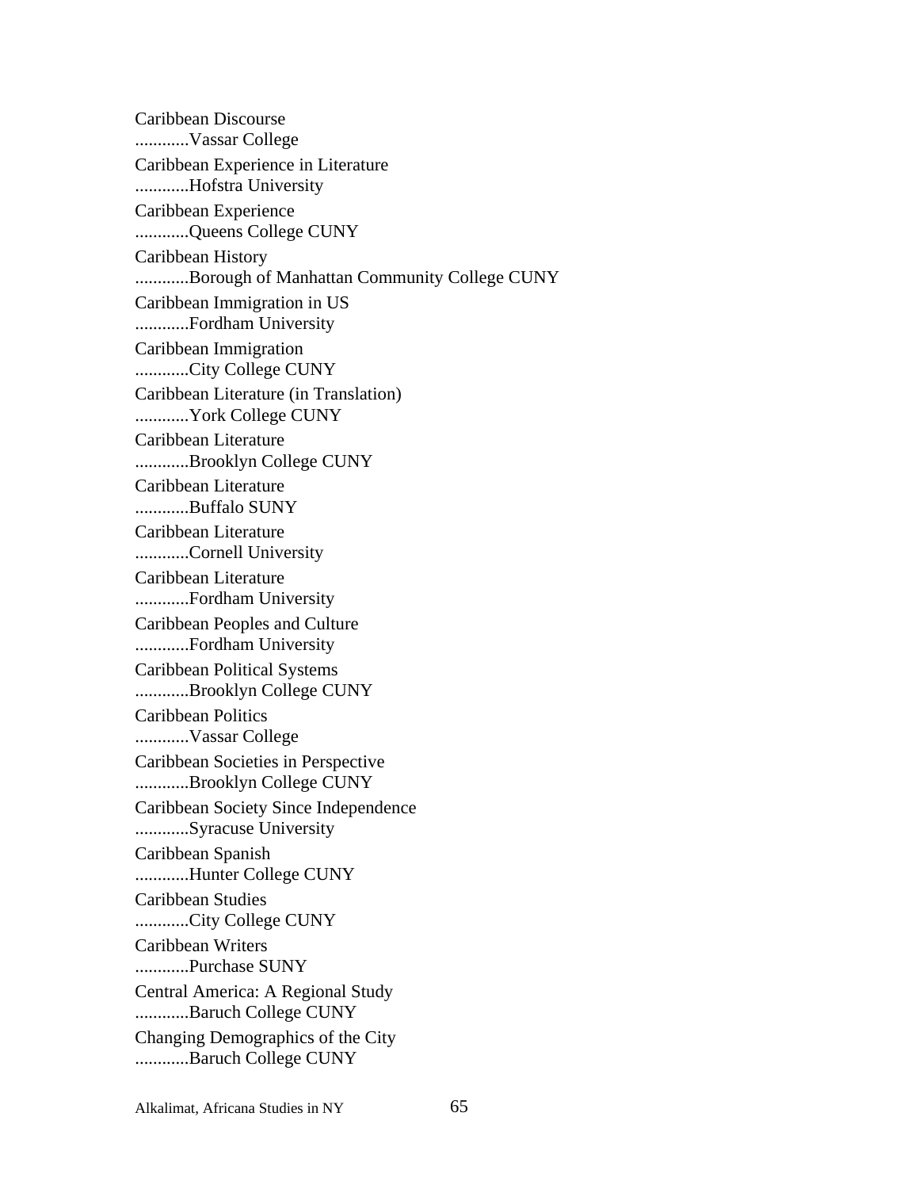Caribbean Discourse
............Vassar College

Caribbean Experience in Literature
............Hofstra University

Caribbean Experience
............Queens College CUNY

Caribbean History
............Borough of Manhattan Community College CUNY

Caribbean Immigration in US
............Fordham University

Caribbean Immigration
............City College CUNY

Caribbean Literature (in Translation)
............York College CUNY

Caribbean Literature
............Brooklyn College CUNY

Caribbean Literature
............Buffalo SUNY

Caribbean Literature
............Cornell University

Caribbean Literature
............Fordham University

Caribbean Peoples and Culture
............Fordham University

Caribbean Political Systems
............Brooklyn College CUNY

Caribbean Politics
............Vassar College

Caribbean Societies in Perspective
............Brooklyn College CUNY

Caribbean Society Since Independence
............Syracuse University

Caribbean Spanish
............Hunter College CUNY

Caribbean Studies
............City College CUNY

Caribbean Writers
............Purchase SUNY

Central America: A Regional Study
............Baruch College CUNY

Changing Demographics of the City
............Baruch College CUNY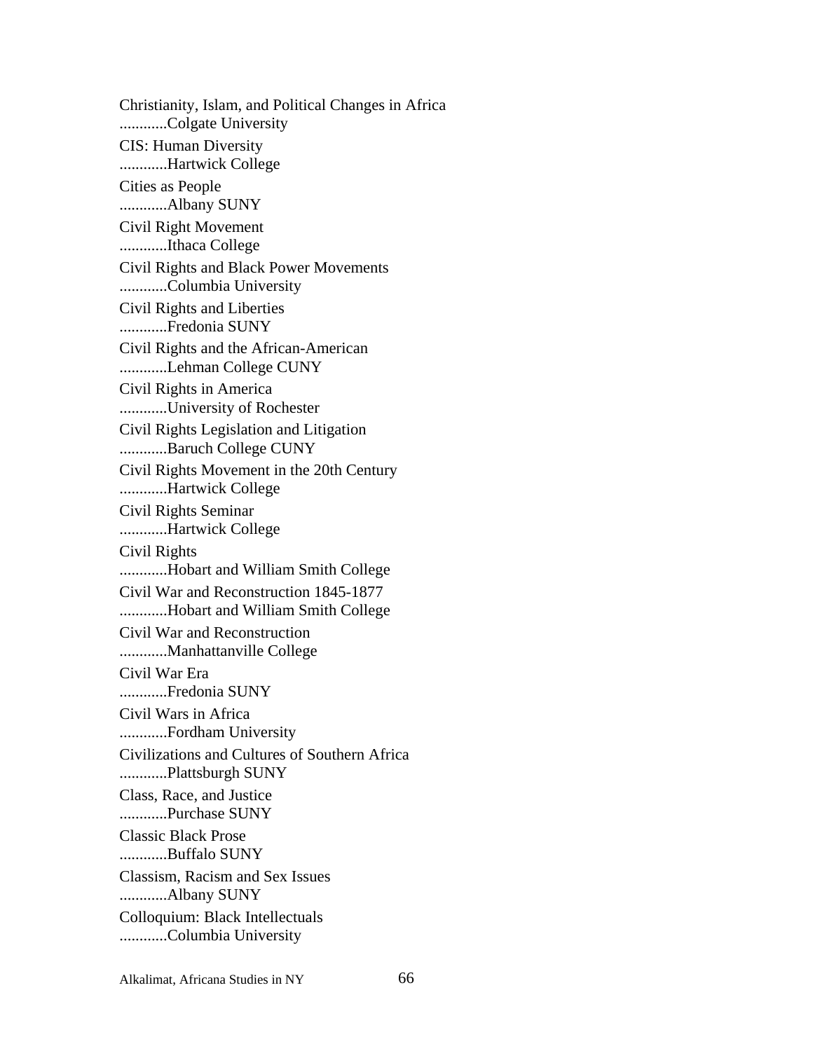Christianity, Islam, and Political Changes in Africa
............Colgate University

CIS: Human Diversity
............Hartwick College

Cities as People
............Albany SUNY

Civil Right Movement
............Ithaca College

Civil Rights and Black Power Movements
............Columbia University

Civil Rights and Liberties
............Fredonia SUNY

Civil Rights and the African-American
............Lehman College CUNY

Civil Rights in America
............University of Rochester

Civil Rights Legislation and Litigation
............Baruch College CUNY

Civil Rights Movement in the 20th Century
............Hartwick College

Civil Rights Seminar
............Hartwick College

Civil Rights
............Hobart and William Smith College

Civil War and Reconstruction 1845-1877
............Hobart and William Smith College

Civil War and Reconstruction
............Manhattanville College

Civil War Era
............Fredonia SUNY

Civil Wars in Africa
............Fordham University

Civilizations and Cultures of Southern Africa
............Plattsburgh SUNY

Class, Race, and Justice
............Purchase SUNY

Classic Black Prose
............Buffalo SUNY

Classism, Racism and Sex Issues
............Albany SUNY

Colloquium: Black Intellectuals
............Columbia University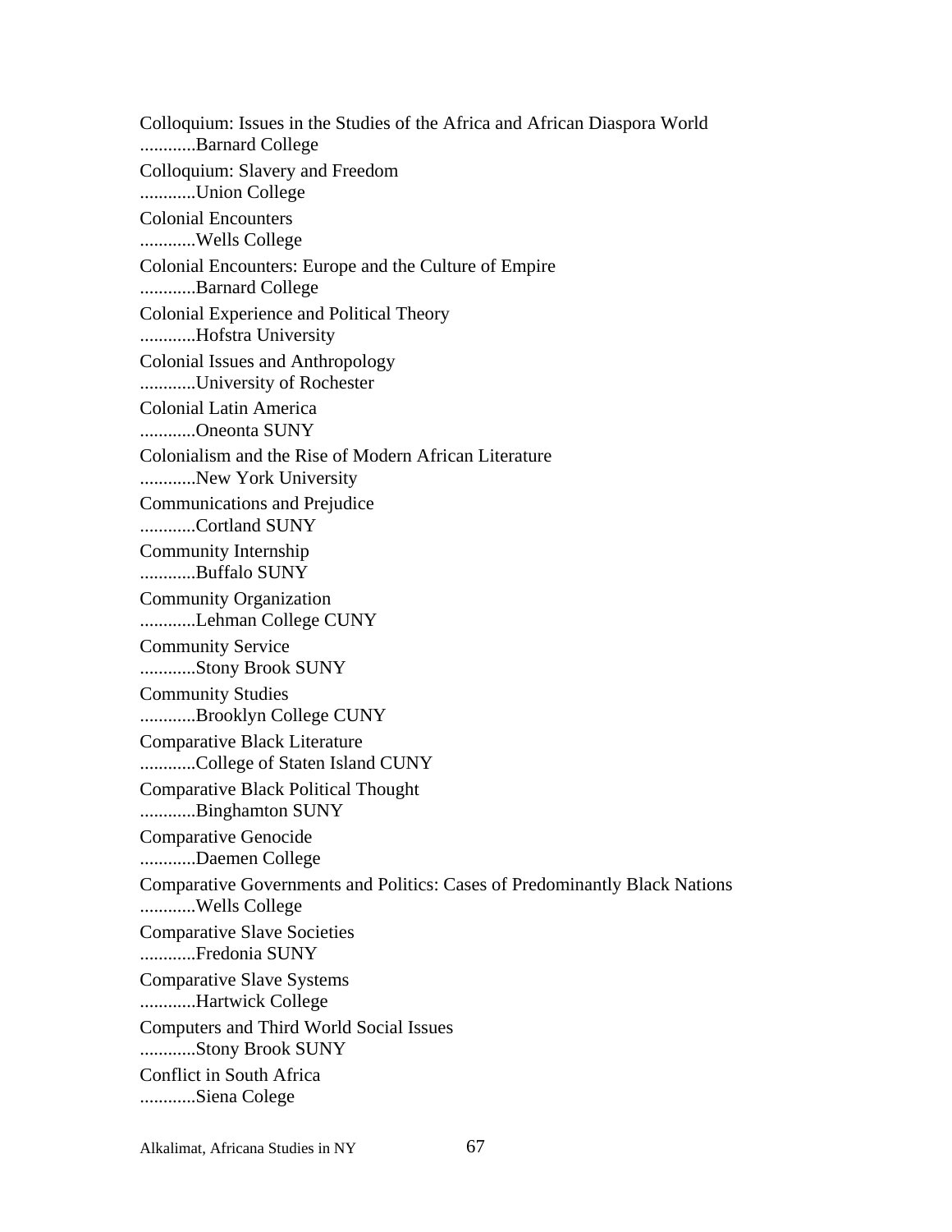Colloquium: Issues in the Studies of the Africa and African Diaspora World
............Barnard College

Colloquium: Slavery and Freedom
............Union College

Colonial Encounters
............Wells College

Colonial Encounters: Europe and the Culture of Empire
............Barnard College

Colonial Experience and Political Theory
............Hofstra University

Colonial Issues and Anthropology
............University of Rochester

Colonial Latin America
............Oneonta SUNY

Colonialism and the Rise of Modern African Literature
............New York University

Communications and Prejudice
............Cortland SUNY

Community Internship
............Buffalo SUNY

Community Organization
............Lehman College CUNY

Community Service
............Stony Brook SUNY

Community Studies
............Brooklyn College CUNY

Comparative Black Literature
............College of Staten Island CUNY

Comparative Black Political Thought
............Binghamton SUNY

Comparative Genocide
............Daemen College

Comparative Governments and Politics: Cases of Predominantly Black Nations
............Wells College

Comparative Slave Societies
............Fredonia SUNY

Comparative Slave Systems
............Hartwick College

Computers and Third World Social Issues
............Stony Brook SUNY

Conflict in South Africa
............Siena Colege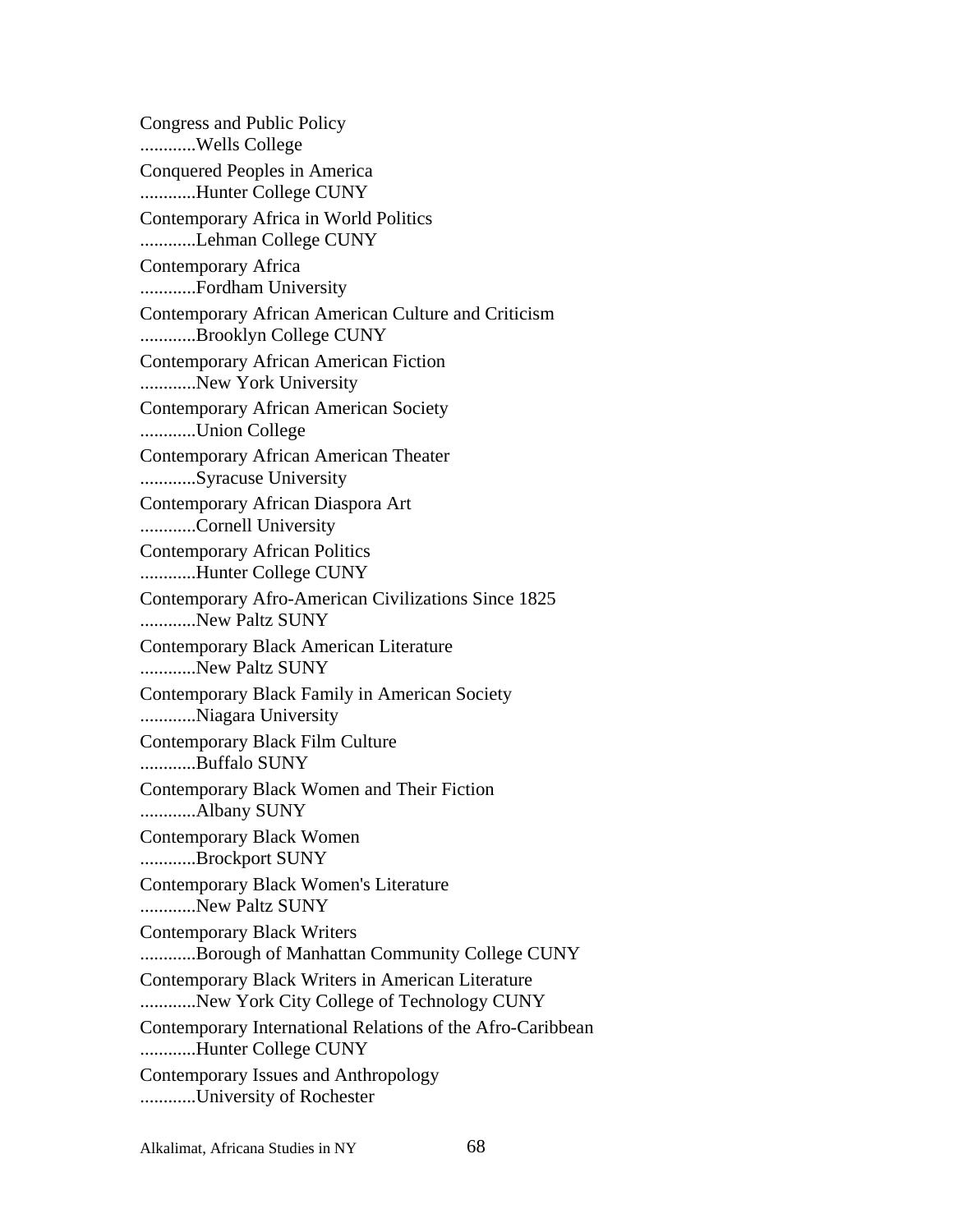Congress and Public Policy
............Wells College

Conquered Peoples in America
............Hunter College CUNY

Contemporary Africa in World Politics
............Lehman College CUNY

Contemporary Africa
............Fordham University

Contemporary African American Culture and Criticism
............Brooklyn College CUNY

Contemporary African American Fiction
............New York University

Contemporary African American Society
............Union College

Contemporary African American Theater
............Syracuse University

Contemporary African Diaspora Art
............Cornell University

Contemporary African Politics
............Hunter College CUNY

Contemporary Afro-American Civilizations Since 1825
............New Paltz SUNY

Contemporary Black American Literature
............New Paltz SUNY

Contemporary Black Family in American Society
............Niagara University

Contemporary Black Film Culture
............Buffalo SUNY

Contemporary Black Women and Their Fiction
............Albany SUNY

Contemporary Black Women
............Brockport SUNY

Contemporary Black Women's Literature
............New Paltz SUNY

Contemporary Black Writers
............Borough of Manhattan Community College CUNY

Contemporary Black Writers in American Literature
............New York City College of Technology CUNY

Contemporary International Relations of the Afro-Caribbean
............Hunter College CUNY

Contemporary Issues and Anthropology
............University of Rochester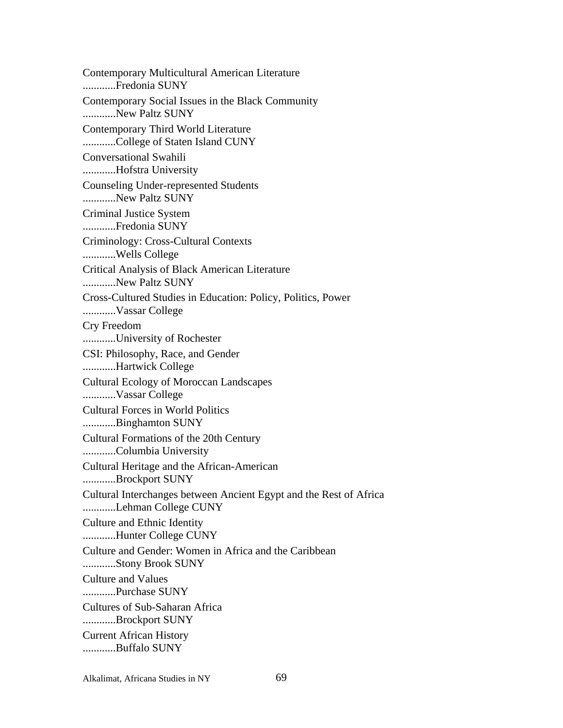Contemporary Multicultural American Literature
............Fredonia SUNY

Contemporary Social Issues in the Black Community
............New Paltz SUNY

Contemporary Third World Literature
............College of Staten Island CUNY

Conversational Swahili
............Hofstra University

Counseling Under-represented Students
............New Paltz SUNY

Criminal Justice System
............Fredonia SUNY

Criminology: Cross-Cultural Contexts
............Wells College

Critical Analysis of Black American Literature
............New Paltz SUNY

Cross-Cultured Studies in Education: Policy, Politics, Power
............Vassar College

Cry Freedom
............University of Rochester

CSI: Philosophy, Race, and Gender
............Hartwick College

Cultural Ecology of Moroccan Landscapes
............Vassar College

Cultural Forces in World Politics
............Binghamton SUNY

Cultural Formations of the 20th Century
............Columbia University

Cultural Heritage and the African-American
............Brockport SUNY

Cultural Interchanges between Ancient Egypt and the Rest of Africa
............Lehman College CUNY

Culture and Ethnic Identity
............Hunter College CUNY

Culture and Gender: Women in Africa and the Caribbean
............Stony Brook SUNY

Culture and Values
............Purchase SUNY

Cultures of Sub-Saharan Africa
............Brockport SUNY

Current African History
............Buffalo SUNY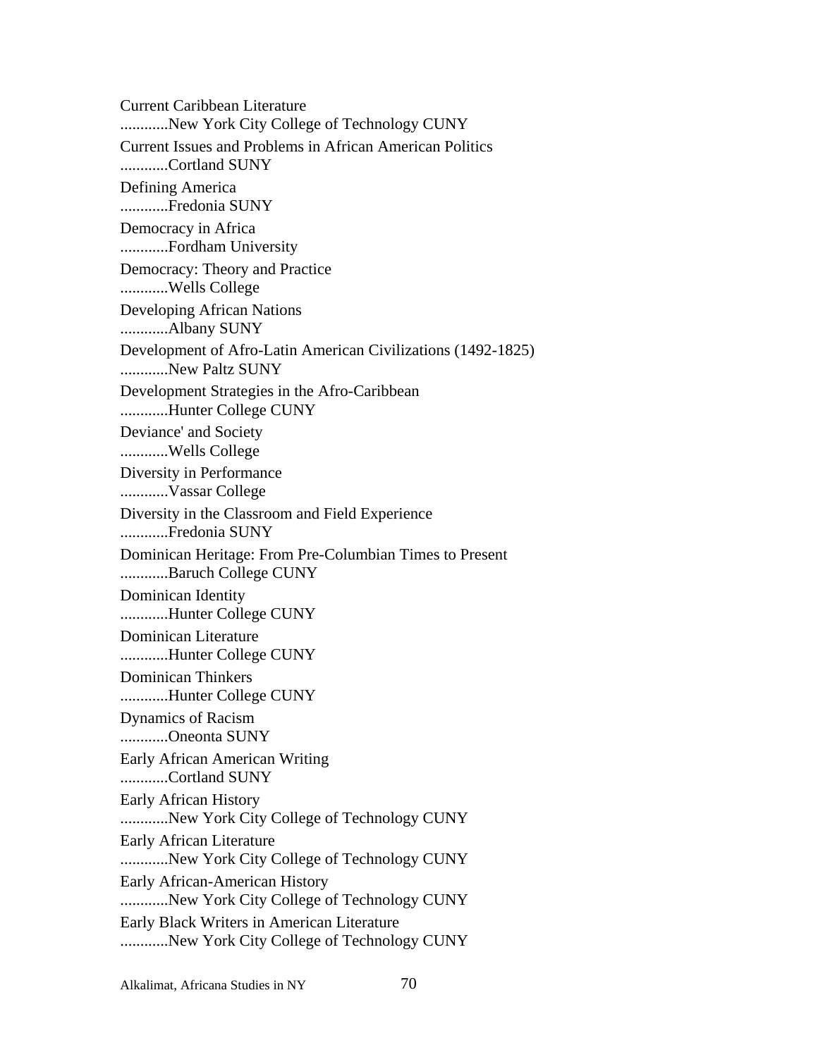Current Caribbean Literature
............New York City College of Technology CUNY

Current Issues and Problems in African American Politics
............Cortland SUNY

Defining America
............Fredonia SUNY

Democracy in Africa
............Fordham University

Democracy: Theory and Practice
............Wells College

Developing African Nations
............Albany SUNY

Development of Afro-Latin American Civilizations (1492-1825)
............New Paltz SUNY

Development Strategies in the Afro-Caribbean
............Hunter College CUNY

Deviance' and Society
............Wells College

Diversity in Performance
............Vassar College

Diversity in the Classroom and Field Experience
............Fredonia SUNY

Dominican Heritage: From Pre-Columbian Times to Present
............Baruch College CUNY

Dominican Identity
............Hunter College CUNY

Dominican Literature
............Hunter College CUNY

Dominican Thinkers
............Hunter College CUNY

Dynamics of Racism
............Oneonta SUNY

Early African American Writing
............Cortland SUNY

Early African History
............New York City College of Technology CUNY

Early African Literature
............New York City College of Technology CUNY

Early African-American History
............New York City College of Technology CUNY

Early Black Writers in American Literature
............New York City College of Technology CUNY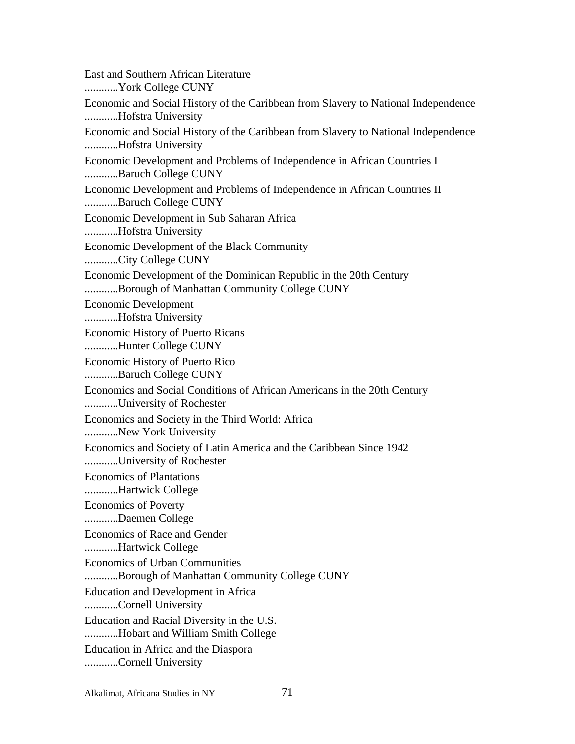East and Southern African Literature
............York College CUNY

Economic and Social History of the Caribbean from Slavery to National Independence
............Hofstra University

Economic and Social History of the Caribbean from Slavery to National Independence
............Hofstra University

Economic Development and Problems of Independence in African Countries I
............Baruch College CUNY

Economic Development and Problems of Independence in African Countries II
............Baruch College CUNY

Economic Development in Sub Saharan Africa
............Hofstra University

Economic Development of the Black Community
............City College CUNY

Economic Development of the Dominican Republic in the 20th Century
............Borough of Manhattan Community College CUNY

Economic Development
............Hofstra University

Economic History of Puerto Ricans
............Hunter College CUNY

Economic History of Puerto Rico
............Baruch College CUNY

Economics and Social Conditions of African Americans in the 20th Century
............University of Rochester

Economics and Society in the Third World: Africa
............New York University

Economics and Society of Latin America and the Caribbean Since 1942
............University of Rochester

Economics of Plantations
............Hartwick College

Economics of Poverty
............Daemen College

Economics of Race and Gender
............Hartwick College

Economics of Urban Communities
............Borough of Manhattan Community College CUNY

Education and Development in Africa
............Cornell University

Education and Racial Diversity in the U.S.
............Hobart and William Smith College

Education in Africa and the Diaspora
............Cornell University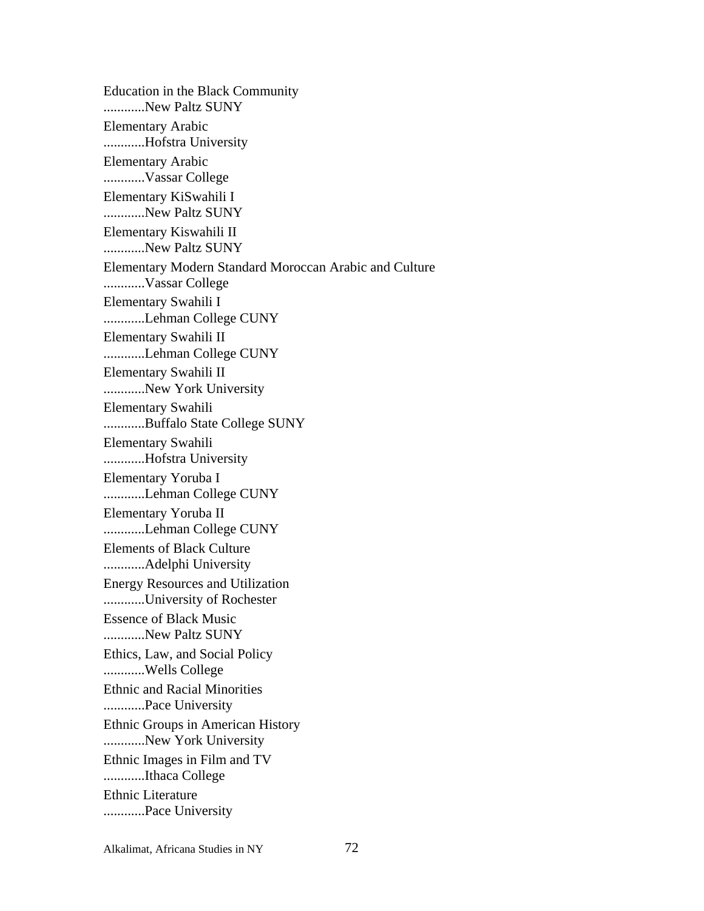Education in the Black Community
............New Paltz SUNY

Elementary Arabic
............Hofstra University

Elementary Arabic
............Vassar College

Elementary KiSwahili I
............New Paltz SUNY

Elementary Kiswahili II
............New Paltz SUNY

Elementary Modern Standard Moroccan Arabic and Culture
............Vassar College

Elementary Swahili I
............Lehman College CUNY

Elementary Swahili II
............Lehman College CUNY

Elementary Swahili II
............New York University

Elementary Swahili
............Buffalo State College SUNY

Elementary Swahili
............Hofstra University

Elementary Yoruba I
............Lehman College CUNY

Elementary Yoruba II
............Lehman College CUNY

Elements of Black Culture
............Adelphi University

Energy Resources and Utilization
............University of Rochester

Essence of Black Music
............New Paltz SUNY

Ethics, Law, and Social Policy
............Wells College

Ethnic and Racial Minorities
............Pace University

Ethnic Groups in American History
............New York University

Ethnic Images in Film and TV
............Ithaca College

Ethnic Literature
............Pace University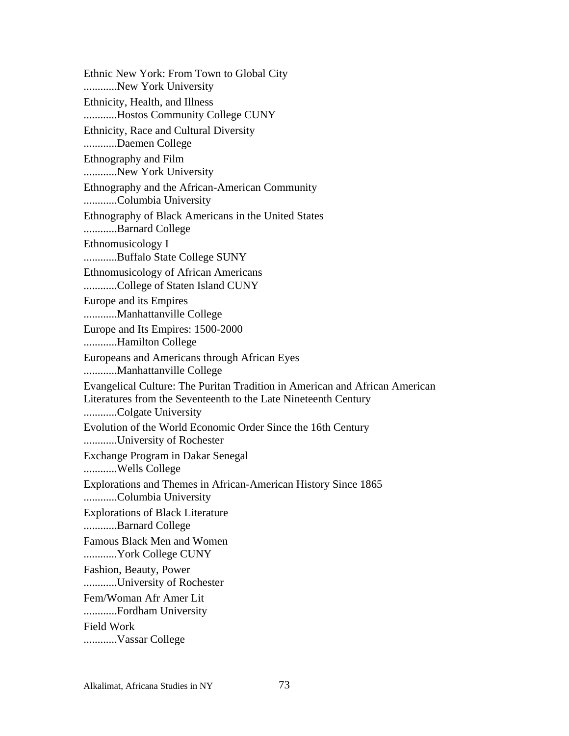Ethnic New York: From Town to Global City
............New York University

Ethnicity, Health, and Illness
............Hostos Community College CUNY

Ethnicity, Race and Cultural Diversity
............Daemen College

Ethnography and Film
............New York University

Ethnography and the African-American Community
............Columbia University

Ethnography of Black Americans in the United States
............Barnard College

Ethnomusicology I
............Buffalo State College SUNY

Ethnomusicology of African Americans
............College of Staten Island CUNY

Europe and its Empires
............Manhattanville College

Europe and Its Empires: 1500-2000
............Hamilton College

Europeans and Americans through African Eyes
............Manhattanville College

Evangelical Culture: The Puritan Tradition in American and African American Literatures from the Seventeenth to the Late Nineteenth Century
............Colgate University

Evolution of the World Economic Order Since the 16th Century
............University of Rochester

Exchange Program in Dakar Senegal
............Wells College

Explorations and Themes in African-American History Since 1865
............Columbia University

Explorations of Black Literature
............Barnard College

Famous Black Men and Women
............York College CUNY

Fashion, Beauty, Power
............University of Rochester

Fem/Woman Afr Amer Lit
............Fordham University

Field Work
............Vassar College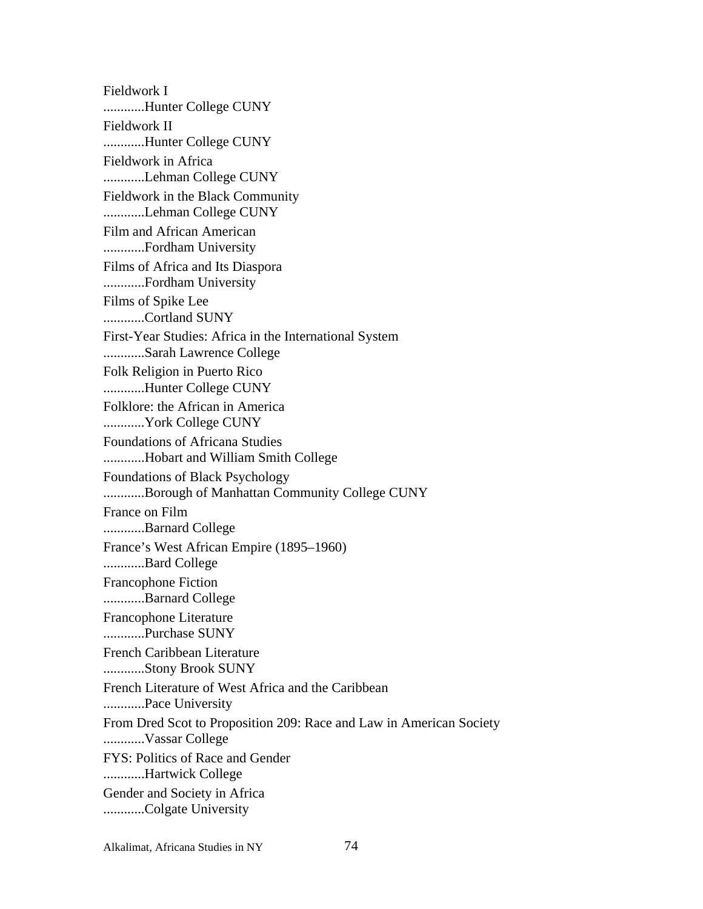Fieldwork I
............Hunter College CUNY

Fieldwork II
............Hunter College CUNY

Fieldwork in Africa
............Lehman College CUNY

Fieldwork in the Black Community
............Lehman College CUNY

Film and African American
............Fordham University

Films of Africa and Its Diaspora
............Fordham University

Films of Spike Lee
............Cortland SUNY

First-Year Studies: Africa in the International System
............Sarah Lawrence College

Folk Religion in Puerto Rico
............Hunter College CUNY

Folklore: the African in America
............York College CUNY

Foundations of Africana Studies
............Hobart and William Smith College

Foundations of Black Psychology
............Borough of Manhattan Community College CUNY

France on Film
............Barnard College

France's West African Empire (1895–1960)
............Bard College

Francophone Fiction
............Barnard College

Francophone Literature
............Purchase SUNY

French Caribbean Literature
............Stony Brook SUNY

French Literature of West Africa and the Caribbean
............Pace University

From Dred Scot to Proposition 209: Race and Law in American Society
............Vassar College

FYS: Politics of Race and Gender
............Hartwick College

Gender and Society in Africa
............Colgate University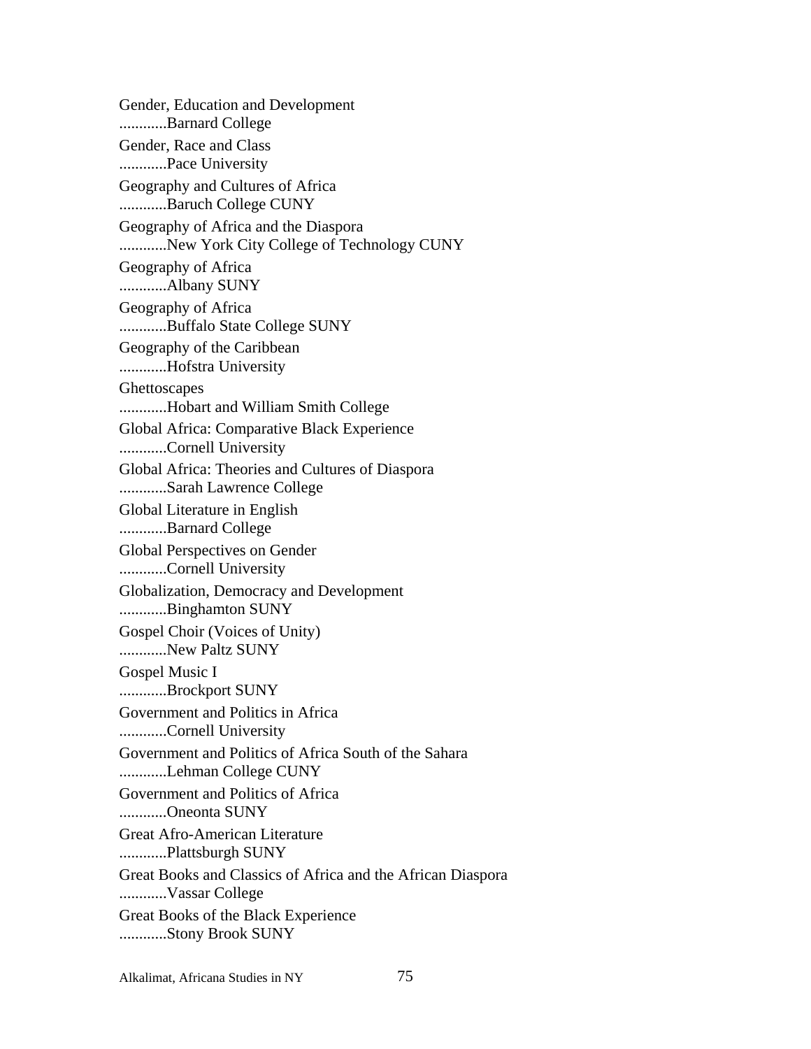Gender, Education and Development
............Barnard College

Gender, Race and Class
............Pace University

Geography and Cultures of Africa
............Baruch College CUNY

Geography of Africa and the Diaspora
............New York City College of Technology CUNY

Geography of Africa
............Albany SUNY

Geography of Africa
............Buffalo State College SUNY

Geography of the Caribbean
............Hofstra University

Ghettoscapes
............Hobart and William Smith College

Global Africa: Comparative Black Experience
............Cornell University

Global Africa: Theories and Cultures of Diaspora
............Sarah Lawrence College

Global Literature in English
............Barnard College

Global Perspectives on Gender
............Cornell University

Globalization, Democracy and Development
............Binghamton SUNY

Gospel Choir (Voices of Unity)
............New Paltz SUNY

Gospel Music I
............Brockport SUNY

Government and Politics in Africa
............Cornell University

Government and Politics of Africa South of the Sahara
............Lehman College CUNY

Government and Politics of Africa
............Oneonta SUNY

Great Afro-American Literature
............Plattsburgh SUNY

Great Books and Classics of Africa and the African Diaspora
............Vassar College

Great Books of the Black Experience
............Stony Brook SUNY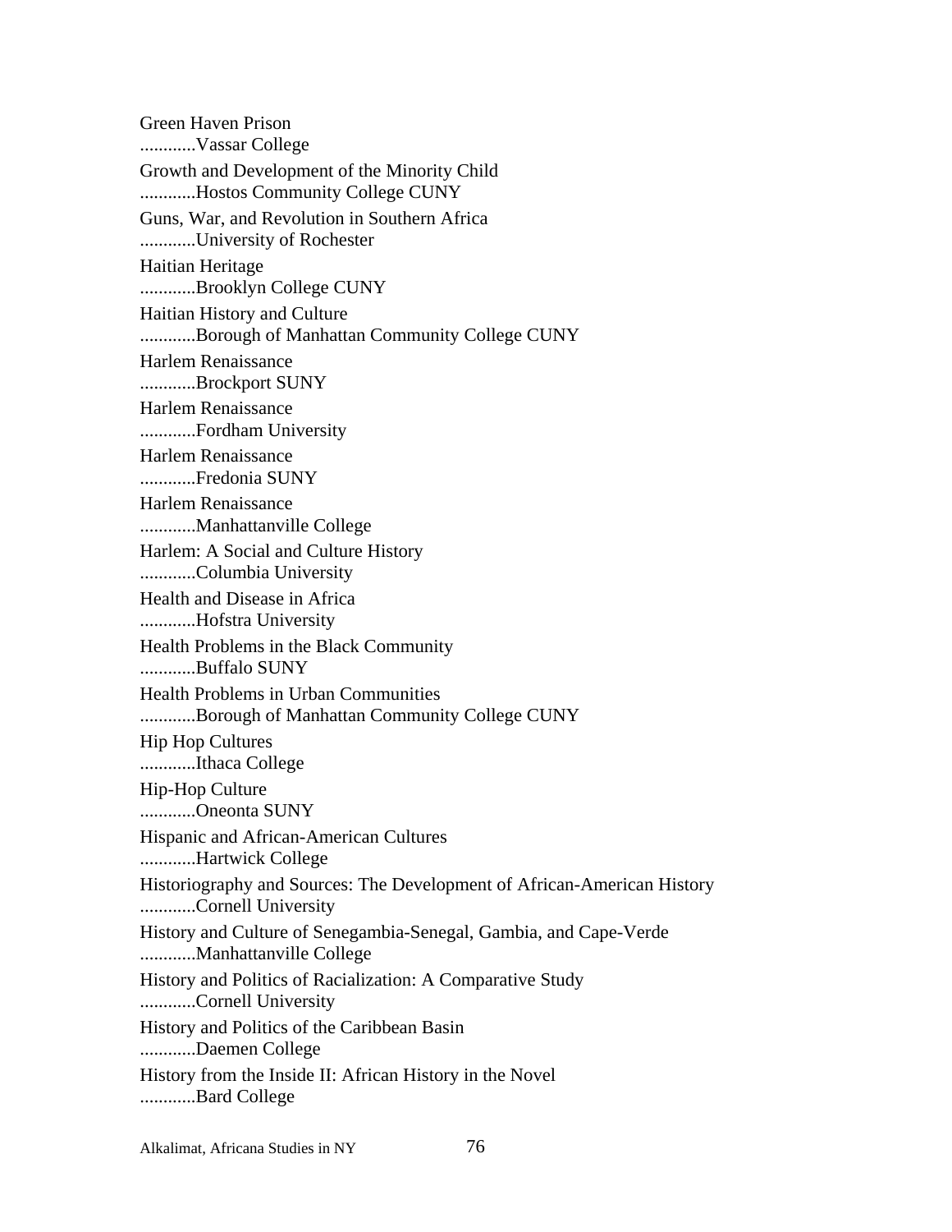Green Haven Prison
............Vassar College

Growth and Development of the Minority Child
............Hostos Community College CUNY

Guns, War, and Revolution in Southern Africa
............University of Rochester

Haitian Heritage
............Brooklyn College CUNY

Haitian History and Culture
............Borough of Manhattan Community College CUNY

Harlem Renaissance
............Brockport SUNY

Harlem Renaissance
............Fordham University

Harlem Renaissance
............Fredonia SUNY

Harlem Renaissance
............Manhattanville College

Harlem: A Social and Culture History
............Columbia University

Health and Disease in Africa
............Hofstra University

Health Problems in the Black Community
............Buffalo SUNY

Health Problems in Urban Communities
............Borough of Manhattan Community College CUNY

Hip Hop Cultures
............Ithaca College

Hip-Hop Culture
............Oneonta SUNY

Hispanic and African-American Cultures
............Hartwick College

Historiography and Sources: The Development of African-American History
............Cornell University

History and Culture of Senegambia-Senegal, Gambia, and Cape-Verde
............Manhattanville College

History and Politics of Racialization: A Comparative Study
............Cornell University

History and Politics of the Caribbean Basin
............Daemen College

History from the Inside II: African History in the Novel
............Bard College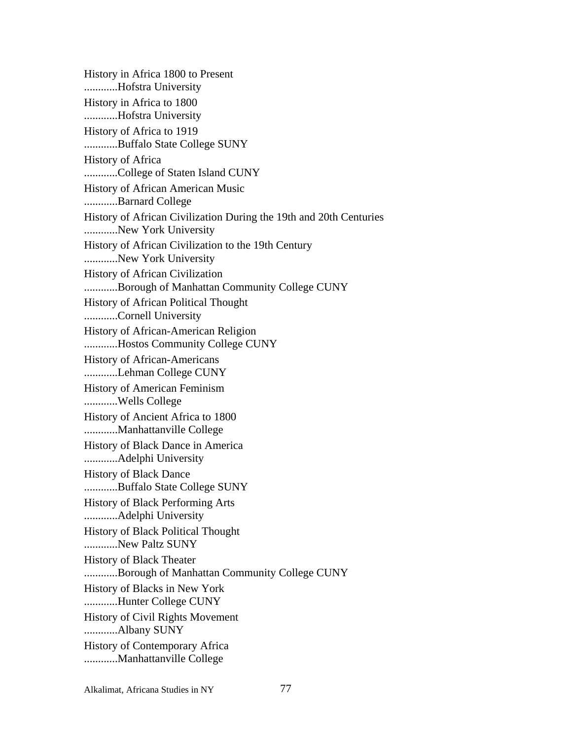History in Africa 1800 to Present
............Hofstra University

History in Africa to 1800
............Hofstra University

History of Africa to 1919
............Buffalo State College SUNY

History of Africa
............College of Staten Island CUNY

History of African American Music
............Barnard College

History of African Civilization During the 19th and 20th Centuries
............New York University

History of African Civilization to the 19th Century
............New York University

History of African Civilization
............Borough of Manhattan Community College CUNY

History of African Political Thought
............Cornell University

History of African-American Religion
............Hostos Community College CUNY

History of African-Americans
............Lehman College CUNY

History of American Feminism
............Wells College

History of Ancient Africa to 1800
............Manhattanville College

History of Black Dance in America
............Adelphi University

History of Black Dance
............Buffalo State College SUNY

History of Black Performing Arts
............Adelphi University

History of Black Political Thought
............New Paltz SUNY

History of Black Theater
............Borough of Manhattan Community College CUNY

History of Blacks in New York
............Hunter College CUNY

History of Civil Rights Movement
............Albany SUNY

History of Contemporary Africa
............Manhattanville College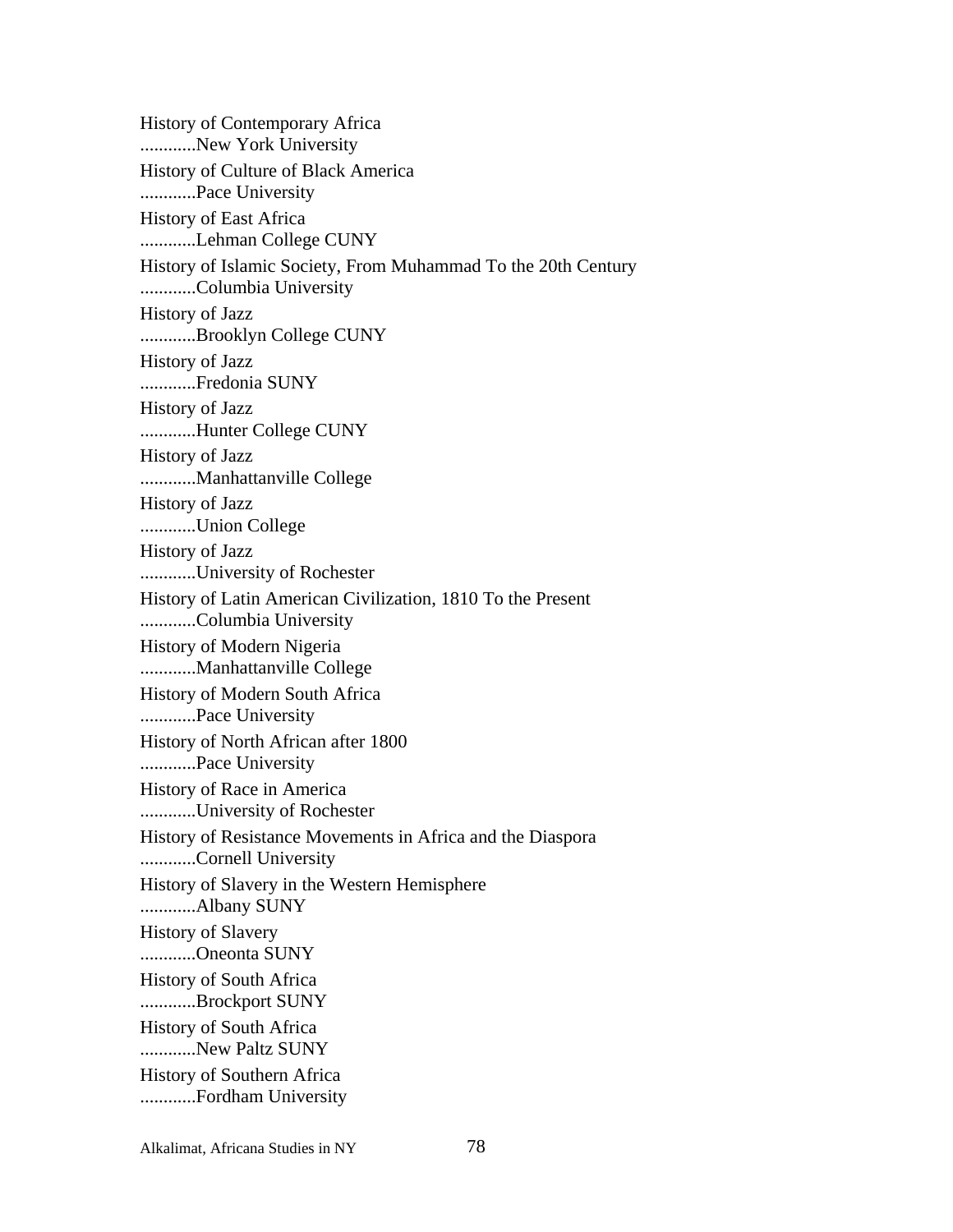History of Contemporary Africa
............New York University

History of Culture of Black America
............Pace University

History of East Africa
............Lehman College CUNY

History of Islamic Society, From Muhammad To the 20th Century
............Columbia University

History of Jazz
............Brooklyn College CUNY

History of Jazz
............Fredonia SUNY

History of Jazz
............Hunter College CUNY

History of Jazz
............Manhattanville College

History of Jazz
............Union College

History of Jazz
............University of Rochester

History of Latin American Civilization, 1810 To the Present
............Columbia University

History of Modern Nigeria
............Manhattanville College

History of Modern South Africa
............Pace University

History of North African after 1800
............Pace University

History of Race in America
............University of Rochester

History of Resistance Movements in Africa and the Diaspora
............Cornell University

History of Slavery in the Western Hemisphere
............Albany SUNY

History of Slavery
............Oneonta SUNY

History of South Africa
............Brockport SUNY

History of South Africa
............New Paltz SUNY

History of Southern Africa
............Fordham University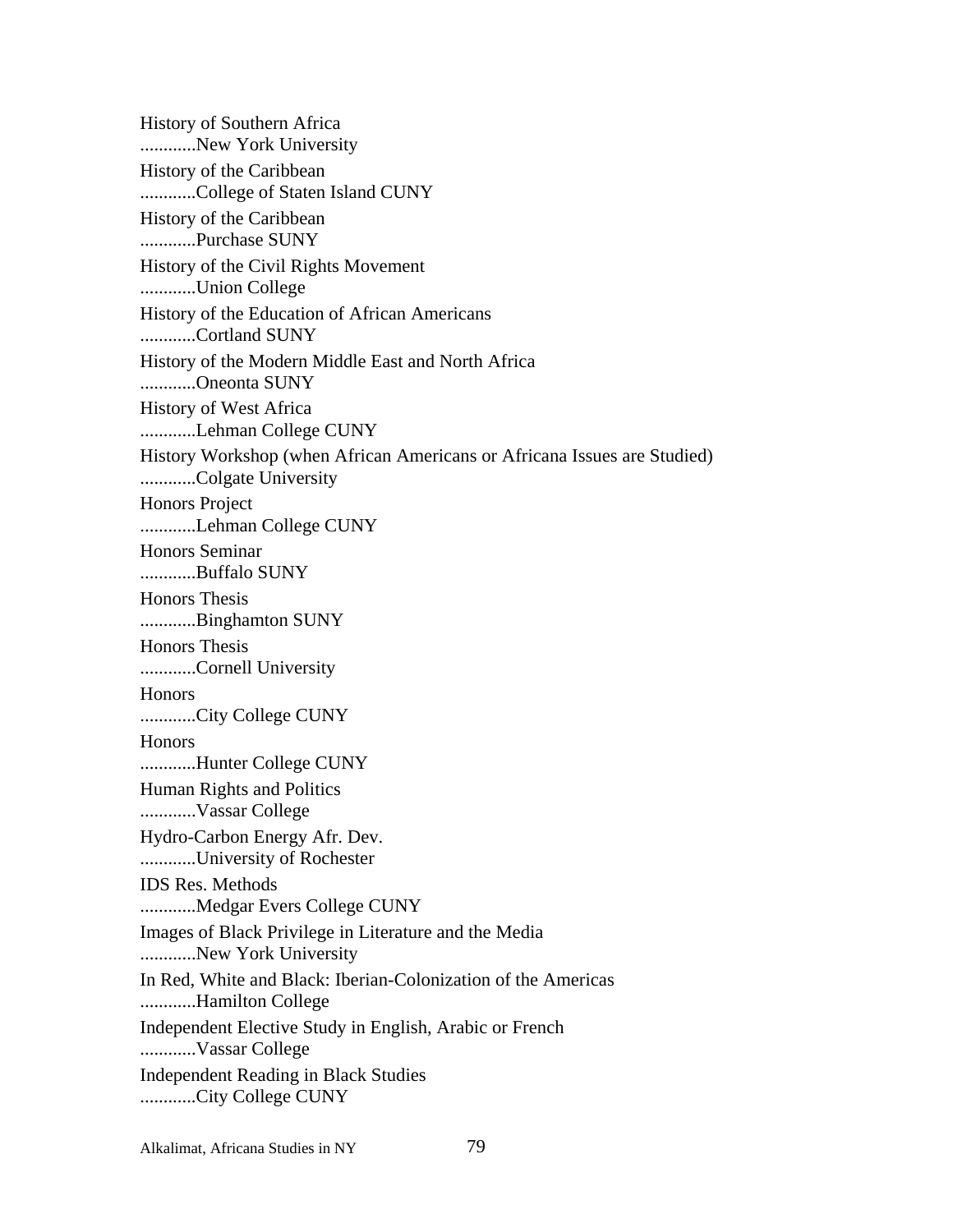History of Southern Africa
............New York University

History of the Caribbean
............College of Staten Island CUNY

History of the Caribbean
............Purchase SUNY

History of the Civil Rights Movement
............Union College

History of the Education of African Americans
............Cortland SUNY

History of the Modern Middle East and North Africa
............Oneonta SUNY

History of West Africa
............Lehman College CUNY

History Workshop (when African Americans or Africana Issues are Studied)
............Colgate University

Honors Project
............Lehman College CUNY

Honors Seminar
............Buffalo SUNY

Honors Thesis
............Binghamton SUNY

Honors Thesis
............Cornell University

Honors
............City College CUNY

Honors
............Hunter College CUNY

Human Rights and Politics
............Vassar College

Hydro-Carbon Energy Afr. Dev.
............University of Rochester

IDS Res. Methods
............Medgar Evers College CUNY

Images of Black Privilege in Literature and the Media
............New York University

In Red, White and Black: Iberian-Colonization of the Americas
............Hamilton College

Independent Elective Study in English, Arabic or French
............Vassar College

Independent Reading in Black Studies
............City College CUNY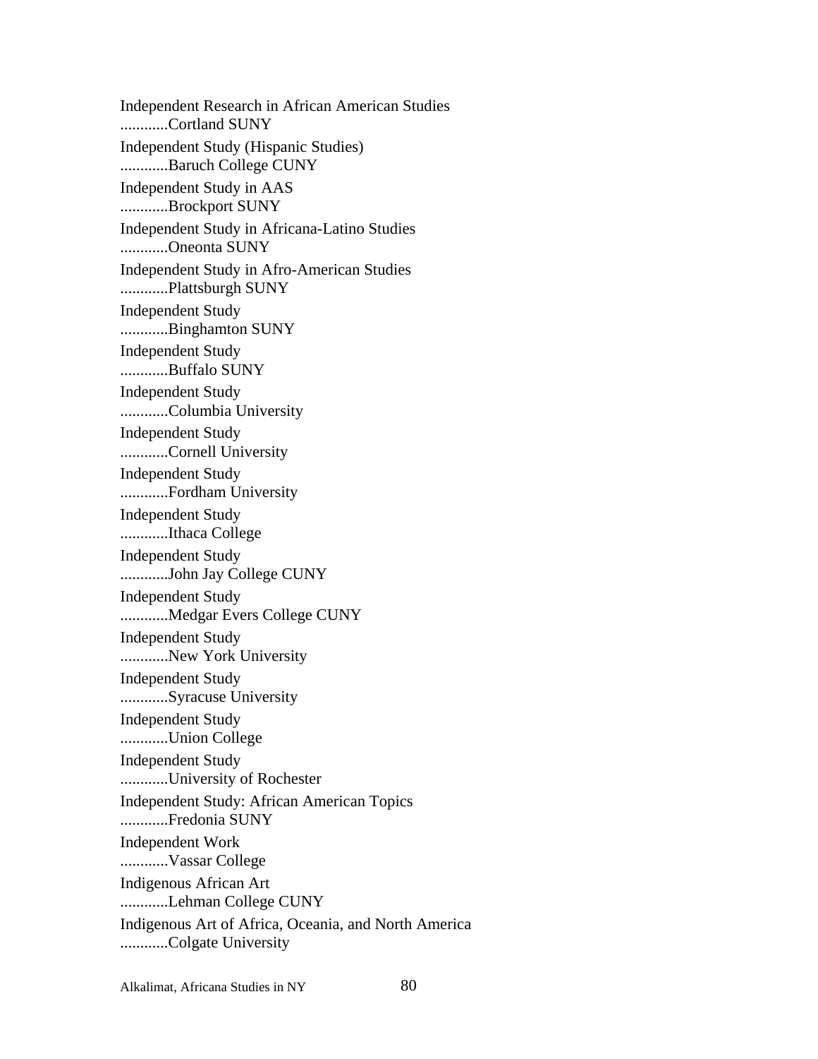Independent Research in African American Studies
............Cortland SUNY

Independent Study (Hispanic Studies)
............Baruch College CUNY

Independent Study in AAS
............Brockport SUNY

Independent Study in Africana-Latino Studies
............Oneonta SUNY

Independent Study in Afro-American Studies
............Plattsburgh SUNY

Independent Study
............Binghamton SUNY

Independent Study
............Buffalo SUNY

Independent Study
............Columbia University

Independent Study
............Cornell University

Independent Study
............Fordham University

Independent Study
............Ithaca College

Independent Study
............John Jay College CUNY

Independent Study
............Medgar Evers College CUNY

Independent Study
............New York University

Independent Study
............Syracuse University

Independent Study
............Union College

Independent Study
............University of Rochester

Independent Study: African American Topics
............Fredonia SUNY

Independent Work
............Vassar College

Indigenous African Art
............Lehman College CUNY

Indigenous Art of Africa, Oceania, and North America
............Colgate University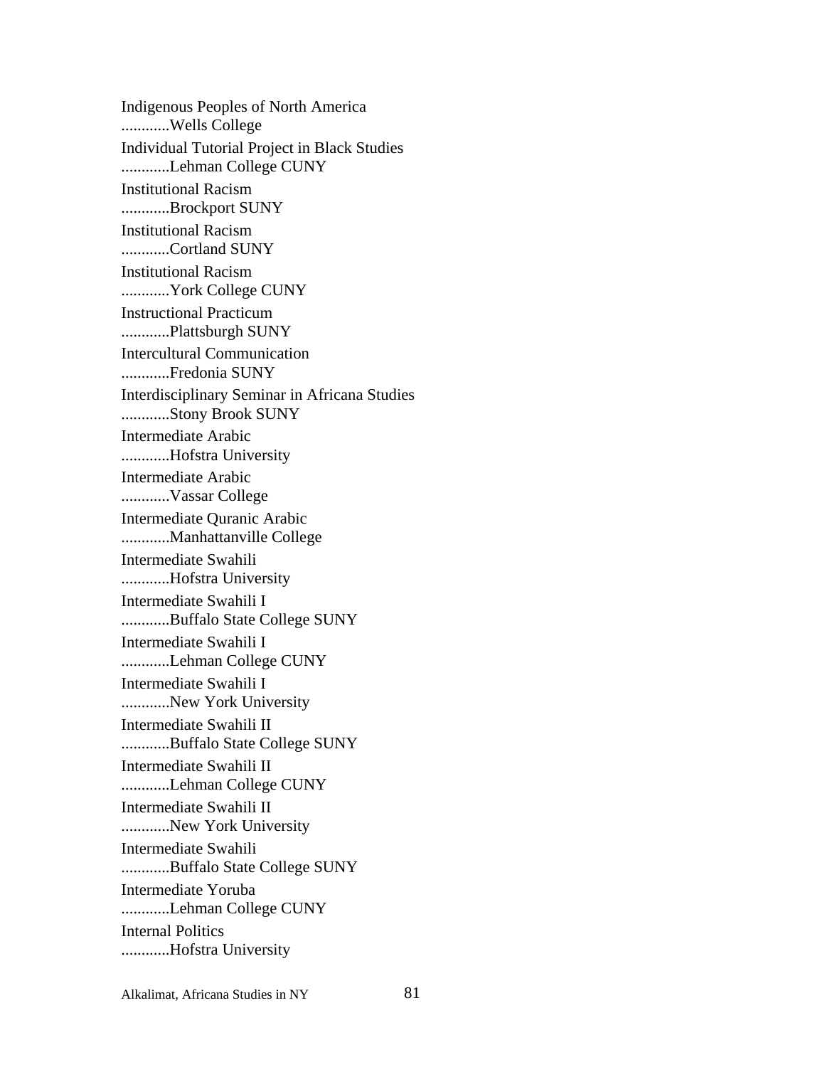Indigenous Peoples of North America
............Wells College

Individual Tutorial Project in Black Studies
............Lehman College CUNY

Institutional Racism
............Brockport SUNY

Institutional Racism
............Cortland SUNY

Institutional Racism
............York College CUNY

Instructional Practicum
............Plattsburgh SUNY

Intercultural Communication
............Fredonia SUNY

Interdisciplinary Seminar in Africana Studies
............Stony Brook SUNY

Intermediate Arabic
............Hofstra University

Intermediate Arabic
............Vassar College

Intermediate Quranic Arabic
............Manhattanville College

Intermediate Swahili
............Hofstra University

Intermediate Swahili I
............Buffalo State College SUNY

Intermediate Swahili I
............Lehman College CUNY

Intermediate Swahili I
............New York University

Intermediate Swahili II
............Buffalo State College SUNY

Intermediate Swahili II
............Lehman College CUNY

Intermediate Swahili II
............New York University

Intermediate Swahili
............Buffalo State College SUNY

Intermediate Yoruba
............Lehman College CUNY

Internal Politics
............Hofstra University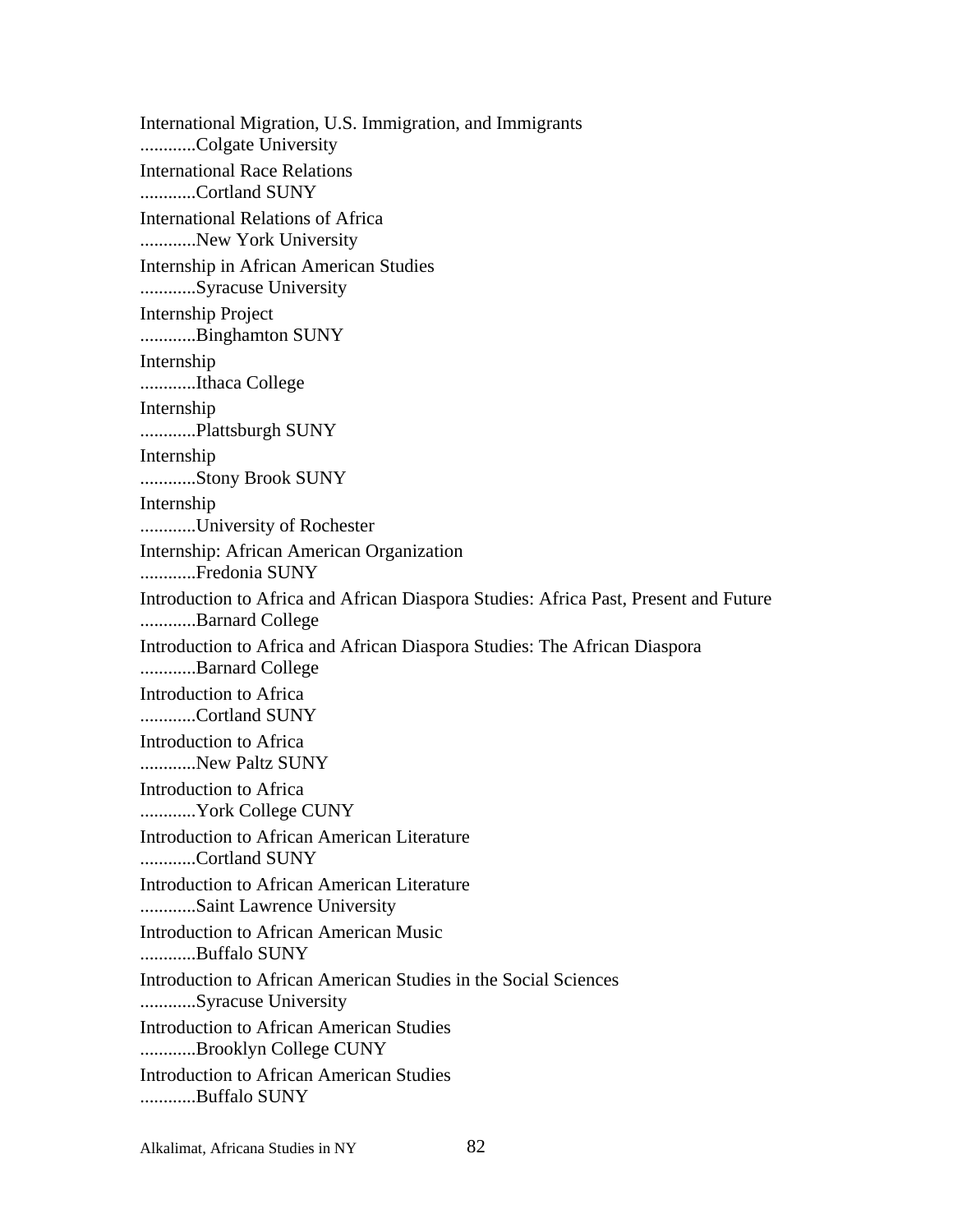International Migration, U.S. Immigration, and Immigrants
............Colgate University

International Race Relations
............Cortland SUNY

International Relations of Africa
............New York University

Internship in African American Studies
............Syracuse University

Internship Project
............Binghamton SUNY

Internship
............Ithaca College

Internship
............Plattsburgh SUNY

Internship
............Stony Brook SUNY

Internship
............University of Rochester

Internship: African American Organization
............Fredonia SUNY

Introduction to Africa and African Diaspora Studies: Africa Past, Present and Future
............Barnard College

Introduction to Africa and African Diaspora Studies: The African Diaspora
............Barnard College

Introduction to Africa
............Cortland SUNY

Introduction to Africa
............New Paltz SUNY

Introduction to Africa
............York College CUNY

Introduction to African American Literature
............Cortland SUNY

Introduction to African American Literature
............Saint Lawrence University

Introduction to African American Music
............Buffalo SUNY

Introduction to African American Studies in the Social Sciences
............Syracuse University

Introduction to African American Studies
............Brooklyn College CUNY

Introduction to African American Studies
............Buffalo SUNY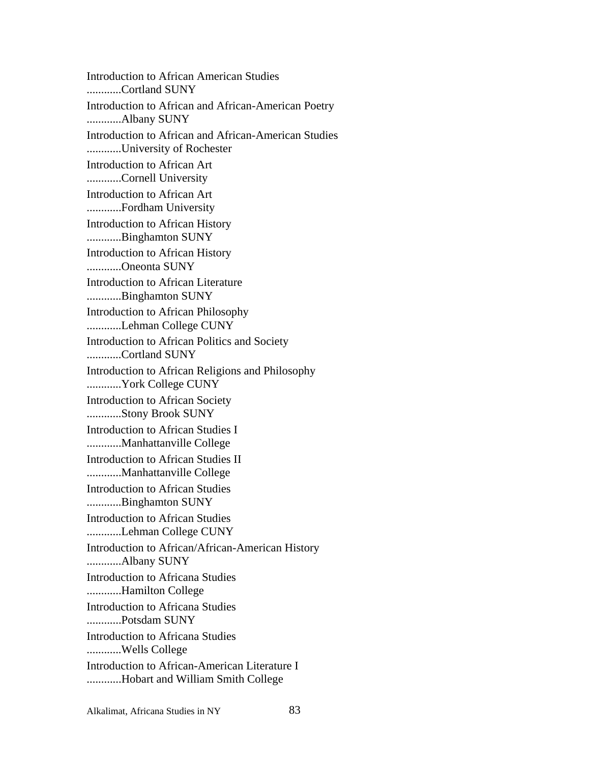Introduction to African American Studies
............Cortland SUNY

Introduction to African and African-American Poetry
............Albany SUNY

Introduction to African and African-American Studies
............University of Rochester

Introduction to African Art
............Cornell University

Introduction to African Art
............Fordham University

Introduction to African History
............Binghamton SUNY

Introduction to African History
............Oneonta SUNY

Introduction to African Literature
............Binghamton SUNY

Introduction to African Philosophy
............Lehman College CUNY

Introduction to African Politics and Society
............Cortland SUNY

Introduction to African Religions and Philosophy
............York College CUNY

Introduction to African Society
............Stony Brook SUNY

Introduction to African Studies I
............Manhattanville College

Introduction to African Studies II
............Manhattanville College

Introduction to African Studies
............Binghamton SUNY

Introduction to African Studies
............Lehman College CUNY

Introduction to African/African-American History
............Albany SUNY

Introduction to Africana Studies
............Hamilton College

Introduction to Africana Studies
............Potsdam SUNY

Introduction to Africana Studies
............Wells College

Introduction to African-American Literature I
............Hobart and William Smith College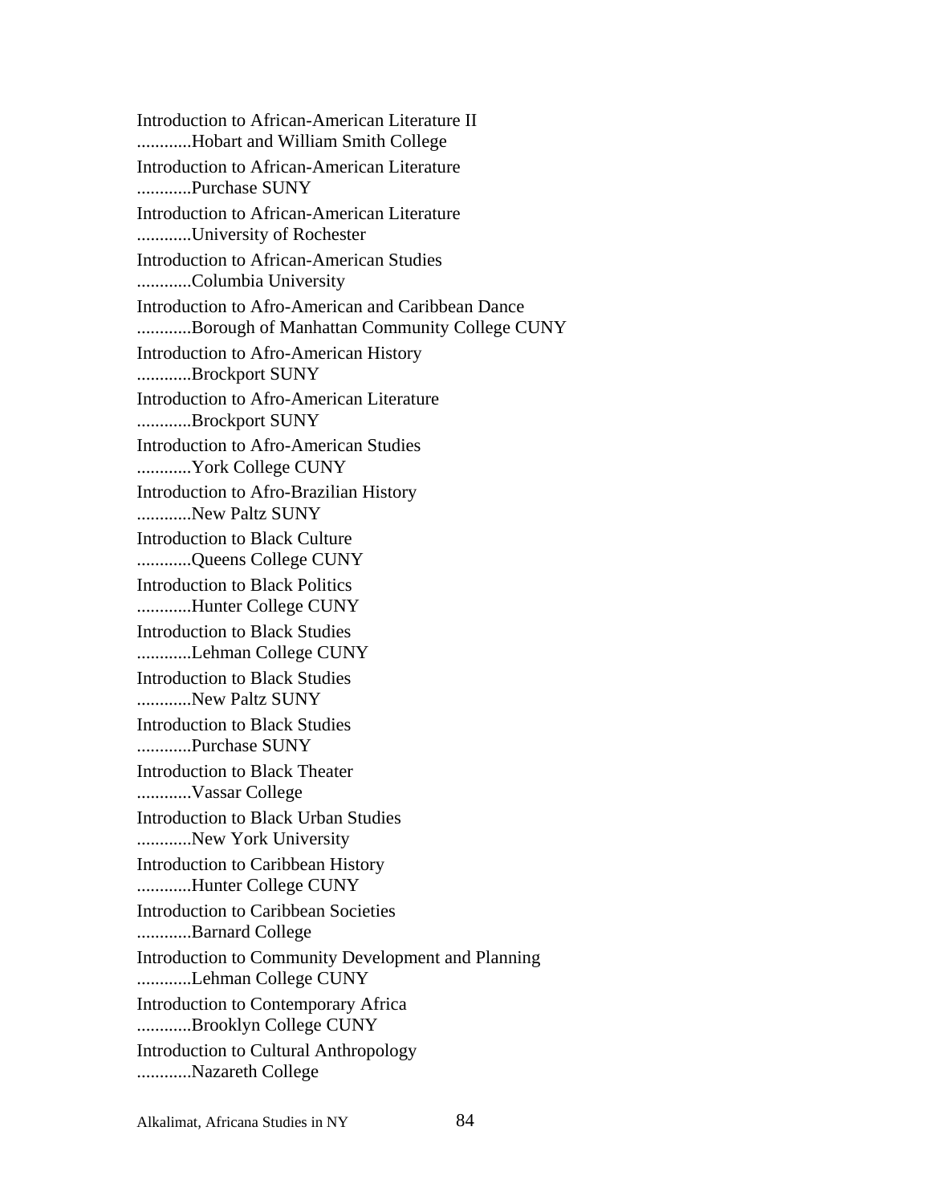Introduction to African-American Literature II
............Hobart and William Smith College

Introduction to African-American Literature
............Purchase SUNY

Introduction to African-American Literature
............University of Rochester

Introduction to African-American Studies
............Columbia University

Introduction to Afro-American and Caribbean Dance
............Borough of Manhattan Community College CUNY

Introduction to Afro-American History
............Brockport SUNY

Introduction to Afro-American Literature
............Brockport SUNY

Introduction to Afro-American Studies
............York College CUNY

Introduction to Afro-Brazilian History
............New Paltz SUNY

Introduction to Black Culture
............Queens College CUNY

Introduction to Black Politics
............Hunter College CUNY

Introduction to Black Studies
............Lehman College CUNY

Introduction to Black Studies
............New Paltz SUNY

Introduction to Black Studies
............Purchase SUNY

Introduction to Black Theater
............Vassar College

Introduction to Black Urban Studies
............New York University

Introduction to Caribbean History
............Hunter College CUNY

Introduction to Caribbean Societies
............Barnard College

Introduction to Community Development and Planning
............Lehman College CUNY

Introduction to Contemporary Africa
............Brooklyn College CUNY

Introduction to Cultural Anthropology
............Nazareth College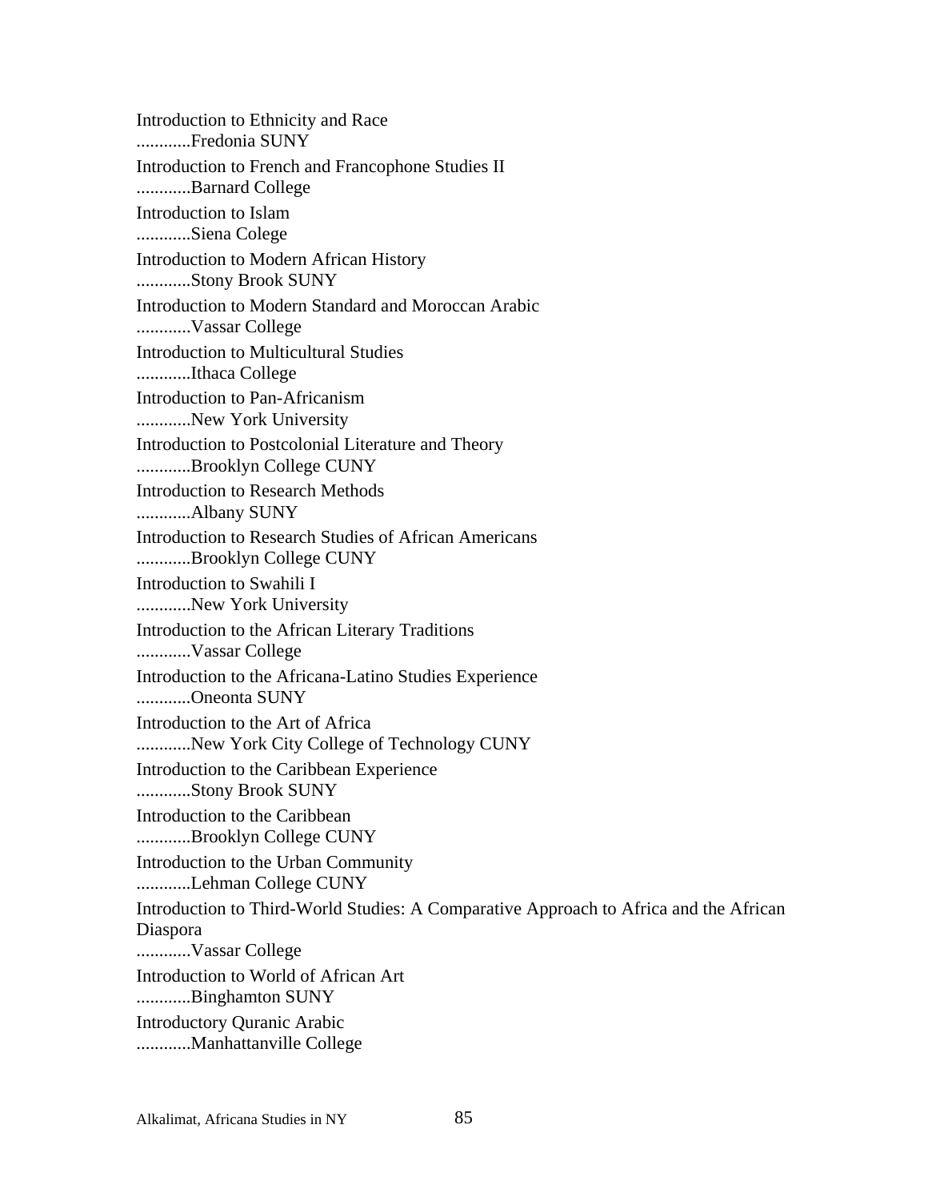Introduction to Ethnicity and Race
............Fredonia SUNY

Introduction to French and Francophone Studies II
............Barnard College

Introduction to Islam
............Siena Colege

Introduction to Modern African History
............Stony Brook SUNY

Introduction to Modern Standard and Moroccan Arabic
............Vassar College

Introduction to Multicultural Studies
............Ithaca College

Introduction to Pan-Africanism
............New York University

Introduction to Postcolonial Literature and Theory
............Brooklyn College CUNY

Introduction to Research Methods
............Albany SUNY

Introduction to Research Studies of African Americans
............Brooklyn College CUNY

Introduction to Swahili I
............New York University

Introduction to the African Literary Traditions
............Vassar College

Introduction to the Africana-Latino Studies Experience
............Oneonta SUNY

Introduction to the Art of Africa
............New York City College of Technology CUNY

Introduction to the Caribbean Experience
............Stony Brook SUNY

Introduction to the Caribbean
............Brooklyn College CUNY

Introduction to the Urban Community
............Lehman College CUNY

Introduction to Third-World Studies: A Comparative Approach to Africa and the African Diaspora
............Vassar College

Introduction to World of African Art
............Binghamton SUNY

Introductory Quranic Arabic
............Manhattanville College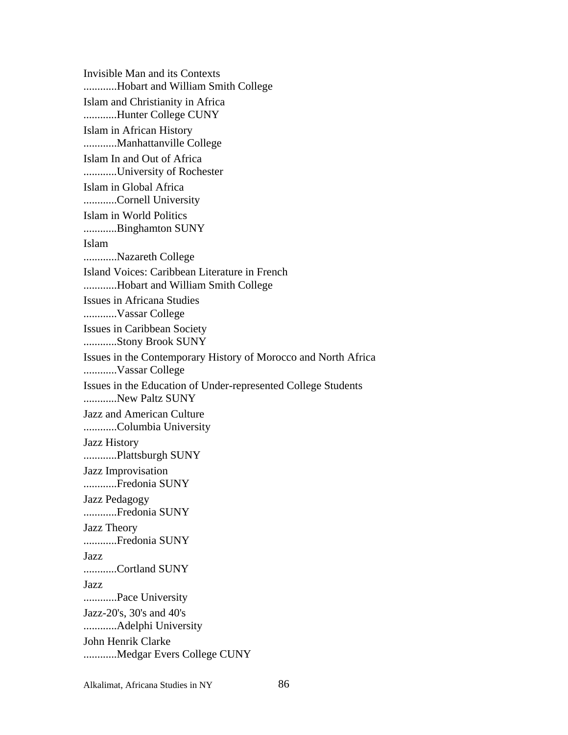Invisible Man and its Contexts
............Hobart and William Smith College

Islam and Christianity in Africa
............Hunter College CUNY

Islam in African History
............Manhattanville College

Islam In and Out of Africa
............University of Rochester

Islam in Global Africa
............Cornell University

Islam in World Politics
............Binghamton SUNY

Islam
............Nazareth College

Island Voices: Caribbean Literature in French
............Hobart and William Smith College

Issues in Africana Studies
............Vassar College

Issues in Caribbean Society
............Stony Brook SUNY

Issues in the Contemporary History of Morocco and North Africa
............Vassar College

Issues in the Education of Under-represented College Students
............New Paltz SUNY

Jazz and American Culture
............Columbia University

Jazz History
............Plattsburgh SUNY

Jazz Improvisation
............Fredonia SUNY

Jazz Pedagogy
............Fredonia SUNY

Jazz Theory
............Fredonia SUNY

Jazz
............Cortland SUNY

Jazz
............Pace University

Jazz-20's, 30's and 40's
............Adelphi University

John Henrik Clarke
............Medgar Evers College CUNY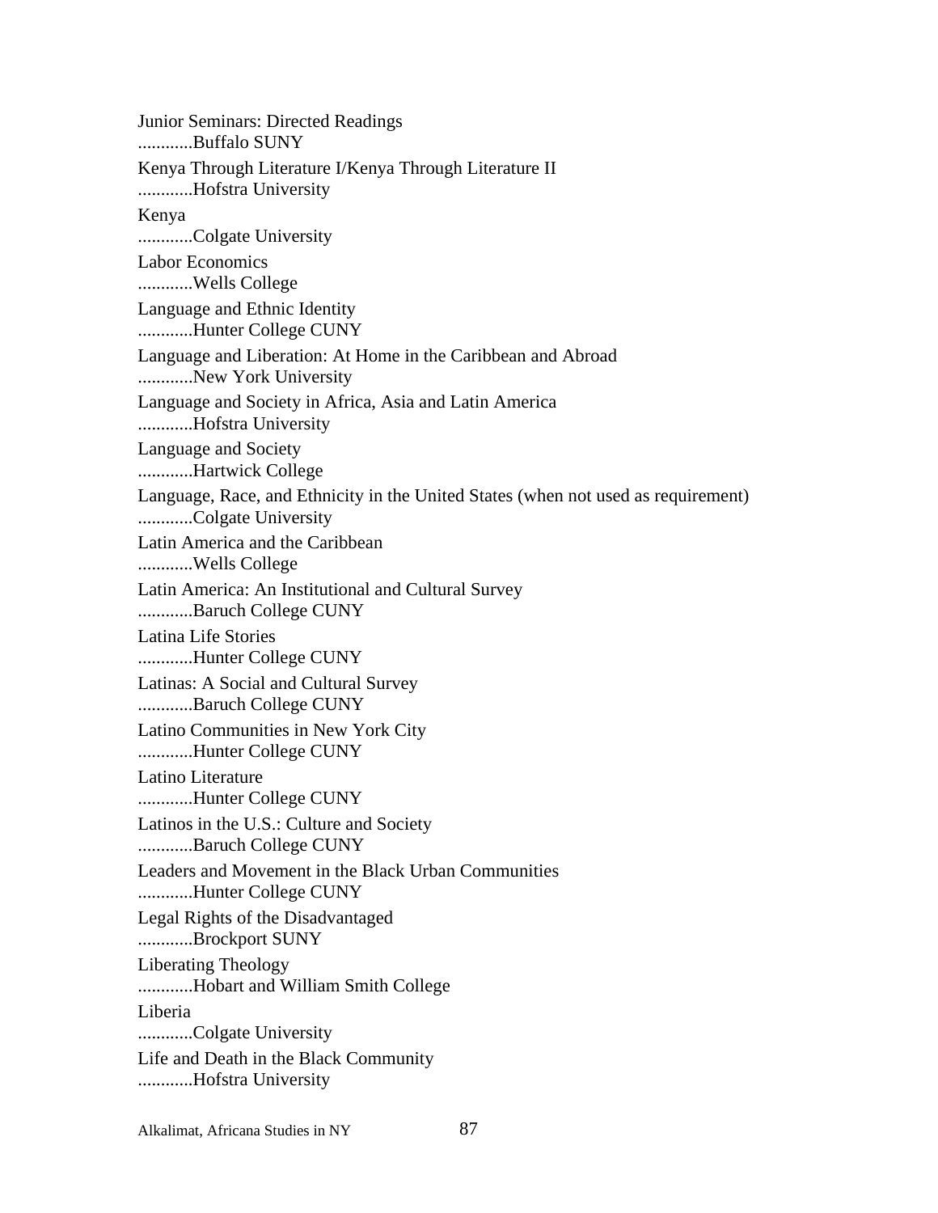Junior Seminars: Directed Readings
............Buffalo SUNY

Kenya Through Literature I/Kenya Through Literature II
............Hofstra University

Kenya
............Colgate University

Labor Economics
............Wells College

Language and Ethnic Identity
............Hunter College CUNY

Language and Liberation: At Home in the Caribbean and Abroad
............New York University

Language and Society in Africa, Asia and Latin America
............Hofstra University

Language and Society
............Hartwick College

Language, Race, and Ethnicity in the United States (when not used as requirement)
............Colgate University

Latin America and the Caribbean
............Wells College

Latin America: An Institutional and Cultural Survey
............Baruch College CUNY

Latina Life Stories
............Hunter College CUNY

Latinas: A Social and Cultural Survey
............Baruch College CUNY

Latino Communities in New York City
............Hunter College CUNY

Latino Literature
............Hunter College CUNY

Latinos in the U.S.: Culture and Society
............Baruch College CUNY

Leaders and Movement in the Black Urban Communities
............Hunter College CUNY

Legal Rights of the Disadvantaged
............Brockport SUNY

Liberating Theology
............Hobart and William Smith College

Liberia
............Colgate University

Life and Death in the Black Community
............Hofstra University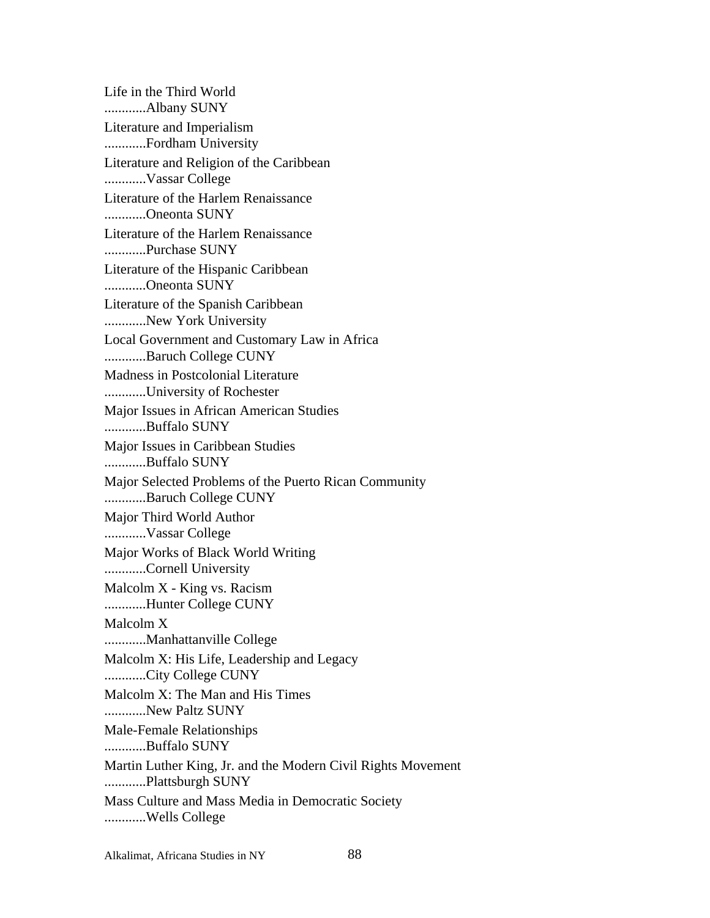Life in the Third World
............Albany SUNY

Literature and Imperialism
............Fordham University

Literature and Religion of the Caribbean
............Vassar College

Literature of the Harlem Renaissance
............Oneonta SUNY

Literature of the Harlem Renaissance
............Purchase SUNY

Literature of the Hispanic Caribbean
............Oneonta SUNY

Literature of the Spanish Caribbean
............New York University

Local Government and Customary Law in Africa
............Baruch College CUNY

Madness in Postcolonial Literature
............University of Rochester

Major Issues in African American Studies
............Buffalo SUNY

Major Issues in Caribbean Studies
............Buffalo SUNY

Major Selected Problems of the Puerto Rican Community
............Baruch College CUNY

Major Third World Author
............Vassar College

Major Works of Black World Writing
............Cornell University

Malcolm X - King vs. Racism
............Hunter College CUNY

Malcolm X
............Manhattanville College

Malcolm X: His Life, Leadership and Legacy
............City College CUNY

Malcolm X: The Man and His Times
............New Paltz SUNY

Male-Female Relationships
............Buffalo SUNY

Martin Luther King, Jr. and the Modern Civil Rights Movement
............Plattsburgh SUNY

Mass Culture and Mass Media in Democratic Society
............Wells College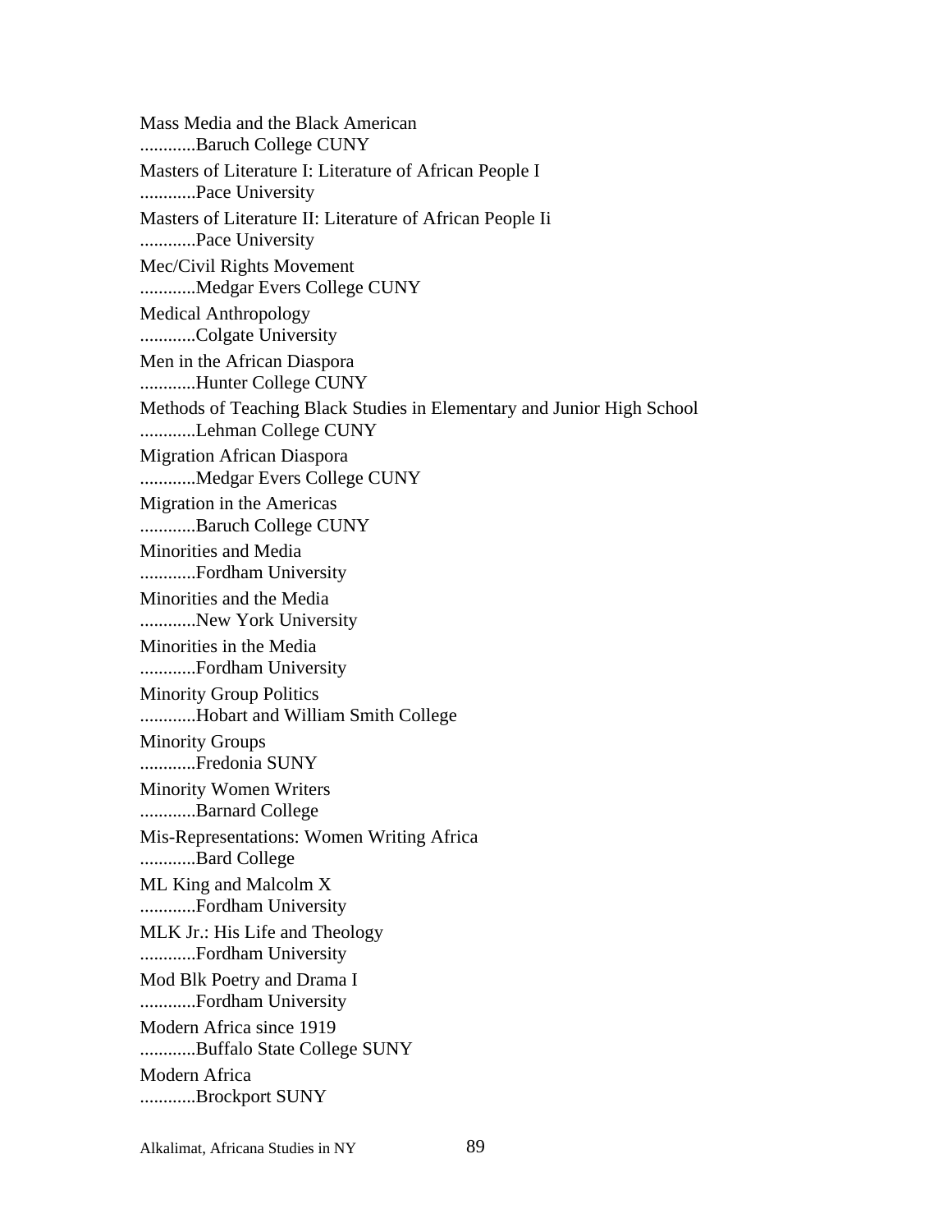Mass Media and the Black American
............Baruch College CUNY

Masters of Literature I: Literature of African People I
............Pace University

Masters of Literature II: Literature of African People Ii
............Pace University

Mec/Civil Rights Movement
............Medgar Evers College CUNY

Medical Anthropology
............Colgate University

Men in the African Diaspora
............Hunter College CUNY

Methods of Teaching Black Studies in Elementary and Junior High School
............Lehman College CUNY

Migration African Diaspora
............Medgar Evers College CUNY

Migration in the Americas
............Baruch College CUNY

Minorities and Media
............Fordham University

Minorities and the Media
............New York University

Minorities in the Media
............Fordham University

Minority Group Politics
............Hobart and William Smith College

Minority Groups
............Fredonia SUNY

Minority Women Writers
............Barnard College

Mis-Representations: Women Writing Africa
............Bard College

ML King and Malcolm X
............Fordham University

MLK Jr.: His Life and Theology
............Fordham University

Mod Blk Poetry and Drama I
............Fordham University

Modern Africa since 1919
............Buffalo State College SUNY

Modern Africa
............Brockport SUNY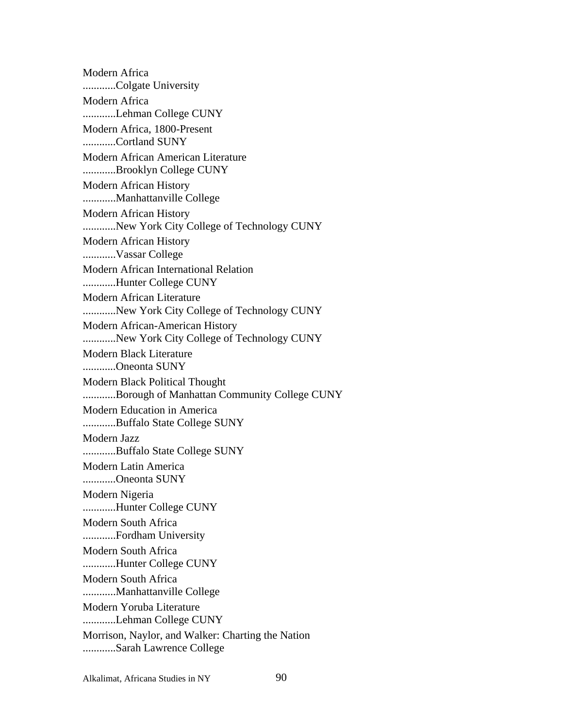Modern Africa
............Colgate University

Modern Africa
............Lehman College CUNY

Modern Africa, 1800-Present
............Cortland SUNY

Modern African American Literature
............Brooklyn College CUNY

Modern African History
............Manhattanville College

Modern African History
............New York City College of Technology CUNY

Modern African History
............Vassar College

Modern African International Relation
............Hunter College CUNY

Modern African Literature
............New York City College of Technology CUNY

Modern African-American History
............New York City College of Technology CUNY

Modern Black Literature
............Oneonta SUNY

Modern Black Political Thought
............Borough of Manhattan Community College CUNY

Modern Education in America
............Buffalo State College SUNY

Modern Jazz
............Buffalo State College SUNY

Modern Latin America
............Oneonta SUNY

Modern Nigeria
............Hunter College CUNY

Modern South Africa
............Fordham University

Modern South Africa
............Hunter College CUNY

Modern South Africa
............Manhattanville College

Modern Yoruba Literature
............Lehman College CUNY

Morrison, Naylor, and Walker: Charting the Nation
............Sarah Lawrence College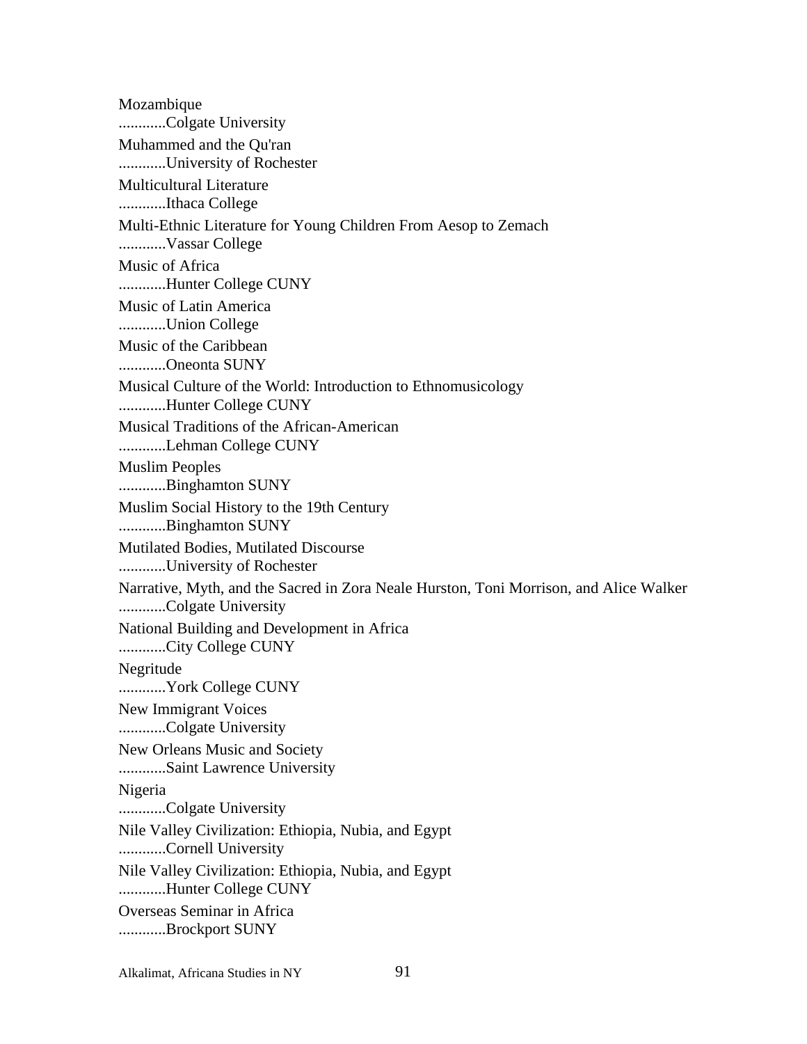Mozambique
............Colgate University

Muhammed and the Qu'ran
............University of Rochester

Multicultural Literature
............Ithaca College

Multi-Ethnic Literature for Young Children From Aesop to Zemach
............Vassar College

Music of Africa
............Hunter College CUNY

Music of Latin America
............Union College

Music of the Caribbean
............Oneonta SUNY

Musical Culture of the World: Introduction to Ethnomusicology
............Hunter College CUNY

Musical Traditions of the African-American
............Lehman College CUNY

Muslim Peoples
............Binghamton SUNY

Muslim Social History to the 19th Century
............Binghamton SUNY

Mutilated Bodies, Mutilated Discourse
............University of Rochester

Narrative, Myth, and the Sacred in Zora Neale Hurston, Toni Morrison, and Alice Walker
............Colgate University

National Building and Development in Africa
............City College CUNY

Negritude
............York College CUNY

New Immigrant Voices
............Colgate University

New Orleans Music and Society
............Saint Lawrence University

Nigeria
............Colgate University

Nile Valley Civilization: Ethiopia, Nubia, and Egypt
............Cornell University

Nile Valley Civilization: Ethiopia, Nubia, and Egypt
............Hunter College CUNY

Overseas Seminar in Africa
............Brockport SUNY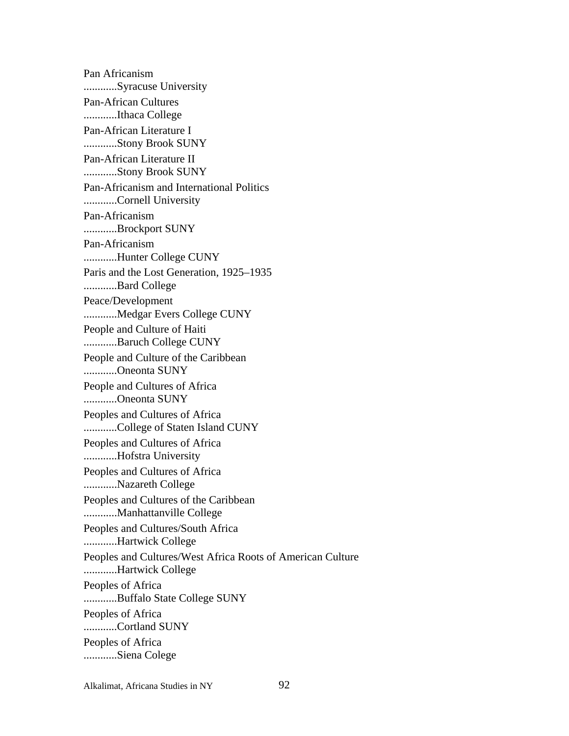Pan Africanism
............Syracuse University

Pan-African Cultures
............Ithaca College

Pan-African Literature I
............Stony Brook SUNY

Pan-African Literature II
............Stony Brook SUNY

Pan-Africanism and International Politics
............Cornell University

Pan-Africanism
............Brockport SUNY

Pan-Africanism
............Hunter College CUNY

Paris and the Lost Generation, 1925–1935
............Bard College

Peace/Development
............Medgar Evers College CUNY

People and Culture of Haiti
............Baruch College CUNY

People and Culture of the Caribbean
............Oneonta SUNY

People and Cultures of Africa
............Oneonta SUNY

Peoples and Cultures of Africa
............College of Staten Island CUNY

Peoples and Cultures of Africa
............Hofstra University

Peoples and Cultures of Africa
............Nazareth College

Peoples and Cultures of the Caribbean
............Manhattanville College

Peoples and Cultures/South Africa
............Hartwick College

Peoples and Cultures/West Africa Roots of American Culture
............Hartwick College

Peoples of Africa
............Buffalo State College SUNY

Peoples of Africa
............Cortland SUNY

Peoples of Africa
............Siena Colege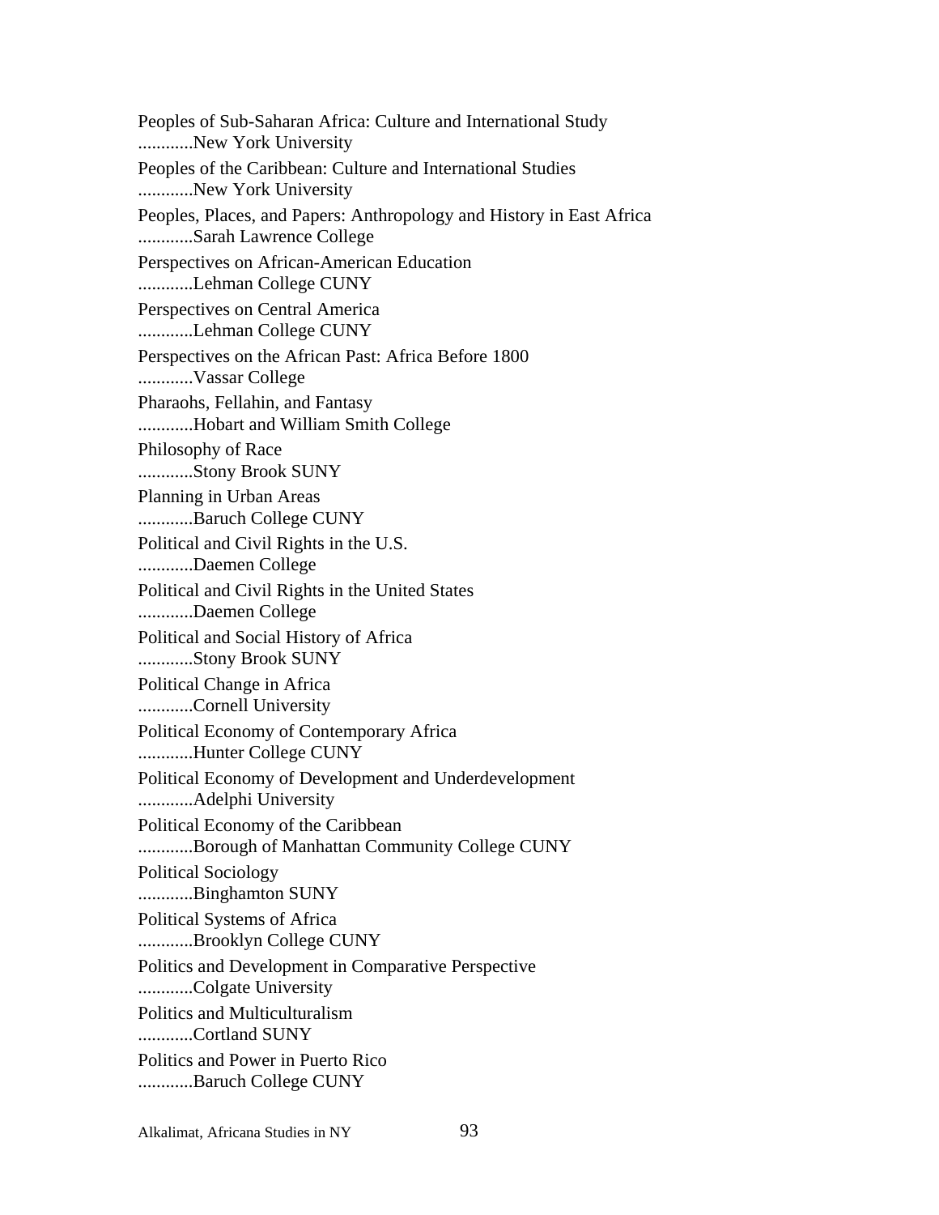Peoples of Sub-Saharan Africa: Culture and International Study
............New York University

Peoples of the Caribbean: Culture and International Studies
............New York University

Peoples, Places, and Papers: Anthropology and History in East Africa
............Sarah Lawrence College

Perspectives on African-American Education
............Lehman College CUNY

Perspectives on Central America
............Lehman College CUNY

Perspectives on the African Past: Africa Before 1800
............Vassar College

Pharaohs, Fellahin, and Fantasy
............Hobart and William Smith College

Philosophy of Race
............Stony Brook SUNY

Planning in Urban Areas
............Baruch College CUNY

Political and Civil Rights in the U.S.
............Daemen College

Political and Civil Rights in the United States
............Daemen College

Political and Social History of Africa
............Stony Brook SUNY

Political Change in Africa
............Cornell University

Political Economy of Contemporary Africa
............Hunter College CUNY

Political Economy of Development and Underdevelopment
............Adelphi University

Political Economy of the Caribbean
............Borough of Manhattan Community College CUNY

Political Sociology
............Binghamton SUNY

Political Systems of Africa
............Brooklyn College CUNY

Politics and Development in Comparative Perspective
............Colgate University

Politics and Multiculturalism
............Cortland SUNY

Politics and Power in Puerto Rico
............Baruch College CUNY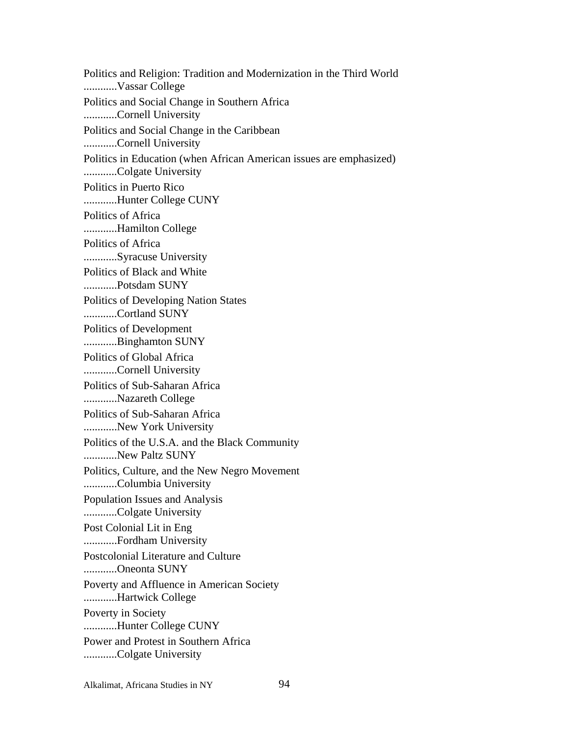Politics and Religion: Tradition and Modernization in the Third World
............Vassar College

Politics and Social Change in Southern Africa
............Cornell University

Politics and Social Change in the Caribbean
............Cornell University

Politics in Education (when African American issues are emphasized)
............Colgate University

Politics in Puerto Rico
............Hunter College CUNY

Politics of Africa
............Hamilton College

Politics of Africa
............Syracuse University

Politics of Black and White
............Potsdam SUNY

Politics of Developing Nation States
............Cortland SUNY

Politics of Development
............Binghamton SUNY

Politics of Global Africa
............Cornell University

Politics of Sub-Saharan Africa
............Nazareth College

Politics of Sub-Saharan Africa
............New York University

Politics of the U.S.A. and the Black Community
............New Paltz SUNY

Politics, Culture, and the New Negro Movement
............Columbia University

Population Issues and Analysis
............Colgate University

Post Colonial Lit in Eng
............Fordham University

Postcolonial Literature and Culture
............Oneonta SUNY

Poverty and Affluence in American Society
............Hartwick College

Poverty in Society
............Hunter College CUNY

Power and Protest in Southern Africa
............Colgate University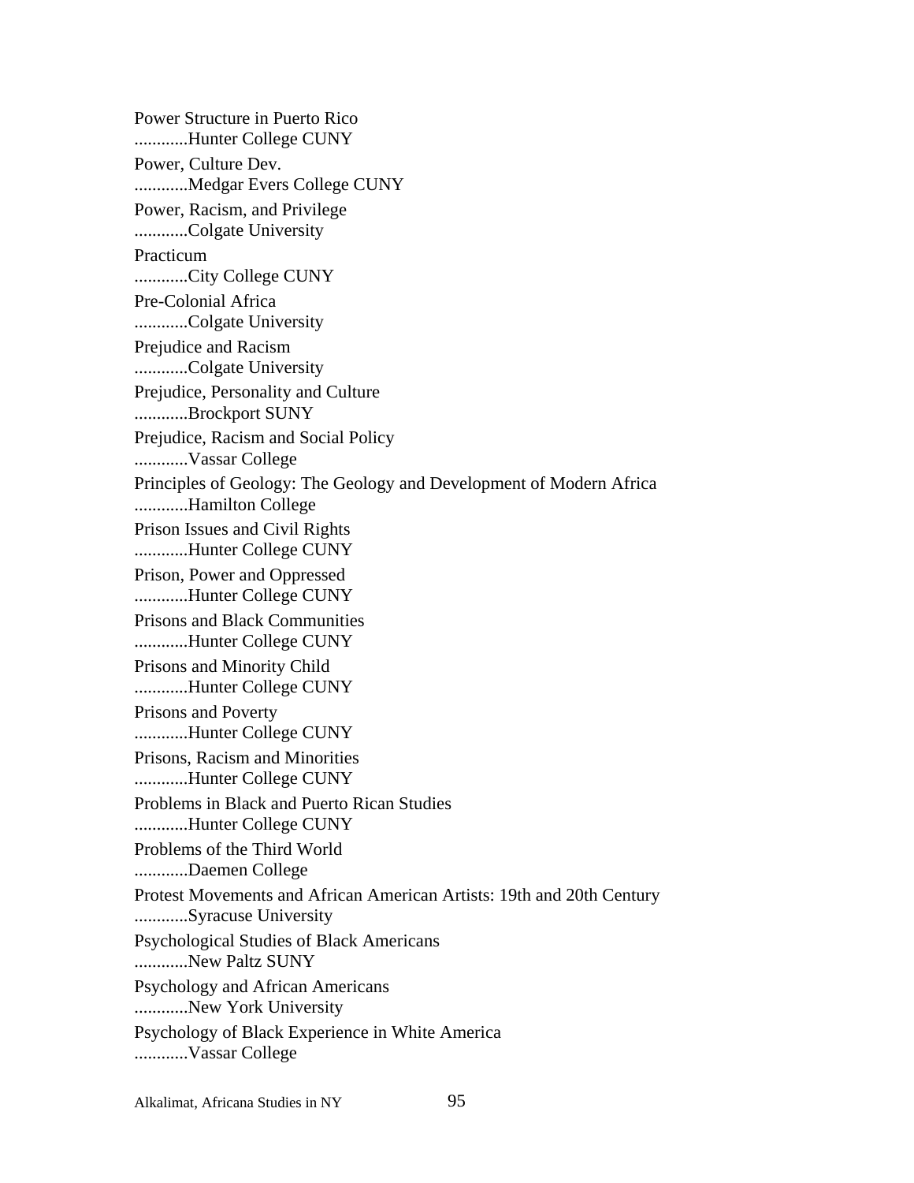Power Structure in Puerto Rico
............Hunter College CUNY

Power, Culture Dev.
............Medgar Evers College CUNY

Power, Racism, and Privilege
............Colgate University

Practicum
............City College CUNY

Pre-Colonial Africa
............Colgate University

Prejudice and Racism
............Colgate University

Prejudice, Personality and Culture
............Brockport SUNY

Prejudice, Racism and Social Policy
............Vassar College

Principles of Geology: The Geology and Development of Modern Africa
............Hamilton College

Prison Issues and Civil Rights
............Hunter College CUNY

Prison, Power and Oppressed
............Hunter College CUNY

Prisons and Black Communities
............Hunter College CUNY

Prisons and Minority Child
............Hunter College CUNY

Prisons and Poverty
............Hunter College CUNY

Prisons, Racism and Minorities
............Hunter College CUNY

Problems in Black and Puerto Rican Studies
............Hunter College CUNY

Problems of the Third World
............Daemen College

Protest Movements and African American Artists: 19th and 20th Century
............Syracuse University

Psychological Studies of Black Americans
............New Paltz SUNY

Psychology and African Americans
............New York University

Psychology of Black Experience in White America
............Vassar College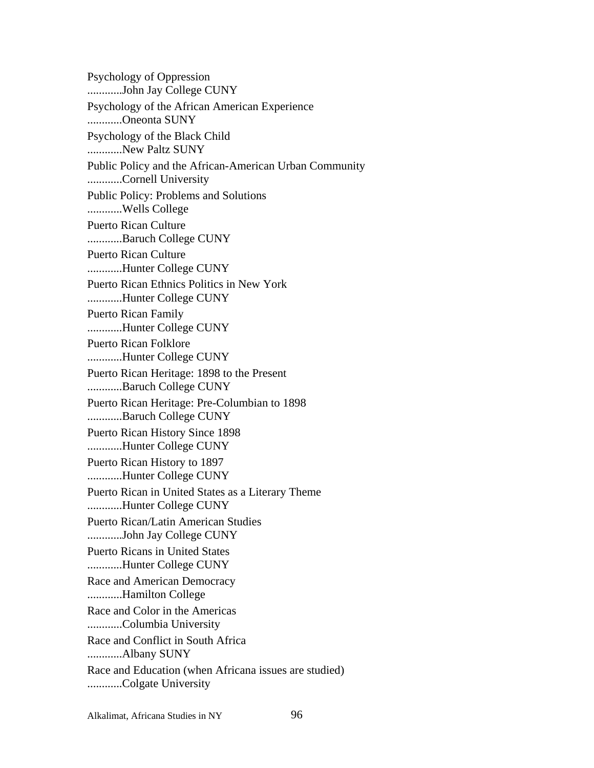Psychology of Oppression
............John Jay College CUNY

Psychology of the African American Experience
............Oneonta SUNY

Psychology of the Black Child
............New Paltz SUNY

Public Policy and the African-American Urban Community
............Cornell University

Public Policy: Problems and Solutions
............Wells College

Puerto Rican Culture
............Baruch College CUNY

Puerto Rican Culture
............Hunter College CUNY

Puerto Rican Ethnics Politics in New York
............Hunter College CUNY

Puerto Rican Family
............Hunter College CUNY

Puerto Rican Folklore
............Hunter College CUNY

Puerto Rican Heritage: 1898 to the Present
............Baruch College CUNY

Puerto Rican Heritage: Pre-Columbian to 1898
............Baruch College CUNY

Puerto Rican History Since 1898
............Hunter College CUNY

Puerto Rican History to 1897
............Hunter College CUNY

Puerto Rican in United States as a Literary Theme
............Hunter College CUNY

Puerto Rican/Latin American Studies
............John Jay College CUNY

Puerto Ricans in United States
............Hunter College CUNY

Race and American Democracy
............Hamilton College

Race and Color in the Americas
............Columbia University

Race and Conflict in South Africa
............Albany SUNY

Race and Education (when Africana issues are studied)
............Colgate University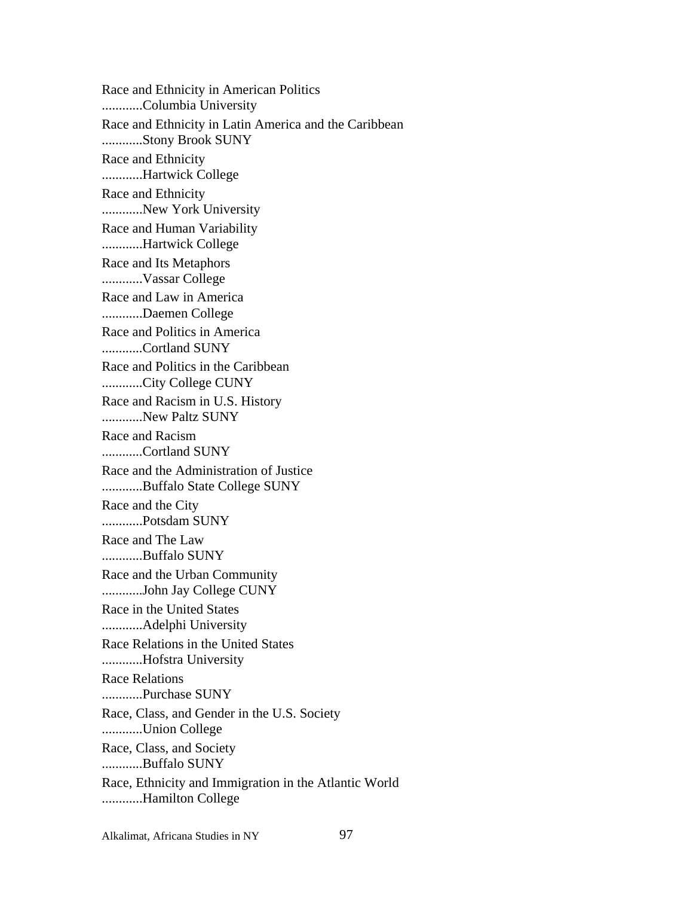Race and Ethnicity in American Politics
............Columbia University

Race and Ethnicity in Latin America and the Caribbean
............Stony Brook SUNY

Race and Ethnicity
............Hartwick College

Race and Ethnicity
............New York University

Race and Human Variability
............Hartwick College

Race and Its Metaphors
............Vassar College

Race and Law in America
............Daemen College

Race and Politics in America
............Cortland SUNY

Race and Politics in the Caribbean
............City College CUNY

Race and Racism in U.S. History
............New Paltz SUNY

Race and Racism
............Cortland SUNY

Race and the Administration of Justice
............Buffalo State College SUNY

Race and the City
............Potsdam SUNY

Race and The Law
............Buffalo SUNY

Race and the Urban Community
............John Jay College CUNY

Race in the United States
............Adelphi University

Race Relations in the United States
............Hofstra University

Race Relations
............Purchase SUNY

Race, Class, and Gender in the U.S. Society
............Union College

Race, Class, and Society
............Buffalo SUNY

Race, Ethnicity and Immigration in the Atlantic World
............Hamilton College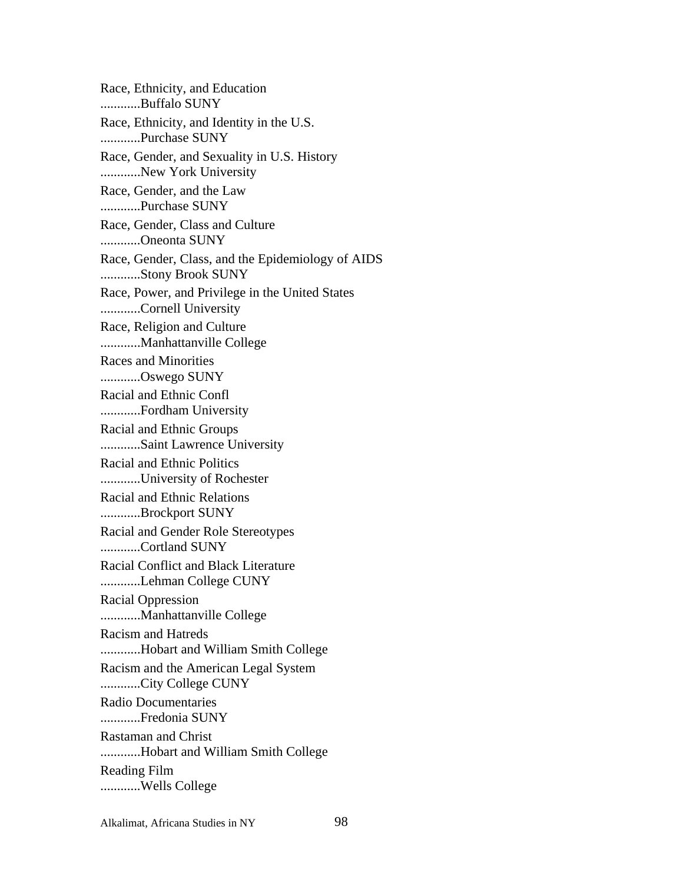Race, Ethnicity, and Education
............Buffalo SUNY

Race, Ethnicity, and Identity in the U.S.
............Purchase SUNY

Race, Gender, and Sexuality in U.S. History
............New York University

Race, Gender, and the Law
............Purchase SUNY

Race, Gender, Class and Culture
............Oneonta SUNY

Race, Gender, Class, and the Epidemiology of AIDS
............Stony Brook SUNY

Race, Power, and Privilege in the United States
............Cornell University

Race, Religion and Culture
............Manhattanville College

Races and Minorities
............Oswego SUNY

Racial and Ethnic Confl
............Fordham University

Racial and Ethnic Groups
............Saint Lawrence University

Racial and Ethnic Politics
............University of Rochester

Racial and Ethnic Relations
............Brockport SUNY

Racial and Gender Role Stereotypes
............Cortland SUNY

Racial Conflict and Black Literature
............Lehman College CUNY

Racial Oppression
............Manhattanville College

Racism and Hatreds
............Hobart and William Smith College

Racism and the American Legal System
............City College CUNY

Radio Documentaries
............Fredonia SUNY

Rastaman and Christ
............Hobart and William Smith College

Reading Film
............Wells College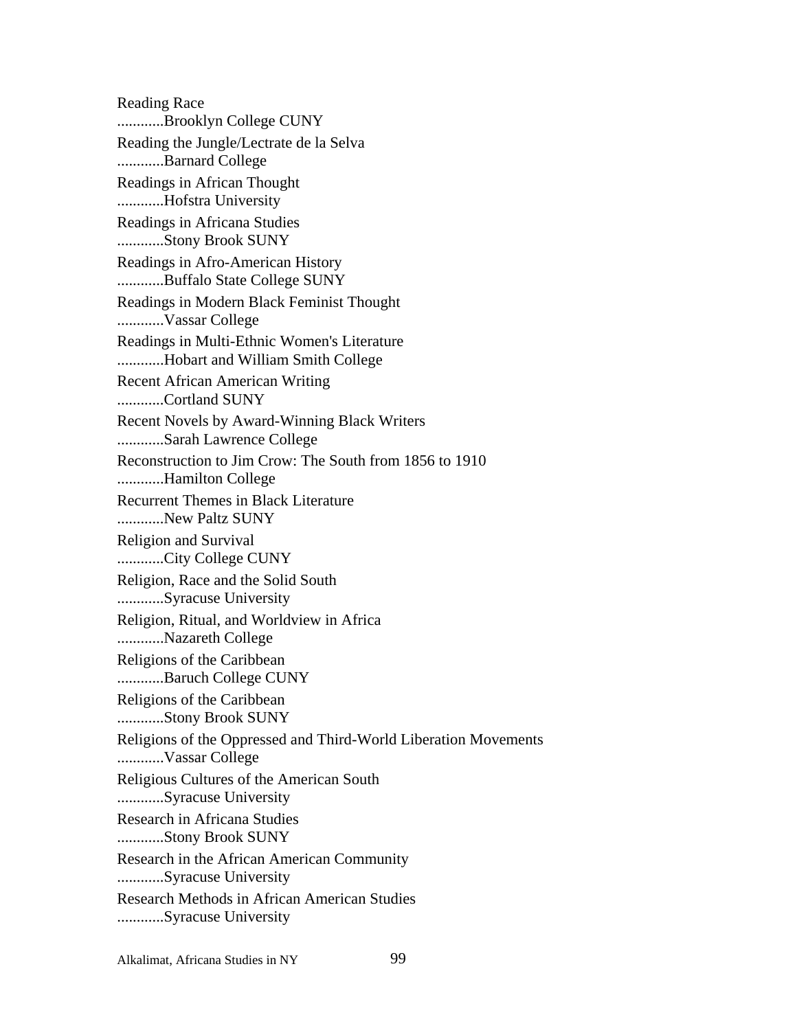Reading Race
............Brooklyn College CUNY

Reading the Jungle/Lectrate de la Selva
............Barnard College

Readings in African Thought
............Hofstra University

Readings in Africana Studies
............Stony Brook SUNY

Readings in Afro-American History
............Buffalo State College SUNY

Readings in Modern Black Feminist Thought
............Vassar College

Readings in Multi-Ethnic Women's Literature
............Hobart and William Smith College

Recent African American Writing
............Cortland SUNY

Recent Novels by Award-Winning Black Writers
............Sarah Lawrence College

Reconstruction to Jim Crow: The South from 1856 to 1910
............Hamilton College

Recurrent Themes in Black Literature
............New Paltz SUNY

Religion and Survival
............City College CUNY

Religion, Race and the Solid South
............Syracuse University

Religion, Ritual, and Worldview in Africa
............Nazareth College

Religions of the Caribbean
............Baruch College CUNY

Religions of the Caribbean
............Stony Brook SUNY

Religions of the Oppressed and Third-World Liberation Movements
............Vassar College

Religious Cultures of the American South
............Syracuse University

Research in Africana Studies
............Stony Brook SUNY

Research in the African American Community
............Syracuse University

Research Methods in African American Studies
............Syracuse University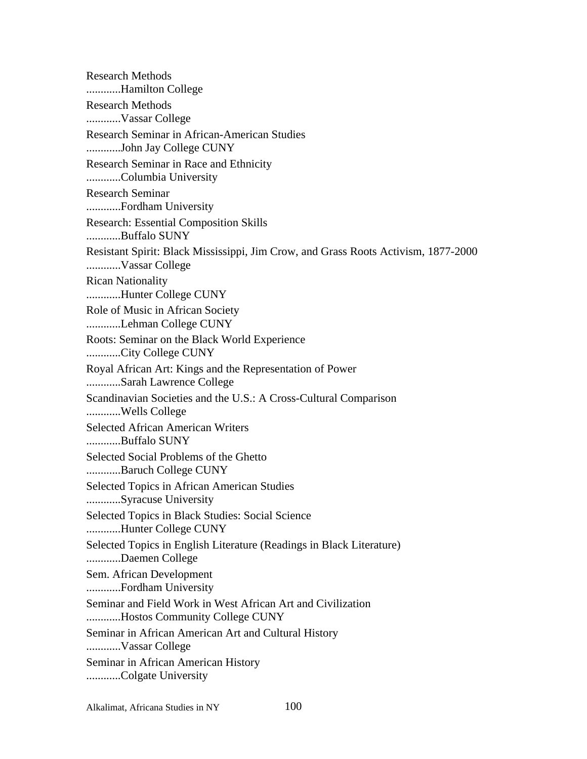Research Methods
............Hamilton College

Research Methods
............Vassar College

Research Seminar in African-American Studies
............John Jay College CUNY

Research Seminar in Race and Ethnicity
............Columbia University

Research Seminar
............Fordham University

Research: Essential Composition Skills
............Buffalo SUNY

Resistant Spirit: Black Mississippi, Jim Crow, and Grass Roots Activism, 1877-2000
............Vassar College

Rican Nationality
............Hunter College CUNY

Role of Music in African Society
............Lehman College CUNY

Roots: Seminar on the Black World Experience
............City College CUNY

Royal African Art: Kings and the Representation of Power
............Sarah Lawrence College

Scandinavian Societies and the U.S.: A Cross-Cultural Comparison
............Wells College

Selected African American Writers
............Buffalo SUNY

Selected Social Problems of the Ghetto
............Baruch College CUNY

Selected Topics in African American Studies
............Syracuse University

Selected Topics in Black Studies: Social Science
............Hunter College CUNY

Selected Topics in English Literature (Readings in Black Literature)
............Daemen College

Sem. African Development
............Fordham University

Seminar and Field Work in West African Art and Civilization
............Hostos Community College CUNY

Seminar in African American Art and Cultural History
............Vassar College

Seminar in African American History
............Colgate University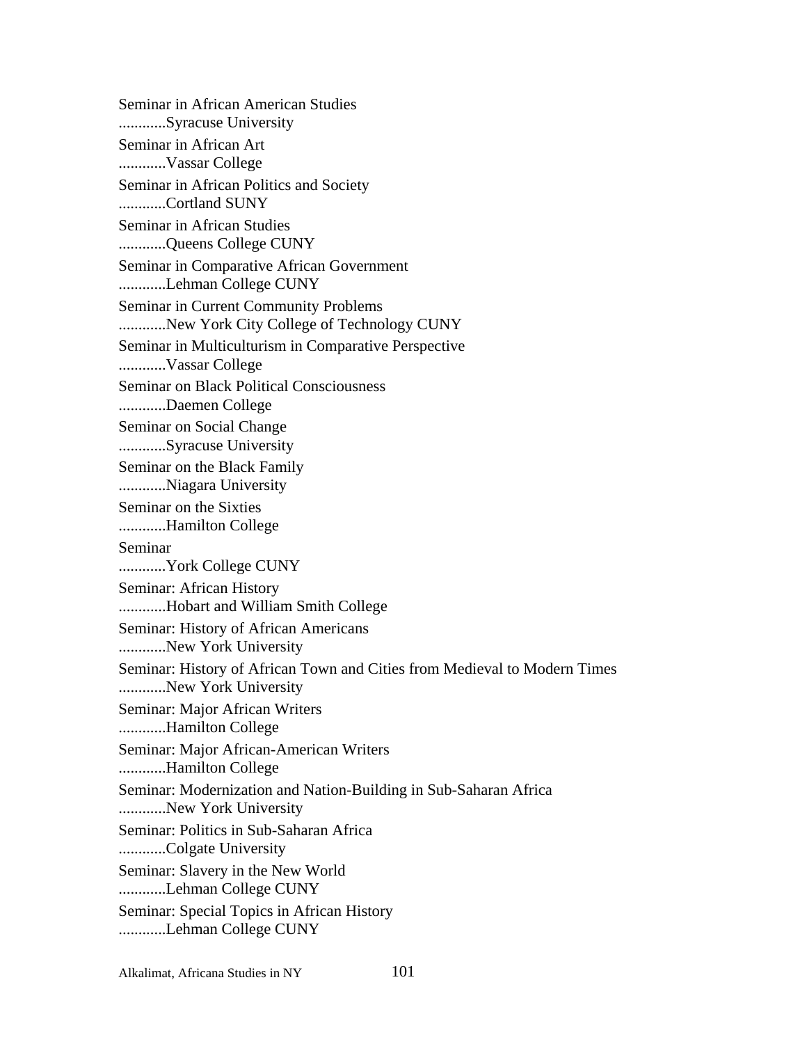Seminar in African American Studies
............Syracuse University

Seminar in African Art
............Vassar College

Seminar in African Politics and Society
............Cortland SUNY

Seminar in African Studies
............Queens College CUNY

Seminar in Comparative African Government
............Lehman College CUNY

Seminar in Current Community Problems
............New York City College of Technology CUNY

Seminar in Multiculturism in Comparative Perspective
............Vassar College

Seminar on Black Political Consciousness
............Daemen College

Seminar on Social Change
............Syracuse University

Seminar on the Black Family
............Niagara University

Seminar on the Sixties
............Hamilton College

Seminar
............York College CUNY

Seminar: African History
............Hobart and William Smith College

Seminar: History of African Americans
............New York University

Seminar: History of African Town and Cities from Medieval to Modern Times
............New York University

Seminar: Major African Writers
............Hamilton College

Seminar: Major African-American Writers
............Hamilton College

Seminar: Modernization and Nation-Building in Sub-Saharan Africa
............New York University

Seminar: Politics in Sub-Saharan Africa
............Colgate University

Seminar: Slavery in the New World
............Lehman College CUNY

Seminar: Special Topics in African History
............Lehman College CUNY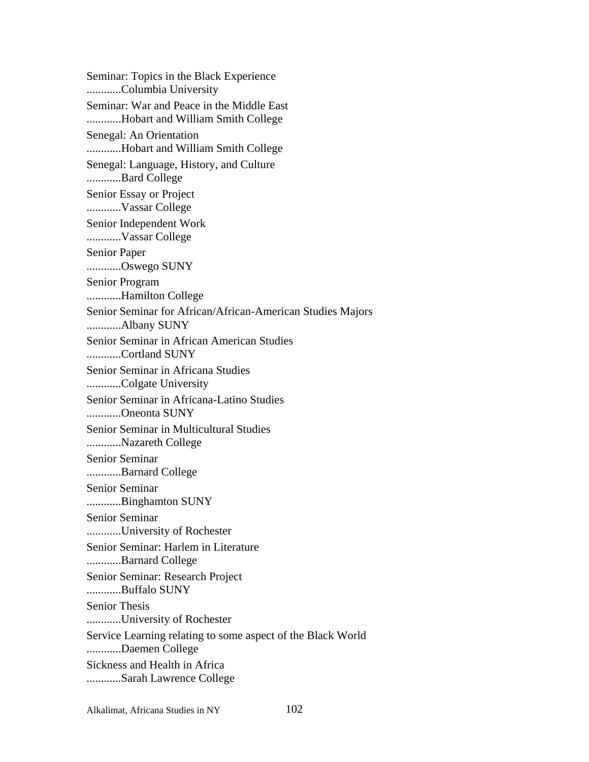Seminar: Topics in the Black Experience
............Columbia University

Seminar: War and Peace in the Middle East
............Hobart and William Smith College

Senegal: An Orientation
............Hobart and William Smith College

Senegal: Language, History, and Culture
............Bard College

Senior Essay or Project
............Vassar College

Senior Independent Work
............Vassar College

Senior Paper
............Oswego SUNY

Senior Program
............Hamilton College

Senior Seminar for African/African-American Studies Majors
............Albany SUNY

Senior Seminar in African American Studies
............Cortland SUNY

Senior Seminar in Africana Studies
............Colgate University

Senior Seminar in Africana-Latino Studies
............Oneonta SUNY

Senior Seminar in Multicultural Studies
............Nazareth College

Senior Seminar
............Barnard College

Senior Seminar
............Binghamton SUNY

Senior Seminar
............University of Rochester

Senior Seminar: Harlem in Literature
............Barnard College

Senior Seminar: Research Project
............Buffalo SUNY

Senior Thesis
............University of Rochester

Service Learning relating to some aspect of the Black World
............Daemen College

Sickness and Health in Africa
............Sarah Lawrence College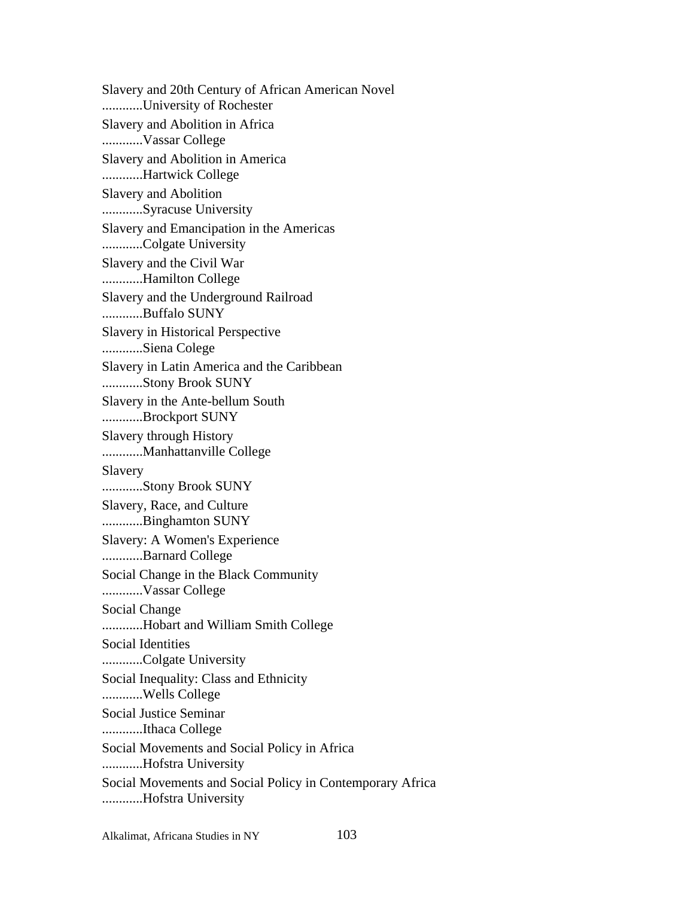Slavery and 20th Century of African American Novel
............University of Rochester

Slavery and Abolition in Africa
............Vassar College

Slavery and Abolition in America
............Hartwick College

Slavery and Abolition
............Syracuse University

Slavery and Emancipation in the Americas
............Colgate University

Slavery and the Civil War
............Hamilton College

Slavery and the Underground Railroad
............Buffalo SUNY

Slavery in Historical Perspective
............Siena Colege

Slavery in Latin America and the Caribbean
............Stony Brook SUNY

Slavery in the Ante-bellum South
............Brockport SUNY

Slavery through History
............Manhattanville College

Slavery
............Stony Brook SUNY

Slavery, Race, and Culture
............Binghamton SUNY

Slavery: A Women's Experience
............Barnard College

Social Change in the Black Community
............Vassar College

Social Change
............Hobart and William Smith College

Social Identities
............Colgate University

Social Inequality: Class and Ethnicity
............Wells College

Social Justice Seminar
............Ithaca College

Social Movements and Social Policy in Africa
............Hofstra University

Social Movements and Social Policy in Contemporary Africa
............Hofstra University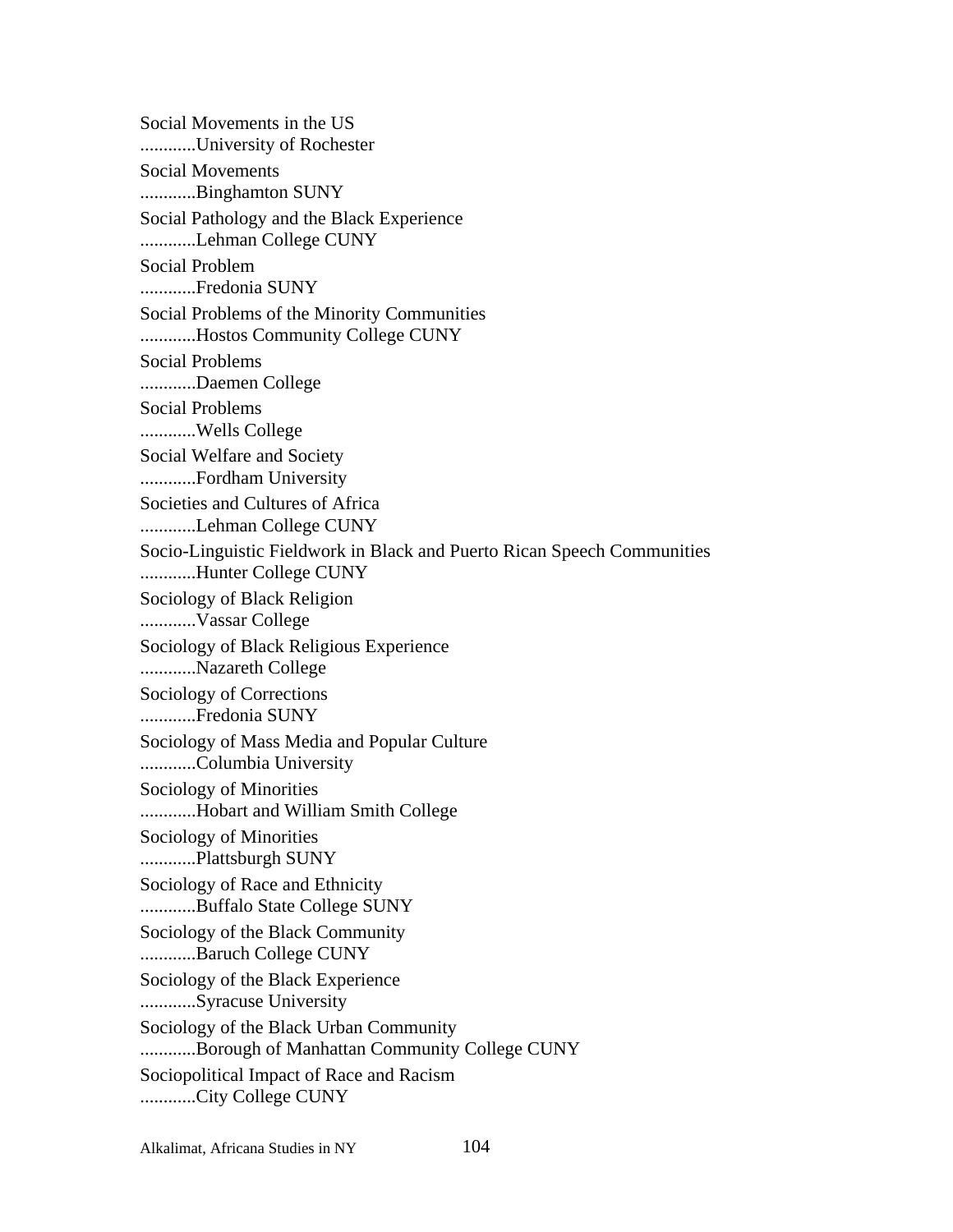Social Movements in the US
............University of Rochester

Social Movements
............Binghamton SUNY

Social Pathology and the Black Experience
............Lehman College CUNY

Social Problem
............Fredonia SUNY

Social Problems of the Minority Communities
............Hostos Community College CUNY

Social Problems
............Daemen College

Social Problems
............Wells College

Social Welfare and Society
............Fordham University

Societies and Cultures of Africa
............Lehman College CUNY

Socio-Linguistic Fieldwork in Black and Puerto Rican Speech Communities
............Hunter College CUNY

Sociology of Black Religion
............Vassar College

Sociology of Black Religious Experience
............Nazareth College

Sociology of Corrections
............Fredonia SUNY

Sociology of Mass Media and Popular Culture
............Columbia University

Sociology of Minorities
............Hobart and William Smith College

Sociology of Minorities
............Plattsburgh SUNY

Sociology of Race and Ethnicity
............Buffalo State College SUNY

Sociology of the Black Community
............Baruch College CUNY

Sociology of the Black Experience
............Syracuse University

Sociology of the Black Urban Community
............Borough of Manhattan Community College CUNY

Sociopolitical Impact of Race and Racism
............City College CUNY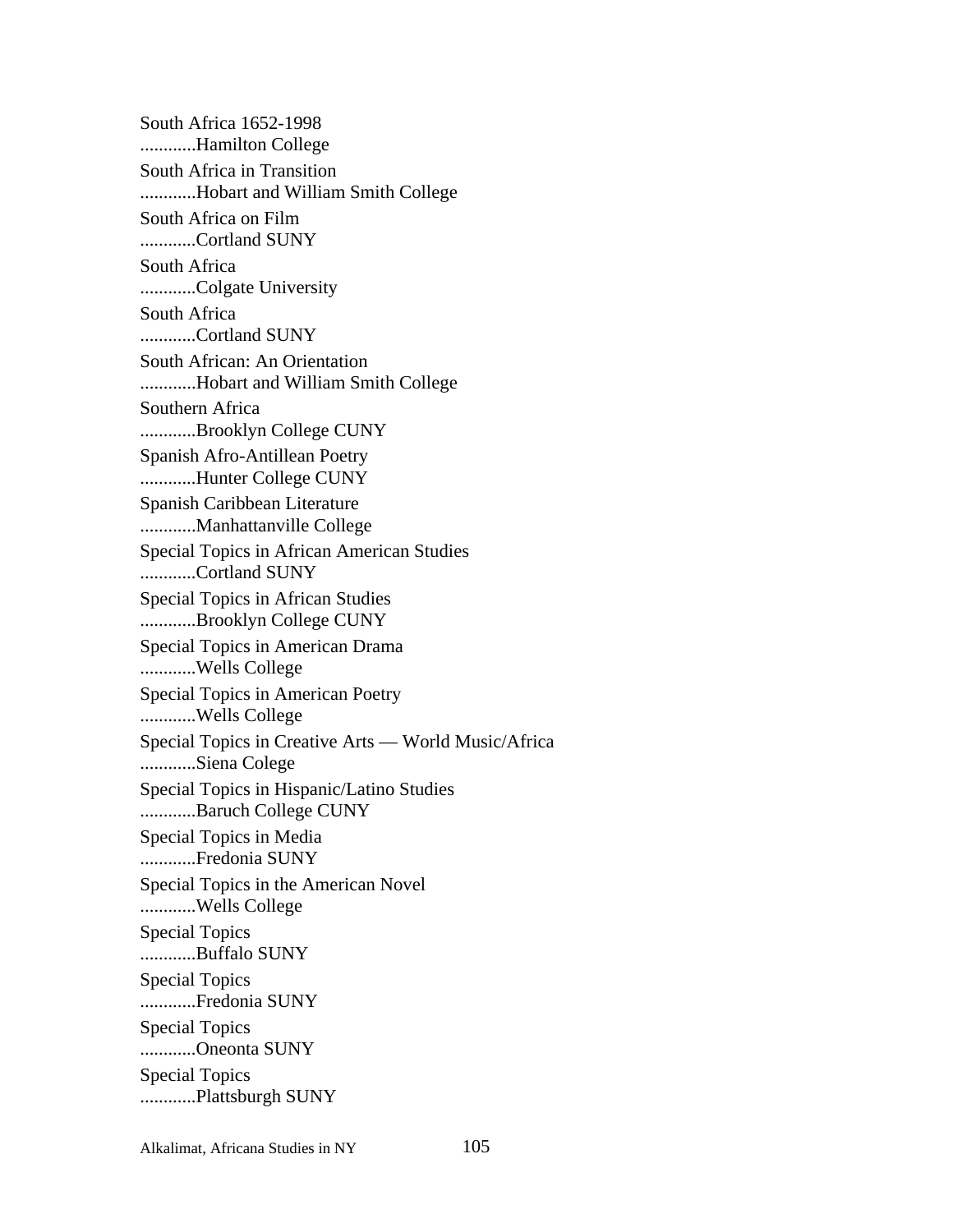South Africa 1652-1998
............Hamilton College

South Africa in Transition
............Hobart and William Smith College

South Africa on Film
............Cortland SUNY

South Africa
............Colgate University

South Africa
............Cortland SUNY

South African: An Orientation
............Hobart and William Smith College

Southern Africa
............Brooklyn College CUNY

Spanish Afro-Antillean Poetry
............Hunter College CUNY

Spanish Caribbean Literature
............Manhattanville College

Special Topics in African American Studies
............Cortland SUNY

Special Topics in African Studies
............Brooklyn College CUNY

Special Topics in American Drama
............Wells College

Special Topics in American Poetry
............Wells College

Special Topics in Creative Arts — World Music/Africa
............Siena Colege

Special Topics in Hispanic/Latino Studies
............Baruch College CUNY

Special Topics in Media
............Fredonia SUNY

Special Topics in the American Novel
............Wells College

Special Topics
............Buffalo SUNY

Special Topics
............Fredonia SUNY

Special Topics
............Oneonta SUNY

Special Topics
............Plattsburgh SUNY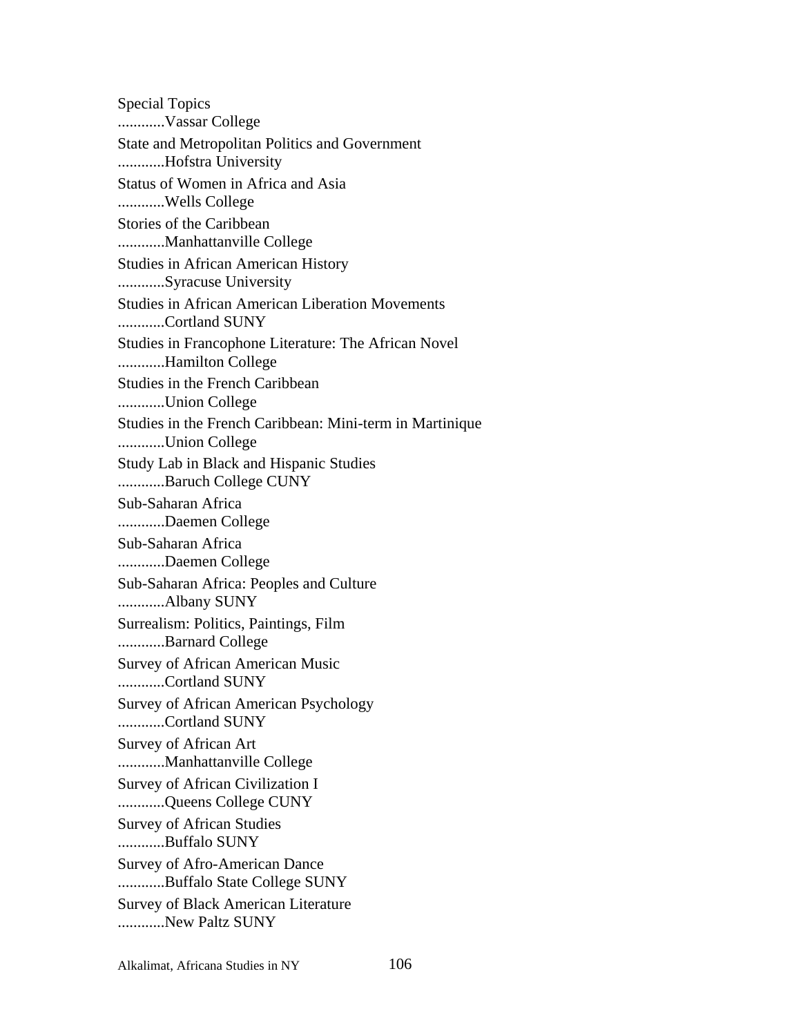Special Topics
............Vassar College

State and Metropolitan Politics and Government
............Hofstra University

Status of Women in Africa and Asia
............Wells College

Stories of the Caribbean
............Manhattanville College

Studies in African American History
............Syracuse University

Studies in African American Liberation Movements
............Cortland SUNY

Studies in Francophone Literature: The African Novel
............Hamilton College

Studies in the French Caribbean
............Union College

Studies in the French Caribbean: Mini-term in Martinique
............Union College

Study Lab in Black and Hispanic Studies
............Baruch College CUNY

Sub-Saharan Africa
............Daemen College

Sub-Saharan Africa
............Daemen College

Sub-Saharan Africa: Peoples and Culture
............Albany SUNY

Surrealism: Politics, Paintings, Film
............Barnard College

Survey of African American Music
............Cortland SUNY

Survey of African American Psychology
............Cortland SUNY

Survey of African Art
............Manhattanville College

Survey of African Civilization I
............Queens College CUNY

Survey of African Studies
............Buffalo SUNY

Survey of Afro-American Dance
............Buffalo State College SUNY

Survey of Black American Literature
............New Paltz SUNY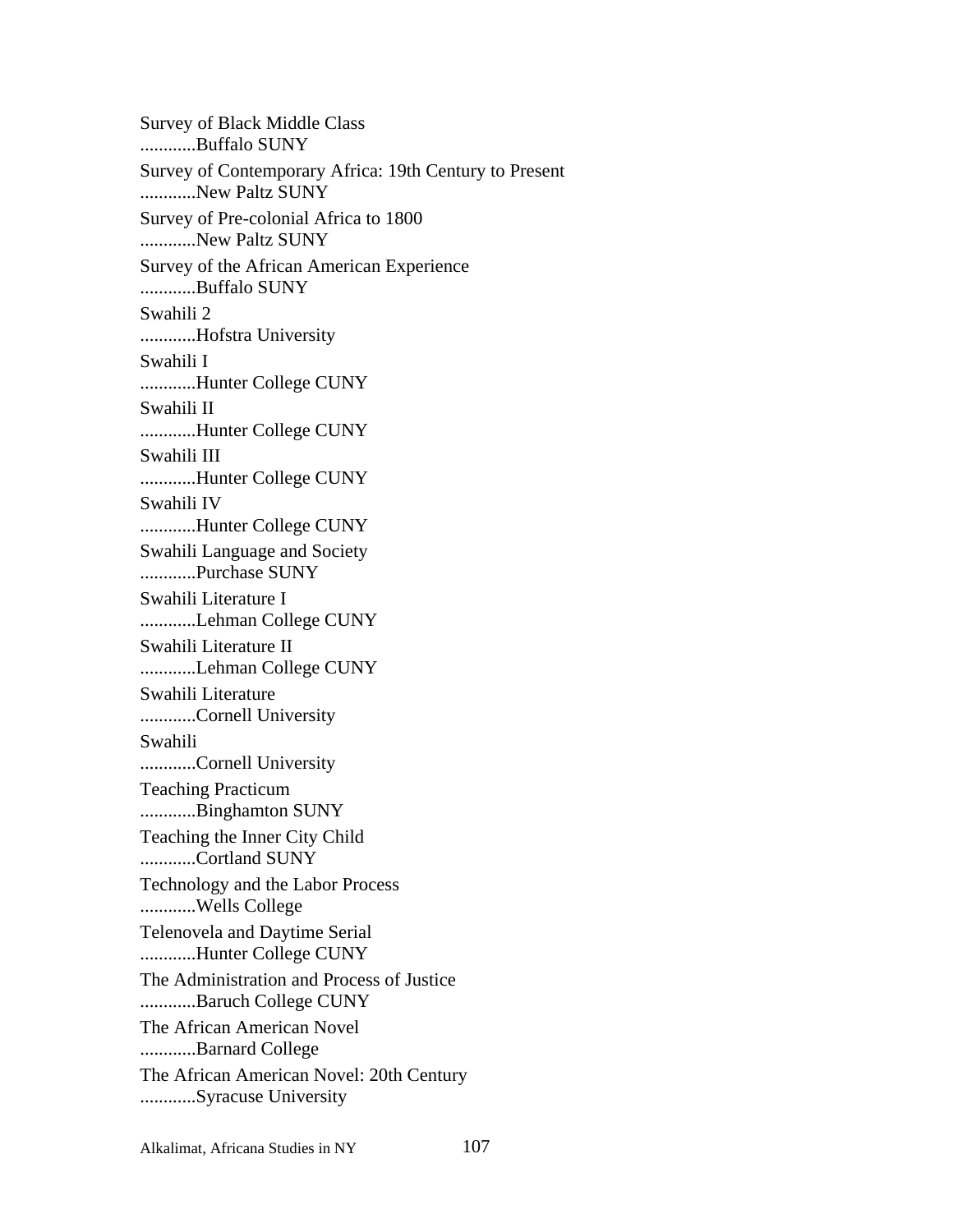Survey of Black Middle Class
............Buffalo SUNY

Survey of Contemporary Africa: 19th Century to Present
............New Paltz SUNY

Survey of Pre-colonial Africa to 1800
............New Paltz SUNY

Survey of the African American Experience
............Buffalo SUNY

Swahili 2
............Hofstra University

Swahili I
............Hunter College CUNY

Swahili II
............Hunter College CUNY

Swahili III
............Hunter College CUNY

Swahili IV
............Hunter College CUNY

Swahili Language and Society
............Purchase SUNY

Swahili Literature I
............Lehman College CUNY

Swahili Literature II
............Lehman College CUNY

Swahili Literature
............Cornell University

Swahili
............Cornell University

Teaching Practicum
............Binghamton SUNY

Teaching the Inner City Child
............Cortland SUNY

Technology and the Labor Process
............Wells College

Telenovela and Daytime Serial
............Hunter College CUNY

The Administration and Process of Justice
............Baruch College CUNY

The African American Novel
............Barnard College

The African American Novel: 20th Century
............Syracuse University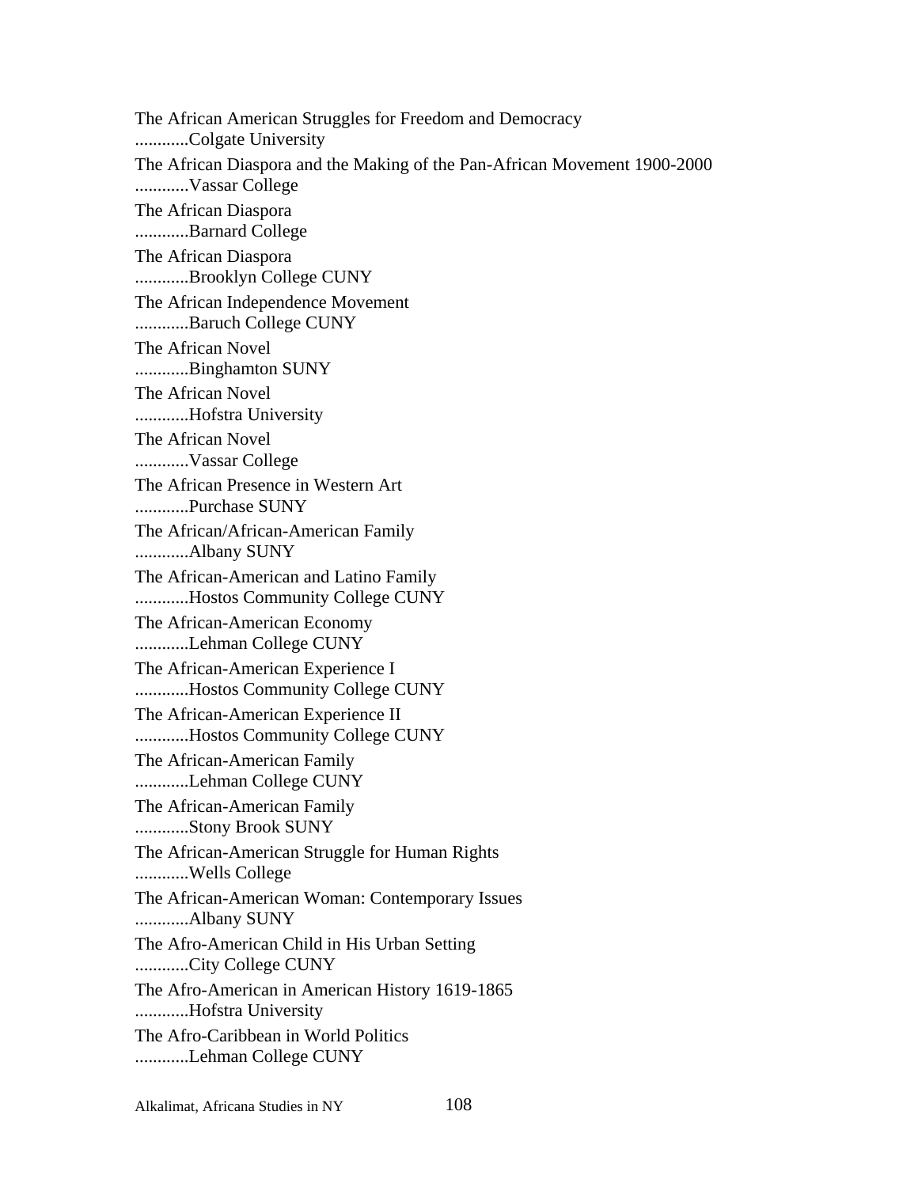The African American Struggles for Freedom and Democracy
............Colgate University

The African Diaspora and the Making of the Pan-African Movement 1900-2000
............Vassar College

The African Diaspora
............Barnard College

The African Diaspora
............Brooklyn College CUNY

The African Independence Movement
............Baruch College CUNY

The African Novel
............Binghamton SUNY

The African Novel
............Hofstra University

The African Novel
............Vassar College

The African Presence in Western Art
............Purchase SUNY

The African/African-American Family
............Albany SUNY

The African-American and Latino Family
............Hostos Community College CUNY

The African-American Economy
............Lehman College CUNY

The African-American Experience I
............Hostos Community College CUNY

The African-American Experience II
............Hostos Community College CUNY

The African-American Family
............Lehman College CUNY

The African-American Family
............Stony Brook SUNY

The African-American Struggle for Human Rights
............Wells College

The African-American Woman: Contemporary Issues
............Albany SUNY

The Afro-American Child in His Urban Setting
............City College CUNY

The Afro-American in American History 1619-1865
............Hofstra University

The Afro-Caribbean in World Politics
............Lehman College CUNY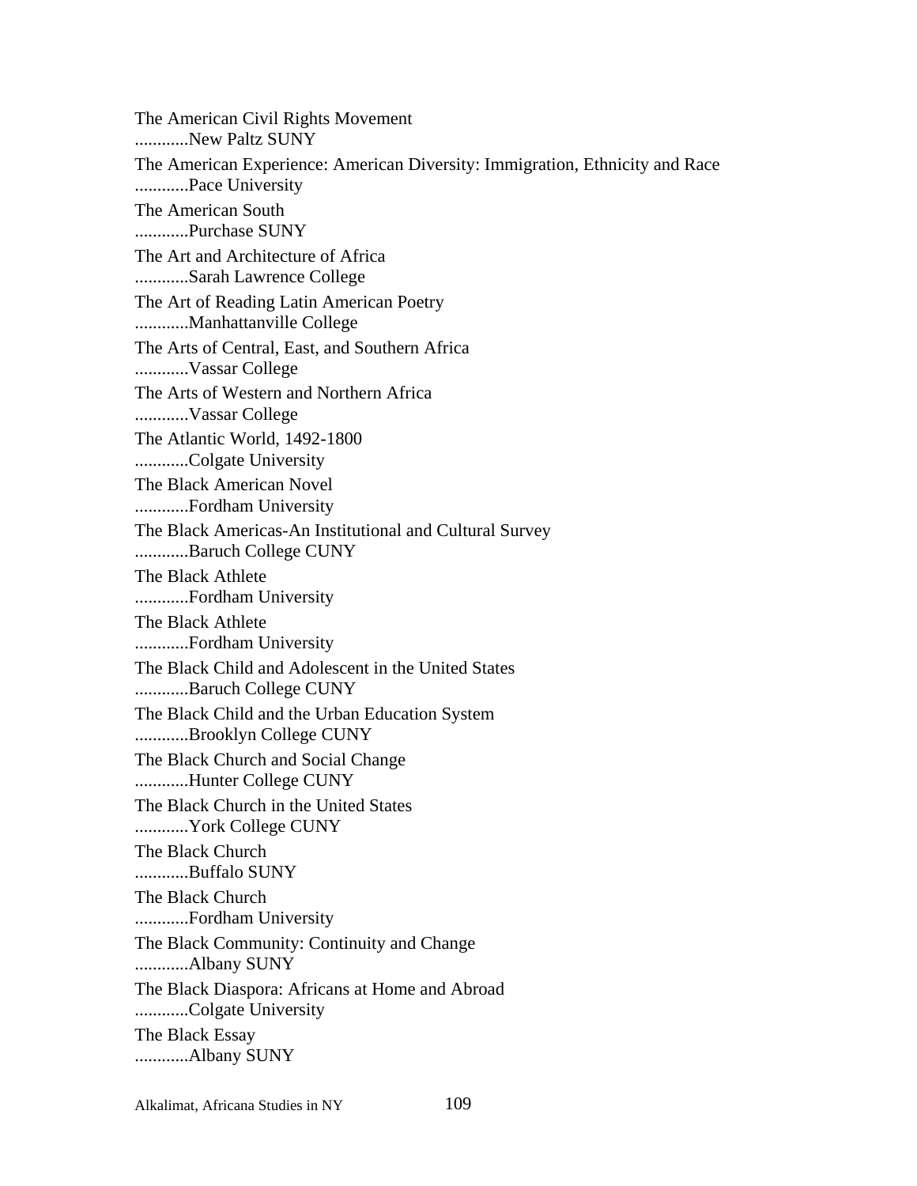The American Civil Rights Movement
............New Paltz SUNY

The American Experience: American Diversity: Immigration, Ethnicity and Race
............Pace University

The American South
............Purchase SUNY

The Art and Architecture of Africa
............Sarah Lawrence College

The Art of Reading Latin American Poetry
............Manhattanville College

The Arts of Central, East, and Southern Africa
............Vassar College

The Arts of Western and Northern Africa
............Vassar College

The Atlantic World, 1492-1800
............Colgate University

The Black American Novel
............Fordham University

The Black Americas-An Institutional and Cultural Survey
............Baruch College CUNY

The Black Athlete
............Fordham University

The Black Athlete
............Fordham University

The Black Child and Adolescent in the United States
............Baruch College CUNY

The Black Child and the Urban Education System
............Brooklyn College CUNY

The Black Church and Social Change
............Hunter College CUNY

The Black Church in the United States
............York College CUNY

The Black Church
............Buffalo SUNY

The Black Church
............Fordham University

The Black Community: Continuity and Change
............Albany SUNY

The Black Diaspora: Africans at Home and Abroad
............Colgate University

The Black Essay
............Albany SUNY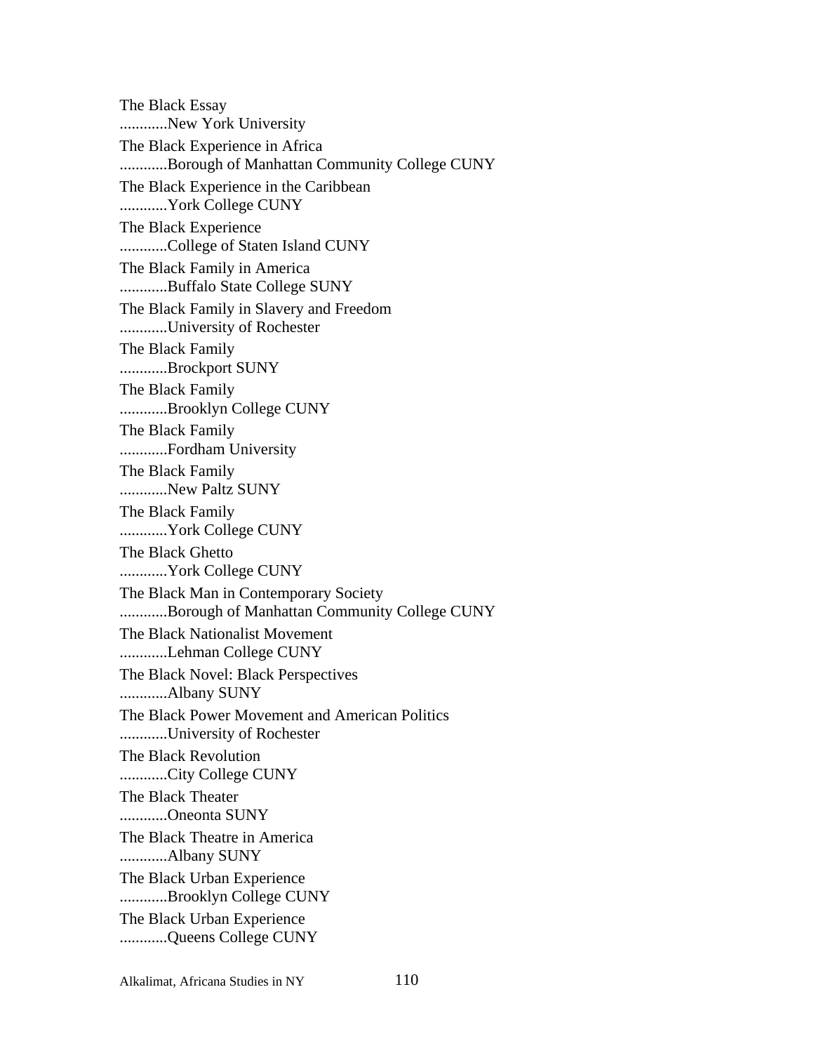The Black Essay
............New York University

The Black Experience in Africa
............Borough of Manhattan Community College CUNY

The Black Experience in the Caribbean
............York College CUNY

The Black Experience
............College of Staten Island CUNY

The Black Family in America
............Buffalo State College SUNY

The Black Family in Slavery and Freedom
............University of Rochester

The Black Family
............Brockport SUNY

The Black Family
............Brooklyn College CUNY

The Black Family
............Fordham University

The Black Family
............New Paltz SUNY

The Black Family
............York College CUNY

The Black Ghetto
............York College CUNY

The Black Man in Contemporary Society
............Borough of Manhattan Community College CUNY

The Black Nationalist Movement
............Lehman College CUNY

The Black Novel: Black Perspectives
............Albany SUNY

The Black Power Movement and American Politics
............University of Rochester

The Black Revolution
............City College CUNY

The Black Theater
............Oneonta SUNY

The Black Theatre in America
............Albany SUNY

The Black Urban Experience
............Brooklyn College CUNY

The Black Urban Experience
............Queens College CUNY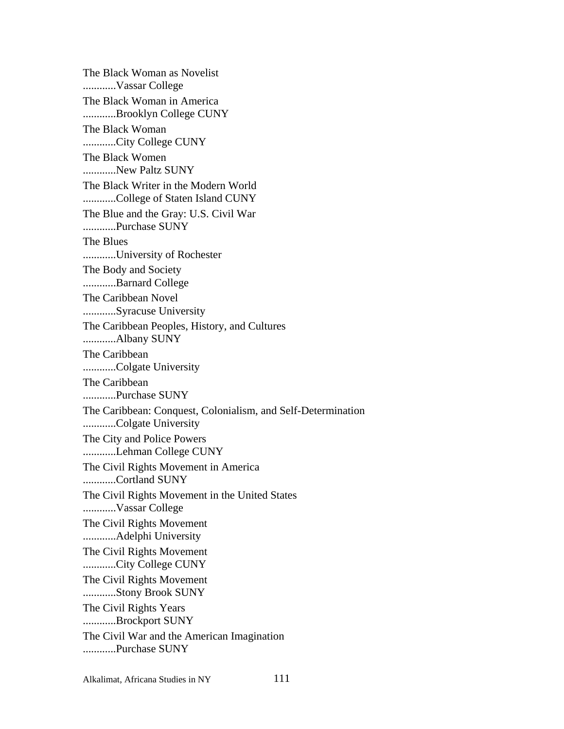The Black Woman as Novelist
............Vassar College

The Black Woman in America
............Brooklyn College CUNY

The Black Woman
............City College CUNY

The Black Women
............New Paltz SUNY

The Black Writer in the Modern World
............College of Staten Island CUNY

The Blue and the Gray: U.S. Civil War
............Purchase SUNY

The Blues
............University of Rochester

The Body and Society
............Barnard College

The Caribbean Novel
............Syracuse University

The Caribbean Peoples, History, and Cultures
............Albany SUNY

The Caribbean
............Colgate University

The Caribbean
............Purchase SUNY

The Caribbean: Conquest, Colonialism, and Self-Determination
............Colgate University

The City and Police Powers
............Lehman College CUNY

The Civil Rights Movement in America
............Cortland SUNY

The Civil Rights Movement in the United States
............Vassar College

The Civil Rights Movement
............Adelphi University

The Civil Rights Movement
............City College CUNY

The Civil Rights Movement
............Stony Brook SUNY

The Civil Rights Years
............Brockport SUNY

The Civil War and the American Imagination
............Purchase SUNY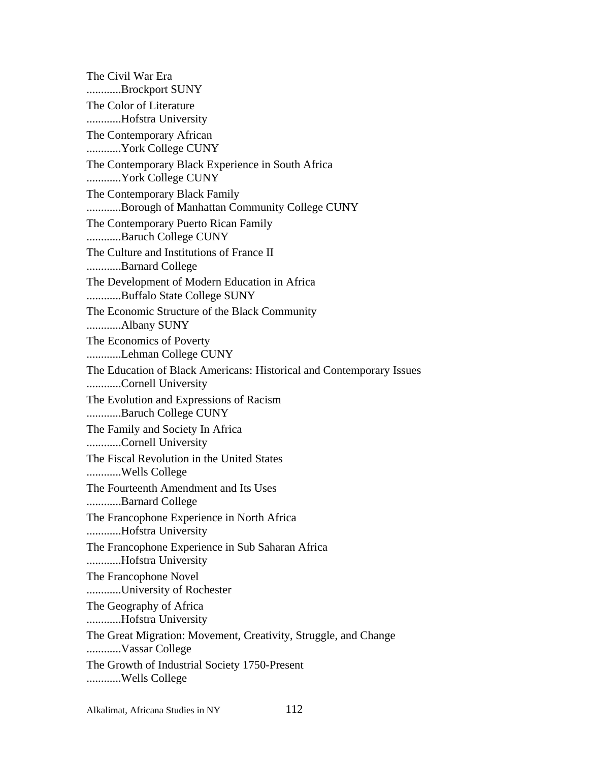The Civil War Era
............Brockport SUNY

The Color of Literature
............Hofstra University

The Contemporary African
............York College CUNY

The Contemporary Black Experience in South Africa
............York College CUNY

The Contemporary Black Family
............Borough of Manhattan Community College CUNY

The Contemporary Puerto Rican Family
............Baruch College CUNY

The Culture and Institutions of France II
............Barnard College

The Development of Modern Education in Africa
............Buffalo State College SUNY

The Economic Structure of the Black Community
............Albany SUNY

The Economics of Poverty
............Lehman College CUNY

The Education of Black Americans: Historical and Contemporary Issues
............Cornell University

The Evolution and Expressions of Racism
............Baruch College CUNY

The Family and Society In Africa
............Cornell University

The Fiscal Revolution in the United States
............Wells College

The Fourteenth Amendment and Its Uses
............Barnard College

The Francophone Experience in North Africa
............Hofstra University

The Francophone Experience in Sub Saharan Africa
............Hofstra University

The Francophone Novel
............University of Rochester

The Geography of Africa
............Hofstra University

The Great Migration: Movement, Creativity, Struggle, and Change
............Vassar College

The Growth of Industrial Society 1750-Present
............Wells College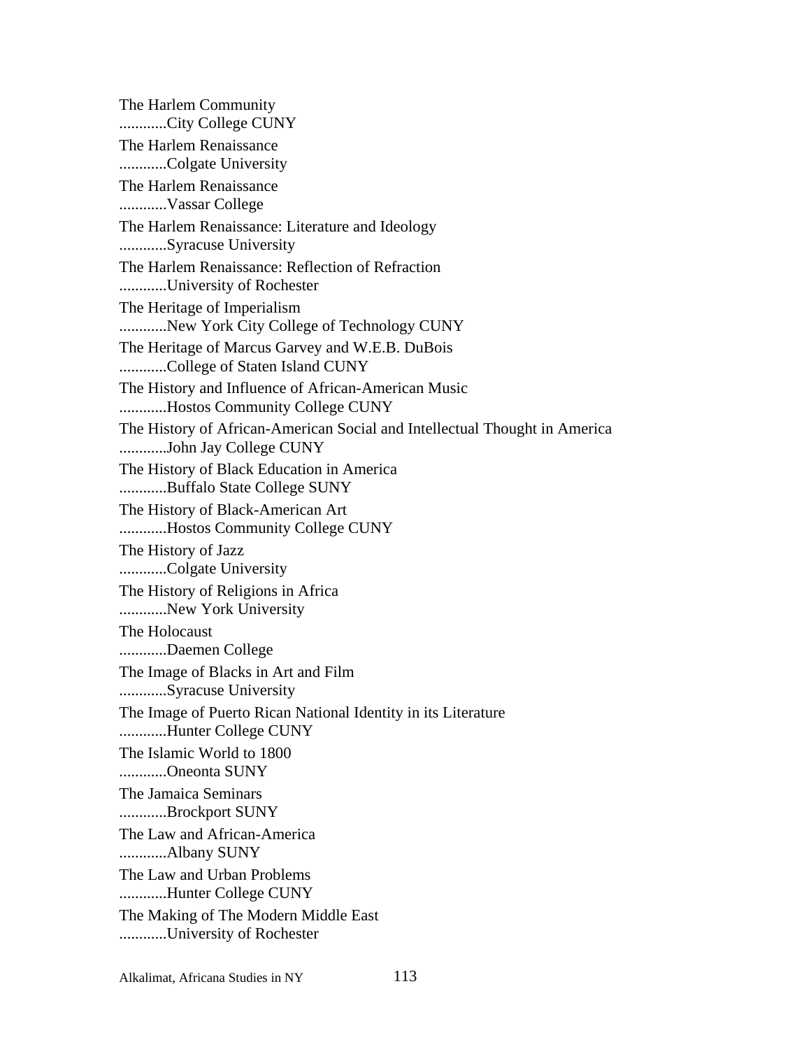The Harlem Community
............City College CUNY

The Harlem Renaissance
............Colgate University

The Harlem Renaissance
............Vassar College

The Harlem Renaissance: Literature and Ideology
............Syracuse University

The Harlem Renaissance: Reflection of Refraction
............University of Rochester

The Heritage of Imperialism
............New York City College of Technology CUNY

The Heritage of Marcus Garvey and W.E.B. DuBois
............College of Staten Island CUNY

The History and Influence of African-American Music
............Hostos Community College CUNY

The History of African-American Social and Intellectual Thought in America
............John Jay College CUNY

The History of Black Education in America
............Buffalo State College SUNY

The History of Black-American Art
............Hostos Community College CUNY

The History of Jazz
............Colgate University

The History of Religions in Africa
............New York University

The Holocaust
............Daemen College

The Image of Blacks in Art and Film
............Syracuse University

The Image of Puerto Rican National Identity in its Literature
............Hunter College CUNY

The Islamic World to 1800
............Oneonta SUNY

The Jamaica Seminars
............Brockport SUNY

The Law and African-America
............Albany SUNY

The Law and Urban Problems
............Hunter College CUNY

The Making of The Modern Middle East
............University of Rochester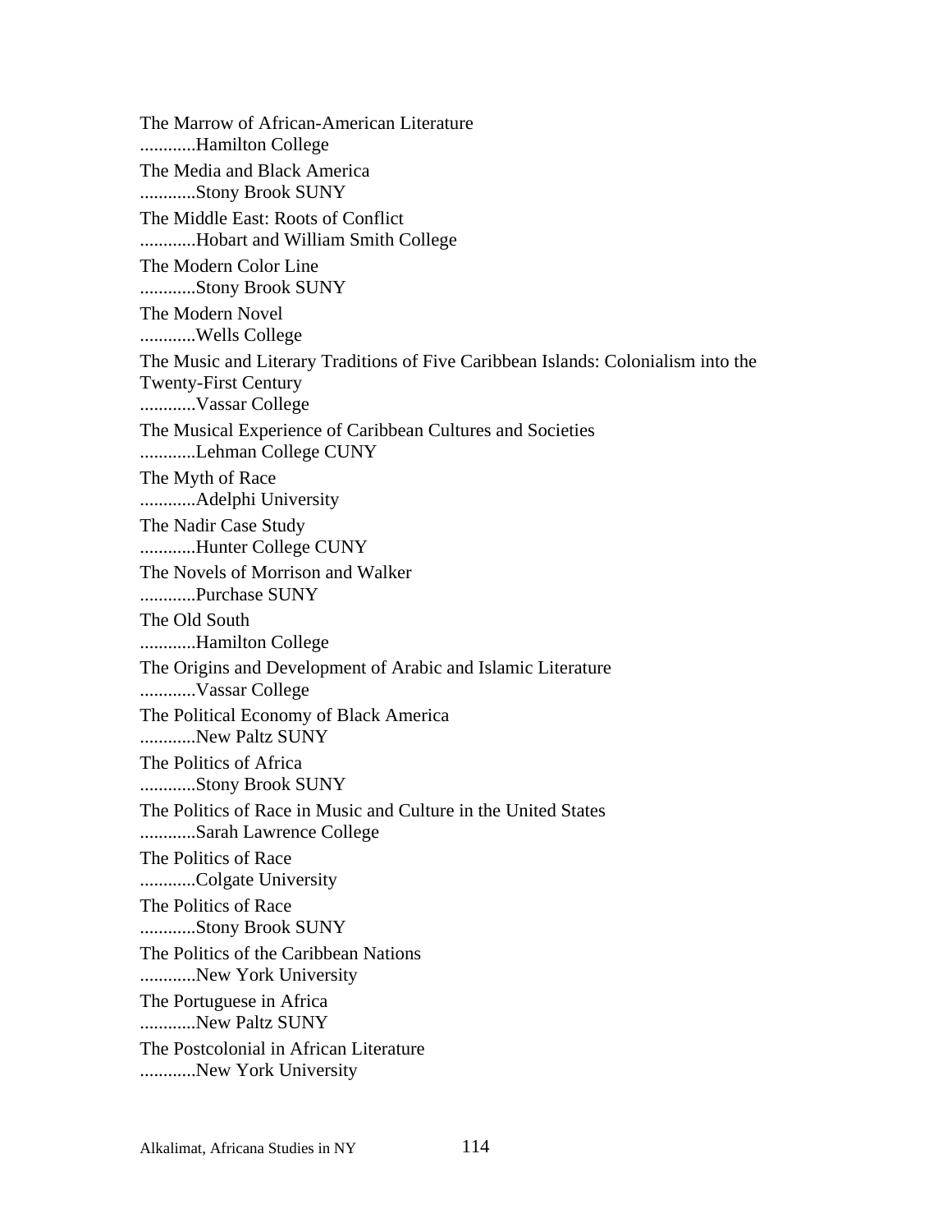The Marrow of African-American Literature
............Hamilton College

The Media and Black America
............Stony Brook SUNY

The Middle East: Roots of Conflict
............Hobart and William Smith College

The Modern Color Line
............Stony Brook SUNY

The Modern Novel
............Wells College

The Music and Literary Traditions of Five Caribbean Islands: Colonialism into the Twenty-First Century
............Vassar College

The Musical Experience of Caribbean Cultures and Societies
............Lehman College CUNY

The Myth of Race
............Adelphi University

The Nadir Case Study
............Hunter College CUNY

The Novels of Morrison and Walker
............Purchase SUNY

The Old South
............Hamilton College

The Origins and Development of Arabic and Islamic Literature
............Vassar College

The Political Economy of Black America
............New Paltz SUNY

The Politics of Africa
............Stony Brook SUNY

The Politics of Race in Music and Culture in the United States
............Sarah Lawrence College

The Politics of Race
............Colgate University

The Politics of Race
............Stony Brook SUNY

The Politics of the Caribbean Nations
............New York University

The Portuguese in Africa
............New Paltz SUNY

The Postcolonial in African Literature
............New York University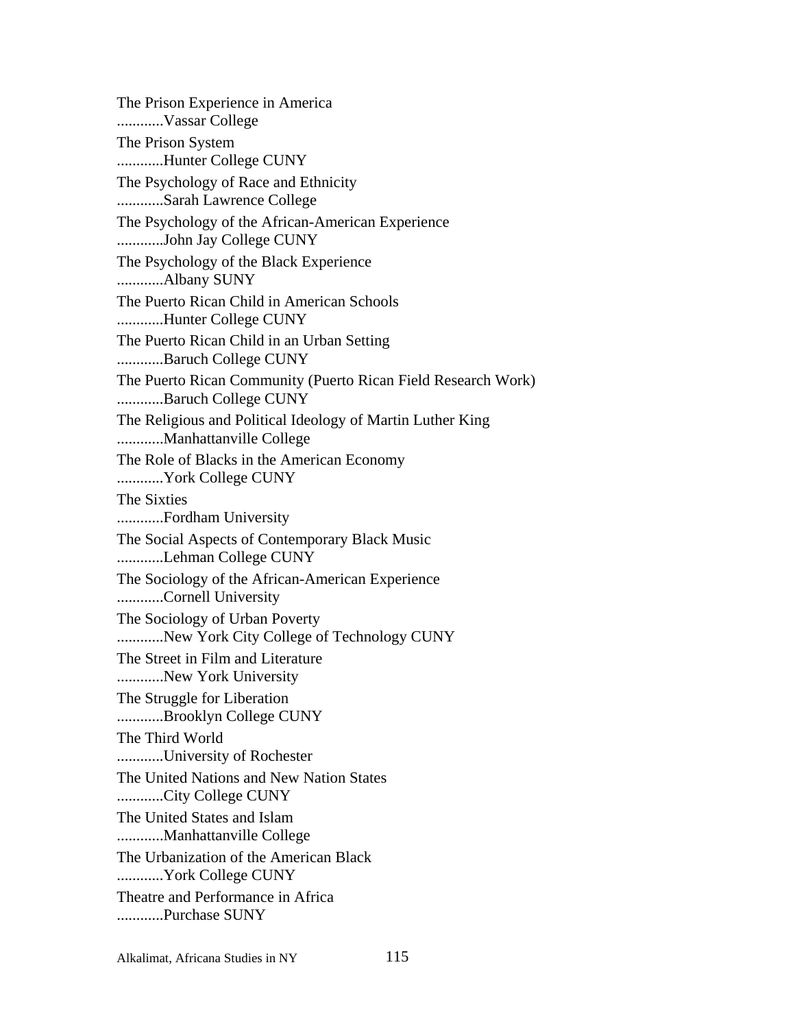The Prison Experience in America
............Vassar College

The Prison System
............Hunter College CUNY

The Psychology of Race and Ethnicity
............Sarah Lawrence College

The Psychology of the African-American Experience
............John Jay College CUNY

The Psychology of the Black Experience
............Albany SUNY

The Puerto Rican Child in American Schools
............Hunter College CUNY

The Puerto Rican Child in an Urban Setting
............Baruch College CUNY

The Puerto Rican Community (Puerto Rican Field Research Work)
............Baruch College CUNY

The Religious and Political Ideology of Martin Luther King
............Manhattanville College

The Role of Blacks in the American Economy
............York College CUNY

The Sixties
............Fordham University

The Social Aspects of Contemporary Black Music
............Lehman College CUNY

The Sociology of the African-American Experience
............Cornell University

The Sociology of Urban Poverty
............New York City College of Technology CUNY

The Street in Film and Literature
............New York University

The Struggle for Liberation
............Brooklyn College CUNY

The Third World
............University of Rochester

The United Nations and New Nation States
............City College CUNY

The United States and Islam
............Manhattanville College

The Urbanization of the American Black
............York College CUNY

Theatre and Performance in Africa
............Purchase SUNY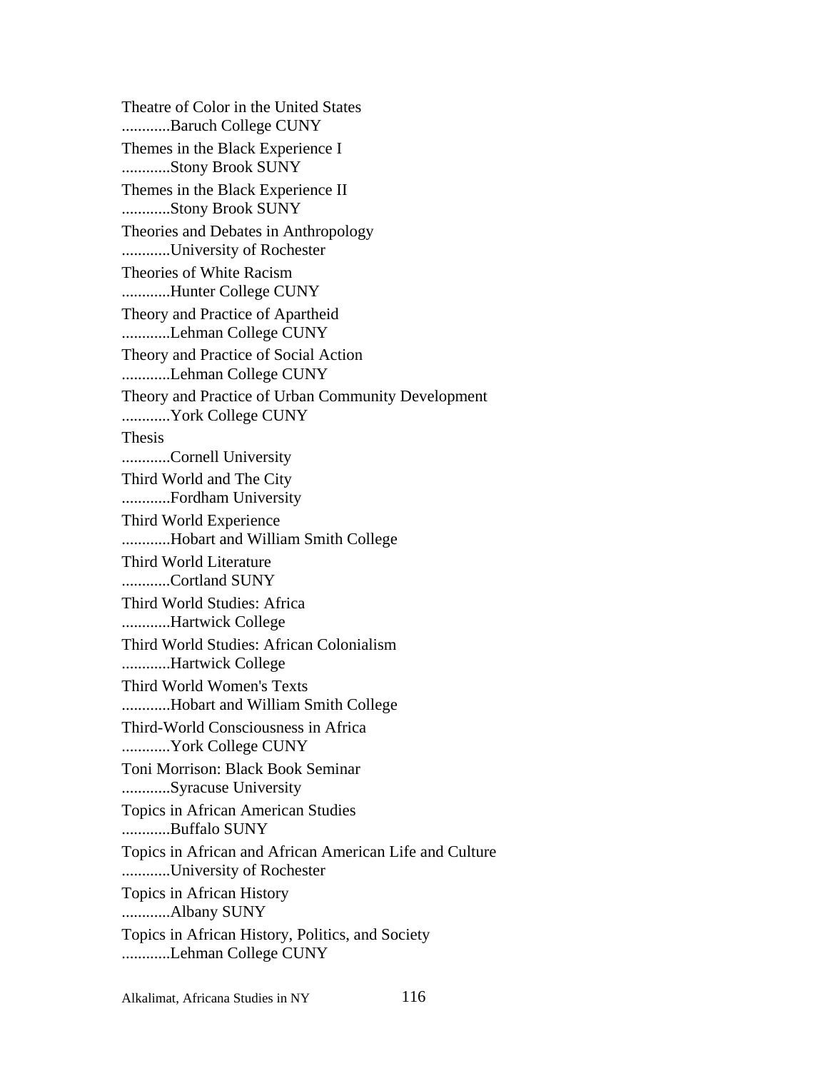Theatre of Color in the United States
............Baruch College CUNY

Themes in the Black Experience I
............Stony Brook SUNY

Themes in the Black Experience II
............Stony Brook SUNY

Theories and Debates in Anthropology
............University of Rochester

Theories of White Racism
............Hunter College CUNY

Theory and Practice of Apartheid
............Lehman College CUNY

Theory and Practice of Social Action
............Lehman College CUNY

Theory and Practice of Urban Community Development
............York College CUNY

Thesis
............Cornell University

Third World and The City
............Fordham University

Third World Experience
............Hobart and William Smith College

Third World Literature
............Cortland SUNY

Third World Studies: Africa
............Hartwick College

Third World Studies: African Colonialism
............Hartwick College

Third World Women's Texts
............Hobart and William Smith College

Third-World Consciousness in Africa
............York College CUNY

Toni Morrison: Black Book Seminar
............Syracuse University

Topics in African American Studies
............Buffalo SUNY

Topics in African and African American Life and Culture
............University of Rochester

Topics in African History
............Albany SUNY

Topics in African History, Politics, and Society
............Lehman College CUNY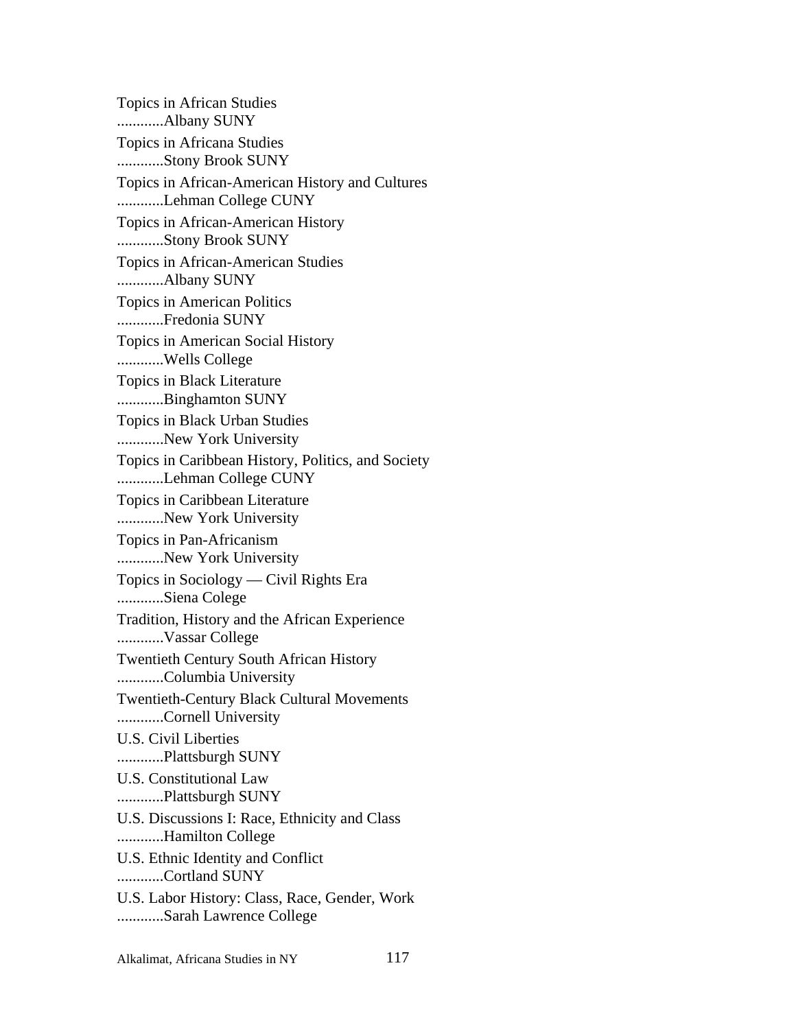Topics in African Studies
............Albany SUNY

Topics in Africana Studies
............Stony Brook SUNY

Topics in African-American History and Cultures
............Lehman College CUNY

Topics in African-American History
............Stony Brook SUNY

Topics in African-American Studies
............Albany SUNY

Topics in American Politics
............Fredonia SUNY

Topics in American Social History
............Wells College

Topics in Black Literature
............Binghamton SUNY

Topics in Black Urban Studies
............New York University

Topics in Caribbean History, Politics, and Society
............Lehman College CUNY

Topics in Caribbean Literature
............New York University

Topics in Pan-Africanism
............New York University

Topics in Sociology — Civil Rights Era
............Siena Colege

Tradition, History and the African Experience
............Vassar College

Twentieth Century South African History
............Columbia University

Twentieth-Century Black Cultural Movements
............Cornell University

U.S. Civil Liberties
............Plattsburgh SUNY

U.S. Constitutional Law
............Plattsburgh SUNY

U.S. Discussions I: Race, Ethnicity and Class
............Hamilton College

U.S. Ethnic Identity and Conflict
............Cortland SUNY

U.S. Labor History: Class, Race, Gender, Work
............Sarah Lawrence College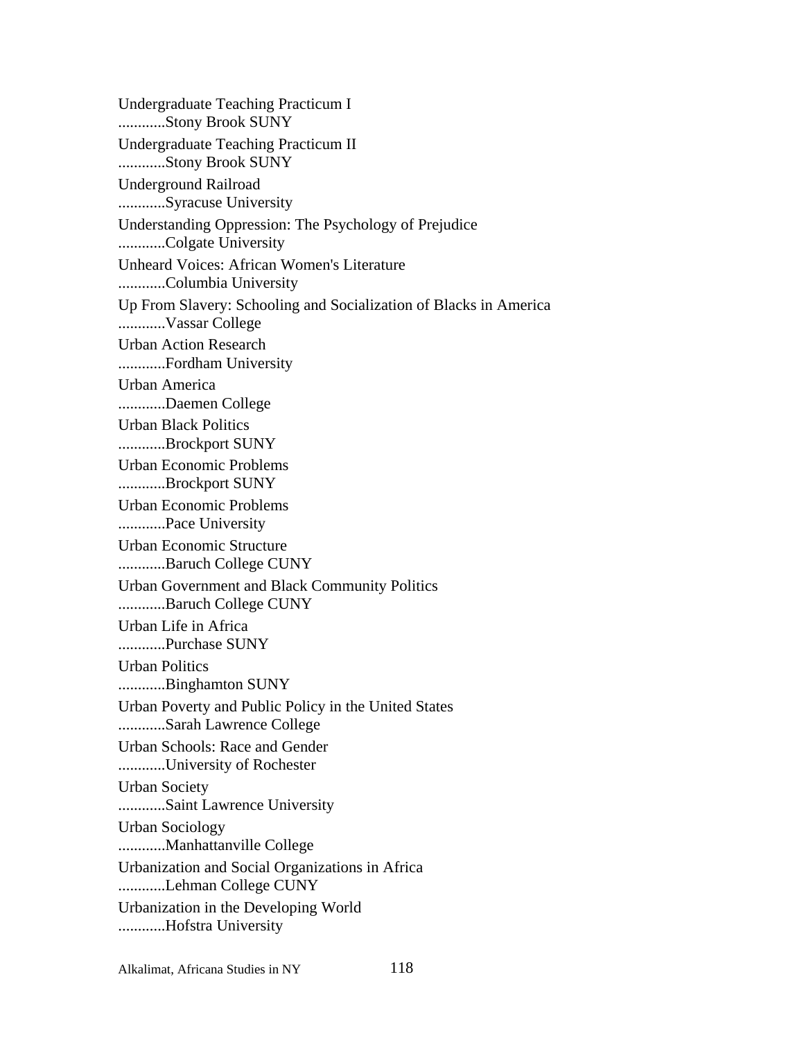Undergraduate Teaching Practicum I
............Stony Brook SUNY

Undergraduate Teaching Practicum II
............Stony Brook SUNY

Underground Railroad
............Syracuse University

Understanding Oppression: The Psychology of Prejudice
............Colgate University

Unheard Voices: African Women's Literature
............Columbia University

Up From Slavery: Schooling and Socialization of Blacks in America
............Vassar College

Urban Action Research
............Fordham University

Urban America
............Daemen College

Urban Black Politics
............Brockport SUNY

Urban Economic Problems
............Brockport SUNY

Urban Economic Problems
............Pace University

Urban Economic Structure
............Baruch College CUNY

Urban Government and Black Community Politics
............Baruch College CUNY

Urban Life in Africa
............Purchase SUNY

Urban Politics
............Binghamton SUNY

Urban Poverty and Public Policy in the United States
............Sarah Lawrence College

Urban Schools: Race and Gender
............University of Rochester

Urban Society
............Saint Lawrence University

Urban Sociology
............Manhattanville College

Urbanization and Social Organizations in Africa
............Lehman College CUNY

Urbanization in the Developing World
............Hofstra University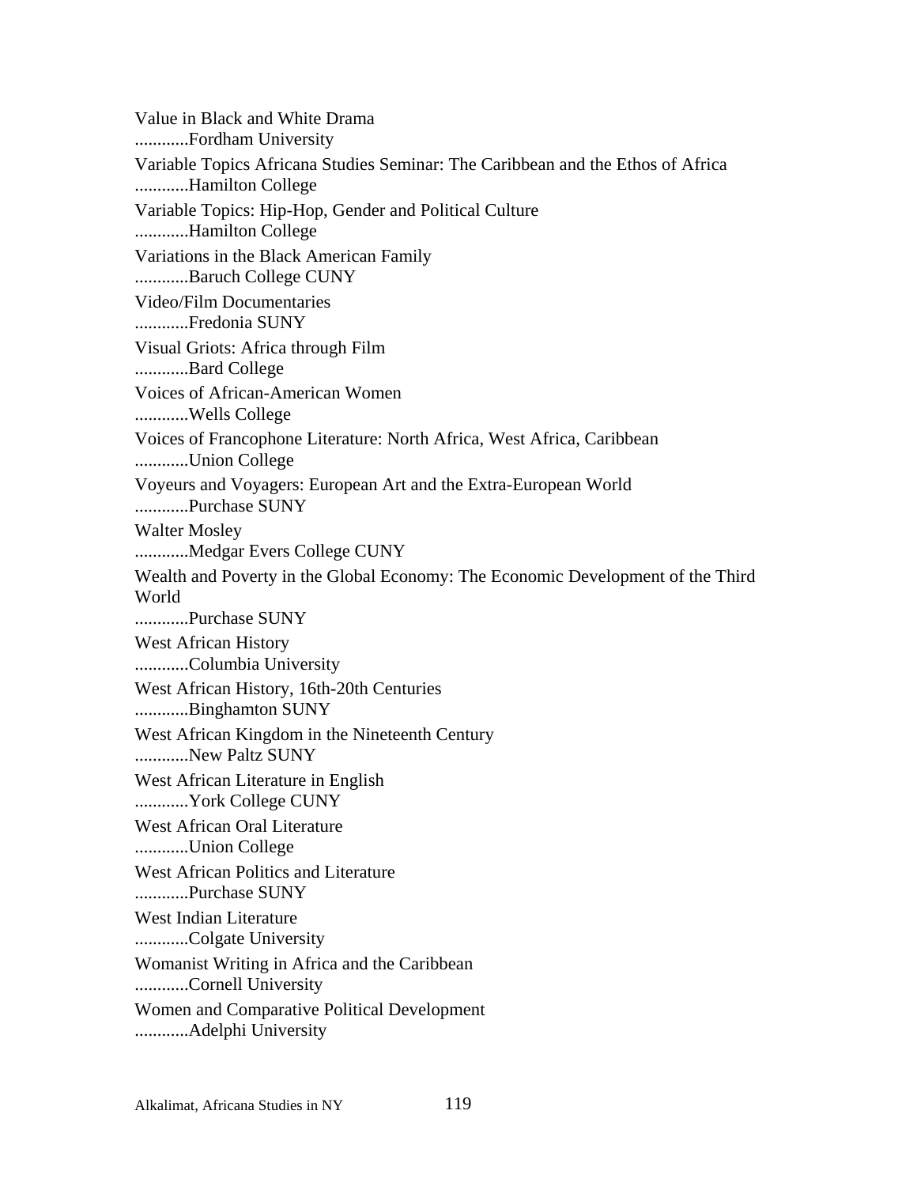Value in Black and White Drama
............Fordham University

Variable Topics Africana Studies Seminar: The Caribbean and the Ethos of Africa
............Hamilton College

Variable Topics: Hip-Hop, Gender and Political Culture
............Hamilton College

Variations in the Black American Family
............Baruch College CUNY

Video/Film Documentaries
............Fredonia SUNY

Visual Griots: Africa through Film
............Bard College

Voices of African-American Women
............Wells College

Voices of Francophone Literature: North Africa, West Africa, Caribbean
............Union College

Voyeurs and Voyagers: European Art and the Extra-European World
............Purchase SUNY

Walter Mosley
............Medgar Evers College CUNY

Wealth and Poverty in the Global Economy: The Economic Development of the Third World
............Purchase SUNY

West African History
............Columbia University

West African History, 16th-20th Centuries
............Binghamton SUNY

West African Kingdom in the Nineteenth Century
............New Paltz SUNY

West African Literature in English
............York College CUNY

West African Oral Literature
............Union College

West African Politics and Literature
............Purchase SUNY

West Indian Literature
............Colgate University

Womanist Writing in Africa and the Caribbean
............Cornell University

Women and Comparative Political Development
............Adelphi University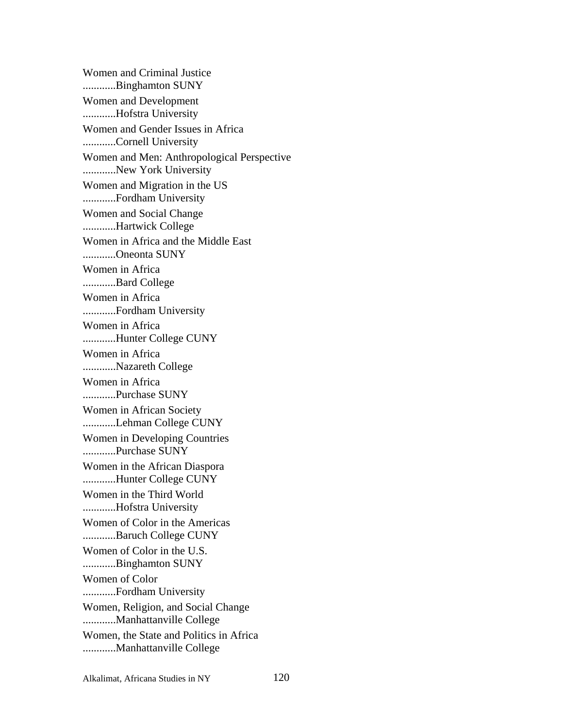Women and Criminal Justice
............Binghamton SUNY

Women and Development
............Hofstra University

Women and Gender Issues in Africa
............Cornell University

Women and Men: Anthropological Perspective
............New York University

Women and Migration in the US
............Fordham University

Women and Social Change
............Hartwick College

Women in Africa and the Middle East
............Oneonta SUNY

Women in Africa
............Bard College

Women in Africa
............Fordham University

Women in Africa
............Hunter College CUNY

Women in Africa
............Nazareth College

Women in Africa
............Purchase SUNY

Women in African Society
............Lehman College CUNY

Women in Developing Countries
............Purchase SUNY

Women in the African Diaspora
............Hunter College CUNY

Women in the Third World
............Hofstra University

Women of Color in the Americas
............Baruch College CUNY

Women of Color in the U.S.
............Binghamton SUNY

Women of Color
............Fordham University

Women, Religion, and Social Change
............Manhattanville College

Women, the State and Politics in Africa
............Manhattanville College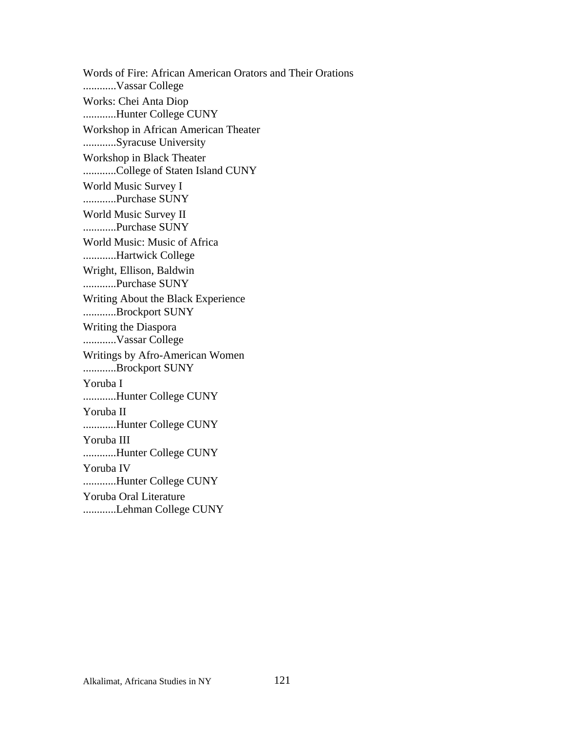Words of Fire: African American Orators and Their Orations
............Vassar College

Works: Chei Anta Diop
............Hunter College CUNY

Workshop in African American Theater
............Syracuse University

Workshop in Black Theater
............College of Staten Island CUNY

World Music Survey I
............Purchase SUNY

World Music Survey II
............Purchase SUNY

World Music: Music of Africa
............Hartwick College

Wright, Ellison, Baldwin
............Purchase SUNY

Writing About the Black Experience
............Brockport SUNY

Writing the Diaspora
............Vassar College

Writings by Afro-American Women
............Brockport SUNY

Yoruba I
............Hunter College CUNY

Yoruba II
............Hunter College CUNY

Yoruba III
............Hunter College CUNY

Yoruba IV
............Hunter College CUNY

Yoruba Oral Literature
............Lehman College CUNY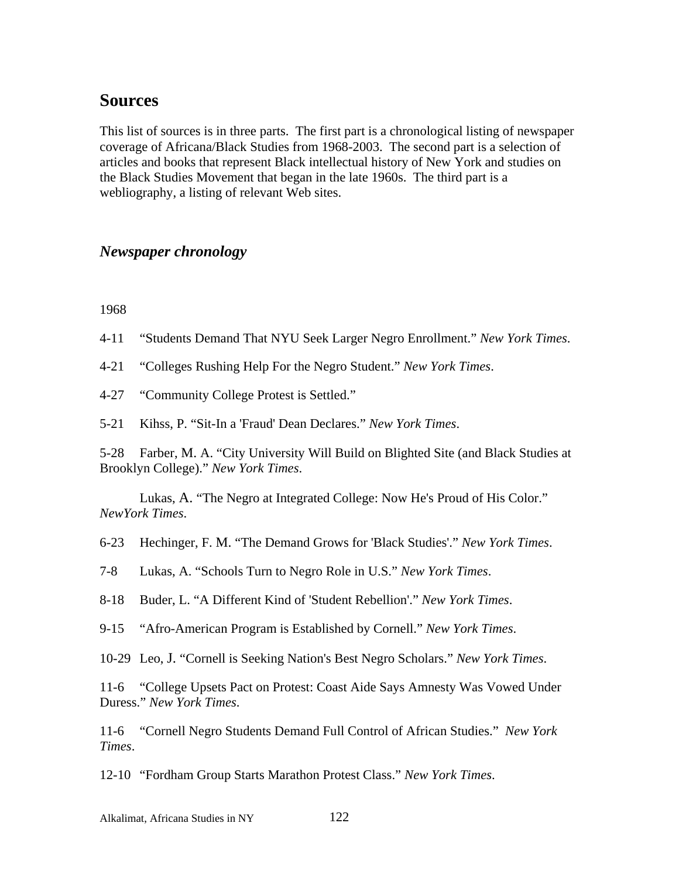## Sources

This list of sources is in three parts. The first part is a chronological listing of newspaper coverage of Africana/Black Studies from 1968-2003. The second part is a selection of articles and books that represent Black intellectual history of New York and studies on the Black Studies Movement that began in the late 1960s. The third part is a webliography, a listing of relevant Web sites.

### *Newspaper chronology*

1968

4-11 "Students Demand That NYU Seek Larger Negro Enrollment." *New York Times*.

4-21 "Colleges Rushing Help For the Negro Student." *New York Times*.

4-27 "Community College Protest is Settled."

5-21 Kihss, P. "Sit-In a 'Fraud' Dean Declares." *New York Times*.

5-28 Farber, M. A. "City University Will Build on Blighted Site (and Black Studies at Brooklyn College)." *New York Times*.

Lukas, A. "The Negro at Integrated College: Now He's Proud of His Color." *NewYork Times*.

6-23 Hechinger, F. M. "The Demand Grows for 'Black Studies'." *New York Times*.

7-8 Lukas, A. "Schools Turn to Negro Role in U.S." *New York Times*.

8-18 Buder, L. "A Different Kind of 'Student Rebellion'." *New York Times*.

9-15 "Afro-American Program is Established by Cornell." *New York Times*.

10-29 Leo, J. "Cornell is Seeking Nation's Best Negro Scholars." *New York Times*.

11-6 "College Upsets Pact on Protest: Coast Aide Says Amnesty Was Vowed Under Duress." *New York Times*.

11-6 "Cornell Negro Students Demand Full Control of African Studies." *New York Times*.

12-10 "Fordham Group Starts Marathon Protest Class." *New York Times*.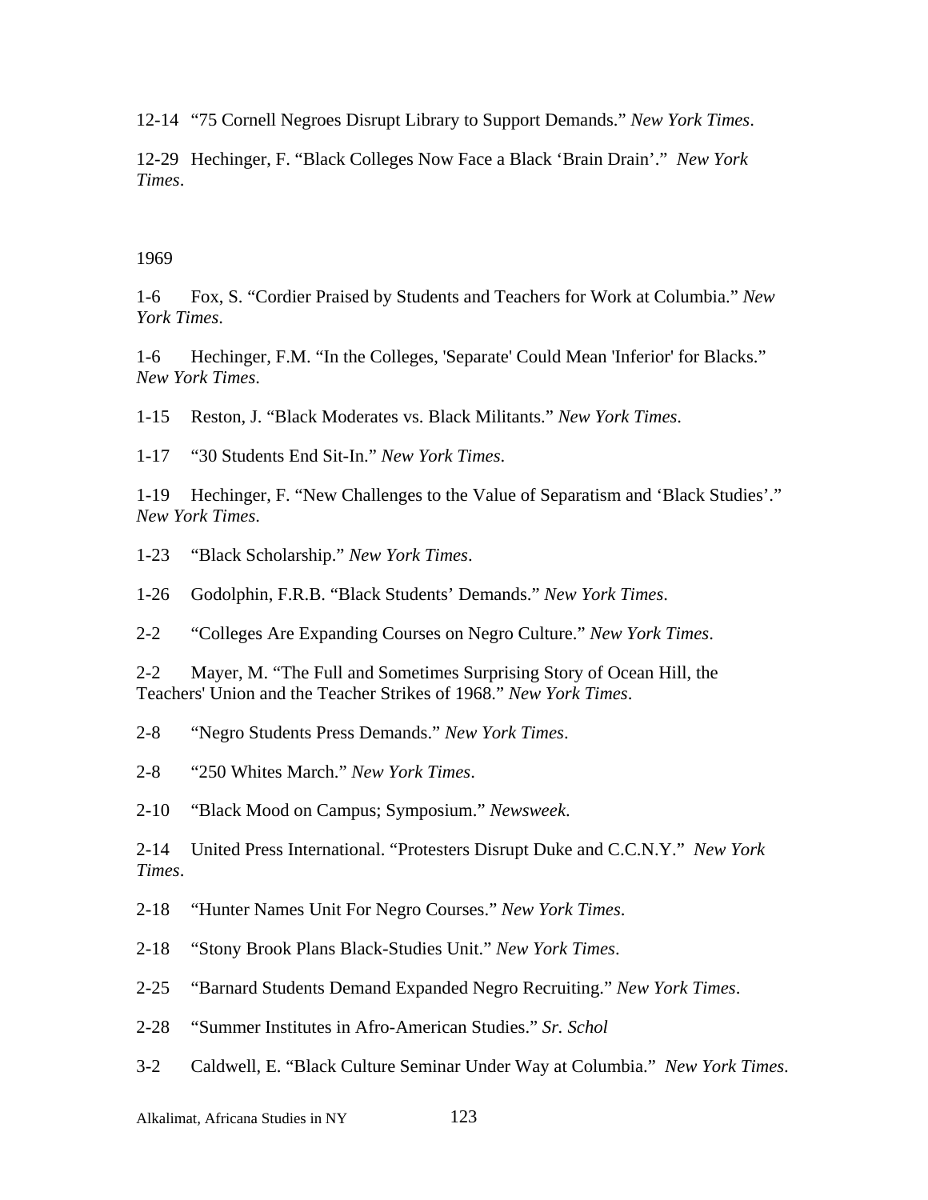12-14 “75 Cornell Negroes Disrupt Library to Support Demands.” *New York Times*.

12-29 Hechinger, F. “Black Colleges Now Face a Black ‘Brain Drain’.” *New York Times*.

1969

1-6 Fox, S. “Cordier Praised by Students and Teachers for Work at Columbia.” *New York Times*.

1-6 Hechinger, F.M. “In the Colleges, 'Separate' Could Mean 'Inferior' for Blacks.” *New York Times*.

1-15 Reston, J. “Black Moderates vs. Black Militants.” *New York Times*.

1-17 “30 Students End Sit-In.” *New York Times*.

1-19 Hechinger, F. “New Challenges to the Value of Separatism and ‘Black Studies’.” *New York Times*.

1-23 “Black Scholarship.” *New York Times*.

1-26 Godolphin, F.R.B. “Black Students’ Demands.” *New York Times*.

2-2 “Colleges Are Expanding Courses on Negro Culture.” *New York Times*.

2-2 Mayer, M. “The Full and Sometimes Surprising Story of Ocean Hill, the Teachers' Union and the Teacher Strikes of 1968.” *New York Times*.

2-8 “Negro Students Press Demands.” *New York Times*.

2-8 “250 Whites March.” *New York Times*.

2-10 “Black Mood on Campus; Symposium.” *Newsweek*.

2-14 United Press International. “Protesters Disrupt Duke and C.C.N.Y.” *New York Times*.

2-18 “Hunter Names Unit For Negro Courses.” *New York Times*.

2-18 “Stony Brook Plans Black-Studies Unit.” *New York Times*.

2-25 “Barnard Students Demand Expanded Negro Recruiting.” *New York Times*.

2-28 “Summer Institutes in Afro-American Studies.” *Sr. Schol*

3-2 Caldwell, E. “Black Culture Seminar Under Way at Columbia.” *New York Times*.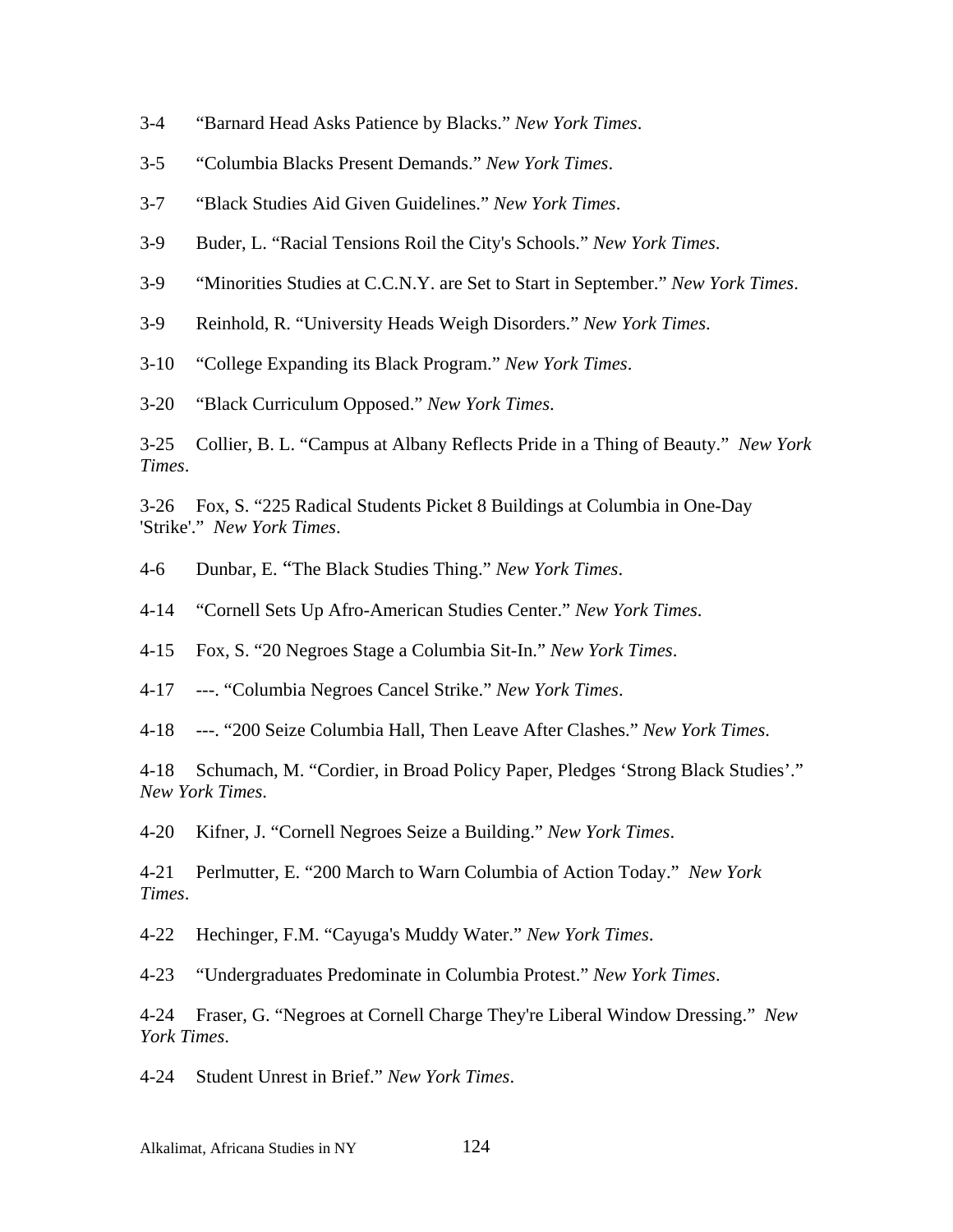3-4 “Barnard Head Asks Patience by Blacks.” *New York Times*.

3-5 “Columbia Blacks Present Demands.” *New York Times*.

3-7 “Black Studies Aid Given Guidelines.” *New York Times*.

3-9 Buder, L. “Racial Tensions Roil the City's Schools.” *New York Times*.

3-9 “Minorities Studies at C.C.N.Y. are Set to Start in September.” *New York Times*.

3-9 Reinhold, R. “University Heads Weigh Disorders.” *New York Times*.

3-10 “College Expanding its Black Program.” *New York Times*.

3-20 “Black Curriculum Opposed.” *New York Times*.

3-25 Collier, B. L. “Campus at Albany Reflects Pride in a Thing of Beauty.” *New York Times*.

3-26 Fox, S. “225 Radical Students Picket 8 Buildings at Columbia in One-Day 'Strike'.” *New York Times*.

4-6 Dunbar, E. “The Black Studies Thing.” *New York Times*.

4-14 “Cornell Sets Up Afro-American Studies Center.” *New York Times*.

4-15 Fox, S. “20 Negroes Stage a Columbia Sit-In.” *New York Times*.

4-17 ---. “Columbia Negroes Cancel Strike.” *New York Times*.

4-18 ---. “200 Seize Columbia Hall, Then Leave After Clashes.” *New York Times*.

4-18 Schumach, M. “Cordier, in Broad Policy Paper, Pledges ‘Strong Black Studies’.” *New York Times*.

4-20 Kifner, J. “Cornell Negroes Seize a Building.” *New York Times*.

4-21 Perlmutter, E. “200 March to Warn Columbia of Action Today.” *New York Times*.

4-22 Hechinger, F.M. “Cayuga's Muddy Water.” *New York Times*.

4-23 “Undergraduates Predominate in Columbia Protest.” *New York Times*.

4-24 Fraser, G. “Negroes at Cornell Charge They're Liberal Window Dressing.” *New York Times*.

4-24 Student Unrest in Brief.” *New York Times*.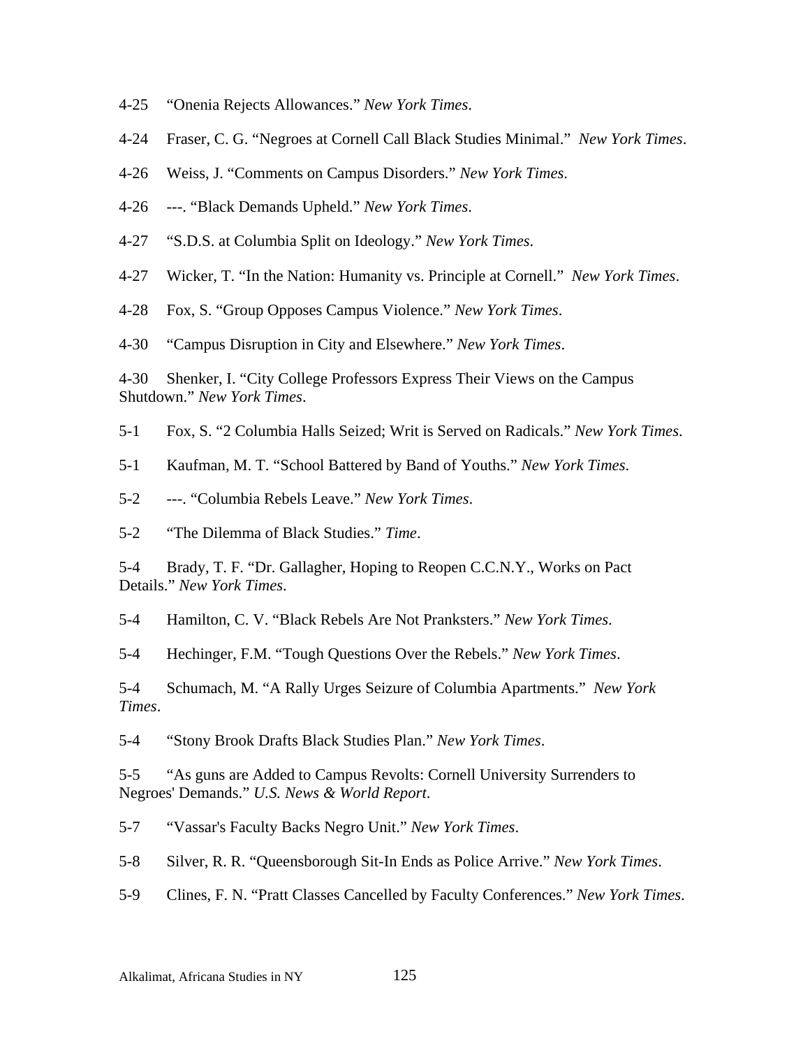4-25 “Onenia Rejects Allowances.” *New York Times*.

4-24 Fraser, C. G. “Negroes at Cornell Call Black Studies Minimal.” *New York Times*.

4-26 Weiss, J. “Comments on Campus Disorders.” *New York Times*.

4-26 ---. “Black Demands Upheld.” *New York Times*.

4-27 “S.D.S. at Columbia Split on Ideology.” *New York Times*.

4-27 Wicker, T. “In the Nation: Humanity vs. Principle at Cornell.” *New York Times*.

4-28 Fox, S. “Group Opposes Campus Violence.” *New York Times*.

4-30 “Campus Disruption in City and Elsewhere.” *New York Times*.

4-30 Shenker, I. “City College Professors Express Their Views on the Campus Shutdown.” *New York Times*.

5-1 Fox, S. “2 Columbia Halls Seized; Writ is Served on Radicals.” *New York Times*.

5-1 Kaufman, M. T. “School Battered by Band of Youths.” *New York Times*.

5-2 ---. “Columbia Rebels Leave.” *New York Times*.

5-2 “The Dilemma of Black Studies.” *Time*.

5-4 Brady, T. F. “Dr. Gallagher, Hoping to Reopen C.C.N.Y., Works on Pact Details.” *New York Times*.

5-4 Hamilton, C. V. “Black Rebels Are Not Pranksters.” *New York Times*.

5-4 Hechinger, F.M. “Tough Questions Over the Rebels.” *New York Times*.

5-4 Schumach, M. “A Rally Urges Seizure of Columbia Apartments.” *New York Times*.

5-4 “Stony Brook Drafts Black Studies Plan.” *New York Times*.

5-5 “As guns are Added to Campus Revolts: Cornell University Surrenders to Negroes' Demands.” *U.S. News & World Report*.

5-7 “Vassar's Faculty Backs Negro Unit.” *New York Times*.

5-8 Silver, R. R. “Queensborough Sit-In Ends as Police Arrive.” *New York Times*.

5-9 Clines, F. N. “Pratt Classes Cancelled by Faculty Conferences.” *New York Times*.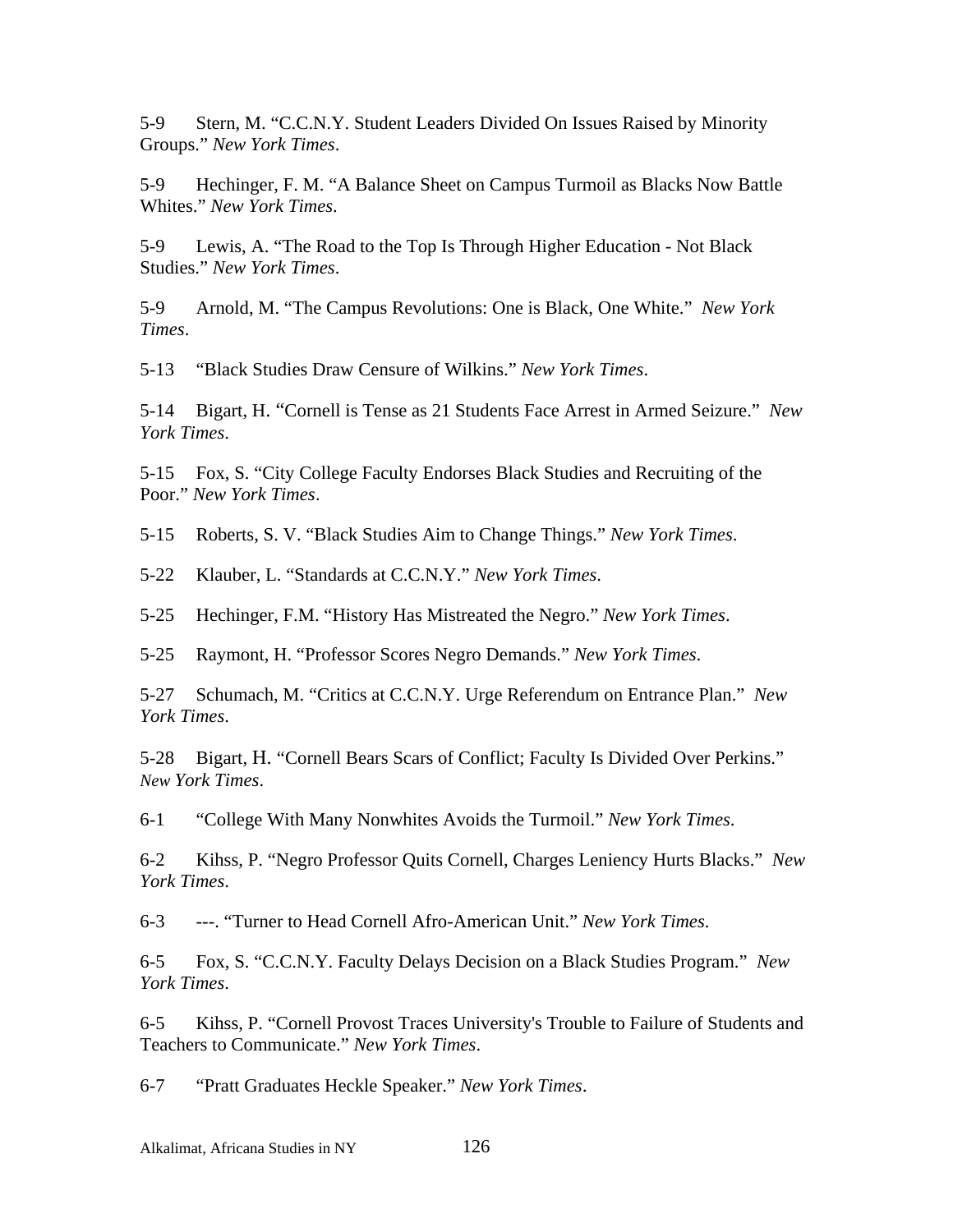5-9 Stern, M. “C.C.N.Y. Student Leaders Divided On Issues Raised by Minority Groups.” *New York Times*.

5-9 Hechinger, F. M. “A Balance Sheet on Campus Turmoil as Blacks Now Battle Whites.” *New York Times*.

5-9 Lewis, A. “The Road to the Top Is Through Higher Education - Not Black Studies.” *New York Times*.

5-9 Arnold, M. “The Campus Revolutions: One is Black, One White.” *New York Times*.

5-13 “Black Studies Draw Censure of Wilkins.” *New York Times*.

5-14 Bigart, H. “Cornell is Tense as 21 Students Face Arrest in Armed Seizure.” *New York Times*.

5-15 Fox, S. “City College Faculty Endorses Black Studies and Recruiting of the Poor.” *New York Times*.

5-15 Roberts, S. V. “Black Studies Aim to Change Things.” *New York Times*.

5-22 Klauber, L. “Standards at C.C.N.Y.” *New York Times*.

5-25 Hechinger, F.M. “History Has Mistreated the Negro.” *New York Times*.

5-25 Raymont, H. “Professor Scores Negro Demands.” *New York Times*.

5-27 Schumach, M. “Critics at C.C.N.Y. Urge Referendum on Entrance Plan.” *New York Times*.

5-28 Bigart, H. “Cornell Bears Scars of Conflict; Faculty Is Divided Over Perkins.” *New York Times*.

6-1 “College With Many Nonwhites Avoids the Turmoil.” *New York Times*.

6-2 Kihss, P. “Negro Professor Quits Cornell, Charges Leniency Hurts Blacks.” *New York Times*.

6-3 ---. “Turner to Head Cornell Afro-American Unit.” *New York Times*.

6-5 Fox, S. “C.C.N.Y. Faculty Delays Decision on a Black Studies Program.” *New York Times*.

6-5 Kihss, P. “Cornell Provost Traces University's Trouble to Failure of Students and Teachers to Communicate.” *New York Times*.

6-7 “Pratt Graduates Heckle Speaker.” *New York Times*.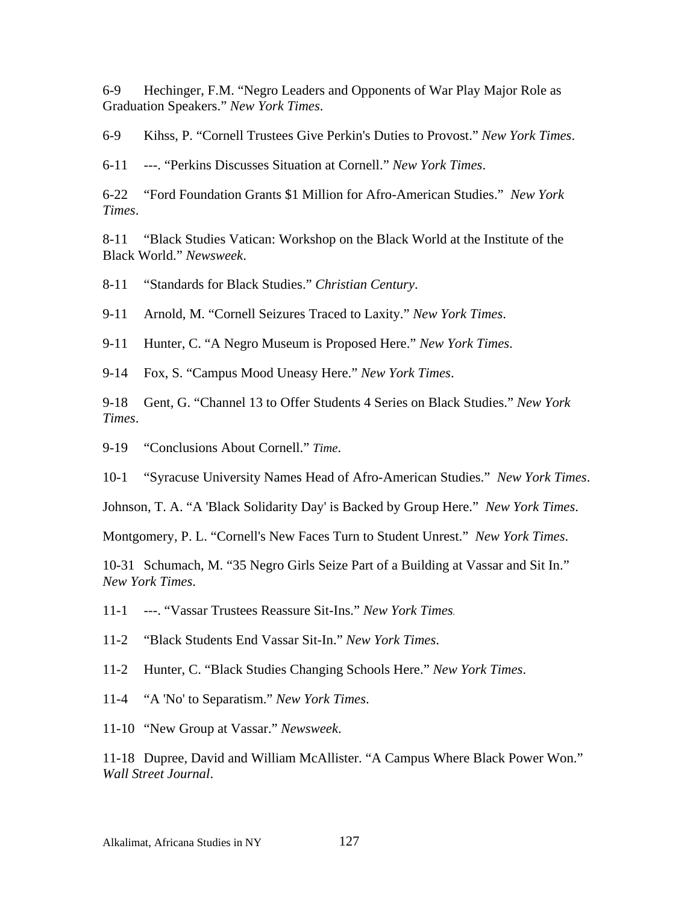6-9 Hechinger, F.M. “Negro Leaders and Opponents of War Play Major Role as Graduation Speakers.” *New York Times*.

6-9 Kihss, P. “Cornell Trustees Give Perkin's Duties to Provost.” *New York Times*.

6-11 ---. “Perkins Discusses Situation at Cornell.” *New York Times*.

6-22 “Ford Foundation Grants $1 Million for Afro-American Studies.” *New York Times*.

8-11 “Black Studies Vatican: Workshop on the Black World at the Institute of the Black World.” *Newsweek*.

8-11 “Standards for Black Studies.” *Christian Century*.

9-11 Arnold, M. “Cornell Seizures Traced to Laxity.” *New York Times*.

9-11 Hunter, C. “A Negro Museum is Proposed Here.” *New York Times*.

9-14 Fox, S. “Campus Mood Uneasy Here.” *New York Times*.

9-18 Gent, G. “Channel 13 to Offer Students 4 Series on Black Studies.” *New York Times*.

9-19 “Conclusions About Cornell.” *Time*.

10-1 “Syracuse University Names Head of Afro-American Studies.” *New York Times*.

Johnson, T. A. “A 'Black Solidarity Day' is Backed by Group Here.” *New York Times*.

Montgomery, P. L. “Cornell's New Faces Turn to Student Unrest.” *New York Times*.

10-31 Schumach, M. “35 Negro Girls Seize Part of a Building at Vassar and Sit In.” *New York Times*.

11-1 ---. “Vassar Trustees Reassure Sit-Ins.” *New York Times*.

11-2 “Black Students End Vassar Sit-In.” *New York Times*.

11-2 Hunter, C. “Black Studies Changing Schools Here.” *New York Times*.

11-4 “A 'No' to Separatism.” *New York Times*.

11-10 “New Group at Vassar.” *Newsweek*.

11-18 Dupree, David and William McAllister. “A Campus Where Black Power Won.” *Wall Street Journal*.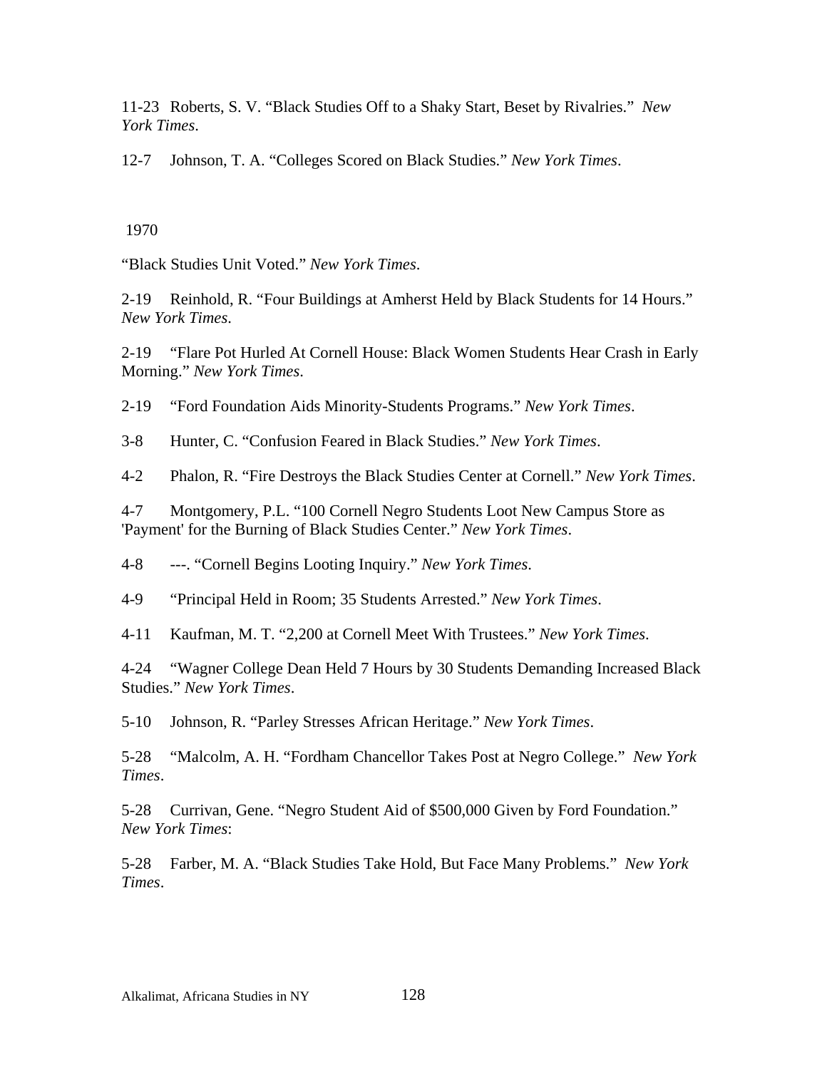11-23 Roberts, S. V. "Black Studies Off to a Shaky Start, Beset by Rivalries." *New York Times*.

12-7 Johnson, T. A. "Colleges Scored on Black Studies." *New York Times*.

1970

"Black Studies Unit Voted." *New York Times*.

2-19 Reinhold, R. "Four Buildings at Amherst Held by Black Students for 14 Hours." *New York Times*.

2-19 "Flare Pot Hurled At Cornell House: Black Women Students Hear Crash in Early Morning." *New York Times*.

2-19 "Ford Foundation Aids Minority-Students Programs." *New York Times*.

3-8 Hunter, C. "Confusion Feared in Black Studies." *New York Times*.

4-2 Phalon, R. "Fire Destroys the Black Studies Center at Cornell." *New York Times*.

4-7 Montgomery, P.L. "100 Cornell Negro Students Loot New Campus Store as 'Payment' for the Burning of Black Studies Center." *New York Times*.

4-8 ---. "Cornell Begins Looting Inquiry." *New York Times*.

4-9 "Principal Held in Room; 35 Students Arrested." *New York Times*.

4-11 Kaufman, M. T. "2,200 at Cornell Meet With Trustees." *New York Times*.

4-24 "Wagner College Dean Held 7 Hours by 30 Students Demanding Increased Black Studies." *New York Times*.

5-10 Johnson, R. "Parley Stresses African Heritage." *New York Times*.

5-28 "Malcolm, A. H. "Fordham Chancellor Takes Post at Negro College." *New York Times*.

5-28 Currivan, Gene. "Negro Student Aid of $500,000 Given by Ford Foundation." *New York Times*:

5-28 Farber, M. A. "Black Studies Take Hold, But Face Many Problems." *New York Times*.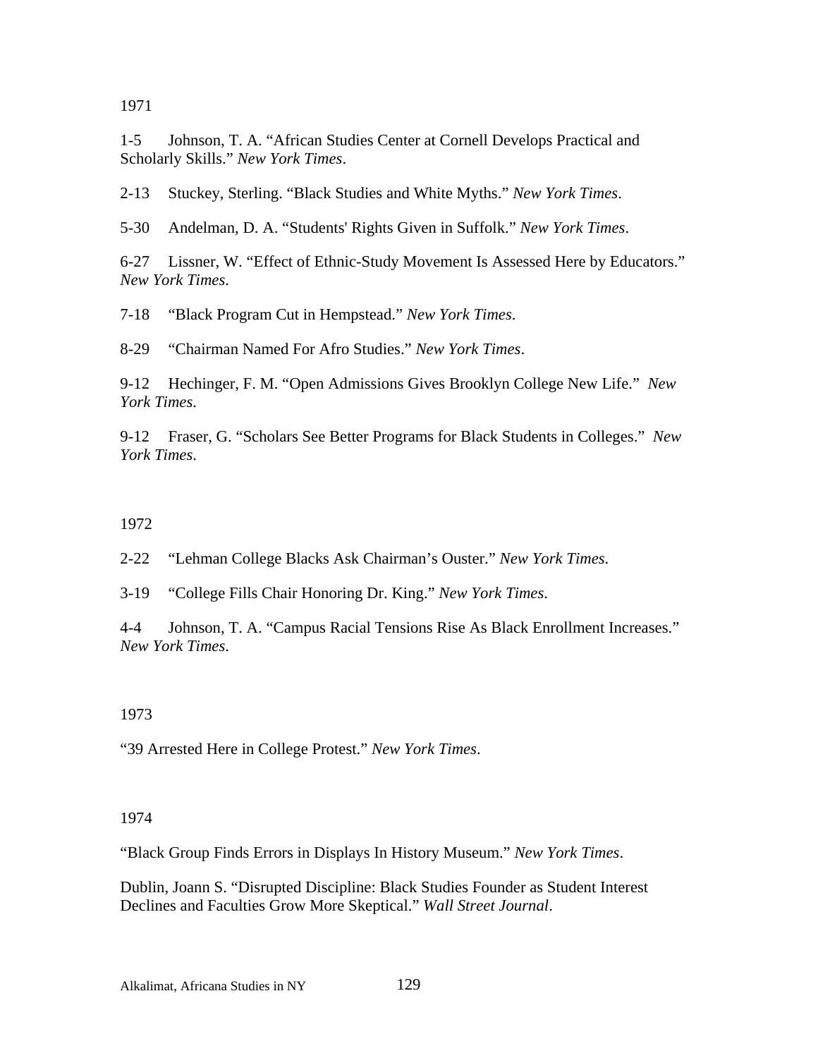1971

1-5 Johnson, T. A. “African Studies Center at Cornell Develops Practical and Scholarly Skills.” *New York Times*.

2-13 Stuckey, Sterling. “Black Studies and White Myths.” *New York Times*.

5-30 Andelman, D. A. “Students' Rights Given in Suffolk.” *New York Times*.

6-27 Lissner, W. “Effect of Ethnic-Study Movement Is Assessed Here by Educators.” *New York Times*.

7-18 “Black Program Cut in Hempstead.” *New York Times*.

8-29 “Chairman Named For Afro Studies.” *New York Times*.

9-12 Hechinger, F. M. “Open Admissions Gives Brooklyn College New Life.” *New York Times*.

9-12 Fraser, G. “Scholars See Better Programs for Black Students in Colleges.” *New York Times*.

1972

2-22 “Lehman College Blacks Ask Chairman’s Ouster.” *New York Times*.

3-19 “College Fills Chair Honoring Dr. King.” *New York Times*.

4-4 Johnson, T. A. “Campus Racial Tensions Rise As Black Enrollment Increases.” *New York Times*.

1973

“39 Arrested Here in College Protest.” *New York Times*.

1974

“Black Group Finds Errors in Displays In History Museum.” *New York Times*.

Dublin, Joann S. “Disrupted Discipline: Black Studies Founder as Student Interest Declines and Faculties Grow More Skeptical.” *Wall Street Journal*.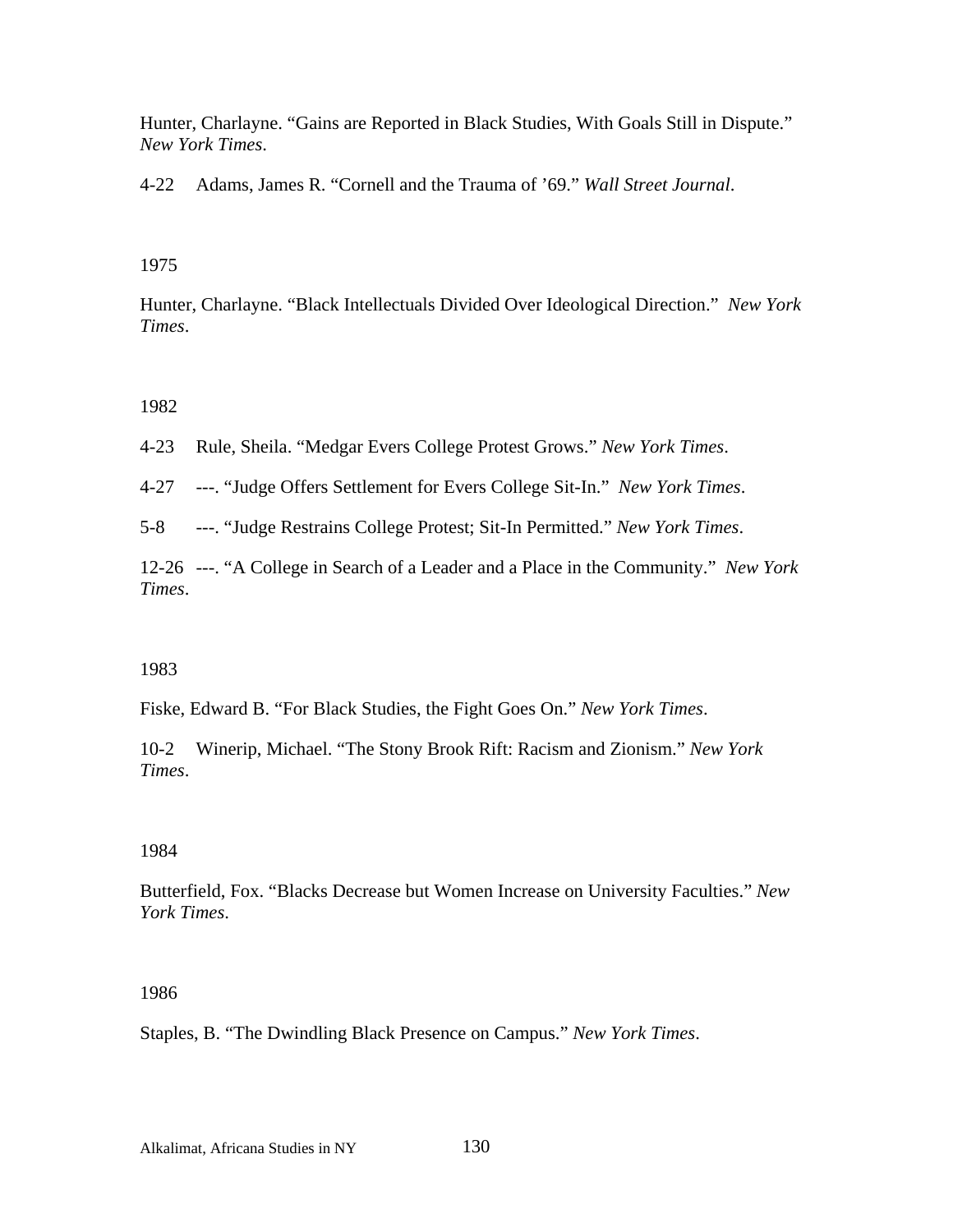Hunter, Charlayne. "Gains are Reported in Black Studies, With Goals Still in Dispute." *New York Times*.

4-22 Adams, James R. "Cornell and the Trauma of '69." *Wall Street Journal*.

1975

Hunter, Charlayne. "Black Intellectuals Divided Over Ideological Direction." *New York Times*.

1982

4-23 Rule, Sheila. "Medgar Evers College Protest Grows." *New York Times*.

4-27 ---. "Judge Offers Settlement for Evers College Sit-In." *New York Times*.

5-8 ---. "Judge Restrains College Protest; Sit-In Permitted." *New York Times*.

12-26 ---. "A College in Search of a Leader and a Place in the Community." *New York Times*.

1983

Fiske, Edward B. "For Black Studies, the Fight Goes On." *New York Times*.

10-2 Winerip, Michael. "The Stony Brook Rift: Racism and Zionism." *New York Times*.

1984

Butterfield, Fox. "Blacks Decrease but Women Increase on University Faculties." *New York Times*.

1986

Staples, B. "The Dwindling Black Presence on Campus." *New York Times*.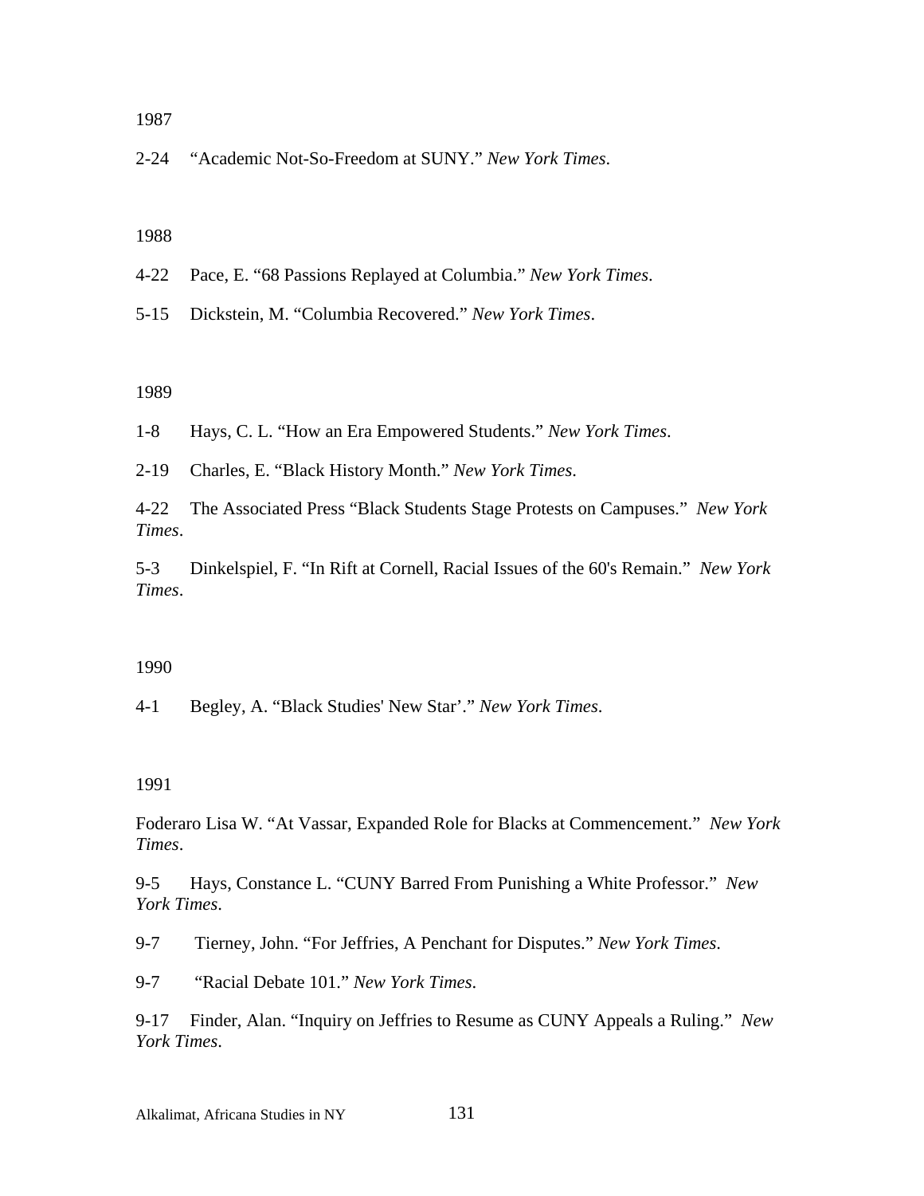1987

2-24 “Academic Not-So-Freedom at SUNY.” *New York Times*.

1988

4-22 Pace, E. “68 Passions Replayed at Columbia.” *New York Times*.

5-15 Dickstein, M. “Columbia Recovered.” *New York Times*.

1989

1-8 Hays, C. L. “How an Era Empowered Students.” *New York Times*.

2-19 Charles, E. “Black History Month.” *New York Times*.

4-22 The Associated Press “Black Students Stage Protests on Campuses.” *New York Times*.

5-3 Dinkelspiel, F. “In Rift at Cornell, Racial Issues of the 60's Remain.” *New York Times*.

1990

4-1 Begley, A. “Black Studies' New Star’.” *New York Times*.

1991

Foderaro Lisa W. “At Vassar, Expanded Role for Blacks at Commencement.” *New York Times*.

9-5 Hays, Constance L. “CUNY Barred From Punishing a White Professor.” *New York Times*.

9-7 Tierney, John. “For Jeffries, A Penchant for Disputes.” *New York Times*.

9-7 “Racial Debate 101.” *New York Times*.

9-17 Finder, Alan. “Inquiry on Jeffries to Resume as CUNY Appeals a Ruling.” *New York Times*.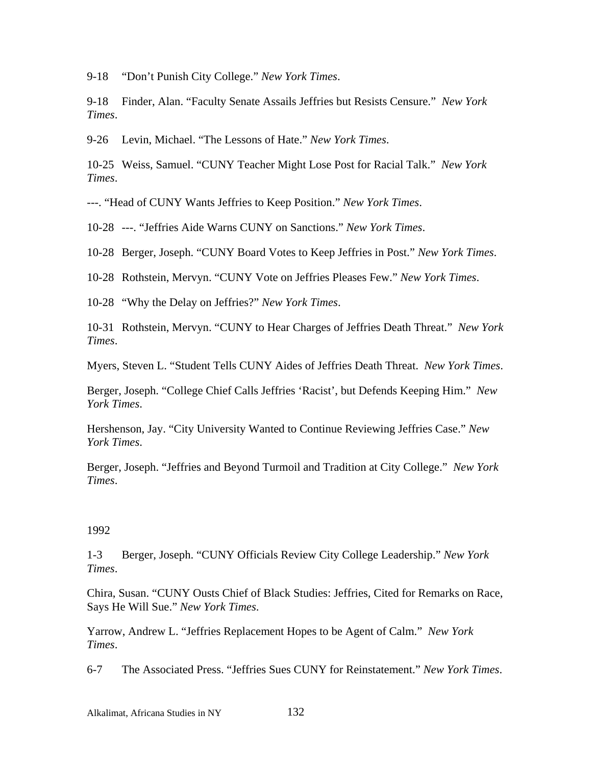9-18 “Don’t Punish City College.” *New York Times*.

9-18 Finder, Alan. “Faculty Senate Assails Jeffries but Resists Censure.” *New York Times*.

9-26 Levin, Michael. “The Lessons of Hate.” *New York Times*.

10-25 Weiss, Samuel. “CUNY Teacher Might Lose Post for Racial Talk.” *New York Times*.

---. “Head of CUNY Wants Jeffries to Keep Position.” *New York Times*.

10-28 ---. “Jeffries Aide Warns CUNY on Sanctions.” *New York Times*.

10-28 Berger, Joseph. “CUNY Board Votes to Keep Jeffries in Post.” *New York Times*.

10-28 Rothstein, Mervyn. “CUNY Vote on Jeffries Pleases Few.” *New York Times*.

10-28 “Why the Delay on Jeffries?” *New York Times*.

10-31 Rothstein, Mervyn. “CUNY to Hear Charges of Jeffries Death Threat.” *New York Times*.

Myers, Steven L. “Student Tells CUNY Aides of Jeffries Death Threat. *New York Times*.

Berger, Joseph. “College Chief Calls Jeffries ‘Racist’, but Defends Keeping Him.” *New York Times*.

Hershenson, Jay. “City University Wanted to Continue Reviewing Jeffries Case.” *New York Times*.

Berger, Joseph. “Jeffries and Beyond Turmoil and Tradition at City College.” *New York Times*.

1992

1-3 Berger, Joseph. “CUNY Officials Review City College Leadership.” *New York Times*.

Chira, Susan. “CUNY Ousts Chief of Black Studies: Jeffries, Cited for Remarks on Race, Says He Will Sue.” *New York Times*.

Yarrow, Andrew L. “Jeffries Replacement Hopes to be Agent of Calm.” *New York Times*.

6-7 The Associated Press. “Jeffries Sues CUNY for Reinstatement.” *New York Times*.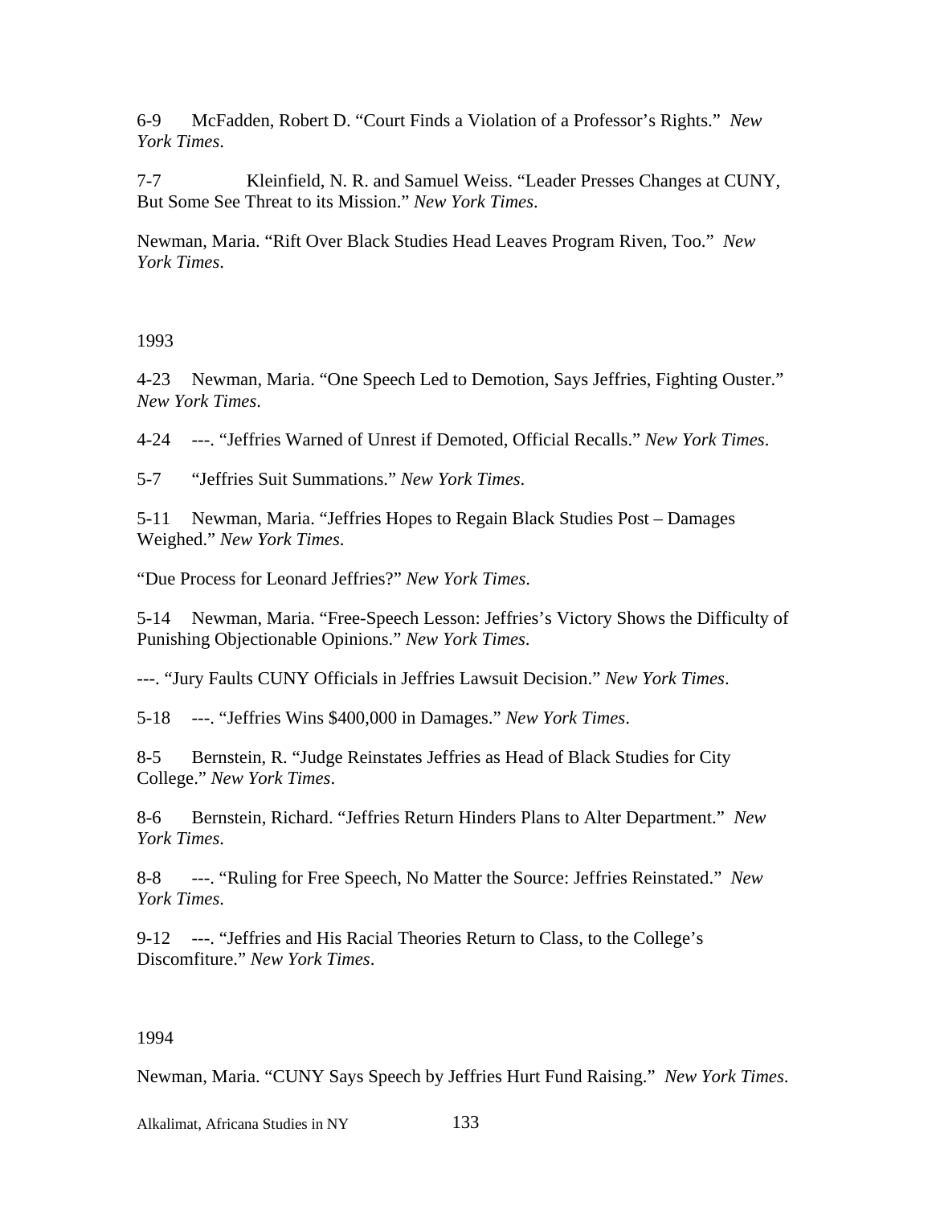6-9  McFadden, Robert D. "Court Finds a Violation of a Professor's Rights." *New York Times*.

7-7  Kleinfield, N. R. and Samuel Weiss. "Leader Presses Changes at CUNY, But Some See Threat to its Mission." *New York Times*.

Newman, Maria. "Rift Over Black Studies Head Leaves Program Riven, Too." *New York Times*.

1993

4-23  Newman, Maria. "One Speech Led to Demotion, Says Jeffries, Fighting Ouster." *New York Times*.

4-24  ---. "Jeffries Warned of Unrest if Demoted, Official Recalls." *New York Times*.

5-7  "Jeffries Suit Summations." *New York Times*.

5-11  Newman, Maria. "Jeffries Hopes to Regain Black Studies Post – Damages Weighed." *New York Times*.

"Due Process for Leonard Jeffries?" *New York Times*.

5-14  Newman, Maria. "Free-Speech Lesson: Jeffries's Victory Shows the Difficulty of Punishing Objectionable Opinions." *New York Times*.

---. "Jury Faults CUNY Officials in Jeffries Lawsuit Decision." *New York Times*.

5-18  ---. "Jeffries Wins $400,000 in Damages." *New York Times*.

8-5  Bernstein, R. "Judge Reinstates Jeffries as Head of Black Studies for City College." *New York Times*.

8-6  Bernstein, Richard. "Jeffries Return Hinders Plans to Alter Department." *New York Times*.

8-8  ---. "Ruling for Free Speech, No Matter the Source: Jeffries Reinstated." *New York Times*.

9-12  ---. "Jeffries and His Racial Theories Return to Class, to the College's Discomfiture." *New York Times*.

1994

Newman, Maria. "CUNY Says Speech by Jeffries Hurt Fund Raising." *New York Times*.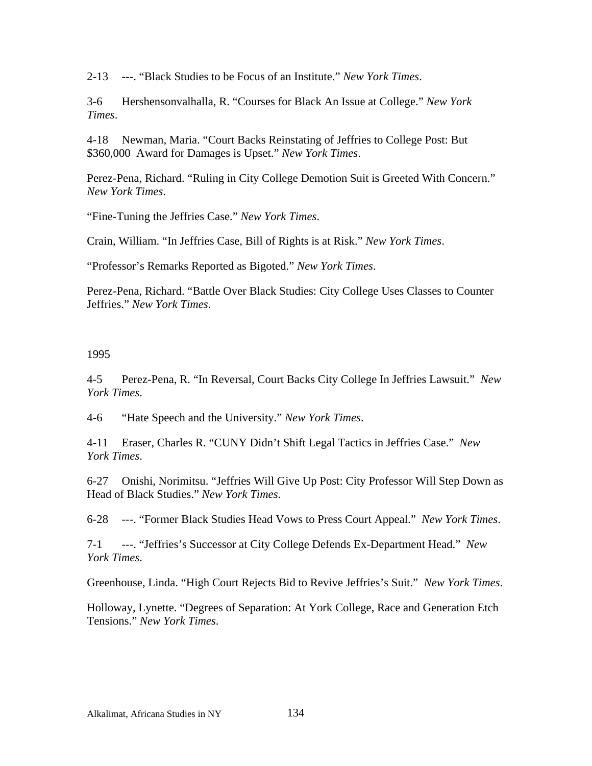2-13 ---. “Black Studies to be Focus of an Institute.” *New York Times*.

3-6 Hershensonvalhalla, R. “Courses for Black An Issue at College.” *New York Times*.

4-18 Newman, Maria. “Court Backs Reinstating of Jeffries to College Post: But $360,000 Award for Damages is Upset.” *New York Times*.

Perez-Pena, Richard. “Ruling in City College Demotion Suit is Greeted With Concern.” *New York Times*.

“Fine-Tuning the Jeffries Case.” *New York Times*.

Crain, William. “In Jeffries Case, Bill of Rights is at Risk.” *New York Times*.

“Professor’s Remarks Reported as Bigoted.” *New York Times*.

Perez-Pena, Richard. “Battle Over Black Studies: City College Uses Classes to Counter Jeffries.” *New York Times*.

1995

4-5 Perez-Pena, R. “In Reversal, Court Backs City College In Jeffries Lawsuit.” *New York Times*.

4-6 “Hate Speech and the University.” *New York Times*.

4-11 Eraser, Charles R. “CUNY Didn’t Shift Legal Tactics in Jeffries Case.” *New York Times*.

6-27 Onishi, Norimitsu. “Jeffries Will Give Up Post: City Professor Will Step Down as Head of Black Studies.” *New York Times*.

6-28 ---. “Former Black Studies Head Vows to Press Court Appeal.” *New York Times*.

7-1 ---. “Jeffries’s Successor at City College Defends Ex-Department Head.” *New York Times*.

Greenhouse, Linda. “High Court Rejects Bid to Revive Jeffries’s Suit.” *New York Times*.

Holloway, Lynette. “Degrees of Separation: At York College, Race and Generation Etch Tensions.” *New York Times*.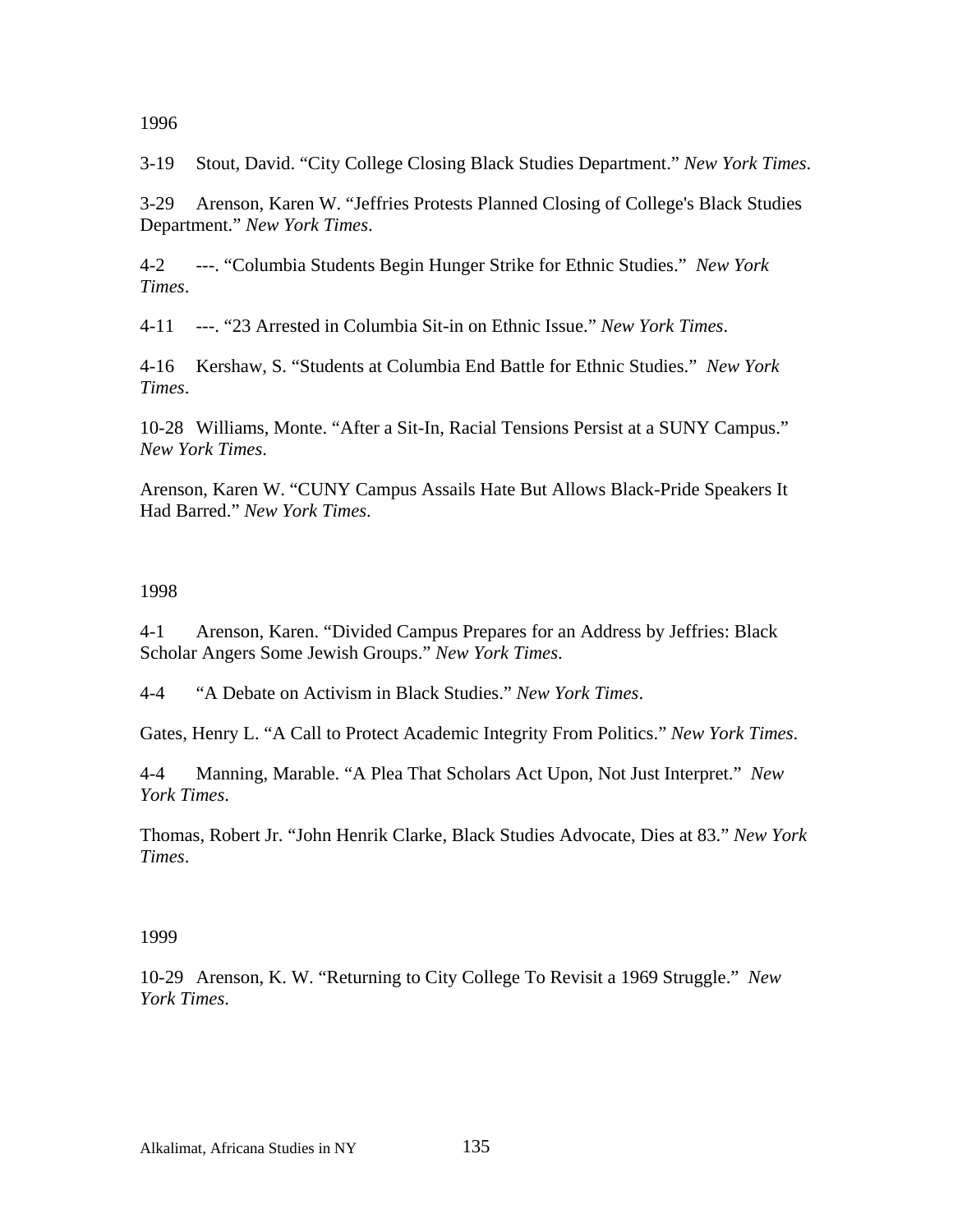1996

3-19 Stout, David. “City College Closing Black Studies Department.” *New York Times*.

3-29 Arenson, Karen W. “Jeffries Protests Planned Closing of College's Black Studies Department.” *New York Times*.

4-2 ---. “Columbia Students Begin Hunger Strike for Ethnic Studies.” *New York Times*.

4-11 ---. “23 Arrested in Columbia Sit-in on Ethnic Issue.” *New York Times*.

4-16 Kershaw, S. “Students at Columbia End Battle for Ethnic Studies.” *New York Times*.

10-28 Williams, Monte. “After a Sit-In, Racial Tensions Persist at a SUNY Campus.” *New York Times*.

Arenson, Karen W. “CUNY Campus Assails Hate But Allows Black-Pride Speakers It Had Barred.” *New York Times*.

1998

4-1 Arenson, Karen. “Divided Campus Prepares for an Address by Jeffries: Black Scholar Angers Some Jewish Groups.” *New York Times*.

4-4 “A Debate on Activism in Black Studies.” *New York Times*.

Gates, Henry L. “A Call to Protect Academic Integrity From Politics.” *New York Times*.

4-4 Manning, Marable. “A Plea That Scholars Act Upon, Not Just Interpret.” *New York Times*.

Thomas, Robert Jr. “John Henrik Clarke, Black Studies Advocate, Dies at 83.” *New York Times*.

1999

10-29 Arenson, K. W. “Returning to City College To Revisit a 1969 Struggle.” *New York Times*.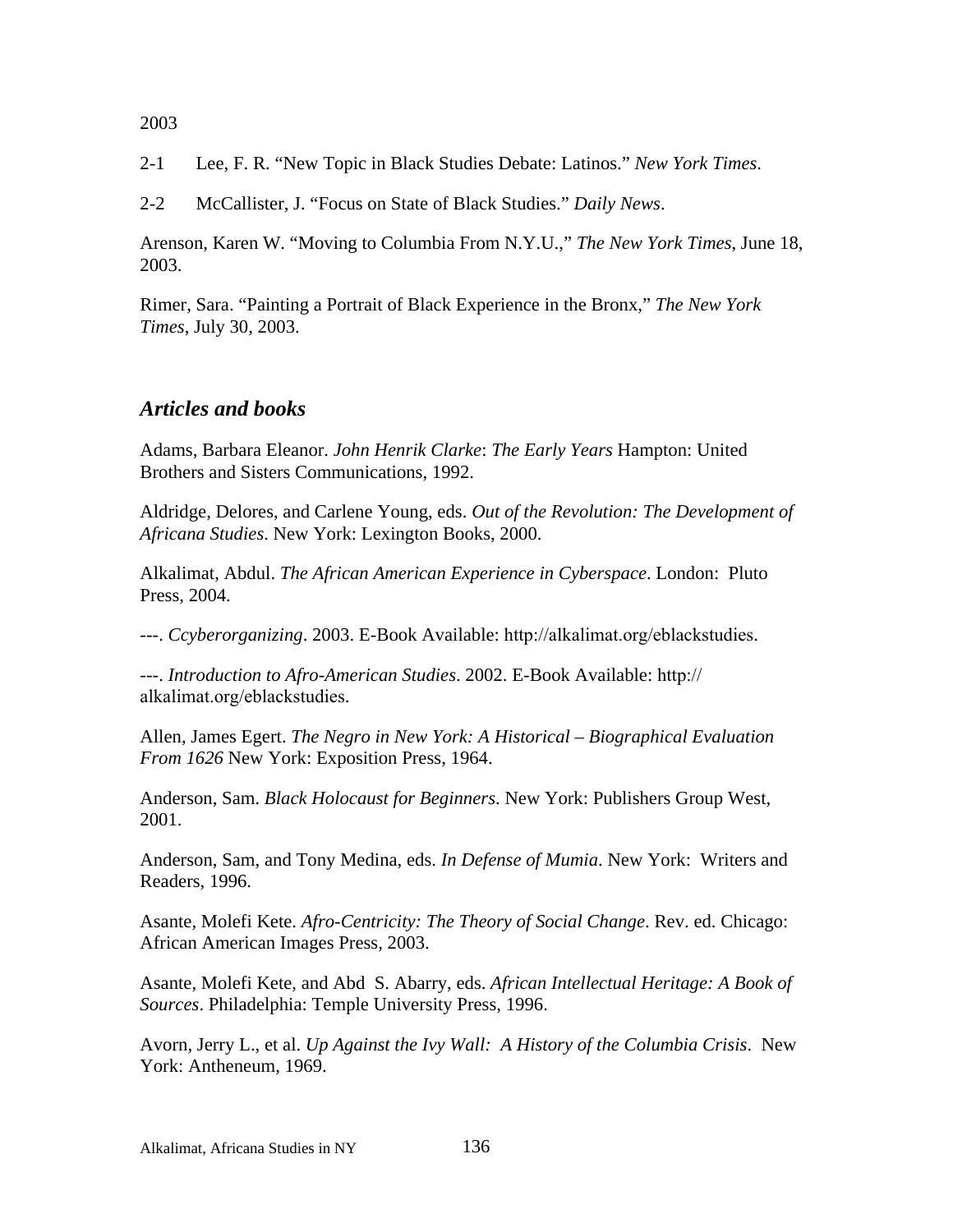2003

2-1 Lee, F. R. “New Topic in Black Studies Debate: Latinos.” *New York Times*.

2-2 McCallister, J. “Focus on State of Black Studies.” *Daily News*.

Arenson, Karen W. “Moving to Columbia From N.Y.U.,” *The New York Times*, June 18, 2003.

Rimer, Sara. “Painting a Portrait of Black Experience in the Bronx,” *The New York Times*, July 30, 2003.

## *Articles and books*

Adams, Barbara Eleanor. *John Henrik Clarke*: *The Early Years* Hampton: United Brothers and Sisters Communications, 1992.

Aldridge, Delores, and Carlene Young, eds. *Out of the Revolution: The Development of Africana Studies*. New York: Lexington Books, 2000.

Alkalimat, Abdul. *The African American Experience in Cyberspace*. London: Pluto Press, 2004.

---. *Ccyberorganizing*. 2003. E-Book Available: http://alkalimat.org/eblackstudies.

---. *Introduction to Afro-American Studies*. 2002. E-Book Available: http://alkalimat.org/eblackstudies.

Allen, James Egert. *The Negro in New York: A Historical – Biographical Evaluation From 1626* New York: Exposition Press, 1964.

Anderson, Sam. *Black Holocaust for Beginners*. New York: Publishers Group West, 2001.

Anderson, Sam, and Tony Medina, eds. *In Defense of Mumia*. New York: Writers and Readers, 1996.

Asante, Molefi Kete. *Afro-Centricity: The Theory of Social Change*. Rev. ed. Chicago: African American Images Press, 2003.

Asante, Molefi Kete, and Abd S. Abarry, eds. *African Intellectual Heritage: A Book of Sources*. Philadelphia: Temple University Press, 1996.

Avorn, Jerry L., et al. *Up Against the Ivy Wall: A History of the Columbia Crisis*. New York: Antheneum, 1969.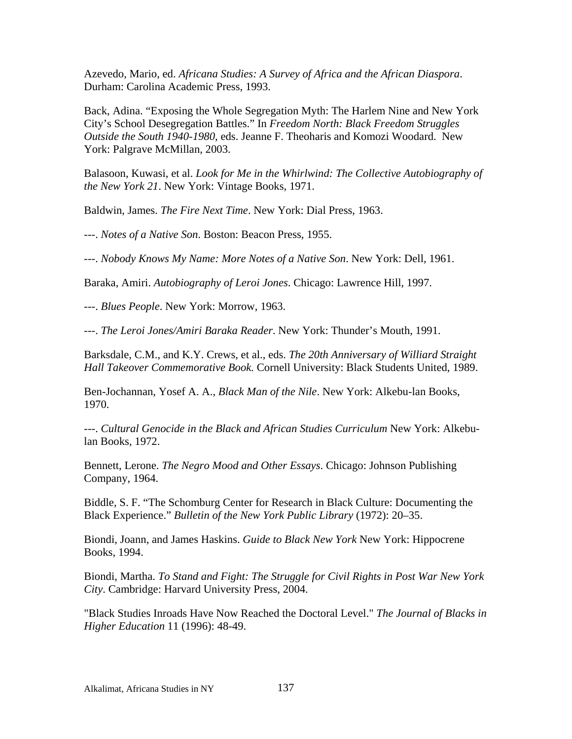Azevedo, Mario, ed. *Africana Studies: A Survey of Africa and the African Diaspora*. Durham: Carolina Academic Press, 1993.

Back, Adina. "Exposing the Whole Segregation Myth: The Harlem Nine and New York City's School Desegregation Battles." In *Freedom North: Black Freedom Struggles Outside the South 1940-1980*, eds. Jeanne F. Theoharis and Komozi Woodard. New York: Palgrave McMillan, 2003.

Balasoon, Kuwasi, et al. *Look for Me in the Whirlwind: The Collective Autobiography of the New York 21*. New York: Vintage Books, 1971.

Baldwin, James. *The Fire Next Time*. New York: Dial Press, 1963.

---. *Notes of a Native Son*. Boston: Beacon Press, 1955.

---. *Nobody Knows My Name: More Notes of a Native Son*. New York: Dell, 1961.

Baraka, Amiri. *Autobiography of Leroi Jones*. Chicago: Lawrence Hill, 1997.

---. *Blues People*. New York: Morrow, 1963.

---. *The Leroi Jones/Amiri Baraka Reader*. New York: Thunder's Mouth, 1991.

Barksdale, C.M., and K.Y. Crews, et al., eds. *The 20th Anniversary of Williard Straight Hall Takeover Commemorative Book.* Cornell University: Black Students United, 1989.

Ben-Jochannan, Yosef A. A., *Black Man of the Nile*. New York: Alkebu-lan Books, 1970.

---. *Cultural Genocide in the Black and African Studies Curriculum* New York: Alkebu-lan Books, 1972.

Bennett, Lerone. *The Negro Mood and Other Essays*. Chicago: Johnson Publishing Company, 1964.

Biddle, S. F. "The Schomburg Center for Research in Black Culture: Documenting the Black Experience." *Bulletin of the New York Public Library* (1972): 20–35.

Biondi, Joann, and James Haskins. *Guide to Black New York* New York: Hippocrene Books, 1994.

Biondi, Martha. *To Stand and Fight: The Struggle for Civil Rights in Post War New York City*. Cambridge: Harvard University Press, 2004.

"Black Studies Inroads Have Now Reached the Doctoral Level." *The Journal of Blacks in Higher Education* 11 (1996): 48-49.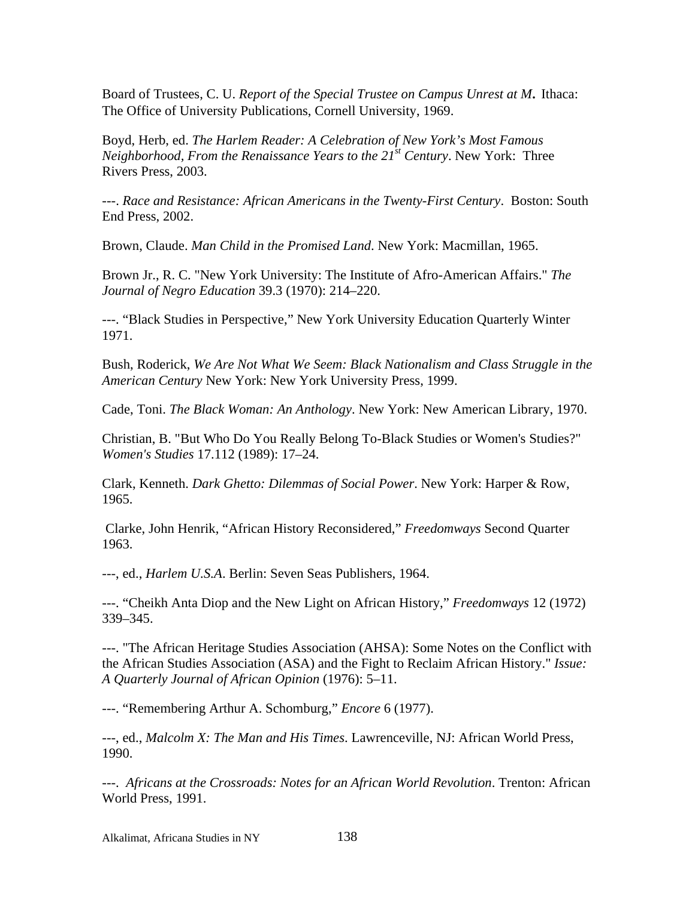Board of Trustees, C. U. *Report of the Special Trustee on Campus Unrest at M***.** Ithaca: The Office of University Publications, Cornell University, 1969.

Boyd, Herb, ed. *The Harlem Reader: A Celebration of New York's Most Famous Neighborhood, From the Renaissance Years to the 21st Century*. New York: Three Rivers Press, 2003.

---. *Race and Resistance: African Americans in the Twenty-First Century*. Boston: South End Press, 2002.

Brown, Claude. *Man Child in the Promised Land*. New York: Macmillan, 1965.

Brown Jr., R. C. "New York University: The Institute of Afro-American Affairs." *The Journal of Negro Education* 39.3 (1970): 214–220.

---. "Black Studies in Perspective," New York University Education Quarterly Winter 1971.

Bush, Roderick, *We Are Not What We Seem: Black Nationalism and Class Struggle in the American Century* New York: New York University Press, 1999.

Cade, Toni. *The Black Woman: An Anthology*. New York: New American Library, 1970.

Christian, B. "But Who Do You Really Belong To-Black Studies or Women's Studies?" *Women's Studies* 17.112 (1989): 17–24.

Clark, Kenneth. *Dark Ghetto: Dilemmas of Social Power*. New York: Harper & Row, 1965.

Clarke, John Henrik, "African History Reconsidered," *Freedomways* Second Quarter 1963.

---, ed., *Harlem U.S.A*. Berlin: Seven Seas Publishers, 1964.

---. "Cheikh Anta Diop and the New Light on African History," *Freedomways* 12 (1972) 339–345.

---. "The African Heritage Studies Association (AHSA): Some Notes on the Conflict with the African Studies Association (ASA) and the Fight to Reclaim African History." *Issue: A Quarterly Journal of African Opinion* (1976): 5–11.

---. "Remembering Arthur A. Schomburg," *Encore* 6 (1977).

---, ed., *Malcolm X: The Man and His Times*. Lawrenceville, NJ: African World Press, 1990.

---. *Africans at the Crossroads: Notes for an African World Revolution*. Trenton: African World Press, 1991.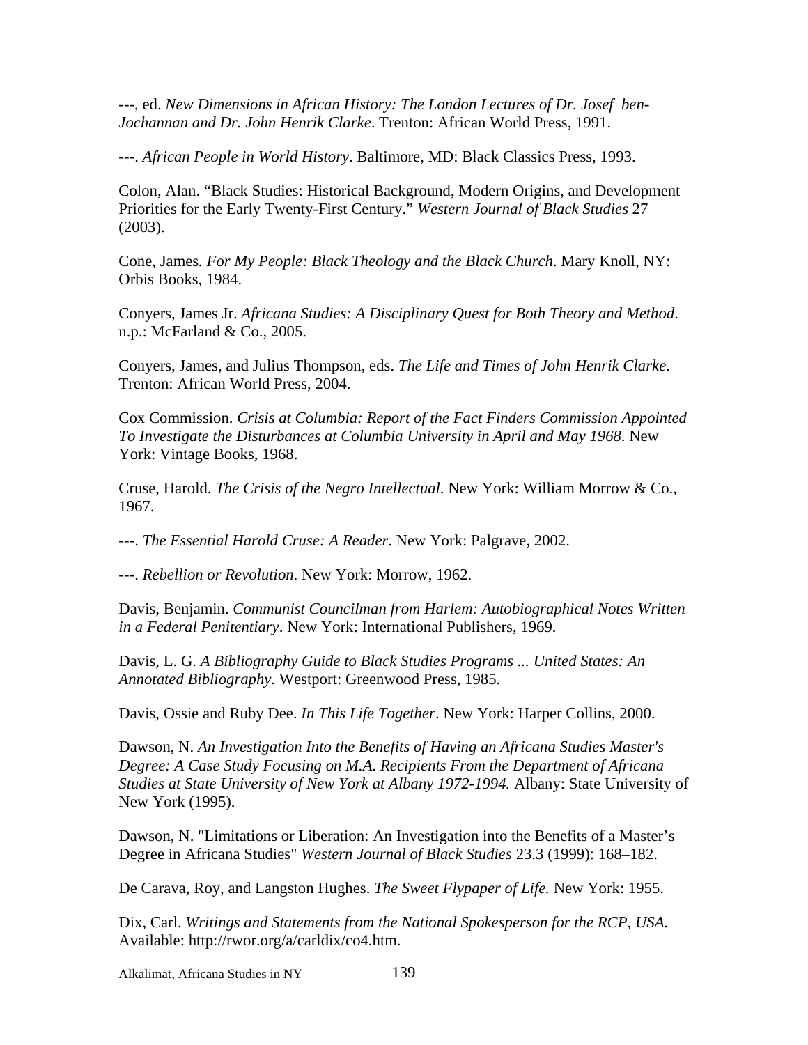---, ed. *New Dimensions in African History: The London Lectures of Dr. Josef ben-Jochannan and Dr. John Henrik Clarke*. Trenton: African World Press, 1991.

---. *African People in World History*. Baltimore, MD: Black Classics Press, 1993.

Colon, Alan. "Black Studies: Historical Background, Modern Origins, and Development Priorities for the Early Twenty-First Century." *Western Journal of Black Studies* 27 (2003).

Cone, James. *For My People: Black Theology and the Black Church*. Mary Knoll, NY: Orbis Books, 1984.

Conyers, James Jr. *Africana Studies: A Disciplinary Quest for Both Theory and Method*. n.p.: McFarland & Co., 2005.

Conyers, James, and Julius Thompson, eds. *The Life and Times of John Henrik Clarke.* Trenton: African World Press, 2004.

Cox Commission. *Crisis at Columbia: Report of the Fact Finders Commission Appointed To Investigate the Disturbances at Columbia University in April and May 1968*. New York: Vintage Books, 1968.

Cruse, Harold. *The Crisis of the Negro Intellectual*. New York: William Morrow & Co., 1967.

---. *The Essential Harold Cruse: A Reader*. New York: Palgrave, 2002.

---. *Rebellion or Revolution*. New York: Morrow, 1962.

Davis, Benjamin. *Communist Councilman from Harlem: Autobiographical Notes Written in a Federal Penitentiary*. New York: International Publishers, 1969.

Davis, L. G. *A Bibliography Guide to Black Studies Programs ... United States: An Annotated Bibliography.* Westport: Greenwood Press, 1985.

Davis, Ossie and Ruby Dee. *In This Life Together*. New York: Harper Collins, 2000.

Dawson, N. *An Investigation Into the Benefits of Having an Africana Studies Master's Degree: A Case Study Focusing on M.A. Recipients From the Department of Africana Studies at State University of New York at Albany 1972-1994.* Albany: State University of New York (1995).

Dawson, N. "Limitations or Liberation: An Investigation into the Benefits of a Master's Degree in Africana Studies" *Western Journal of Black Studies* 23.3 (1999): 168–182.

De Carava, Roy, and Langston Hughes. *The Sweet Flypaper of Life.* New York: 1955.

Dix, Carl. *Writings and Statements from the National Spokesperson for the RCP, USA.* Available: http://rwor.org/a/carldix/co4.htm.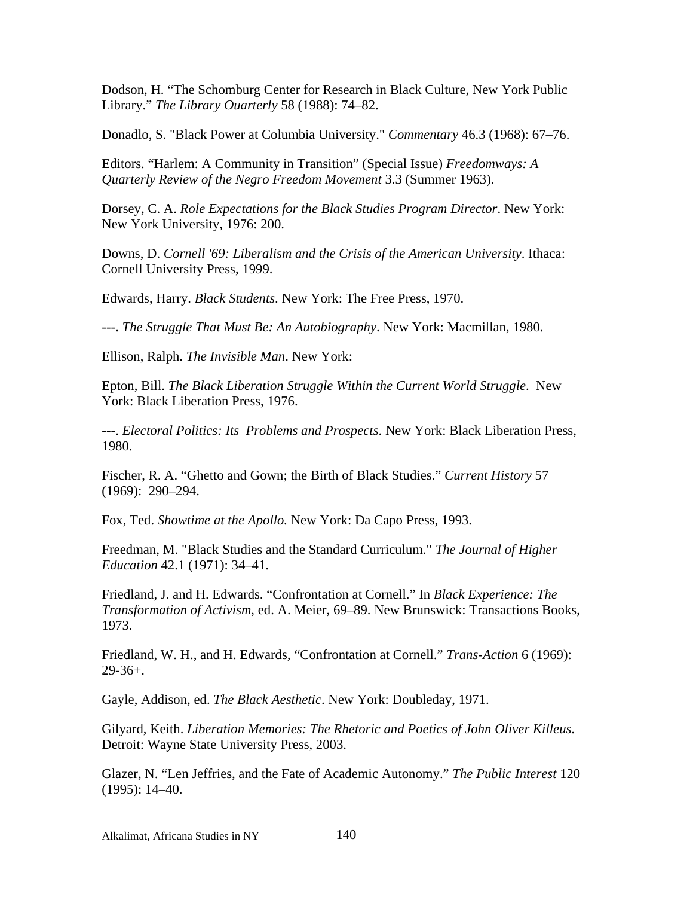Dodson, H. “The Schomburg Center for Research in Black Culture, New York Public Library.” *The Library Ouarterly* 58 (1988): 74–82.

Donadlo, S. "Black Power at Columbia University." *Commentary* 46.3 (1968): 67–76.

Editors. “Harlem: A Community in Transition” (Special Issue) *Freedomways: A Quarterly Review of the Negro Freedom Movement* 3.3 (Summer 1963).

Dorsey, C. A. *Role Expectations for the Black Studies Program Director*. New York: New York University, 1976: 200.

Downs, D. *Cornell '69: Liberalism and the Crisis of the American University*. Ithaca: Cornell University Press, 1999.

Edwards, Harry. *Black Students*. New York: The Free Press, 1970.

---. *The Struggle That Must Be: An Autobiography*. New York: Macmillan, 1980.

Ellison, Ralph. *The Invisible Man*. New York:

Epton, Bill. *The Black Liberation Struggle Within the Current World Struggle*. New York: Black Liberation Press, 1976.

---. *Electoral Politics: Its Problems and Prospects*. New York: Black Liberation Press, 1980.

Fischer, R. A. “Ghetto and Gown; the Birth of Black Studies.” *Current History* 57 (1969): 290–294.

Fox, Ted. *Showtime at the Apollo.* New York: Da Capo Press, 1993.

Freedman, M. "Black Studies and the Standard Curriculum." *The Journal of Higher Education* 42.1 (1971): 34–41.

Friedland, J. and H. Edwards. “Confrontation at Cornell.” In *Black Experience: The Transformation of Activism*, ed. A. Meier, 69–89. New Brunswick: Transactions Books, 1973.

Friedland, W. H., and H. Edwards, “Confrontation at Cornell.” *Trans-Action* 6 (1969): 29-36+.

Gayle, Addison, ed. *The Black Aesthetic*. New York: Doubleday, 1971.

Gilyard, Keith. *Liberation Memories: The Rhetoric and Poetics of John Oliver Killeus*. Detroit: Wayne State University Press, 2003.

Glazer, N. “Len Jeffries, and the Fate of Academic Autonomy.” *The Public Interest* 120 (1995): 14–40.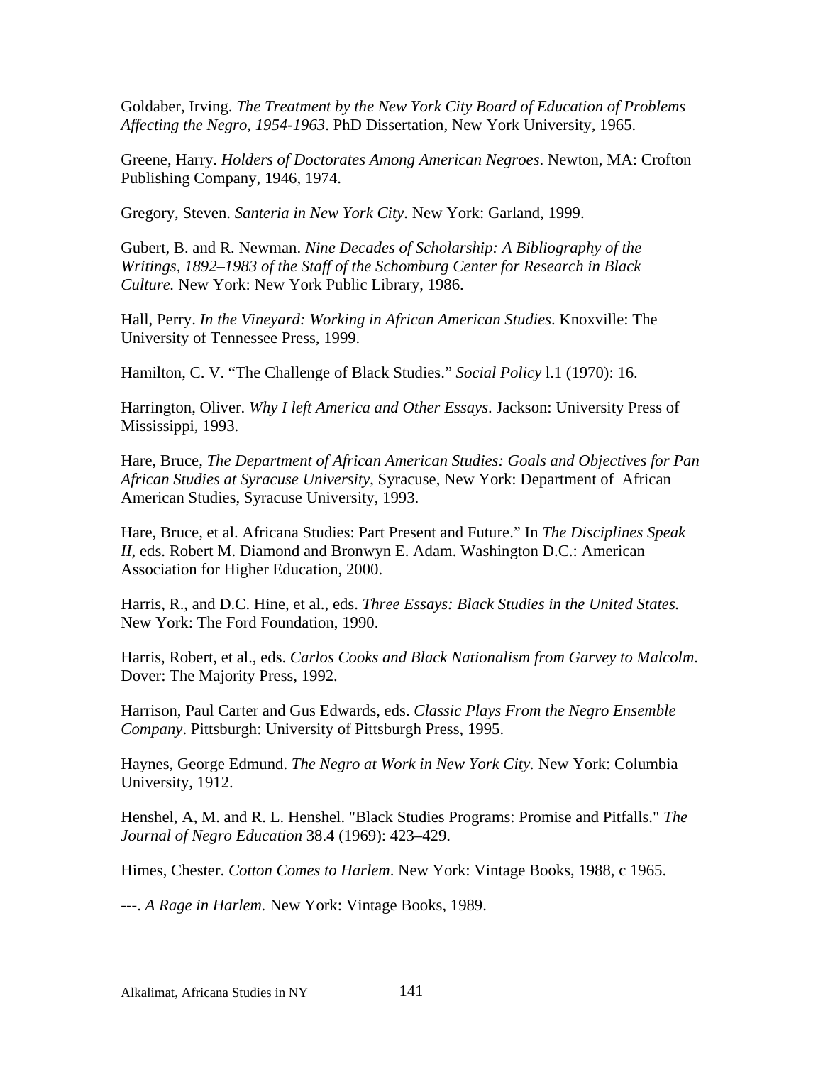Goldaber, Irving. *The Treatment by the New York City Board of Education of Problems Affecting the Negro, 1954-1963*. PhD Dissertation, New York University, 1965.

Greene, Harry. *Holders of Doctorates Among American Negroes*. Newton, MA: Crofton Publishing Company, 1946, 1974.

Gregory, Steven. *Santeria in New York City*. New York: Garland, 1999.

Gubert, B. and R. Newman. *Nine Decades of Scholarship: A Bibliography of the Writings, 1892–1983 of the Staff of the Schomburg Center for Research in Black Culture.* New York: New York Public Library, 1986.

Hall, Perry. *In the Vineyard: Working in African American Studies*. Knoxville: The University of Tennessee Press, 1999.

Hamilton, C. V. "The Challenge of Black Studies." *Social Policy* l.1 (1970): 16.

Harrington, Oliver. *Why I left America and Other Essays*. Jackson: University Press of Mississippi, 1993.

Hare, Bruce, *The Department of African American Studies: Goals and Objectives for Pan African Studies at Syracuse University*, Syracuse, New York: Department of African American Studies, Syracuse University, 1993.

Hare, Bruce, et al. Africana Studies: Part Present and Future." In *The Disciplines Speak II*, eds. Robert M. Diamond and Bronwyn E. Adam. Washington D.C.: American Association for Higher Education, 2000.

Harris, R., and D.C. Hine, et al., eds. *Three Essays: Black Studies in the United States.* New York: The Ford Foundation, 1990.

Harris, Robert, et al., eds. *Carlos Cooks and Black Nationalism from Garvey to Malcolm*. Dover: The Majority Press, 1992.

Harrison, Paul Carter and Gus Edwards, eds. *Classic Plays From the Negro Ensemble Company*. Pittsburgh: University of Pittsburgh Press, 1995.

Haynes, George Edmund. *The Negro at Work in New York City.* New York: Columbia University, 1912.

Henshel, A, M. and R. L. Henshel. "Black Studies Programs: Promise and Pitfalls." *The Journal of Negro Education* 38.4 (1969): 423–429.

Himes, Chester. *Cotton Comes to Harlem*. New York: Vintage Books, 1988, c 1965.

---. *A Rage in Harlem.* New York: Vintage Books, 1989.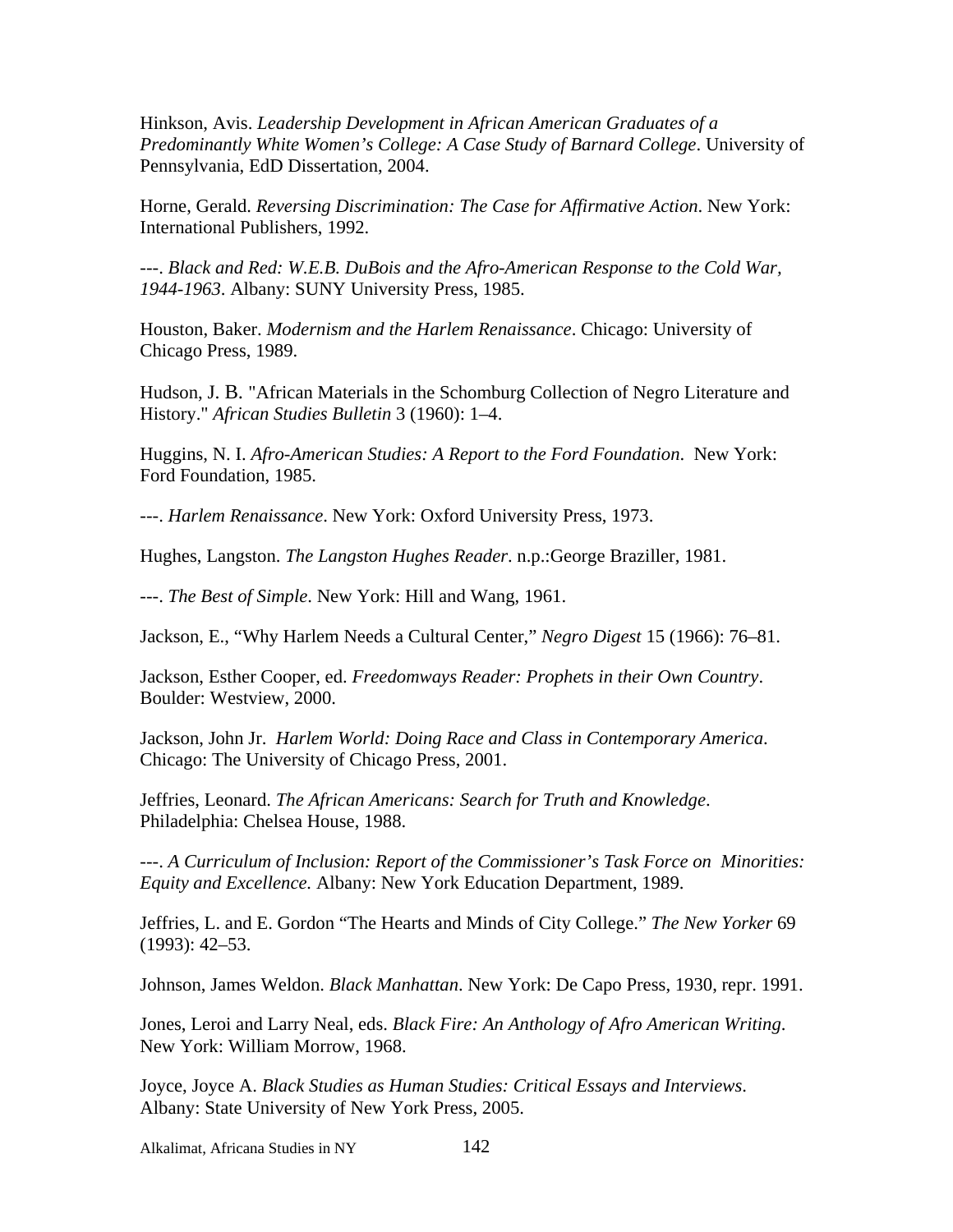Hinkson, Avis. *Leadership Development in African American Graduates of a Predominantly White Women's College: A Case Study of Barnard College*. University of Pennsylvania, EdD Dissertation, 2004.

Horne, Gerald. *Reversing Discrimination: The Case for Affirmative Action*. New York: International Publishers, 1992.

---. *Black and Red: W.E.B. DuBois and the Afro-American Response to the Cold War, 1944-1963*. Albany: SUNY University Press, 1985.

Houston, Baker. *Modernism and the Harlem Renaissance*. Chicago: University of Chicago Press, 1989.

Hudson, J. B. "African Materials in the Schomburg Collection of Negro Literature and History." *African Studies Bulletin* 3 (1960): 1–4.

Huggins, N. I. *Afro-American Studies: A Report to the Ford Foundation*. New York: Ford Foundation, 1985.

---. *Harlem Renaissance*. New York: Oxford University Press, 1973.

Hughes, Langston. *The Langston Hughes Reader*. n.p.:George Braziller, 1981.

---. *The Best of Simple*. New York: Hill and Wang, 1961.

Jackson, E., "Why Harlem Needs a Cultural Center," *Negro Digest* 15 (1966): 76–81.

Jackson, Esther Cooper, ed. *Freedomways Reader: Prophets in their Own Country*. Boulder: Westview, 2000.

Jackson, John Jr. *Harlem World: Doing Race and Class in Contemporary America*. Chicago: The University of Chicago Press, 2001.

Jeffries, Leonard. *The African Americans: Search for Truth and Knowledge*. Philadelphia: Chelsea House, 1988.

---. *A Curriculum of Inclusion: Report of the Commissioner's Task Force on Minorities: Equity and Excellence.* Albany: New York Education Department, 1989.

Jeffries, L. and E. Gordon "The Hearts and Minds of City College." *The New Yorker* 69 (1993): 42–53.

Johnson, James Weldon. *Black Manhattan*. New York: De Capo Press, 1930, repr. 1991.

Jones, Leroi and Larry Neal, eds. *Black Fire: An Anthology of Afro American Writing*. New York: William Morrow, 1968.

Joyce, Joyce A. *Black Studies as Human Studies: Critical Essays and Interviews*. Albany: State University of New York Press, 2005.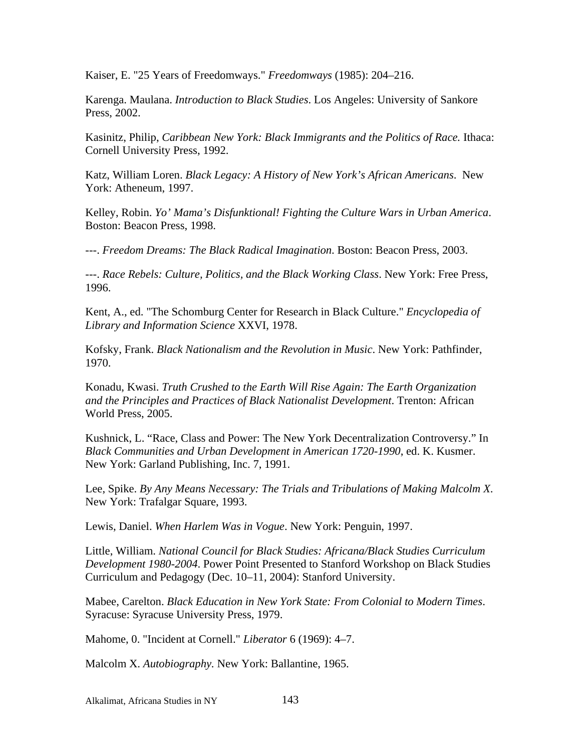Kaiser, E. "25 Years of Freedomways." *Freedomways* (1985): 204–216.

Karenga. Maulana. *Introduction to Black Studies*. Los Angeles: University of Sankore Press, 2002.

Kasinitz, Philip, *Caribbean New York: Black Immigrants and the Politics of Race.* Ithaca: Cornell University Press, 1992.

Katz, William Loren. *Black Legacy: A History of New York's African Americans*. New York: Atheneum, 1997.

Kelley, Robin. *Yo' Mama's Disfunktional! Fighting the Culture Wars in Urban America*. Boston: Beacon Press, 1998.

---. *Freedom Dreams: The Black Radical Imagination*. Boston: Beacon Press, 2003.

---. *Race Rebels: Culture, Politics, and the Black Working Class*. New York: Free Press, 1996.

Kent, A., ed. "The Schomburg Center for Research in Black Culture." *Encyclopedia of Library and Information Science* XXVI, 1978.

Kofsky, Frank. *Black Nationalism and the Revolution in Music*. New York: Pathfinder, 1970.

Konadu, Kwasi. *Truth Crushed to the Earth Will Rise Again: The Earth Organization and the Principles and Practices of Black Nationalist Development*. Trenton: African World Press, 2005.

Kushnick, L. "Race, Class and Power: The New York Decentralization Controversy." In *Black Communities and Urban Development in American 1720-1990*, ed. K. Kusmer. New York: Garland Publishing, Inc. 7, 1991.

Lee, Spike. *By Any Means Necessary: The Trials and Tribulations of Making Malcolm X*. New York: Trafalgar Square, 1993.

Lewis, Daniel. *When Harlem Was in Vogue*. New York: Penguin, 1997.

Little, William. *National Council for Black Studies: Africana/Black Studies Curriculum Development 1980-2004*. Power Point Presented to Stanford Workshop on Black Studies Curriculum and Pedagogy (Dec. 10–11, 2004): Stanford University.

Mabee, Carelton. *Black Education in New York State: From Colonial to Modern Times*. Syracuse: Syracuse University Press, 1979.

Mahome, 0. "Incident at Cornell." *Liberator* 6 (1969): 4–7.

Malcolm X. *Autobiography.* New York: Ballantine, 1965.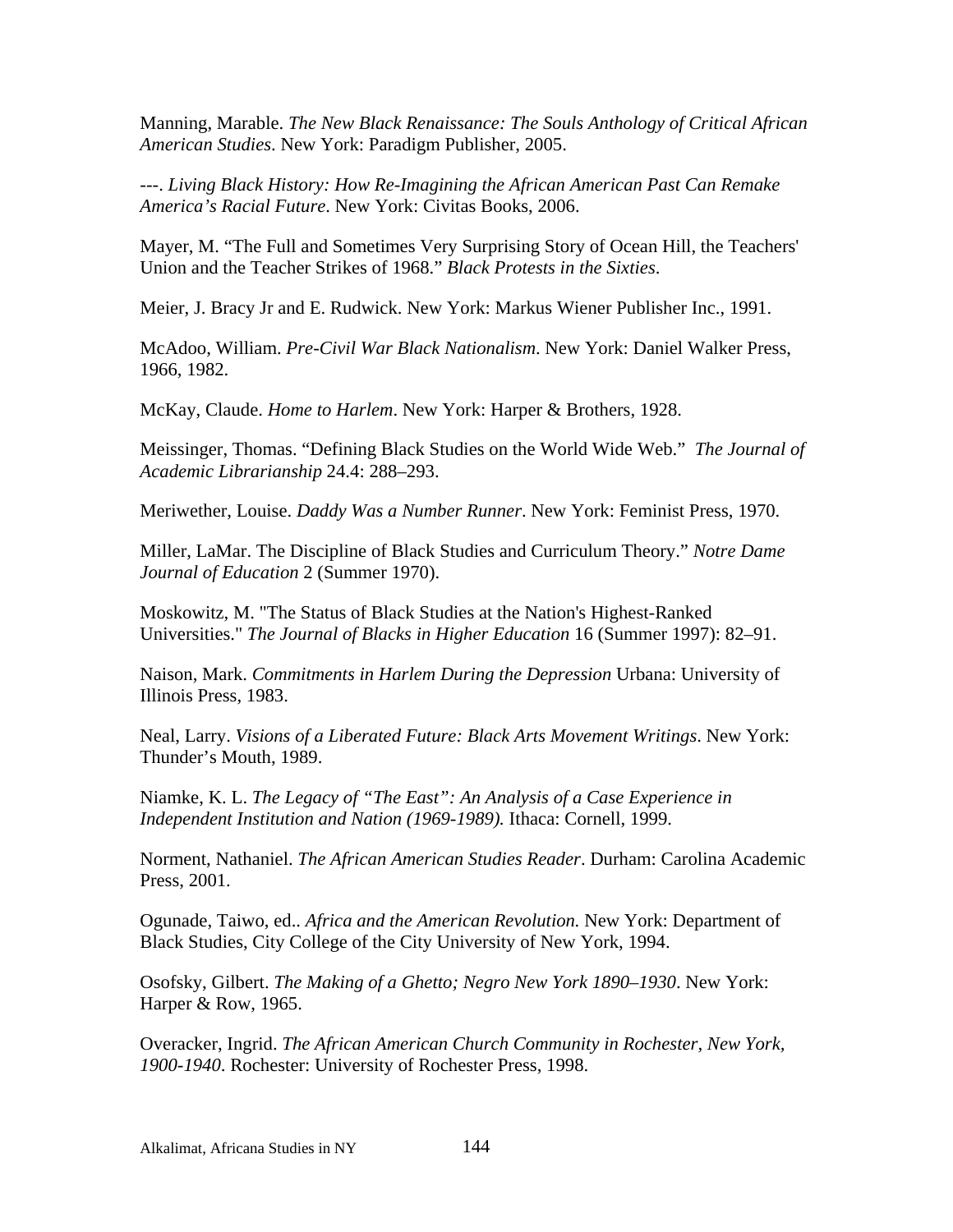Manning, Marable. *The New Black Renaissance: The Souls Anthology of Critical African American Studies*. New York: Paradigm Publisher, 2005.

---. *Living Black History: How Re-Imagining the African American Past Can Remake America's Racial Future*. New York: Civitas Books, 2006.

Mayer, M. "The Full and Sometimes Very Surprising Story of Ocean Hill, the Teachers' Union and the Teacher Strikes of 1968." *Black Protests in the Sixties*.

Meier, J. Bracy Jr and E. Rudwick. New York: Markus Wiener Publisher Inc., 1991.

McAdoo, William. *Pre-Civil War Black Nationalism*. New York: Daniel Walker Press, 1966, 1982.

McKay, Claude. *Home to Harlem*. New York: Harper & Brothers, 1928.

Meissinger, Thomas. "Defining Black Studies on the World Wide Web." *The Journal of Academic Librarianship* 24.4: 288–293.

Meriwether, Louise. *Daddy Was a Number Runner*. New York: Feminist Press, 1970.

Miller, LaMar. The Discipline of Black Studies and Curriculum Theory." *Notre Dame Journal of Education* 2 (Summer 1970).

Moskowitz, M. "The Status of Black Studies at the Nation's Highest-Ranked Universities." *The Journal of Blacks in Higher Education* 16 (Summer 1997): 82–91.

Naison, Mark. *Commitments in Harlem During the Depression* Urbana: University of Illinois Press, 1983.

Neal, Larry. *Visions of a Liberated Future: Black Arts Movement Writings*. New York: Thunder's Mouth, 1989.

Niamke, K. L. *The Legacy of "The East": An Analysis of a Case Experience in Independent Institution and Nation (1969-1989).* Ithaca: Cornell, 1999.

Norment, Nathaniel. *The African American Studies Reader*. Durham: Carolina Academic Press, 2001.

Ogunade, Taiwo, ed.. *Africa and the American Revolution.* New York: Department of Black Studies, City College of the City University of New York, 1994.

Osofsky, Gilbert. *The Making of a Ghetto; Negro New York 1890–1930*. New York: Harper & Row, 1965.

Overacker, Ingrid. *The African American Church Community in Rochester, New York, 1900-1940*. Rochester: University of Rochester Press, 1998.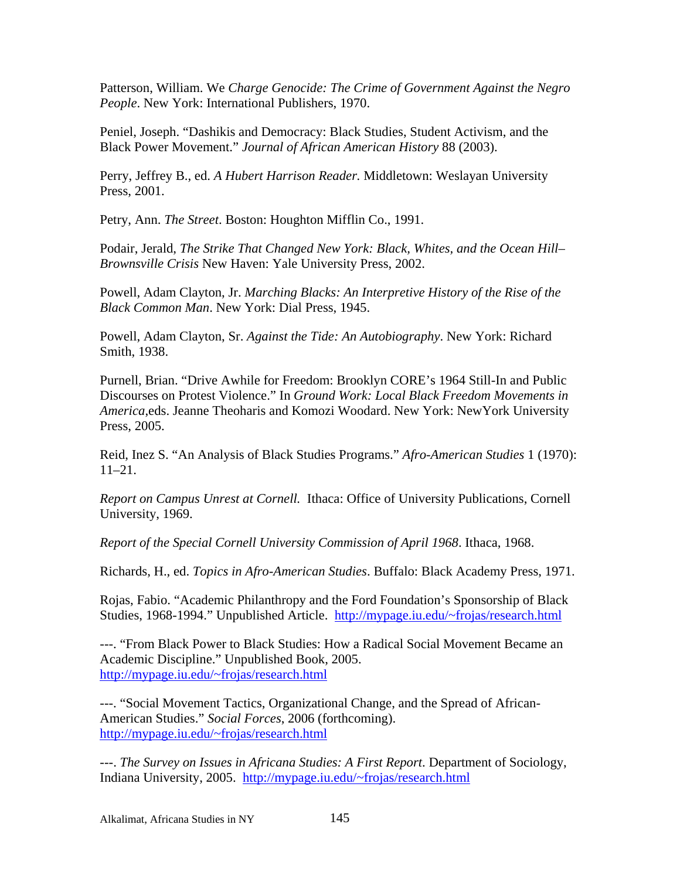Patterson, William. We *Charge Genocide: The Crime of Government Against the Negro People*. New York: International Publishers, 1970.

Peniel, Joseph. "Dashikis and Democracy: Black Studies, Student Activism, and the Black Power Movement." *Journal of African American History* 88 (2003).

Perry, Jeffrey B., ed. *A Hubert Harrison Reader.* Middletown: Weslayan University Press, 2001.

Petry, Ann. *The Street*. Boston: Houghton Mifflin Co., 1991.

Podair, Jerald, *The Strike That Changed New York: Black, Whites, and the Ocean Hill–Brownsville Crisis* New Haven: Yale University Press, 2002.

Powell, Adam Clayton, Jr. *Marching Blacks: An Interpretive History of the Rise of the Black Common Man*. New York: Dial Press, 1945.

Powell, Adam Clayton, Sr. *Against the Tide: An Autobiography*. New York: Richard Smith, 1938.

Purnell, Brian. "Drive Awhile for Freedom: Brooklyn CORE's 1964 Still-In and Public Discourses on Protest Violence." In *Ground Work: Local Black Freedom Movements in America*,eds. Jeanne Theoharis and Komozi Woodard. New York: NewYork University Press, 2005.

Reid, Inez S. "An Analysis of Black Studies Programs." *Afro-American Studies* 1 (1970): 11–21.

*Report on Campus Unrest at Cornell.* Ithaca: Office of University Publications, Cornell University, 1969.

*Report of the Special Cornell University Commission of April 1968*. Ithaca, 1968.

Richards, H., ed. *Topics in Afro-American Studies*. Buffalo: Black Academy Press, 1971.

Rojas, Fabio. "Academic Philanthropy and the Ford Foundation's Sponsorship of Black Studies, 1968-1994." Unpublished Article. http://mypage.iu.edu/~frojas/research.html

---. "From Black Power to Black Studies: How a Radical Social Movement Became an Academic Discipline." Unpublished Book, 2005. http://mypage.iu.edu/~frojas/research.html

---. "Social Movement Tactics, Organizational Change, and the Spread of African-American Studies." *Social Forces*, 2006 (forthcoming). http://mypage.iu.edu/~frojas/research.html

---. *The Survey on Issues in Africana Studies: A First Report*. Department of Sociology, Indiana University, 2005. http://mypage.iu.edu/~frojas/research.html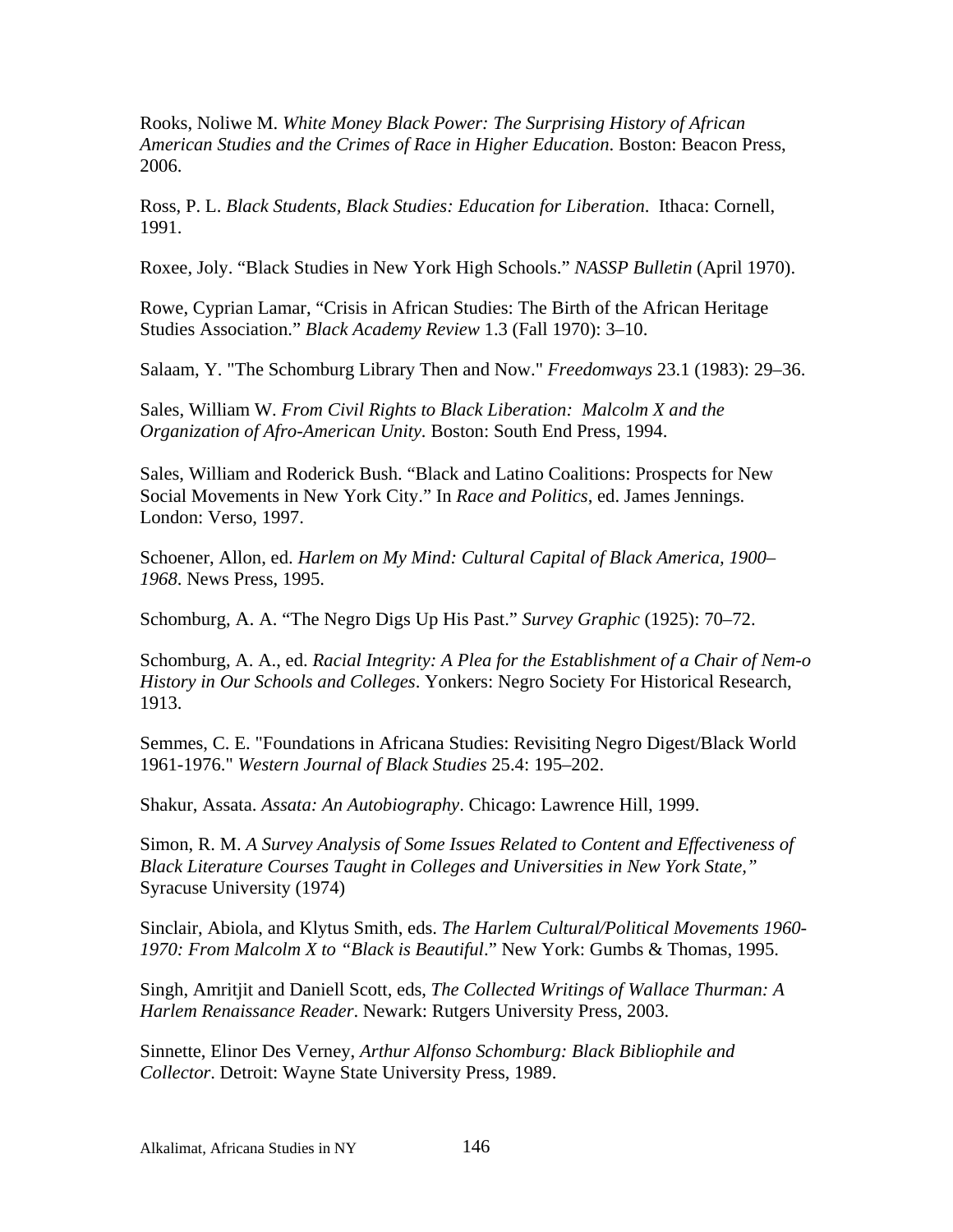Rooks, Noliwe M. *White Money Black Power: The Surprising History of African American Studies and the Crimes of Race in Higher Education*. Boston: Beacon Press, 2006.

Ross, P. L. *Black Students, Black Studies: Education for Liberation*. Ithaca: Cornell, 1991.

Roxee, Joly. "Black Studies in New York High Schools." *NASSP Bulletin* (April 1970).

Rowe, Cyprian Lamar, "Crisis in African Studies: The Birth of the African Heritage Studies Association." *Black Academy Review* 1.3 (Fall 1970): 3–10.

Salaam, Y. "The Schomburg Library Then and Now." *Freedomways* 23.1 (1983): 29–36.

Sales, William W. *From Civil Rights to Black Liberation: Malcolm X and the Organization of Afro-American Unity*. Boston: South End Press, 1994.

Sales, William and Roderick Bush. "Black and Latino Coalitions: Prospects for New Social Movements in New York City." In *Race and Politics*, ed. James Jennings. London: Verso, 1997.

Schoener, Allon, ed. *Harlem on My Mind: Cultural Capital of Black America, 1900–1968*. News Press, 1995.

Schomburg, A. A. "The Negro Digs Up His Past." *Survey Graphic* (1925): 70–72.

Schomburg, A. A., ed. *Racial Integrity: A Plea for the Establishment of a Chair of Nem-o History in Our Schools and Colleges*. Yonkers: Negro Society For Historical Research, 1913.

Semmes, C. E. "Foundations in Africana Studies: Revisiting Negro Digest/Black World 1961-1976." *Western Journal of Black Studies* 25.4: 195–202.

Shakur, Assata. *Assata: An Autobiography*. Chicago: Lawrence Hill, 1999.

Simon, R. M. *A Survey Analysis of Some Issues Related to Content and Effectiveness of Black Literature Courses Taught in Colleges and Universities in New York State,"* Syracuse University (1974)

Sinclair, Abiola, and Klytus Smith, eds. *The Harlem Cultural/Political Movements 1960-1970: From Malcolm X to "Black is Beautiful*." New York: Gumbs & Thomas, 1995.

Singh, Amritjit and Daniell Scott, eds, *The Collected Writings of Wallace Thurman: A Harlem Renaissance Reader*. Newark: Rutgers University Press, 2003.

Sinnette, Elinor Des Verney, *Arthur Alfonso Schomburg: Black Bibliophile and Collector*. Detroit: Wayne State University Press, 1989.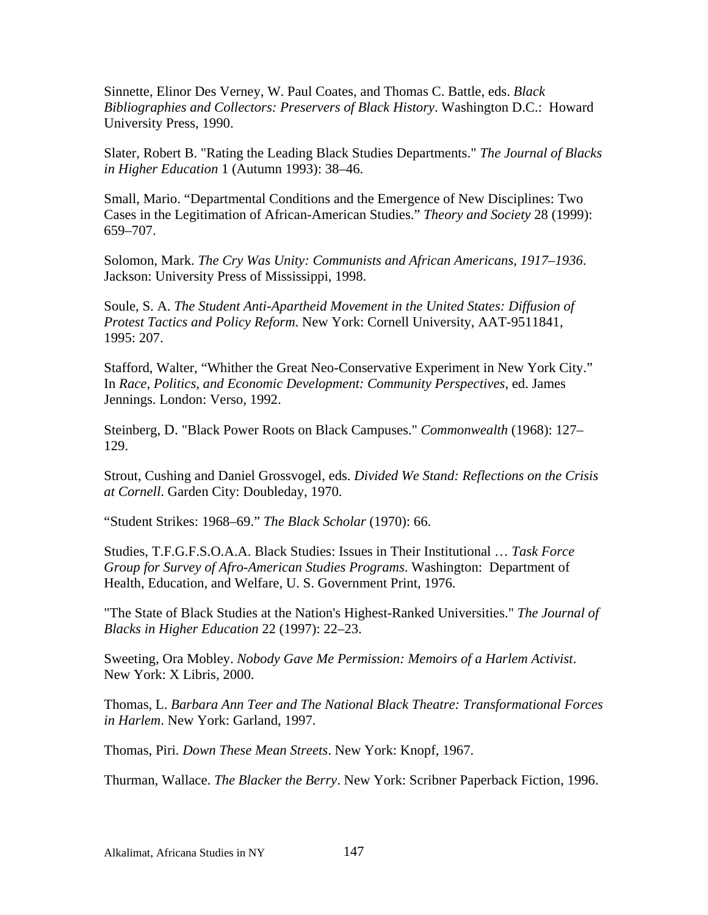Sinnette, Elinor Des Verney, W. Paul Coates, and Thomas C. Battle, eds. *Black Bibliographies and Collectors: Preservers of Black History*. Washington D.C.: Howard University Press, 1990.

Slater, Robert B. "Rating the Leading Black Studies Departments." *The Journal of Blacks in Higher Education* 1 (Autumn 1993): 38–46.

Small, Mario. "Departmental Conditions and the Emergence of New Disciplines: Two Cases in the Legitimation of African-American Studies." *Theory and Society* 28 (1999): 659–707.

Solomon, Mark. *The Cry Was Unity: Communists and African Americans, 1917–1936*. Jackson: University Press of Mississippi, 1998.

Soule, S. A. *The Student Anti-Apartheid Movement in the United States: Diffusion of Protest Tactics and Policy Reform*. New York: Cornell University, AAT-9511841, 1995: 207.

Stafford, Walter, "Whither the Great Neo-Conservative Experiment in New York City." In *Race, Politics, and Economic Development: Community Perspectives*, ed. James Jennings. London: Verso, 1992.

Steinberg, D. "Black Power Roots on Black Campuses." *Commonwealth* (1968): 127–129.

Strout, Cushing and Daniel Grossvogel, eds. *Divided We Stand: Reflections on the Crisis at Cornell*. Garden City: Doubleday, 1970.

"Student Strikes: 1968–69." *The Black Scholar* (1970): 66.

Studies, T.F.G.F.S.O.A.A. Black Studies: Issues in Their Institutional … *Task Force Group for Survey of Afro-American Studies Programs*. Washington: Department of Health, Education, and Welfare, U. S. Government Print, 1976.

"The State of Black Studies at the Nation's Highest-Ranked Universities." *The Journal of Blacks in Higher Education* 22 (1997): 22–23.

Sweeting, Ora Mobley. *Nobody Gave Me Permission: Memoirs of a Harlem Activist*. New York: X Libris, 2000.

Thomas, L. *Barbara Ann Teer and The National Black Theatre: Transformational Forces in Harlem*. New York: Garland, 1997.

Thomas, Piri. *Down These Mean Streets*. New York: Knopf, 1967.

Thurman, Wallace. *The Blacker the Berry*. New York: Scribner Paperback Fiction, 1996.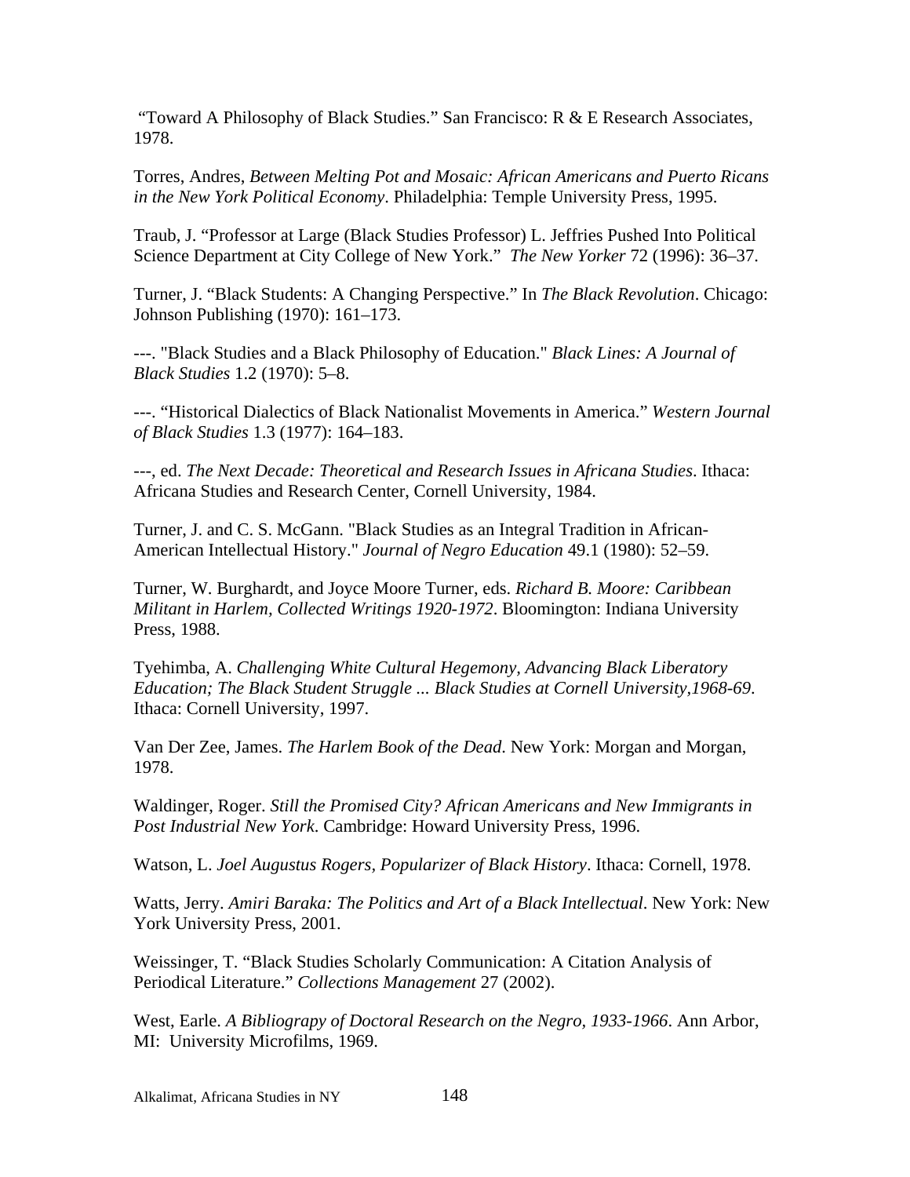"Toward A Philosophy of Black Studies." San Francisco: R & E Research Associates, 1978.

Torres, Andres, *Between Melting Pot and Mosaic: African Americans and Puerto Ricans in the New York Political Economy*. Philadelphia: Temple University Press, 1995.

Traub, J. "Professor at Large (Black Studies Professor) L. Jeffries Pushed Into Political Science Department at City College of New York." *The New Yorker* 72 (1996): 36–37.

Turner, J. "Black Students: A Changing Perspective." In *The Black Revolution*. Chicago: Johnson Publishing (1970): 161–173.

---. "Black Studies and a Black Philosophy of Education." *Black Lines: A Journal of Black Studies* 1.2 (1970): 5–8.

---. "Historical Dialectics of Black Nationalist Movements in America." *Western Journal of Black Studies* 1.3 (1977): 164–183.

---, ed. *The Next Decade: Theoretical and Research Issues in Africana Studies*. Ithaca: Africana Studies and Research Center, Cornell University, 1984.

Turner, J. and C. S. McGann. "Black Studies as an Integral Tradition in African-American Intellectual History." *Journal of Negro Education* 49.1 (1980): 52–59.

Turner, W. Burghardt, and Joyce Moore Turner, eds. *Richard B. Moore: Caribbean Militant in Harlem, Collected Writings 1920-1972*. Bloomington: Indiana University Press, 1988.

Tyehimba, A. *Challenging White Cultural Hegemony, Advancing Black Liberatory Education; The Black Student Struggle ... Black Studies at Cornell University,1968-69*. Ithaca: Cornell University, 1997.

Van Der Zee, James. *The Harlem Book of the Dead*. New York: Morgan and Morgan, 1978.

Waldinger, Roger. *Still the Promised City? African Americans and New Immigrants in Post Industrial New York*. Cambridge: Howard University Press, 1996.

Watson, L. *Joel Augustus Rogers, Popularizer of Black History*. Ithaca: Cornell, 1978.

Watts, Jerry. *Amiri Baraka: The Politics and Art of a Black Intellectual*. New York: New York University Press, 2001.

Weissinger, T. "Black Studies Scholarly Communication: A Citation Analysis of Periodical Literature." *Collections Management* 27 (2002).

West, Earle. *A Bibliograpy of Doctoral Research on the Negro, 1933-1966*. Ann Arbor, MI: University Microfilms, 1969.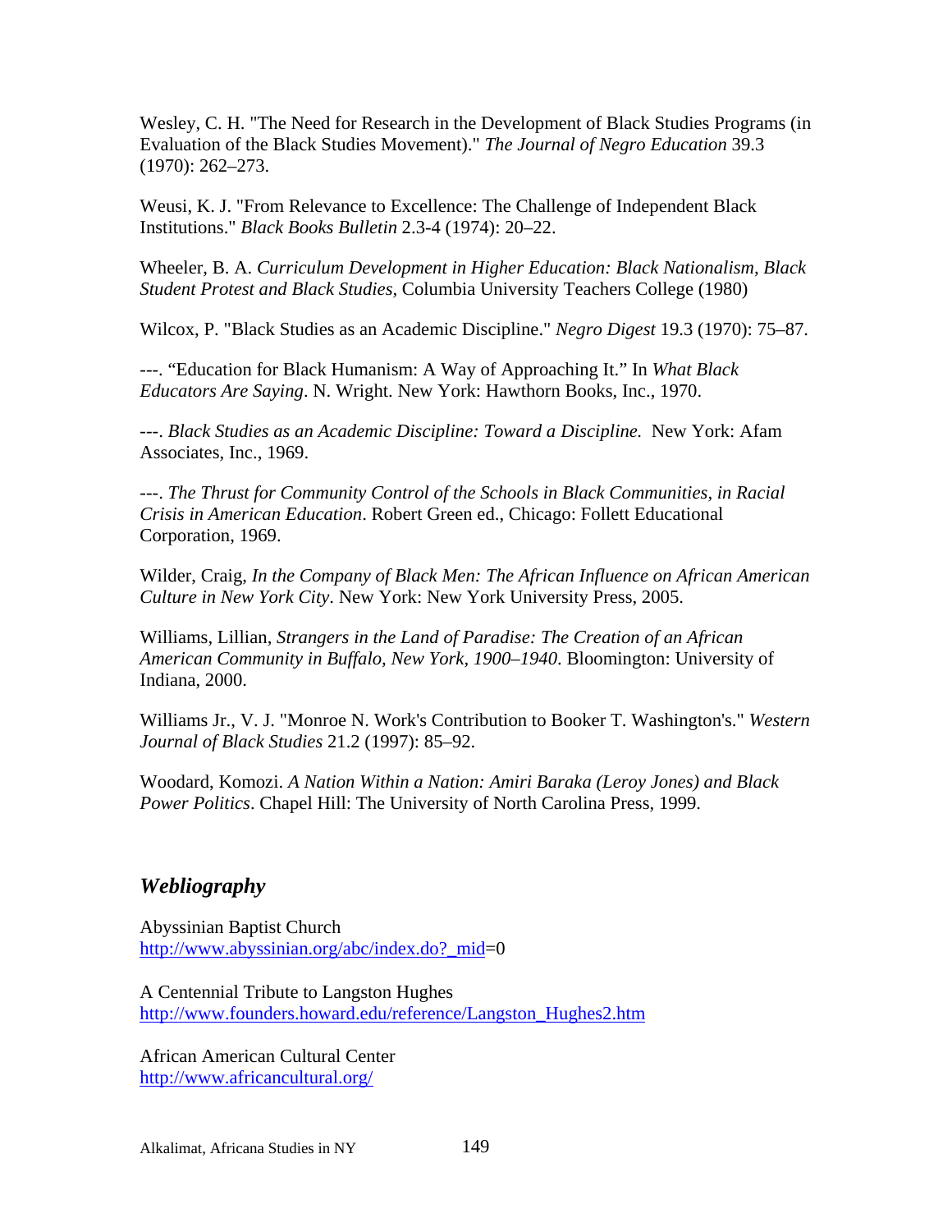Wesley, C. H. "The Need for Research in the Development of Black Studies Programs (in Evaluation of the Black Studies Movement)." *The Journal of Negro Education* 39.3 (1970): 262–273.

Weusi, K. J. "From Relevance to Excellence: The Challenge of Independent Black Institutions." *Black Books Bulletin* 2.3-4 (1974): 20–22.

Wheeler, B. A. *Curriculum Development in Higher Education: Black Nationalism, Black Student Protest and Black Studies*, Columbia University Teachers College (1980)

Wilcox, P. "Black Studies as an Academic Discipline." *Negro Digest* 19.3 (1970): 75–87.

---. "Education for Black Humanism: A Way of Approaching It." In *What Black Educators Are Saying*. N. Wright. New York: Hawthorn Books, Inc., 1970.

---. *Black Studies as an Academic Discipline: Toward a Discipline.* New York: Afam Associates, Inc., 1969.

---. *The Thrust for Community Control of the Schools in Black Communities, in Racial Crisis in American Education*. Robert Green ed., Chicago: Follett Educational Corporation, 1969.

Wilder, Craig, *In the Company of Black Men: The African Influence on African American Culture in New York City*. New York: New York University Press, 2005.

Williams, Lillian, *Strangers in the Land of Paradise: The Creation of an African American Community in Buffalo, New York, 1900–1940*. Bloomington: University of Indiana, 2000.

Williams Jr., V. J. "Monroe N. Work's Contribution to Booker T. Washington's." *Western Journal of Black Studies* 21.2 (1997): 85–92.

Woodard, Komozi. *A Nation Within a Nation: Amiri Baraka (Leroy Jones) and Black Power Politics*. Chapel Hill: The University of North Carolina Press, 1999.

## *Webliography*

Abyssinian Baptist Church
http://www.abyssinian.org/abc/index.do?_mid=0

A Centennial Tribute to Langston Hughes
http://www.founders.howard.edu/reference/Langston_Hughes2.htm

African American Cultural Center
http://www.africancultural.org/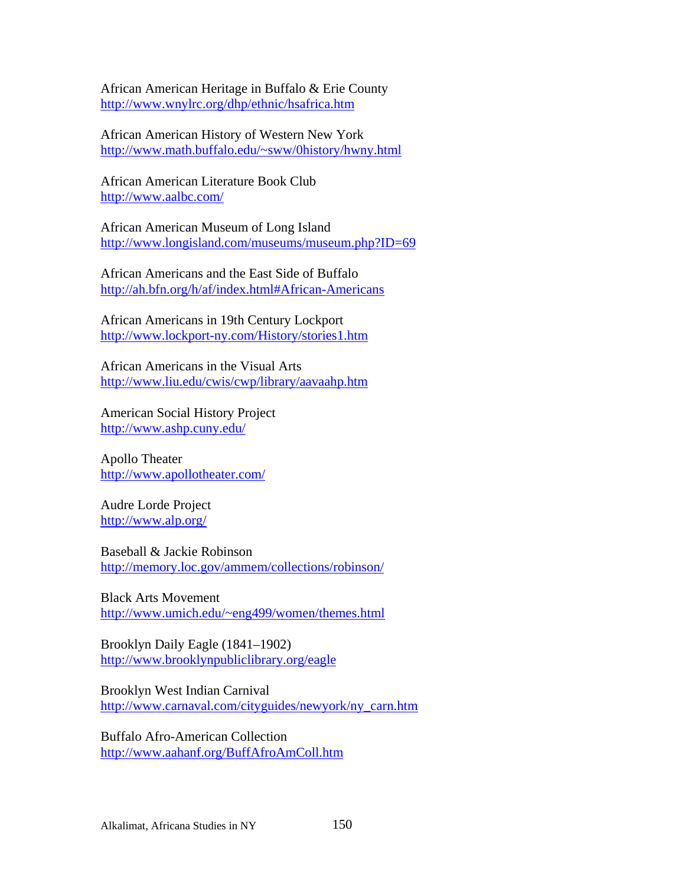African American Heritage in Buffalo & Erie County
http://www.wnylrc.org/dhp/ethnic/hsafrica.htm

African American History of Western New York
http://www.math.buffalo.edu/~sww/0history/hwny.html

African American Literature Book Club
http://www.aalbc.com/

African American Museum of Long Island
http://www.longisland.com/museums/museum.php?ID=69

African Americans and the East Side of Buffalo
http://ah.bfn.org/h/af/index.html#African-Americans

African Americans in 19th Century Lockport
http://www.lockport-ny.com/History/stories1.htm

African Americans in the Visual Arts
http://www.liu.edu/cwis/cwp/library/aavaahp.htm

American Social History Project
http://www.ashp.cuny.edu/

Apollo Theater
http://www.apollotheater.com/

Audre Lorde Project
http://www.alp.org/

Baseball & Jackie Robinson
http://memory.loc.gov/ammem/collections/robinson/

Black Arts Movement
http://www.umich.edu/~eng499/women/themes.html

Brooklyn Daily Eagle (1841–1902)
http://www.brooklynpubliclibrary.org/eagle

Brooklyn West Indian Carnival
http://www.carnaval.com/cityguides/newyork/ny_carn.htm

Buffalo Afro-American Collection
http://www.aahanf.org/BuffAfroAmColl.htm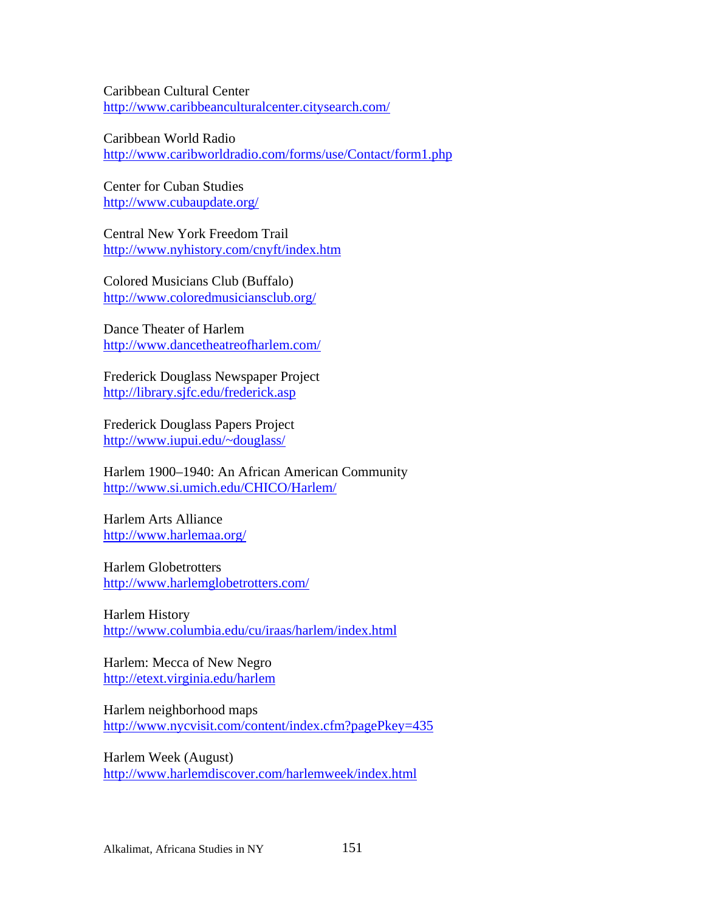Caribbean Cultural Center
http://www.caribbeanculturalcenter.citysearch.com/

Caribbean World Radio
http://www.caribworldradio.com/forms/use/Contact/form1.php

Center for Cuban Studies
http://www.cubaupdate.org/

Central New York Freedom Trail
http://www.nyhistory.com/cnyft/index.htm

Colored Musicians Club (Buffalo)
http://www.coloredmusiciansclub.org/

Dance Theater of Harlem
http://www.dancetheatreofharlem.com/

Frederick Douglass Newspaper Project
http://library.sjfc.edu/frederick.asp

Frederick Douglass Papers Project
http://www.iupui.edu/~douglass/

Harlem 1900–1940: An African American Community
http://www.si.umich.edu/CHICO/Harlem/

Harlem Arts Alliance
http://www.harlemaa.org/

Harlem Globetrotters
http://www.harlemglobetrotters.com/

Harlem History
http://www.columbia.edu/cu/iraas/harlem/index.html

Harlem: Mecca of New Negro
http://etext.virginia.edu/harlem

Harlem neighborhood maps
http://www.nycvisit.com/content/index.cfm?pagePkey=435

Harlem Week (August)
http://www.harlemdiscover.com/harlemweek/index.html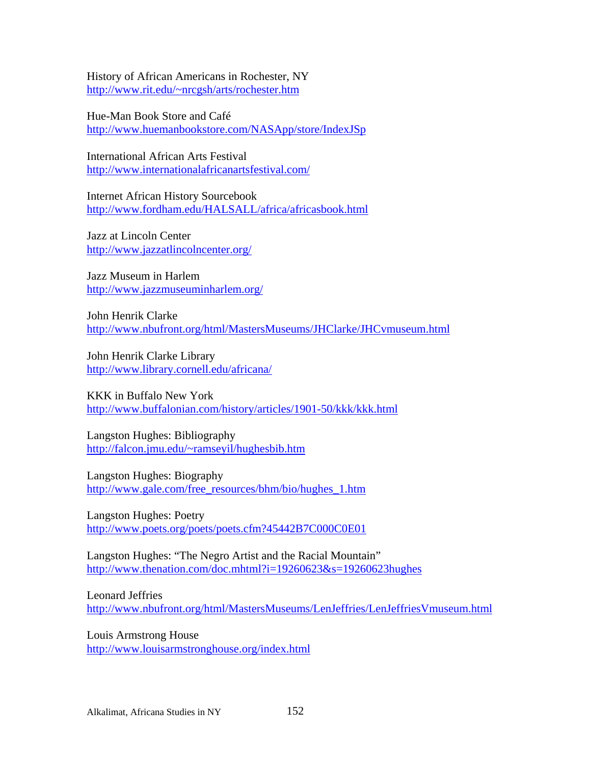History of African Americans in Rochester, NY
http://www.rit.edu/~nrcgsh/arts/rochester.htm

Hue-Man Book Store and Café
http://www.huemanbookstore.com/NASApp/store/IndexJSp

International African Arts Festival
http://www.internationalafricanartsfestival.com/

Internet African History Sourcebook
http://www.fordham.edu/HALSALL/africa/africasbook.html

Jazz at Lincoln Center
http://www.jazzatlincolncenter.org/

Jazz Museum in Harlem
http://www.jazzmuseuminharlem.org/

John Henrik Clarke
http://www.nbufront.org/html/MastersMuseums/JHClarke/JHCvmuseum.html

John Henrik Clarke Library
http://www.library.cornell.edu/africana/

KKK in Buffalo New York
http://www.buffalonian.com/history/articles/1901-50/kkk/kkk.html

Langston Hughes: Bibliography
http://falcon.jmu.edu/~ramseyil/hughesbib.htm

Langston Hughes: Biography
http://www.gale.com/free_resources/bhm/bio/hughes_1.htm

Langston Hughes: Poetry
http://www.poets.org/poets/poets.cfm?45442B7C000C0E01

Langston Hughes: “The Negro Artist and the Racial Mountain”
http://www.thenation.com/doc.mhtml?i=19260623&s=19260623hughes

Leonard Jeffries
http://www.nbufront.org/html/MastersMuseums/LenJeffries/LenJeffriesVmuseum.html

Louis Armstrong House
http://www.louisarmstronghouse.org/index.html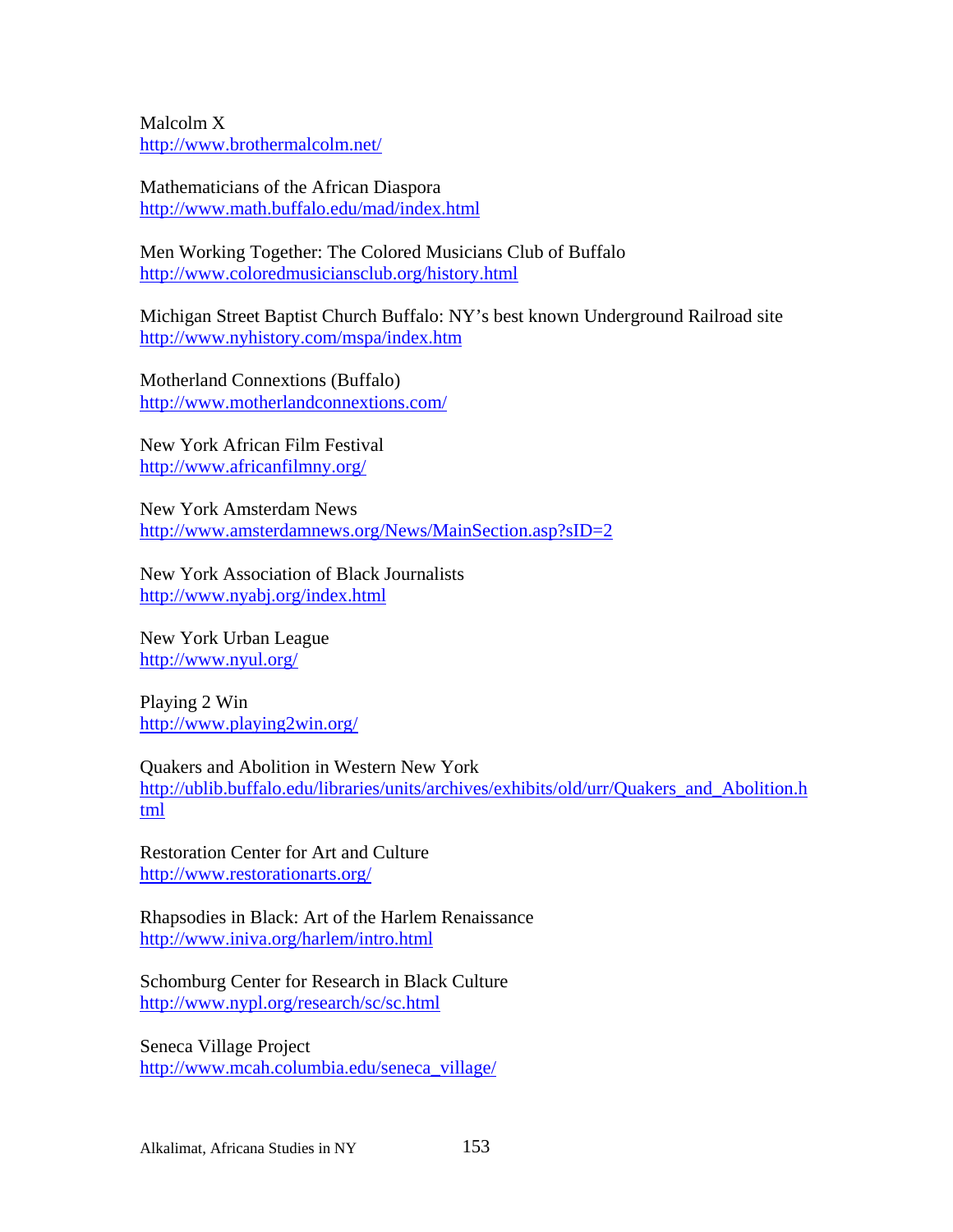Malcolm X
http://www.brothermalcolm.net/

Mathematicians of the African Diaspora
http://www.math.buffalo.edu/mad/index.html

Men Working Together: The Colored Musicians Club of Buffalo
http://www.coloredmusiciansclub.org/history.html

Michigan Street Baptist Church Buffalo: NY's best known Underground Railroad site
http://www.nyhistory.com/mspa/index.htm

Motherland Connextions (Buffalo)
http://www.motherlandconnextions.com/

New York African Film Festival
http://www.africanfilmny.org/

New York Amsterdam News
http://www.amsterdamnews.org/News/MainSection.asp?sID=2

New York Association of Black Journalists
http://www.nyabj.org/index.html

New York Urban League
http://www.nyul.org/

Playing 2 Win
http://www.playing2win.org/

Quakers and Abolition in Western New York
http://ublib.buffalo.edu/libraries/units/archives/exhibits/old/urr/Quakers_and_Abolition.html

Restoration Center for Art and Culture
http://www.restorationarts.org/

Rhapsodies in Black: Art of the Harlem Renaissance
http://www.iniva.org/harlem/intro.html

Schomburg Center for Research in Black Culture
http://www.nypl.org/research/sc/sc.html

Seneca Village Project
http://www.mcah.columbia.edu/seneca_village/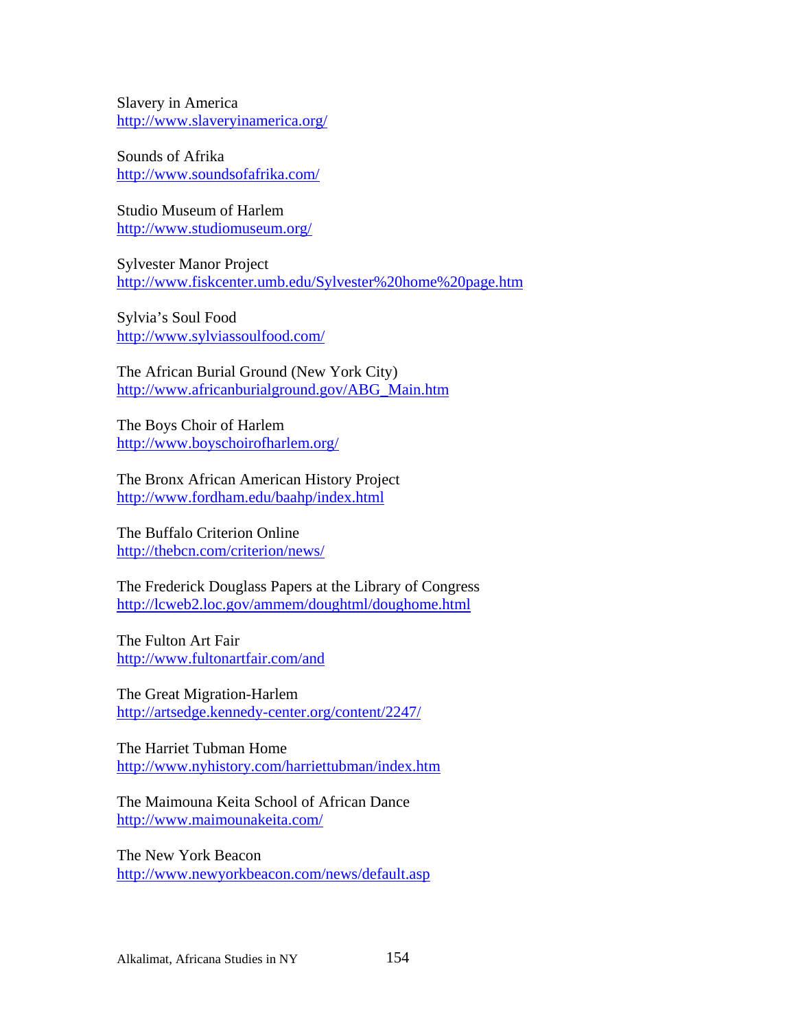Slavery in America
http://www.slaveryinamerica.org/

Sounds of Afrika
http://www.soundsofafrika.com/

Studio Museum of Harlem
http://www.studiomuseum.org/

Sylvester Manor Project
http://www.fiskcenter.umb.edu/Sylvester%20home%20page.htm

Sylvia's Soul Food
http://www.sylviassoulfood.com/

The African Burial Ground (New York City)
http://www.africanburialground.gov/ABG_Main.htm

The Boys Choir of Harlem
http://www.boyschoirofharlem.org/

The Bronx African American History Project
http://www.fordham.edu/baahp/index.html

The Buffalo Criterion Online
http://thebcn.com/criterion/news/

The Frederick Douglass Papers at the Library of Congress
http://lcweb2.loc.gov/ammem/doughtml/doughome.html

The Fulton Art Fair
http://www.fultonartfair.com/and

The Great Migration-Harlem
http://artsedge.kennedy-center.org/content/2247/

The Harriet Tubman Home
http://www.nyhistory.com/harriettubman/index.htm

The Maimouna Keita School of African Dance
http://www.maimounakeita.com/

The New York Beacon
http://www.newyorkbeacon.com/news/default.asp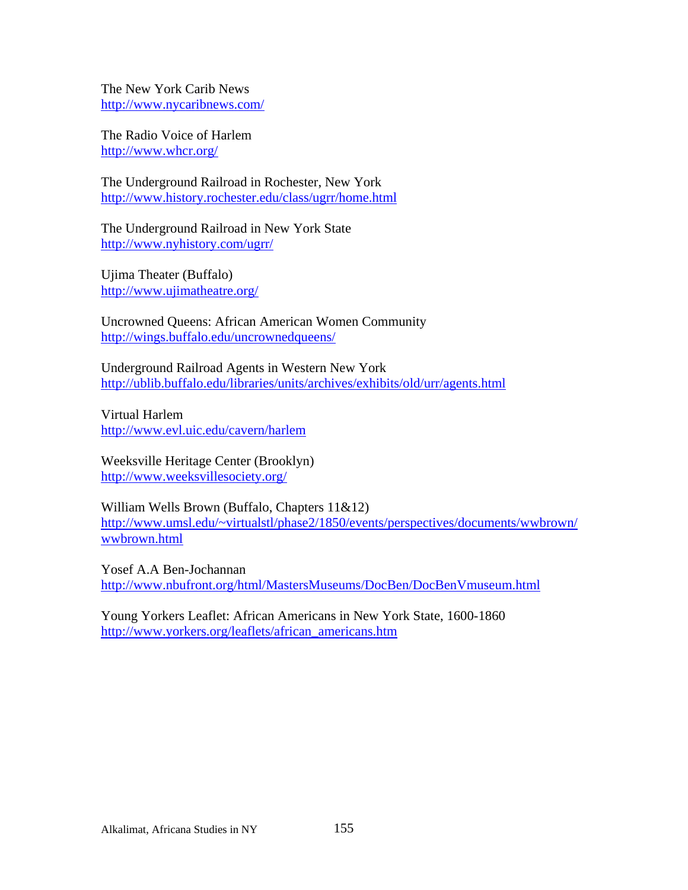The New York Carib News
http://www.nycaribnews.com/

The Radio Voice of Harlem
http://www.whcr.org/

The Underground Railroad in Rochester, New York
http://www.history.rochester.edu/class/ugrr/home.html

The Underground Railroad in New York State
http://www.nyhistory.com/ugrr/

Ujima Theater (Buffalo)
http://www.ujimatheatre.org/

Uncrowned Queens: African American Women Community
http://wings.buffalo.edu/uncrownedqueens/

Underground Railroad Agents in Western New York
http://ublib.buffalo.edu/libraries/units/archives/exhibits/old/urr/agents.html

Virtual Harlem
http://www.evl.uic.edu/cavern/harlem

Weeksville Heritage Center (Brooklyn)
http://www.weeksvillesociety.org/

William Wells Brown (Buffalo, Chapters 11&12)
http://www.umsl.edu/~virtualstl/phase2/1850/events/perspectives/documents/wwbrown/wwbrown.html

Yosef A.A Ben-Jochannan
http://www.nbufront.org/html/MastersMuseums/DocBen/DocBenVmuseum.html

Young Yorkers Leaflet: African Americans in New York State, 1600-1860
http://www.yorkers.org/leaflets/african_americans.htm